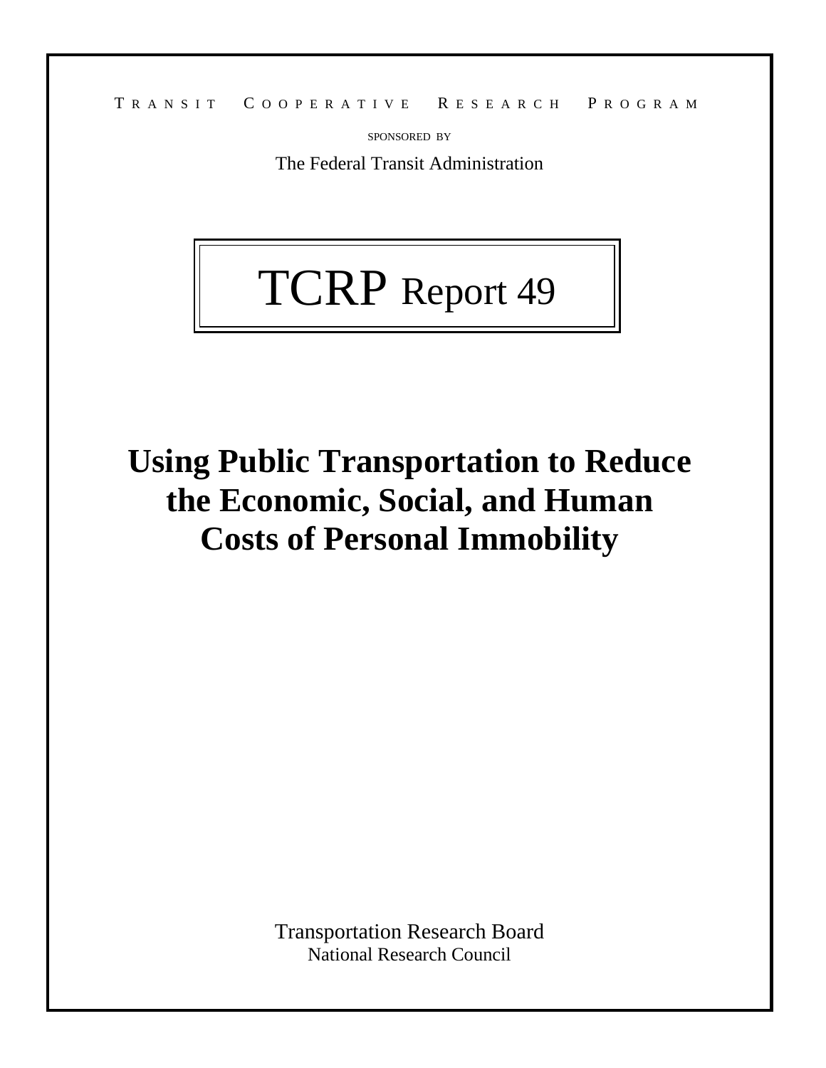TRANSIT COOPERATIVE RESEARCH PROGRAM

SPONSORED BY

The Federal Transit Administration

# TCRP Report 49

# Using Public Transportation to Reduce the Economic, Social, and Human Costs of Personal Immobility

Transportation Research Board
National Research Council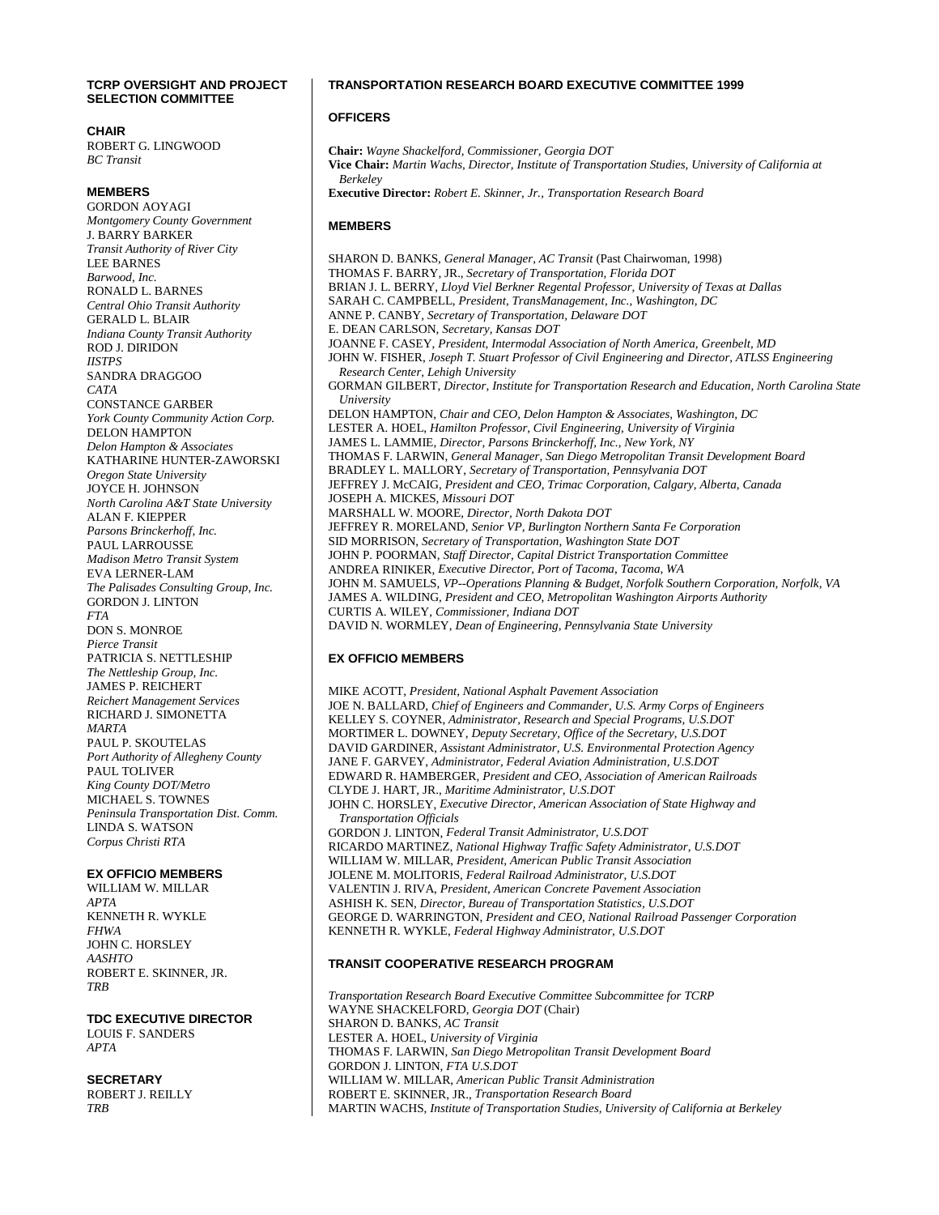## TCRP OVERSIGHT AND PROJECT SELECTION COMMITTEE

**CHAIR**
ROBERT G. LINGWOOD
*BC Transit*

**MEMBERS**
GORDON AOYAGI
*Montgomery County Government*
J. BARRY BARKER
*Transit Authority of River City*
LEE BARNES
*Barwood, Inc.*
RONALD L. BARNES
*Central Ohio Transit Authority*
GERALD L. BLAIR
*Indiana County Transit Authority*
ROD J. DIRIDON
*IISTPS*
SANDRA DRAGGOO
*CATA*
CONSTANCE GARBER
*York County Community Action Corp.*
DELON HAMPTON
*Delon Hampton & Associates*
KATHARINE HUNTER-ZAWORSKI
*Oregon State University*
JOYCE H. JOHNSON
*North Carolina A&T State University*
ALAN F. KIEPPER
*Parsons Brinckerhoff, Inc.*
PAUL LARROUSSE
*Madison Metro Transit System*
EVA LERNER-LAM
*The Palisades Consulting Group, Inc.*
GORDON J. LINTON
*FTA*
DON S. MONROE
*Pierce Transit*
PATRICIA S. NETTLESHIP
*The Nettleship Group, Inc.*
JAMES P. REICHERT
*Reichert Management Services*
RICHARD J. SIMONETTA
*MARTA*
PAUL P. SKOUTELAS
*Port Authority of Allegheny County*
PAUL TOLIVER
*King County DOT/Metro*
MICHAEL S. TOWNES
*Peninsula Transportation Dist. Comm.*
LINDA S. WATSON
*Corpus Christi RTA*

**EX OFFICIO MEMBERS**
WILLIAM W. MILLAR
*APTA*
KENNETH R. WYKLE
*FHWA*
JOHN C. HORSLEY
*AASHTO*
ROBERT E. SKINNER, JR.
*TRB*

**TDC EXECUTIVE DIRECTOR**
LOUIS F. SANDERS
*APTA*

**SECRETARY**
ROBERT J. REILLY
*TRB*

## TRANSPORTATION RESEARCH BOARD EXECUTIVE COMMITTEE 1999

### OFFICERS

**Chair:** *Wayne Shackelford, Commissioner, Georgia DOT*
**Vice Chair:** *Martin Wachs, Director, Institute of Transportation Studies, University of California at Berkeley*
**Executive Director:** *Robert E. Skinner, Jr., Transportation Research Board*

### MEMBERS

SHARON D. BANKS, *General Manager, AC Transit* (Past Chairwoman, 1998)
THOMAS F. BARRY, JR., *Secretary of Transportation, Florida DOT*
BRIAN J. L. BERRY, *Lloyd Viel Berkner Regental Professor, University of Texas at Dallas*
SARAH C. CAMPBELL, *President, TransManagement, Inc., Washington, DC*
ANNE P. CANBY, *Secretary of Transportation, Delaware DOT*
E. DEAN CARLSON, *Secretary, Kansas DOT*
JOANNE F. CASEY, *President, Intermodal Association of North America, Greenbelt, MD*
JOHN W. FISHER, *Joseph T. Stuart Professor of Civil Engineering and Director, ATLSS Engineering Research Center, Lehigh University*
GORMAN GILBERT, *Director, Institute for Transportation Research and Education, North Carolina State University*
DELON HAMPTON, *Chair and CEO, Delon Hampton & Associates, Washington, DC*
LESTER A. HOEL, *Hamilton Professor, Civil Engineering, University of Virginia*
JAMES L. LAMMIE, *Director, Parsons Brinckerhoff, Inc., New York, NY*
THOMAS F. LARWIN, *General Manager, San Diego Metropolitan Transit Development Board*
BRADLEY L. MALLORY, *Secretary of Transportation, Pennsylvania DOT*
JEFFREY J. McCAIG, *President and CEO, Trimac Corporation, Calgary, Alberta, Canada*
JOSEPH A. MICKES, *Missouri DOT*
MARSHALL W. MOORE, *Director, North Dakota DOT*
JEFFREY R. MORELAND, *Senior VP, Burlington Northern Santa Fe Corporation*
SID MORRISON, *Secretary of Transportation, Washington State DOT*
JOHN P. POORMAN, *Staff Director, Capital District Transportation Committee*
ANDREA RINIKER, *Executive Director, Port of Tacoma, Tacoma, WA*
JOHN M. SAMUELS, *VP--Operations Planning & Budget, Norfolk Southern Corporation, Norfolk, VA*
JAMES A. WILDING, *President and CEO, Metropolitan Washington Airports Authority*
CURTIS A. WILEY, *Commissioner, Indiana DOT*
DAVID N. WORMLEY, *Dean of Engineering, Pennsylvania State University*

### EX OFFICIO MEMBERS

MIKE ACOTT, *President, National Asphalt Pavement Association*
JOE N. BALLARD, *Chief of Engineers and Commander, U.S. Army Corps of Engineers*
KELLEY S. COYNER, *Administrator, Research and Special Programs, U.S.DOT*
MORTIMER L. DOWNEY, *Deputy Secretary, Office of the Secretary, U.S.DOT*
DAVID GARDINER, *Assistant Administrator, U.S. Environmental Protection Agency*
JANE F. GARVEY, *Administrator, Federal Aviation Administration, U.S.DOT*
EDWARD R. HAMBERGER, *President and CEO, Association of American Railroads*
CLYDE J. HART, JR., *Maritime Administrator, U.S.DOT*
JOHN C. HORSLEY, *Executive Director, American Association of State Highway and Transportation Officials*
GORDON J. LINTON, *Federal Transit Administrator, U.S.DOT*
RICARDO MARTINEZ, *National Highway Traffic Safety Administrator, U.S.DOT*
WILLIAM W. MILLAR, *President, American Public Transit Association*
JOLENE M. MOLITORIS, *Federal Railroad Administrator, U.S.DOT*
VALENTIN J. RIVA, *President, American Concrete Pavement Association*
ASHISH K. SEN, *Director, Bureau of Transportation Statistics, U.S.DOT*
GEORGE D. WARRINGTON, *President and CEO, National Railroad Passenger Corporation*
KENNETH R. WYKLE, *Federal Highway Administrator, U.S.DOT*

### TRANSIT COOPERATIVE RESEARCH PROGRAM

*Transportation Research Board Executive Committee Subcommittee for TCRP*
WAYNE SHACKELFORD, *Georgia DOT* (Chair)
SHARON D. BANKS, *AC Transit*
LESTER A. HOEL, *University of Virginia*
THOMAS F. LARWIN, *San Diego Metropolitan Transit Development Board*
GORDON J. LINTON, *FTA U.S.DOT*
WILLIAM W. MILLAR, *American Public Transit Administration*
ROBERT E. SKINNER, JR., *Transportation Research Board*
MARTIN WACHS, *Institute of Transportation Studies, University of California at Berkeley*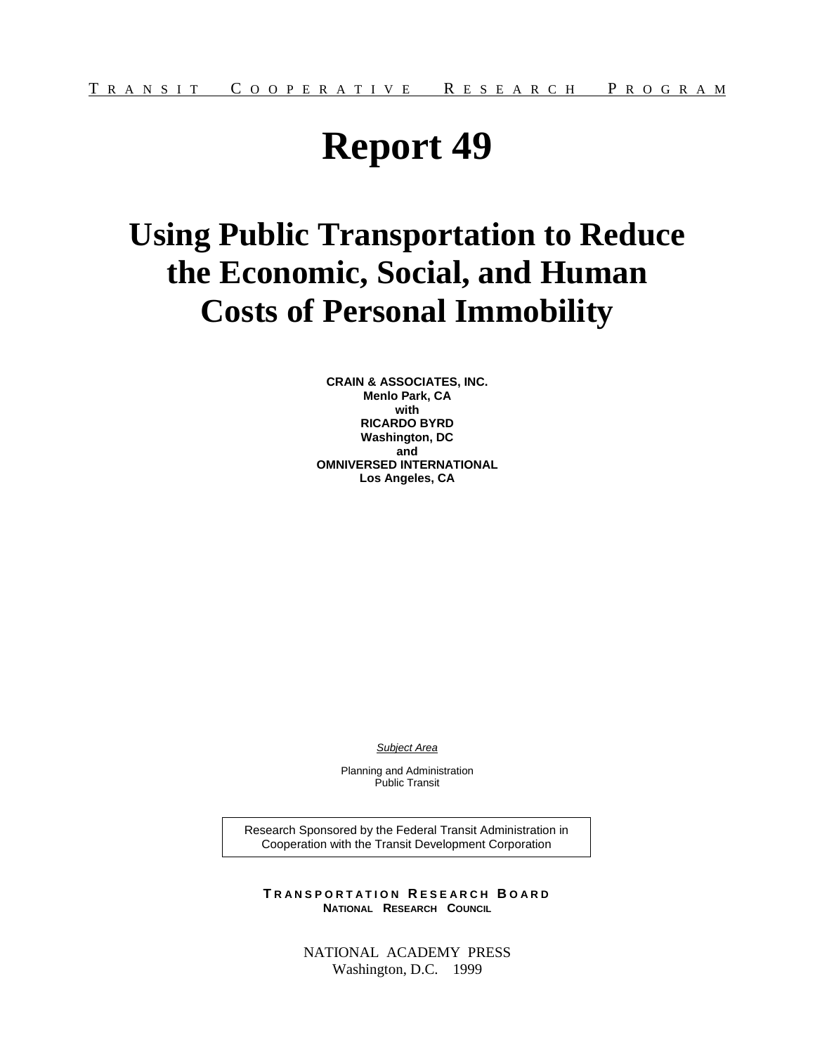TRANSIT COOPERATIVE RESEARCH PROGRAM

# Report 49

## Using Public Transportation to Reduce the Economic, Social, and Human Costs of Personal Immobility

**CRAIN & ASSOCIATES, INC.**
**Menlo Park, CA**
**with**
**RICARDO BYRD**
**Washington, DC**
**and**
**OMNIVERSED INTERNATIONAL**
**Los Angeles, CA**

*Subject Area*

Planning and Administration
Public Transit

Research Sponsored by the Federal Transit Administration in Cooperation with the Transit Development Corporation

**TRANSPORTATION RESEARCH BOARD**
**NATIONAL RESEARCH COUNCIL**

NATIONAL ACADEMY PRESS
Washington, D.C. 1999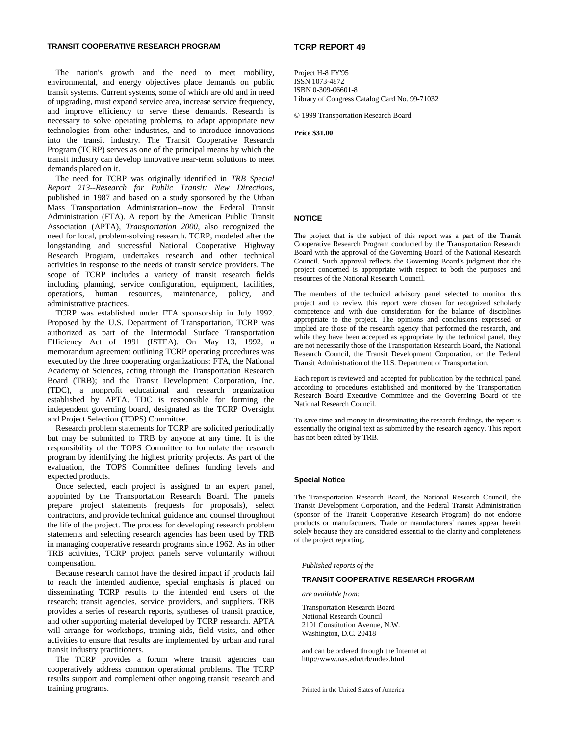## TRANSIT COOPERATIVE RESEARCH PROGRAM

The nation's growth and the need to meet mobility, environmental, and energy objectives place demands on public transit systems. Current systems, some of which are old and in need of upgrading, must expand service area, increase service frequency, and improve efficiency to serve these demands. Research is necessary to solve operating problems, to adapt appropriate new technologies from other industries, and to introduce innovations into the transit industry. The Transit Cooperative Research Program (TCRP) serves as one of the principal means by which the transit industry can develop innovative near-term solutions to meet demands placed on it.

The need for TCRP was originally identified in *TRB Special Report 213--Research for Public Transit: New Directions*, published in 1987 and based on a study sponsored by the Urban Mass Transportation Administration--now the Federal Transit Administration (FTA). A report by the American Public Transit Association (APTA), *Transportation 2000*, also recognized the need for local, problem-solving research. TCRP, modeled after the longstanding and successful National Cooperative Highway Research Program, undertakes research and other technical activities in response to the needs of transit service providers. The scope of TCRP includes a variety of transit research fields including planning, service configuration, equipment, facilities, operations, human resources, maintenance, policy, and administrative practices.

TCRP was established under FTA sponsorship in July 1992. Proposed by the U.S. Department of Transportation, TCRP was authorized as part of the Intermodal Surface Transportation Efficiency Act of 1991 (ISTEA). On May 13, 1992, a memorandum agreement outlining TCRP operating procedures was executed by the three cooperating organizations: FTA, the National Academy of Sciences, acting through the Transportation Research Board (TRB); and the Transit Development Corporation, Inc. (TDC), a nonprofit educational and research organization established by APTA. TDC is responsible for forming the independent governing board, designated as the TCRP Oversight and Project Selection (TOPS) Committee.

Research problem statements for TCRP are solicited periodically but may be submitted to TRB by anyone at any time. It is the responsibility of the TOPS Committee to formulate the research program by identifying the highest priority projects. As part of the evaluation, the TOPS Committee defines funding levels and expected products.

Once selected, each project is assigned to an expert panel, appointed by the Transportation Research Board. The panels prepare project statements (requests for proposals), select contractors, and provide technical guidance and counsel throughout the life of the project. The process for developing research problem statements and selecting research agencies has been used by TRB in managing cooperative research programs since 1962. As in other TRB activities, TCRP project panels serve voluntarily without compensation.

Because research cannot have the desired impact if products fail to reach the intended audience, special emphasis is placed on disseminating TCRP results to the intended end users of the research: transit agencies, service providers, and suppliers. TRB provides a series of research reports, syntheses of transit practice, and other supporting material developed by TCRP research. APTA will arrange for workshops, training aids, field visits, and other activities to ensure that results are implemented by urban and rural transit industry practitioners.

The TCRP provides a forum where transit agencies can cooperatively address common operational problems. The TCRP results support and complement other ongoing transit research and training programs.

## TCRP REPORT 49

Project H-8 FY'95
ISSN 1073-4872
ISBN 0-309-06601-8
Library of Congress Catalog Card No. 99-71032

© 1999 Transportation Research Board

**Price $31.00**

### NOTICE

The project that is the subject of this report was a part of the Transit Cooperative Research Program conducted by the Transportation Research Board with the approval of the Governing Board of the National Research Council. Such approval reflects the Governing Board's judgment that the project concerned is appropriate with respect to both the purposes and resources of the National Research Council.

The members of the technical advisory panel selected to monitor this project and to review this report were chosen for recognized scholarly competence and with due consideration for the balance of disciplines appropriate to the project. The opinions and conclusions expressed or implied are those of the research agency that performed the research, and while they have been accepted as appropriate by the technical panel, they are not necessarily those of the Transportation Research Board, the National Research Council, the Transit Development Corporation, or the Federal Transit Administration of the U.S. Department of Transportation.

Each report is reviewed and accepted for publication by the technical panel according to procedures established and monitored by the Transportation Research Board Executive Committee and the Governing Board of the National Research Council.

To save time and money in disseminating the research findings, the report is essentially the original text as submitted by the research agency. This report has not been edited by TRB.

### Special Notice

The Transportation Research Board, the National Research Council, the Transit Development Corporation, and the Federal Transit Administration (sponsor of the Transit Cooperative Research Program) do not endorse products or manufacturers. Trade or manufacturers' names appear herein solely because they are considered essential to the clarity and completeness of the project reporting.

*Published reports of the*

**TRANSIT COOPERATIVE RESEARCH PROGRAM**

*are available from:*

Transportation Research Board
National Research Council
2101 Constitution Avenue, N.W.
Washington, D.C. 20418

and can be ordered through the Internet at
http://www.nas.edu/trb/index.html

Printed in the United States of America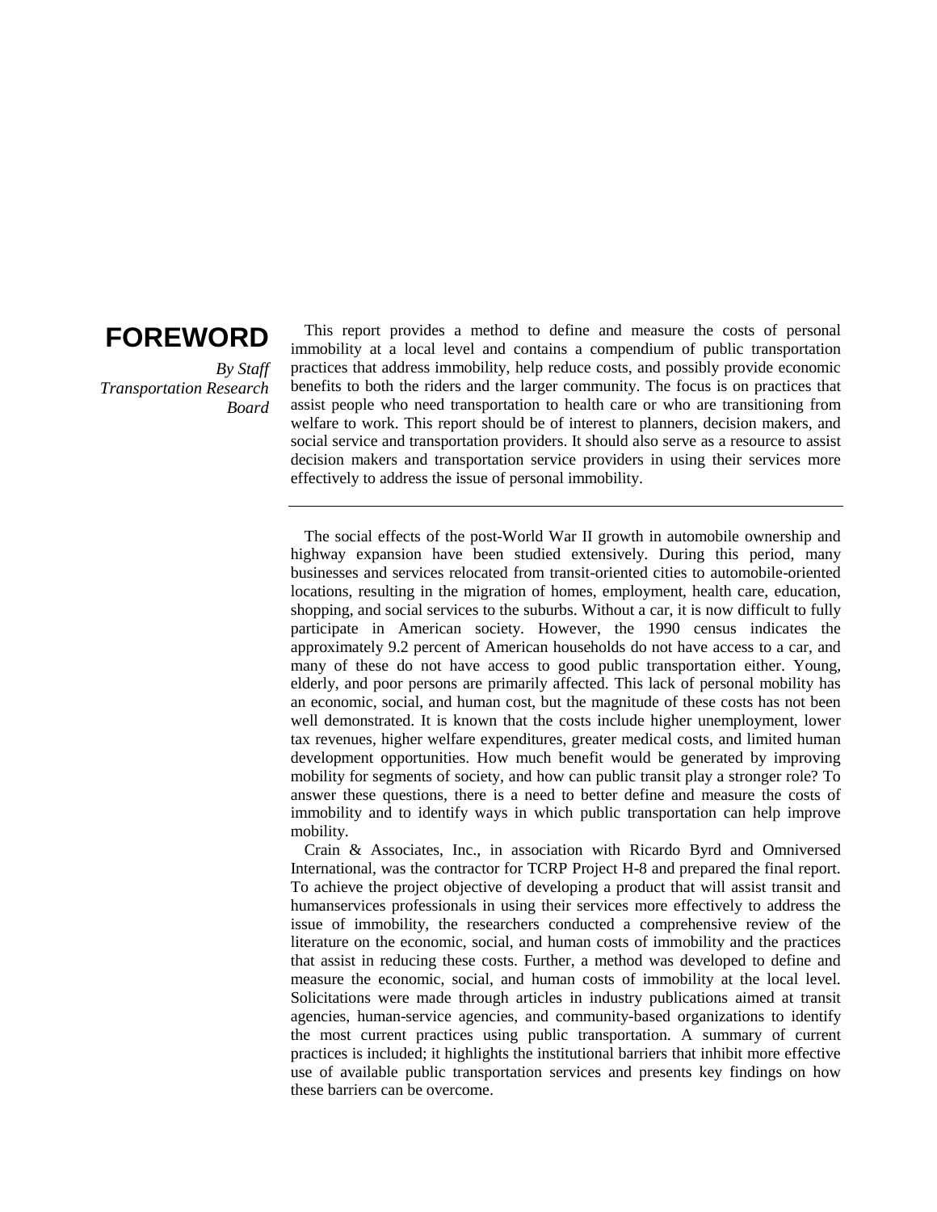# FOREWORD

*By Staff*
*Transportation Research Board*

This report provides a method to define and measure the costs of personal immobility at a local level and contains a compendium of public transportation practices that address immobility, help reduce costs, and possibly provide economic benefits to both the riders and the larger community. The focus is on practices that assist people who need transportation to health care or who are transitioning from welfare to work. This report should be of interest to planners, decision makers, and social service and transportation providers. It should also serve as a resource to assist decision makers and transportation service providers in using their services more effectively to address the issue of personal immobility.

---

The social effects of the post-World War II growth in automobile ownership and highway expansion have been studied extensively. During this period, many businesses and services relocated from transit-oriented cities to automobile-oriented locations, resulting in the migration of homes, employment, health care, education, shopping, and social services to the suburbs. Without a car, it is now difficult to fully participate in American society. However, the 1990 census indicates the approximately 9.2 percent of American households do not have access to a car, and many of these do not have access to good public transportation either. Young, elderly, and poor persons are primarily affected. This lack of personal mobility has an economic, social, and human cost, but the magnitude of these costs has not been well demonstrated. It is known that the costs include higher unemployment, lower tax revenues, higher welfare expenditures, greater medical costs, and limited human development opportunities. How much benefit would be generated by improving mobility for segments of society, and how can public transit play a stronger role? To answer these questions, there is a need to better define and measure the costs of immobility and to identify ways in which public transportation can help improve mobility.

Crain & Associates, Inc., in association with Ricardo Byrd and Omniversed International, was the contractor for TCRP Project H-8 and prepared the final report. To achieve the project objective of developing a product that will assist transit and humanservices professionals in using their services more effectively to address the issue of immobility, the researchers conducted a comprehensive review of the literature on the economic, social, and human costs of immobility and the practices that assist in reducing these costs. Further, a method was developed to define and measure the economic, social, and human costs of immobility at the local level. Solicitations were made through articles in industry publications aimed at transit agencies, human-service agencies, and community-based organizations to identify the most current practices using public transportation. A summary of current practices is included; it highlights the institutional barriers that inhibit more effective use of available public transportation services and presents key findings on how these barriers can be overcome.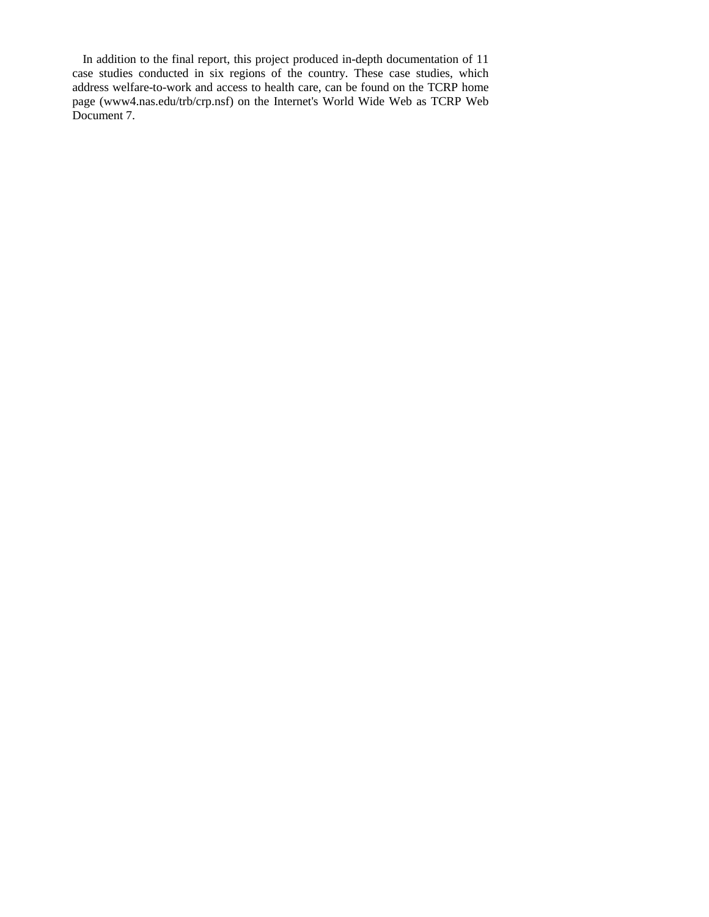In addition to the final report, this project produced in-depth documentation of 11 case studies conducted in six regions of the country. These case studies, which address welfare-to-work and access to health care, can be found on the TCRP home page (www4.nas.edu/trb/crp.nsf) on the Internet's World Wide Web as TCRP Web Document 7.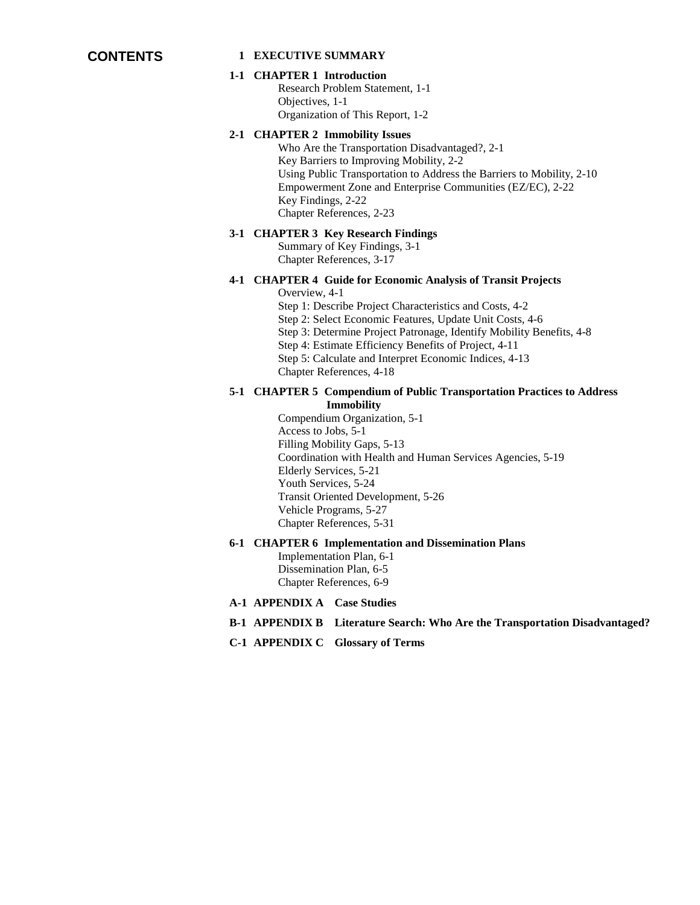# CONTENTS

**1 EXECUTIVE SUMMARY**

**1-1 CHAPTER 1 Introduction**

- Research Problem Statement, 1-1
- Objectives, 1-1
- Organization of This Report, 1-2

**2-1 CHAPTER 2 Immobility Issues**

- Who Are the Transportation Disadvantaged?, 2-1
- Key Barriers to Improving Mobility, 2-2
- Using Public Transportation to Address the Barriers to Mobility, 2-10
- Empowerment Zone and Enterprise Communities (EZ/EC), 2-22
- Key Findings, 2-22
- Chapter References, 2-23

**3-1 CHAPTER 3 Key Research Findings**

- Summary of Key Findings, 3-1
- Chapter References, 3-17

**4-1 CHAPTER 4 Guide for Economic Analysis of Transit Projects**

- Overview, 4-1
- Step 1: Describe Project Characteristics and Costs, 4-2
- Step 2: Select Economic Features, Update Unit Costs, 4-6
- Step 3: Determine Project Patronage, Identify Mobility Benefits, 4-8
- Step 4: Estimate Efficiency Benefits of Project, 4-11
- Step 5: Calculate and Interpret Economic Indices, 4-13
- Chapter References, 4-18

**5-1 CHAPTER 5 Compendium of Public Transportation Practices to Address Immobility**

- Compendium Organization, 5-1
- Access to Jobs, 5-1
- Filling Mobility Gaps, 5-13
- Coordination with Health and Human Services Agencies, 5-19
- Elderly Services, 5-21
- Youth Services, 5-24
- Transit Oriented Development, 5-26
- Vehicle Programs, 5-27
- Chapter References, 5-31

**6-1 CHAPTER 6 Implementation and Dissemination Plans**

- Implementation Plan, 6-1
- Dissemination Plan, 6-5
- Chapter References, 6-9

**A-1 APPENDIX A Case Studies**

**B-1 APPENDIX B Literature Search: Who Are the Transportation Disadvantaged?**

**C-1 APPENDIX C Glossary of Terms**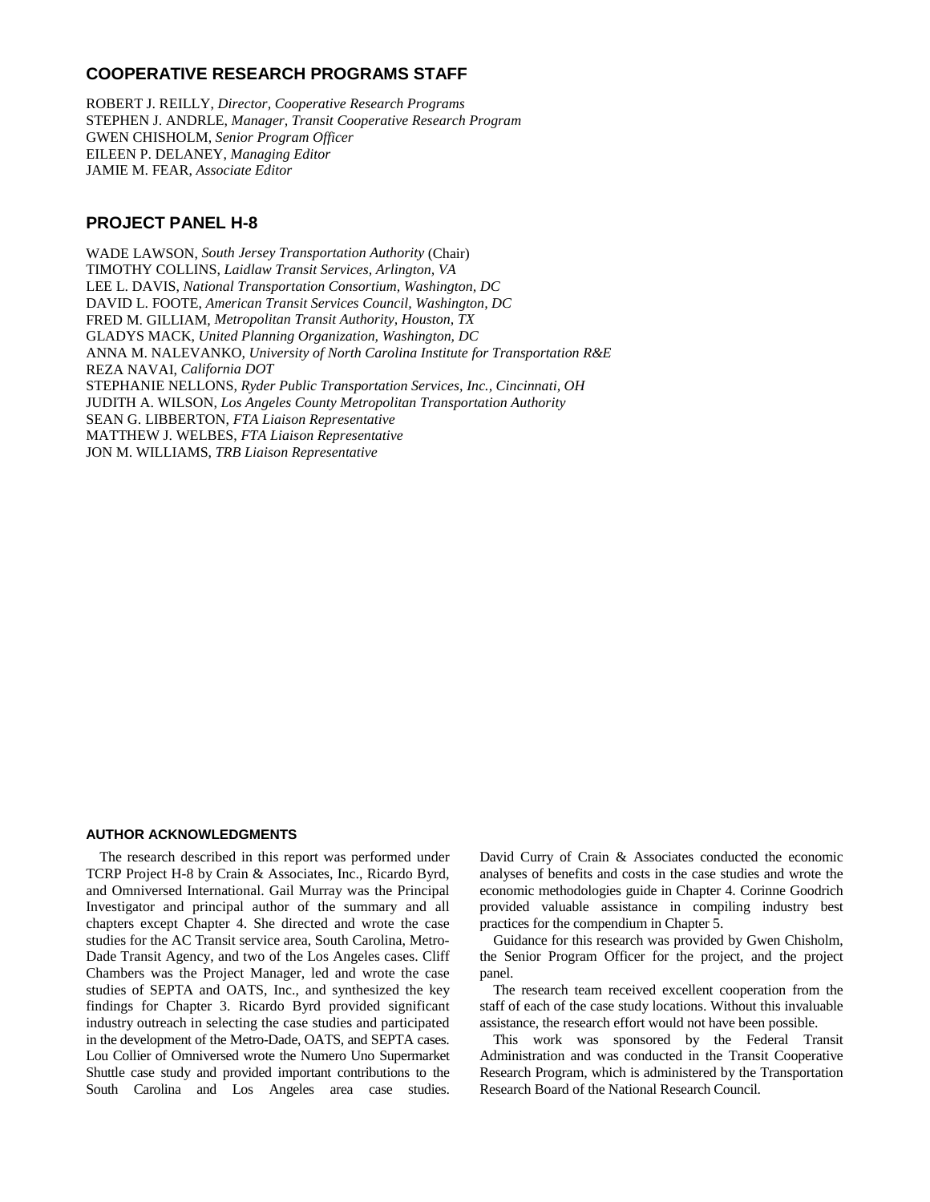## COOPERATIVE RESEARCH PROGRAMS STAFF

ROBERT J. REILLY, *Director, Cooperative Research Programs*
STEPHEN J. ANDRLE, *Manager, Transit Cooperative Research Program*
GWEN CHISHOLM, *Senior Program Officer*
EILEEN P. DELANEY, *Managing Editor*
JAMIE M. FEAR, *Associate Editor*

## PROJECT PANEL H-8

WADE LAWSON, *South Jersey Transportation Authority* (Chair)
TIMOTHY COLLINS, *Laidlaw Transit Services, Arlington, VA*
LEE L. DAVIS, *National Transportation Consortium, Washington, DC*
DAVID L. FOOTE, *American Transit Services Council, Washington, DC*
FRED M. GILLIAM, *Metropolitan Transit Authority, Houston, TX*
GLADYS MACK, *United Planning Organization, Washington, DC*
ANNA M. NALEVANKO, *University of North Carolina Institute for Transportation R&E*
REZA NAVAI, *California DOT*
STEPHANIE NELLONS, *Ryder Public Transportation Services, Inc., Cincinnati, OH*
JUDITH A. WILSON, *Los Angeles County Metropolitan Transportation Authority*
SEAN G. LIBBERTON, *FTA Liaison Representative*
MATTHEW J. WELBES, *FTA Liaison Representative*
JON M. WILLIAMS, *TRB Liaison Representative*

### AUTHOR ACKNOWLEDGMENTS

The research described in this report was performed under TCRP Project H-8 by Crain & Associates, Inc., Ricardo Byrd, and Omniversed International. Gail Murray was the Principal Investigator and principal author of the summary and all chapters except Chapter 4. She directed and wrote the case studies for the AC Transit service area, South Carolina, Metro-Dade Transit Agency, and two of the Los Angeles cases. Cliff Chambers was the Project Manager, led and wrote the case studies of SEPTA and OATS, Inc., and synthesized the key findings for Chapter 3. Ricardo Byrd provided significant industry outreach in selecting the case studies and participated in the development of the Metro-Dade, OATS, and SEPTA cases. Lou Collier of Omniversed wrote the Numero Uno Supermarket Shuttle case study and provided important contributions to the South Carolina and Los Angeles area case studies. David Curry of Crain & Associates conducted the economic analyses of benefits and costs in the case studies and wrote the economic methodologies guide in Chapter 4. Corinne Goodrich provided valuable assistance in compiling industry best practices for the compendium in Chapter 5.

Guidance for this research was provided by Gwen Chisholm, the Senior Program Officer for the project, and the project panel.

The research team received excellent cooperation from the staff of each of the case study locations. Without this invaluable assistance, the research effort would not have been possible.

This work was sponsored by the Federal Transit Administration and was conducted in the Transit Cooperative Research Program, which is administered by the Transportation Research Board of the National Research Council.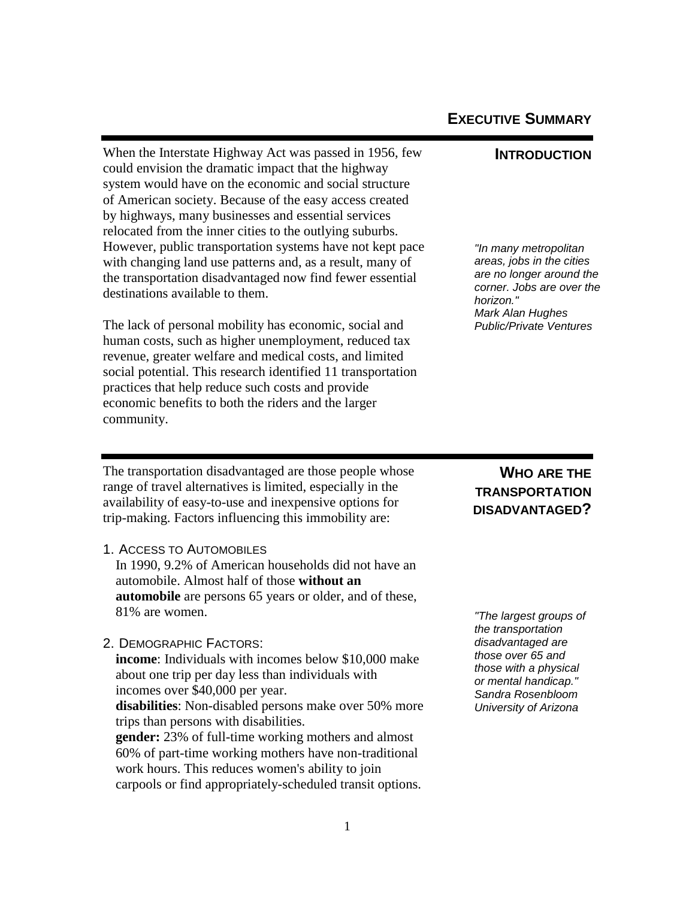# Executive Summary

## Introduction

When the Interstate Highway Act was passed in 1956, few could envision the dramatic impact that the highway system would have on the economic and social structure of American society. Because of the easy access created by highways, many businesses and essential services relocated from the inner cities to the outlying suburbs. However, public transportation systems have not kept pace with changing land use patterns and, as a result, many of the transportation disadvantaged now find fewer essential destinations available to them.

> *"In many metropolitan areas, jobs in the cities are no longer around the corner. Jobs are over the horizon."*
> *Mark Alan Hughes*
> *Public/Private Ventures*

The lack of personal mobility has economic, social and human costs, such as higher unemployment, reduced tax revenue, greater welfare and medical costs, and limited social potential. This research identified 11 transportation practices that help reduce such costs and provide economic benefits to both the riders and the larger community.

## Who are the Transportation Disadvantaged?

The transportation disadvantaged are those people whose range of travel alternatives is limited, especially in the availability of easy-to-use and inexpensive options for trip-making. Factors influencing this immobility are:

1. Access to Automobiles
   In 1990, 9.2% of American households did not have an automobile. Almost half of those **without an automobile** are persons 65 years or older, and of these, 81% are women.

> *"The largest groups of the transportation disadvantaged are those over 65 and those with a physical or mental handicap."*
> *Sandra Rosenbloom*
> *University of Arizona*

2. Demographic Factors:
   **income**: Individuals with incomes below $10,000 make about one trip per day less than individuals with incomes over $40,000 per year.
   **disabilities**: Non-disabled persons make over 50% more trips than persons with disabilities.
   **gender:** 23% of full-time working mothers and almost 60% of part-time working mothers have non-traditional work hours. This reduces women's ability to join carpools or find appropriately-scheduled transit options.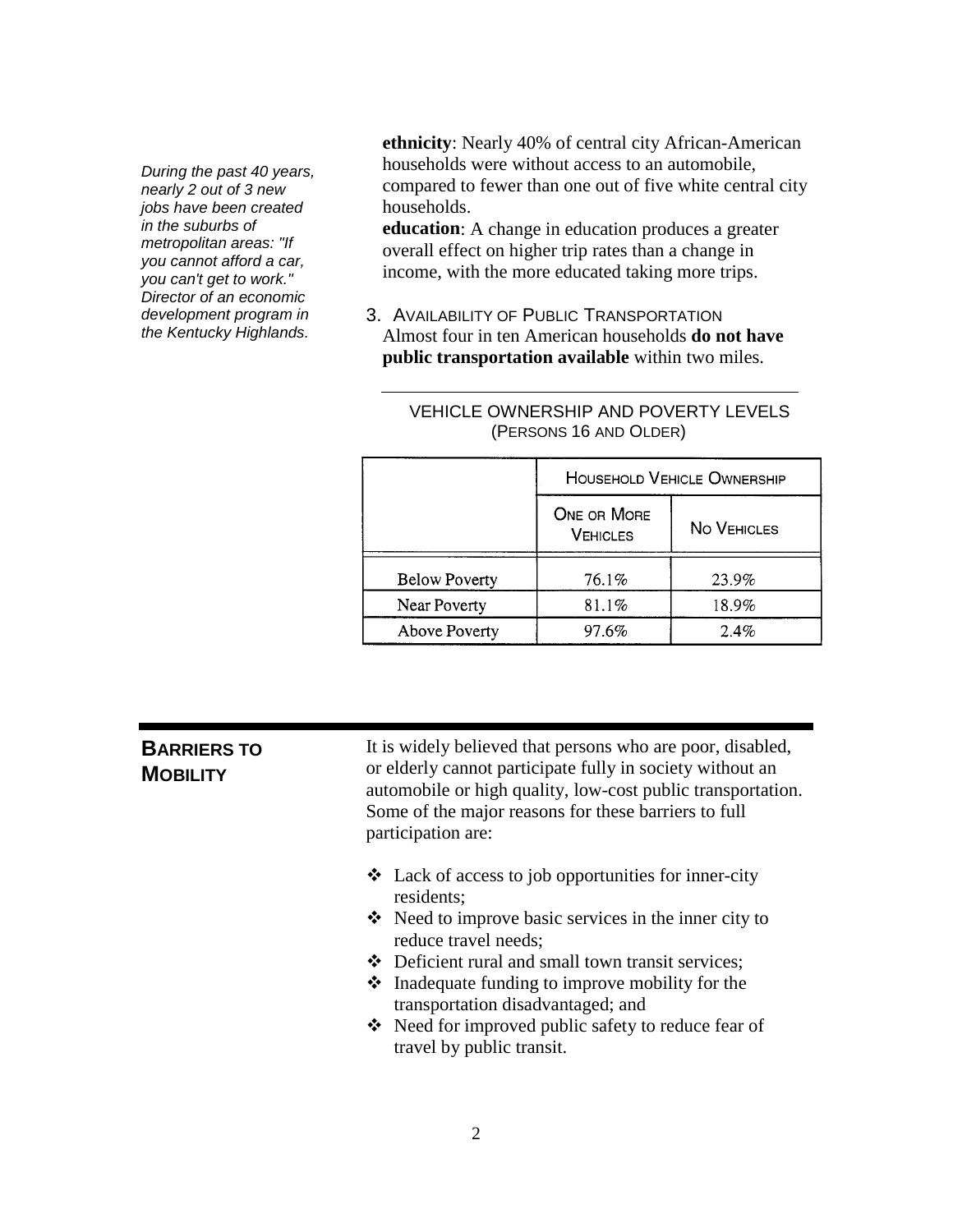*During the past 40 years, nearly 2 out of 3 new jobs have been created in the suburbs of metropolitan areas: "If you cannot afford a car, you can't get to work." Director of an economic development program in the Kentucky Highlands.*

**ethnicity**: Nearly 40% of central city African-American households were without access to an automobile, compared to fewer than one out of five white central city households.

**education**: A change in education produces a greater overall effect on higher trip rates than a change in income, with the more educated taking more trips.

3. AVAILABILITY OF PUBLIC TRANSPORTATION
   Almost four in ten American households **do not have public transportation available** within two miles.

VEHICLE OWNERSHIP AND POVERTY LEVELS
(PERSONS 16 AND OLDER)

| | Household Vehicle Ownership | |
|---|---|---|
| | One or More Vehicles | No Vehicles |
| Below Poverty | 76.1% | 23.9% |
| Near Poverty | 81.1% | 18.9% |
| Above Poverty | 97.6% | 2.4% |

## BARRIERS TO MOBILITY

It is widely believed that persons who are poor, disabled, or elderly cannot participate fully in society without an automobile or high quality, low-cost public transportation. Some of the major reasons for these barriers to full participation are:

- Lack of access to job opportunities for inner-city residents;
- Need to improve basic services in the inner city to reduce travel needs;
- Deficient rural and small town transit services;
- Inadequate funding to improve mobility for the transportation disadvantaged; and
- Need for improved public safety to reduce fear of travel by public transit.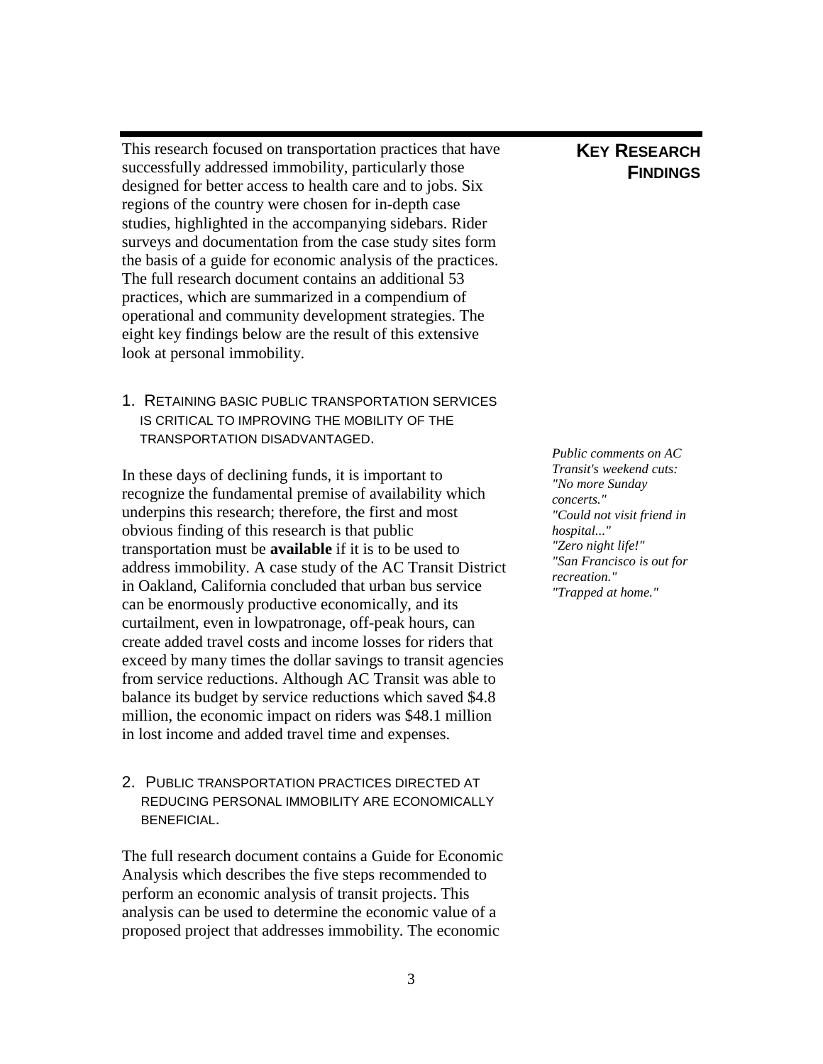## KEY RESEARCH FINDINGS

This research focused on transportation practices that have successfully addressed immobility, particularly those designed for better access to health care and to jobs. Six regions of the country were chosen for in-depth case studies, highlighted in the accompanying sidebars. Rider surveys and documentation from the case study sites form the basis of a guide for economic analysis of the practices. The full research document contains an additional 53 practices, which are summarized in a compendium of operational and community development strategies. The eight key findings below are the result of this extensive look at personal immobility.

### 1. RETAINING BASIC PUBLIC TRANSPORTATION SERVICES IS CRITICAL TO IMPROVING THE MOBILITY OF THE TRANSPORTATION DISADVANTAGED.

In these days of declining funds, it is important to recognize the fundamental premise of availability which underpins this research; therefore, the first and most obvious finding of this research is that public transportation must be **available** if it is to be used to address immobility. A case study of the AC Transit District in Oakland, California concluded that urban bus service can be enormously productive economically, and its curtailment, even in lowpatronage, off-peak hours, can create added travel costs and income losses for riders that exceed by many times the dollar savings to transit agencies from service reductions. Although AC Transit was able to balance its budget by service reductions which saved $4.8 million, the economic impact on riders was $48.1 million in lost income and added travel time and expenses.

*Public comments on AC Transit's weekend cuts:*
*"No more Sunday concerts."*
*"Could not visit friend in hospital..."*
*"Zero night life!"*
*"San Francisco is out for recreation."*
*"Trapped at home."*

### 2. PUBLIC TRANSPORTATION PRACTICES DIRECTED AT REDUCING PERSONAL IMMOBILITY ARE ECONOMICALLY BENEFICIAL.

The full research document contains a Guide for Economic Analysis which describes the five steps recommended to perform an economic analysis of transit projects. This analysis can be used to determine the economic value of a proposed project that addresses immobility. The economic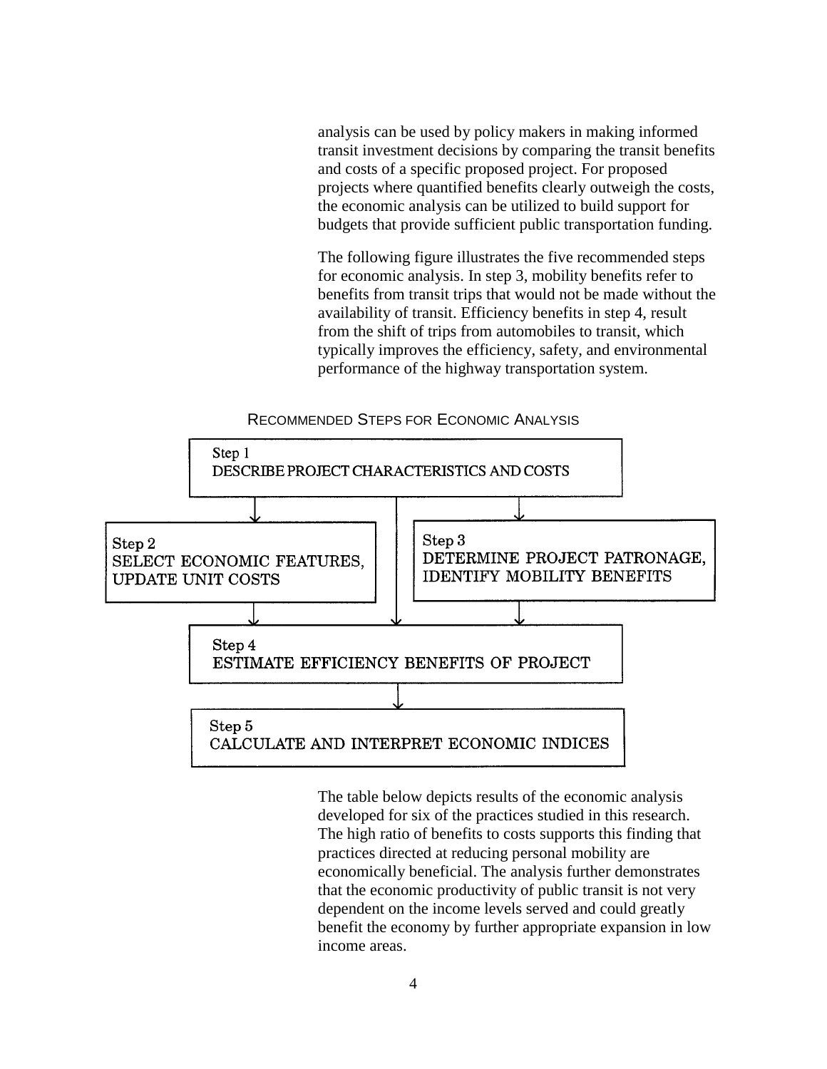analysis can be used by policy makers in making informed transit investment decisions by comparing the transit benefits and costs of a specific proposed project. For proposed projects where quantified benefits clearly outweigh the costs, the economic analysis can be utilized to build support for budgets that provide sufficient public transportation funding.

The following figure illustrates the five recommended steps for economic analysis. In step 3, mobility benefits refer to benefits from transit trips that would not be made without the availability of transit. Efficiency benefits in step 4, result from the shift of trips from automobiles to transit, which typically improves the efficiency, safety, and environmental performance of the highway transportation system.

RECOMMENDED STEPS FOR ECONOMIC ANALYSIS

Step 1
DESCRIBE PROJECT CHARACTERISTICS AND COSTS

Step 2
SELECT ECONOMIC FEATURES, UPDATE UNIT COSTS

Step 3
DETERMINE PROJECT PATRONAGE, IDENTIFY MOBILITY BENEFITS

Step 4
ESTIMATE EFFICIENCY BENEFITS OF PROJECT

Step 5
CALCULATE AND INTERPRET ECONOMIC INDICES

The table below depicts results of the economic analysis developed for six of the practices studied in this research. The high ratio of benefits to costs supports this finding that practices directed at reducing personal mobility are economically beneficial. The analysis further demonstrates that the economic productivity of public transit is not very dependent on the income levels served and could greatly benefit the economy by further appropriate expansion in low income areas.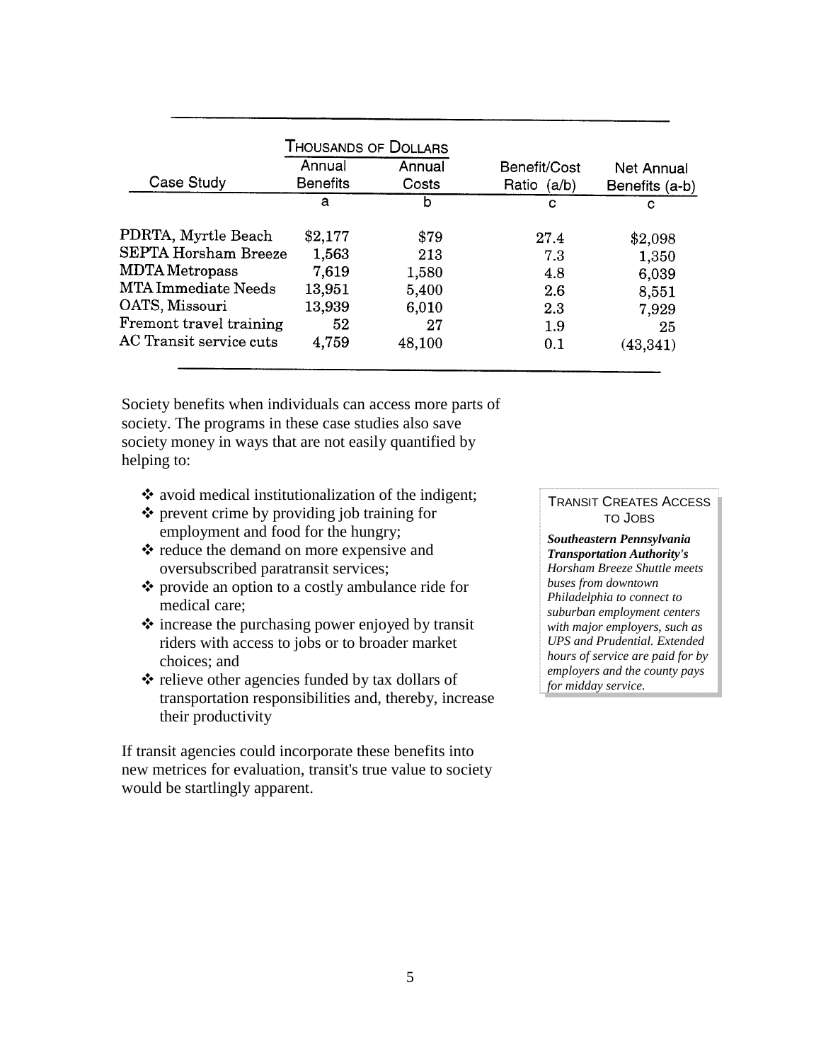| Case Study | Thousands of Dollars | | Benefit/Cost Ratio (a/b) | Net Annual Benefits (a-b) |
|---|---|---|---|---|
| | Annual Benefits | Annual Costs | | |
| | a | b | c | c |
| PDRTA, Myrtle Beach | $2,177 | $79 | 27.4 | $2,098 |
| SEPTA Horsham Breeze | 1,563 | 213 | 7.3 | 1,350 |
| MDTA Metropass | 7,619 | 1,580 | 4.8 | 6,039 |
| MTA Immediate Needs | 13,951 | 5,400 | 2.6 | 8,551 |
| OATS, Missouri | 13,939 | 6,010 | 2.3 | 7,929 |
| Fremont travel training | 52 | 27 | 1.9 | 25 |
| AC Transit service cuts | 4,759 | 48,100 | 0.1 | (43,341) |

Society benefits when individuals can access more parts of society. The programs in these case studies also save society money in ways that are not easily quantified by helping to:

- avoid medical institutionalization of the indigent;
- prevent crime by providing job training for employment and food for the hungry;
- reduce the demand on more expensive and oversubscribed paratransit services;
- provide an option to a costly ambulance ride for medical care;
- increase the purchasing power enjoyed by transit riders with access to jobs or to broader market choices; and
- relieve other agencies funded by tax dollars of transportation responsibilities and, thereby, increase their productivity

If transit agencies could incorporate these benefits into new metrices for evaluation, transit's true value to society would be startlingly apparent.

TRANSIT CREATES ACCESS TO JOBS

***Southeastern Pennsylvania Transportation Authority's*** *Horsham Breeze Shuttle meets buses from downtown Philadelphia to connect to suburban employment centers with major employers, such as UPS and Prudential. Extended hours of service are paid for by employers and the county pays for midday service.*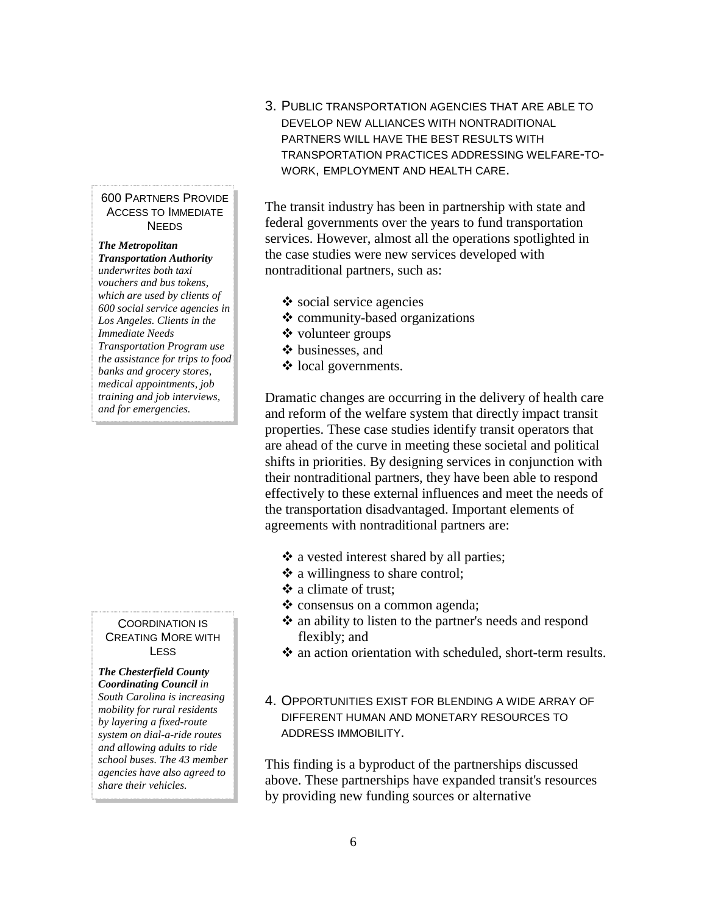## 3. Public transportation agencies that are able to develop new alliances with nontraditional partners will have the best results with transportation practices addressing welfare-to-work, employment and health care.

> **600 Partners Provide Access to Immediate Needs**
>
> ***The Metropolitan Transportation Authority*** *underwrites both taxi vouchers and bus tokens, which are used by clients of 600 social service agencies in Los Angeles. Clients in the Immediate Needs Transportation Program use the assistance for trips to food banks and grocery stores, medical appointments, job training and job interviews, and for emergencies.*

The transit industry has been in partnership with state and federal governments over the years to fund transportation services. However, almost all the operations spotlighted in the case studies were new services developed with nontraditional partners, such as:

- social service agencies
- community-based organizations
- volunteer groups
- businesses, and
- local governments.

Dramatic changes are occurring in the delivery of health care and reform of the welfare system that directly impact transit properties. These case studies identify transit operators that are ahead of the curve in meeting these societal and political shifts in priorities. By designing services in conjunction with their nontraditional partners, they have been able to respond effectively to these external influences and meet the needs of the transportation disadvantaged. Important elements of agreements with nontraditional partners are:

- a vested interest shared by all parties;
- a willingness to share control;
- a climate of trust;
- consensus on a common agenda;
- an ability to listen to the partner's needs and respond flexibly; and
- an action orientation with scheduled, short-term results.

> **Coordination is Creating More with Less**
>
> ***The Chesterfield County Coordinating Council*** *in South Carolina is increasing mobility for rural residents by layering a fixed-route system on dial-a-ride routes and allowing adults to ride school buses. The 43 member agencies have also agreed to share their vehicles.*

## 4. Opportunities exist for blending a wide array of different human and monetary resources to address immobility.

This finding is a byproduct of the partnerships discussed above. These partnerships have expanded transit's resources by providing new funding sources or alternative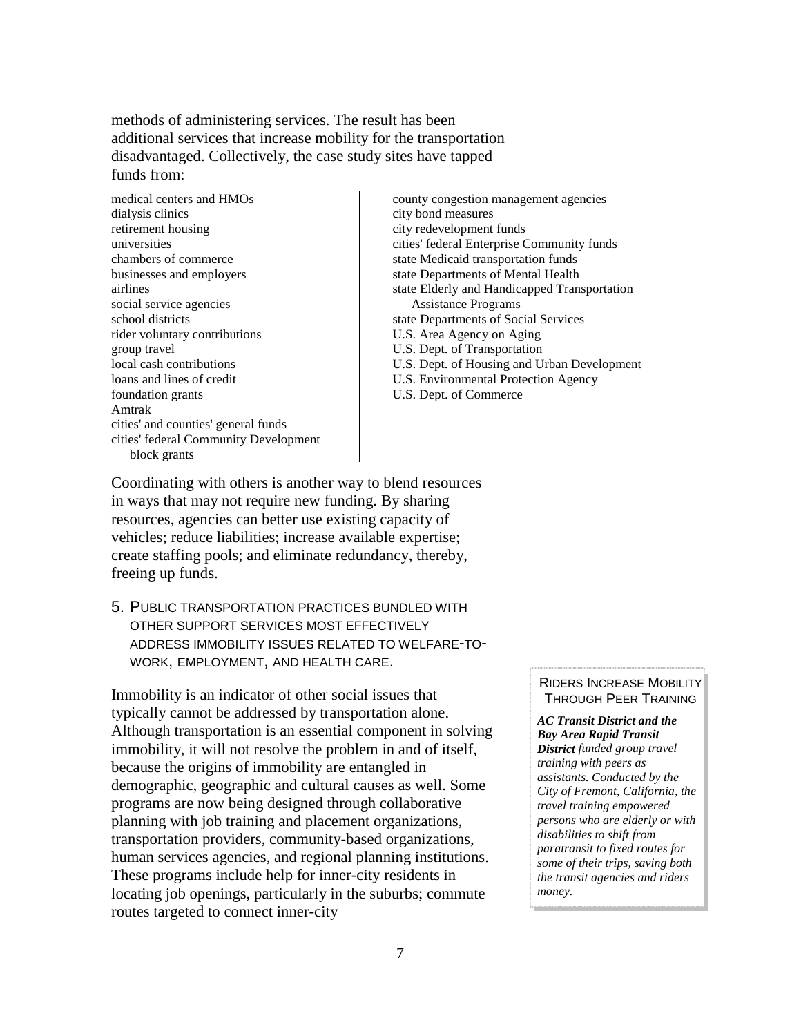methods of administering services. The result has been additional services that increase mobility for the transportation disadvantaged. Collectively, the case study sites have tapped funds from:

- medical centers and HMOs
- dialysis clinics
- retirement housing
- universities
- chambers of commerce
- businesses and employers
- airlines
- social service agencies
- school districts
- rider voluntary contributions
- group travel
- local cash contributions
- loans and lines of credit
- foundation grants
- Amtrak
- cities' and counties' general funds
- cities' federal Community Development block grants
- county congestion management agencies
- city bond measures
- city redevelopment funds
- cities' federal Enterprise Community funds
- state Medicaid transportation funds
- state Departments of Mental Health
- state Elderly and Handicapped Transportation Assistance Programs
- state Departments of Social Services
- U.S. Area Agency on Aging
- U.S. Dept. of Transportation
- U.S. Dept. of Housing and Urban Development
- U.S. Environmental Protection Agency
- U.S. Dept. of Commerce

Coordinating with others is another way to blend resources in ways that may not require new funding. By sharing resources, agencies can better use existing capacity of vehicles; reduce liabilities; increase available expertise; create staffing pools; and eliminate redundancy, thereby, freeing up funds.

### 5. Public transportation practices bundled with other support services most effectively address immobility issues related to welfare-to-work, employment, and health care.

Immobility is an indicator of other social issues that typically cannot be addressed by transportation alone. Although transportation is an essential component in solving immobility, it will not resolve the problem in and of itself, because the origins of immobility are entangled in demographic, geographic and cultural causes as well. Some programs are now being designed through collaborative planning with job training and placement organizations, transportation providers, community-based organizations, human services agencies, and regional planning institutions. These programs include help for inner-city residents in locating job openings, particularly in the suburbs; commute routes targeted to connect inner-city

> **Riders Increase Mobility Through Peer Training**
>
> ***AC Transit District and the Bay Area Rapid Transit District*** *funded group travel training with peers as assistants. Conducted by the City of Fremont, California, the travel training empowered persons who are elderly or with disabilities to shift from paratransit to fixed routes for some of their trips, saving both the transit agencies and riders money.*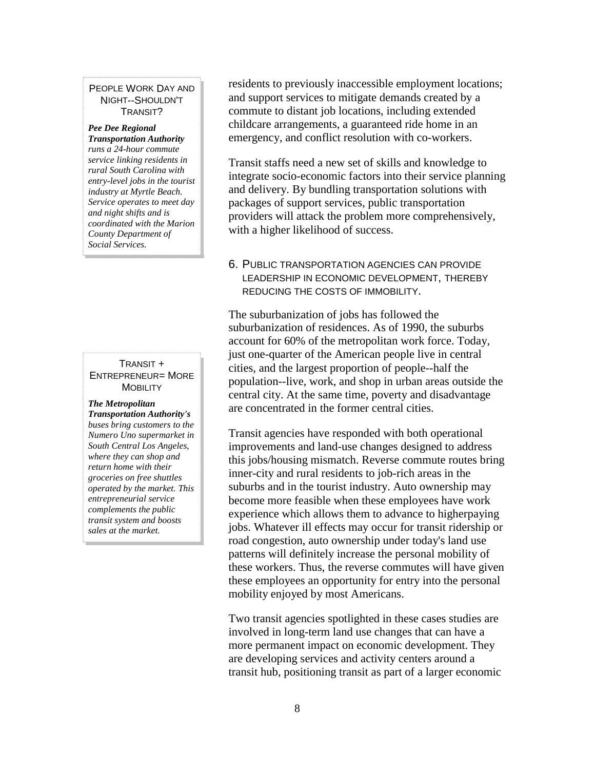**PEOPLE WORK DAY AND NIGHT--SHOULDN'T TRANSIT?**

***Pee Dee Regional Transportation Authority*** *runs a 24-hour commute service linking residents in rural South Carolina with entry-level jobs in the tourist industry at Myrtle Beach. Service operates to meet day and night shifts and is coordinated with the Marion County Department of Social Services.*

**TRANSIT + ENTREPRENEUR= MORE MOBILITY**

***The Metropolitan Transportation Authority's*** *buses bring customers to the Numero Uno supermarket in South Central Los Angeles, where they can shop and return home with their groceries on free shuttles operated by the market. This entrepreneurial service complements the public transit system and boosts sales at the market.*

residents to previously inaccessible employment locations; and support services to mitigate demands created by a commute to distant job locations, including extended childcare arrangements, a guaranteed ride home in an emergency, and conflict resolution with co-workers.

Transit staffs need a new set of skills and knowledge to integrate socio-economic factors into their service planning and delivery. By bundling transportation solutions with packages of support services, public transportation providers will attack the problem more comprehensively, with a higher likelihood of success.

### 6. PUBLIC TRANSPORTATION AGENCIES CAN PROVIDE LEADERSHIP IN ECONOMIC DEVELOPMENT, THEREBY REDUCING THE COSTS OF IMMOBILITY.

The suburbanization of jobs has followed the suburbanization of residences. As of 1990, the suburbs account for 60% of the metropolitan work force. Today, just one-quarter of the American people live in central cities, and the largest proportion of people--half the population--live, work, and shop in urban areas outside the central city. At the same time, poverty and disadvantage are concentrated in the former central cities.

Transit agencies have responded with both operational improvements and land-use changes designed to address this jobs/housing mismatch. Reverse commute routes bring inner-city and rural residents to job-rich areas in the suburbs and in the tourist industry. Auto ownership may become more feasible when these employees have work experience which allows them to advance to higherpaying jobs. Whatever ill effects may occur for transit ridership or road congestion, auto ownership under today's land use patterns will definitely increase the personal mobility of these workers. Thus, the reverse commutes will have given these employees an opportunity for entry into the personal mobility enjoyed by most Americans.

Two transit agencies spotlighted in these cases studies are involved in long-term land use changes that can have a more permanent impact on economic development. They are developing services and activity centers around a transit hub, positioning transit as part of a larger economic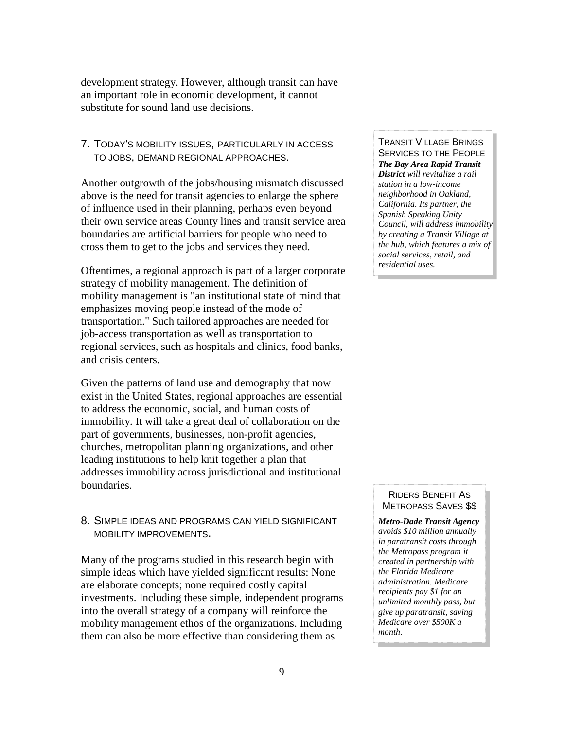development strategy. However, although transit can have an important role in economic development, it cannot substitute for sound land use decisions.

### 7. Today's mobility issues, particularly in access to jobs, demand regional approaches.

Another outgrowth of the jobs/housing mismatch discussed above is the need for transit agencies to enlarge the sphere of influence used in their planning, perhaps even beyond their own service areas County lines and transit service area boundaries are artificial barriers for people who need to cross them to get to the jobs and services they need.

Oftentimes, a regional approach is part of a larger corporate strategy of mobility management. The definition of mobility management is "an institutional state of mind that emphasizes moving people instead of the mode of transportation." Such tailored approaches are needed for job-access transportation as well as transportation to regional services, such as hospitals and clinics, food banks, and crisis centers.

Given the patterns of land use and demography that now exist in the United States, regional approaches are essential to address the economic, social, and human costs of immobility. It will take a great deal of collaboration on the part of governments, businesses, non-profit agencies, churches, metropolitan planning organizations, and other leading institutions to help knit together a plan that addresses immobility across jurisdictional and institutional boundaries.

### 8. Simple ideas and programs can yield significant mobility improvements.

Many of the programs studied in this research begin with simple ideas which have yielded significant results: None are elaborate concepts; none required costly capital investments. Including these simple, independent programs into the overall strategy of a company will reinforce the mobility management ethos of the organizations. Including them can also be more effective than considering them as

> **Transit Village Brings Services to the People**
>
> ***The Bay Area Rapid Transit District*** *will revitalize a rail station in a low-income neighborhood in Oakland, California. Its partner, the Spanish Speaking Unity Council, will address immobility by creating a Transit Village at the hub, which features a mix of social services, retail, and residential uses.*

> **Riders Benefit As Metropass Saves $$**
>
> ***Metro-Dade Transit Agency*** *avoids $10 million annually in paratransit costs through the Metropass program it created in partnership with the Florida Medicare administration. Medicare recipients pay $1 for an unlimited monthly pass, but give up paratransit, saving Medicare over $500K a month.*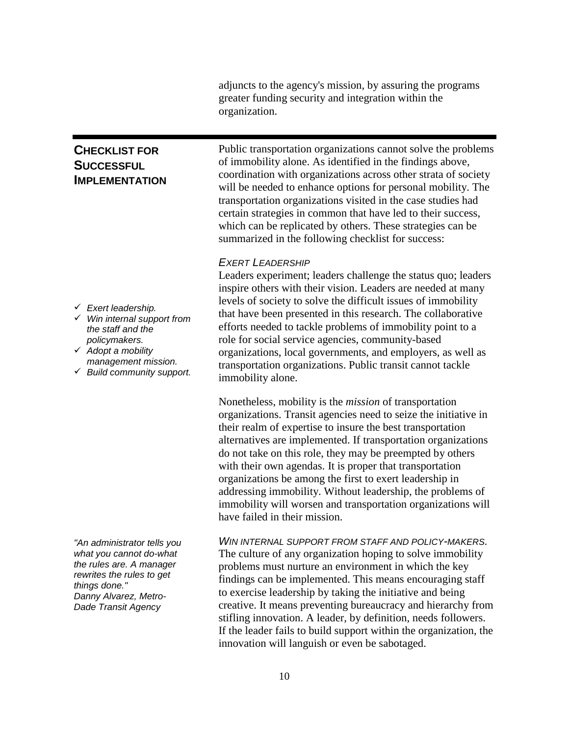adjuncts to the agency's mission, by assuring the programs greater funding security and integration within the organization.

## Checklist for Successful Implementation

Public transportation organizations cannot solve the problems of immobility alone. As identified in the findings above, coordination with organizations across other strata of society will be needed to enhance options for personal mobility. The transportation organizations visited in the case studies had certain strategies in common that have led to their success, which can be replicated by others. These strategies can be summarized in the following checklist for success:

- ✓ *Exert leadership.*
- ✓ *Win internal support from the staff and the policymakers.*
- ✓ *Adopt a mobility management mission.*
- ✓ *Build community support.*

### *Exert Leadership*

Leaders experiment; leaders challenge the status quo; leaders inspire others with their vision. Leaders are needed at many levels of society to solve the difficult issues of immobility that have been presented in this research. The collaborative efforts needed to tackle problems of immobility point to a role for social service agencies, community-based organizations, local governments, and employers, as well as transportation organizations. Public transit cannot tackle immobility alone.

Nonetheless, mobility is the *mission* of transportation organizations. Transit agencies need to seize the initiative in their realm of expertise to insure the best transportation alternatives are implemented. If transportation organizations do not take on this role, they may be preempted by others with their own agendas. It is proper that transportation organizations be among the first to exert leadership in addressing immobility. Without leadership, the problems of immobility will worsen and transportation organizations will have failed in their mission.

*"An administrator tells you what you cannot do-what the rules are. A manager rewrites the rules to get things done."*
*Danny Alvarez, Metro-Dade Transit Agency*

### *Win Internal Support from Staff and Policy-Makers.*

The culture of any organization hoping to solve immobility problems must nurture an environment in which the key findings can be implemented. This means encouraging staff to exercise leadership by taking the initiative and being creative. It means preventing bureaucracy and hierarchy from stifling innovation. A leader, by definition, needs followers. If the leader fails to build support within the organization, the innovation will languish or even be sabotaged.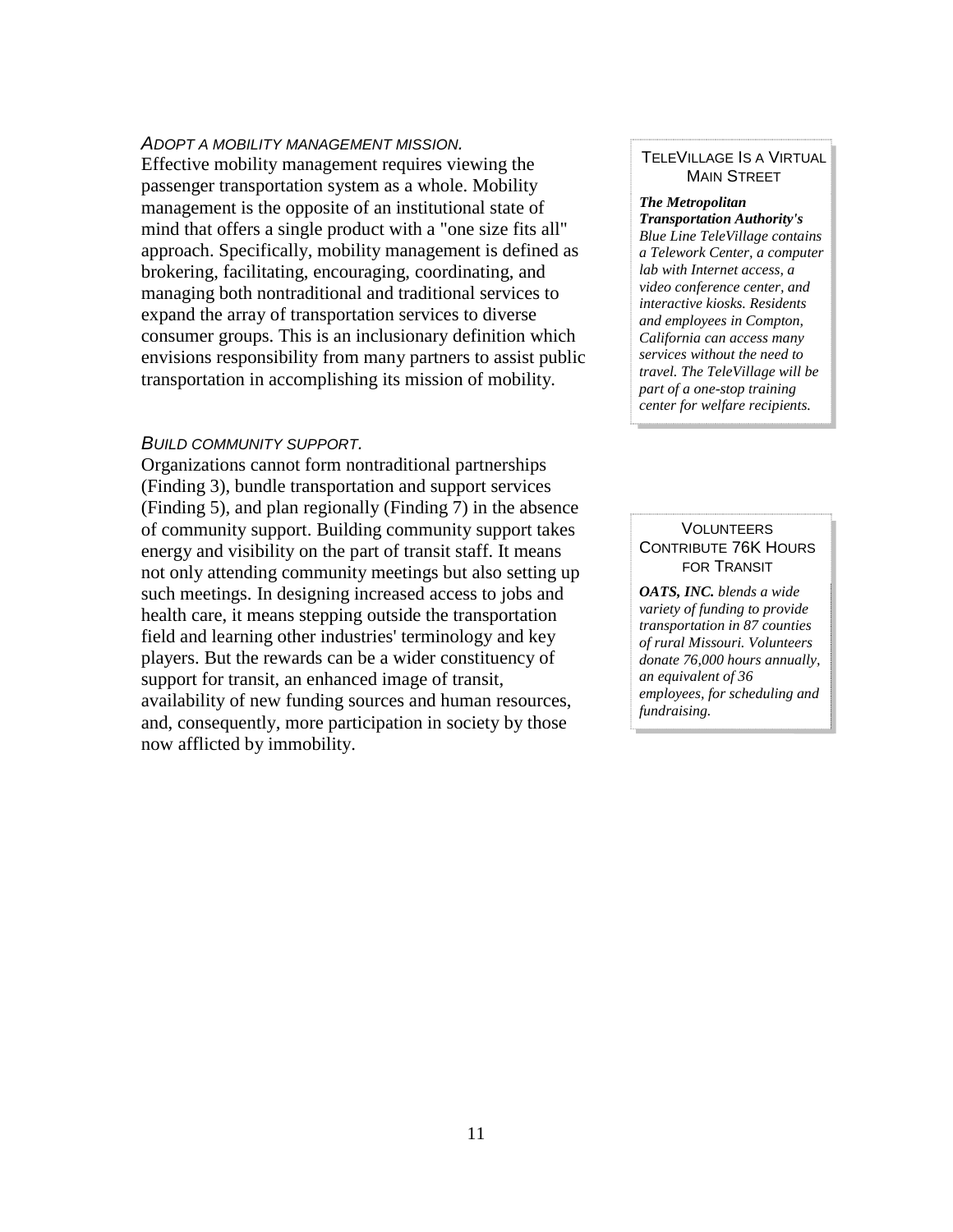### *Adopt a mobility management mission.*

Effective mobility management requires viewing the passenger transportation system as a whole. Mobility management is the opposite of an institutional state of mind that offers a single product with a "one size fits all" approach. Specifically, mobility management is defined as brokering, facilitating, encouraging, coordinating, and managing both nontraditional and traditional services to expand the array of transportation services to diverse consumer groups. This is an inclusionary definition which envisions responsibility from many partners to assist public transportation in accomplishing its mission of mobility.

> **TeleVillage Is a Virtual Main Street**
>
> ***The Metropolitan Transportation Authority's*** *Blue Line TeleVillage contains a Telework Center, a computer lab with Internet access, a video conference center, and interactive kiosks. Residents and employees in Compton, California can access many services without the need to travel. The TeleVillage will be part of a one-stop training center for welfare recipients.*

### *Build community support.*

Organizations cannot form nontraditional partnerships (Finding 3), bundle transportation and support services (Finding 5), and plan regionally (Finding 7) in the absence of community support. Building community support takes energy and visibility on the part of transit staff. It means not only attending community meetings but also setting up such meetings. In designing increased access to jobs and health care, it means stepping outside the transportation field and learning other industries' terminology and key players. But the rewards can be a wider constituency of support for transit, an enhanced image of transit, availability of new funding sources and human resources, and, consequently, more participation in society by those now afflicted by immobility.

> **Volunteers Contribute 76K Hours for Transit**
>
> ***OATS, INC.*** *blends a wide variety of funding to provide transportation in 87 counties of rural Missouri. Volunteers donate 76,000 hours annually, an equivalent of 36 employees, for scheduling and fundraising.*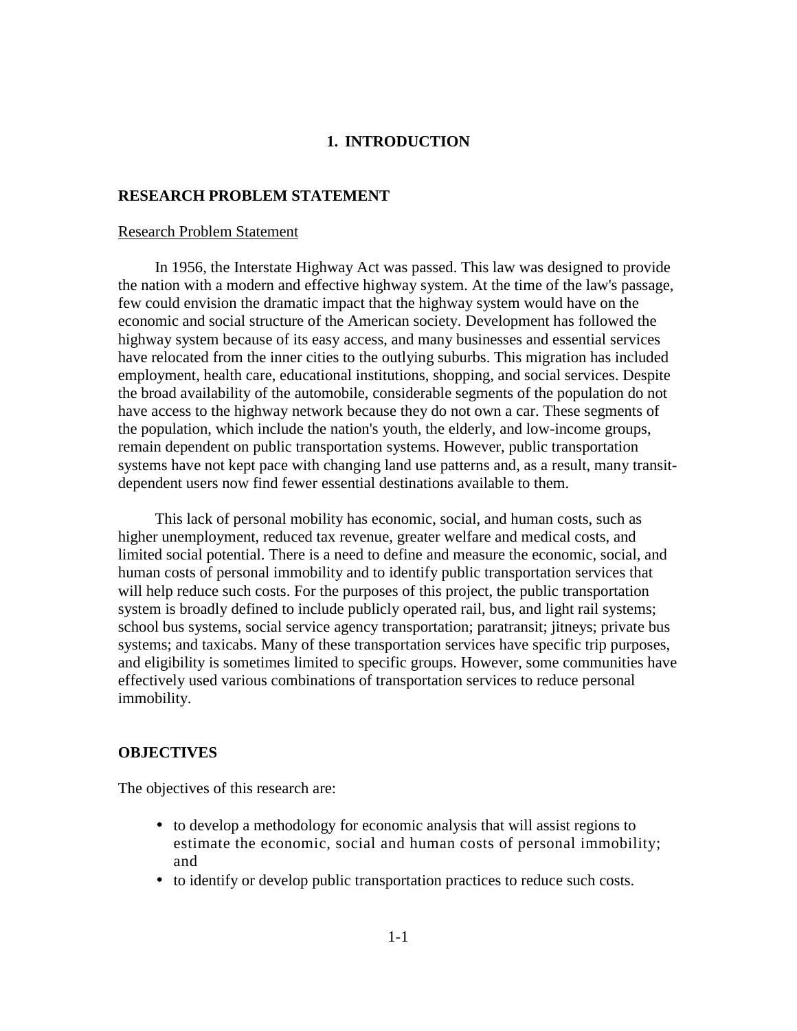# 1. INTRODUCTION

## RESEARCH PROBLEM STATEMENT

Research Problem Statement

In 1956, the Interstate Highway Act was passed. This law was designed to provide the nation with a modern and effective highway system. At the time of the law's passage, few could envision the dramatic impact that the highway system would have on the economic and social structure of the American society. Development has followed the highway system because of its easy access, and many businesses and essential services have relocated from the inner cities to the outlying suburbs. This migration has included employment, health care, educational institutions, shopping, and social services. Despite the broad availability of the automobile, considerable segments of the population do not have access to the highway network because they do not own a car. These segments of the population, which include the nation's youth, the elderly, and low-income groups, remain dependent on public transportation systems. However, public transportation systems have not kept pace with changing land use patterns and, as a result, many transit-dependent users now find fewer essential destinations available to them.

This lack of personal mobility has economic, social, and human costs, such as higher unemployment, reduced tax revenue, greater welfare and medical costs, and limited social potential. There is a need to define and measure the economic, social, and human costs of personal immobility and to identify public transportation services that will help reduce such costs. For the purposes of this project, the public transportation system is broadly defined to include publicly operated rail, bus, and light rail systems; school bus systems, social service agency transportation; paratransit; jitneys; private bus systems; and taxicabs. Many of these transportation services have specific trip purposes, and eligibility is sometimes limited to specific groups. However, some communities have effectively used various combinations of transportation services to reduce personal immobility.

## OBJECTIVES

The objectives of this research are:

- to develop a methodology for economic analysis that will assist regions to estimate the economic, social and human costs of personal immobility; and
- to identify or develop public transportation practices to reduce such costs.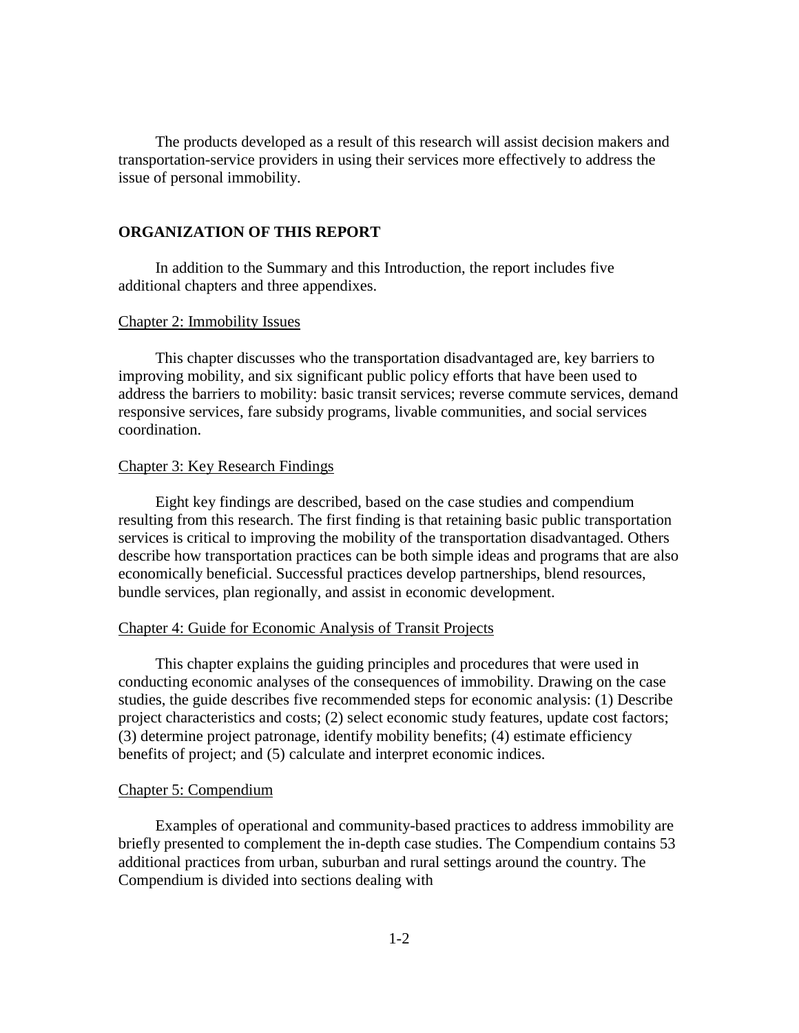The products developed as a result of this research will assist decision makers and transportation-service providers in using their services more effectively to address the issue of personal immobility.

## ORGANIZATION OF THIS REPORT

In addition to the Summary and this Introduction, the report includes five additional chapters and three appendixes.

### Chapter 2: Immobility Issues

This chapter discusses who the transportation disadvantaged are, key barriers to improving mobility, and six significant public policy efforts that have been used to address the barriers to mobility: basic transit services; reverse commute services, demand responsive services, fare subsidy programs, livable communities, and social services coordination.

### Chapter 3: Key Research Findings

Eight key findings are described, based on the case studies and compendium resulting from this research. The first finding is that retaining basic public transportation services is critical to improving the mobility of the transportation disadvantaged. Others describe how transportation practices can be both simple ideas and programs that are also economically beneficial. Successful practices develop partnerships, blend resources, bundle services, plan regionally, and assist in economic development.

### Chapter 4: Guide for Economic Analysis of Transit Projects

This chapter explains the guiding principles and procedures that were used in conducting economic analyses of the consequences of immobility. Drawing on the case studies, the guide describes five recommended steps for economic analysis: (1) Describe project characteristics and costs; (2) select economic study features, update cost factors; (3) determine project patronage, identify mobility benefits; (4) estimate efficiency benefits of project; and (5) calculate and interpret economic indices.

### Chapter 5: Compendium

Examples of operational and community-based practices to address immobility are briefly presented to complement the in-depth case studies. The Compendium contains 53 additional practices from urban, suburban and rural settings around the country. The Compendium is divided into sections dealing with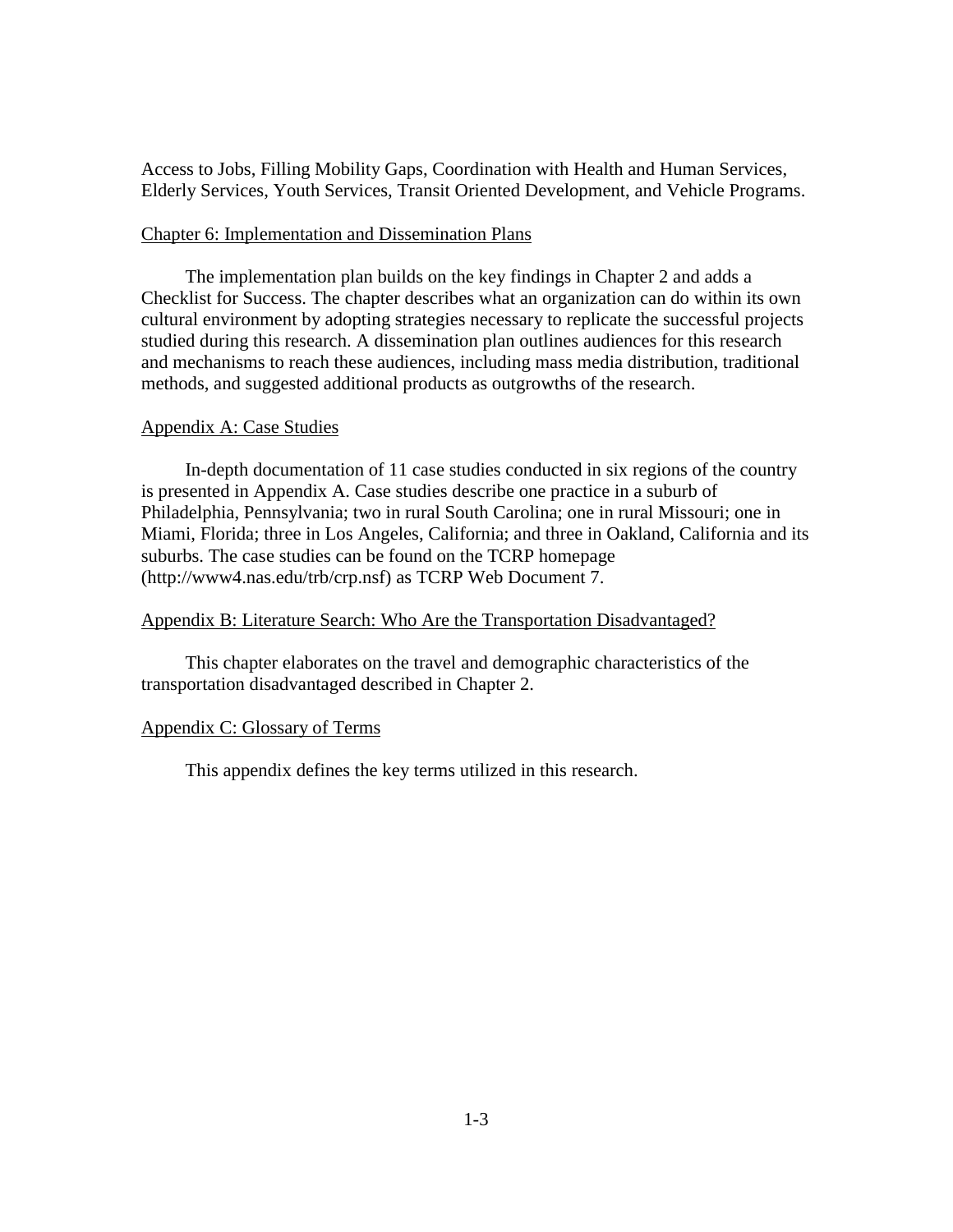Access to Jobs, Filling Mobility Gaps, Coordination with Health and Human Services, Elderly Services, Youth Services, Transit Oriented Development, and Vehicle Programs.

## Chapter 6: Implementation and Dissemination Plans

The implementation plan builds on the key findings in Chapter 2 and adds a Checklist for Success. The chapter describes what an organization can do within its own cultural environment by adopting strategies necessary to replicate the successful projects studied during this research. A dissemination plan outlines audiences for this research and mechanisms to reach these audiences, including mass media distribution, traditional methods, and suggested additional products as outgrowths of the research.

## Appendix A: Case Studies

In-depth documentation of 11 case studies conducted in six regions of the country is presented in Appendix A. Case studies describe one practice in a suburb of Philadelphia, Pennsylvania; two in rural South Carolina; one in rural Missouri; one in Miami, Florida; three in Los Angeles, California; and three in Oakland, California and its suburbs. The case studies can be found on the TCRP homepage (http://www4.nas.edu/trb/crp.nsf) as TCRP Web Document 7.

## Appendix B: Literature Search: Who Are the Transportation Disadvantaged?

This chapter elaborates on the travel and demographic characteristics of the transportation disadvantaged described in Chapter 2.

## Appendix C: Glossary of Terms

This appendix defines the key terms utilized in this research.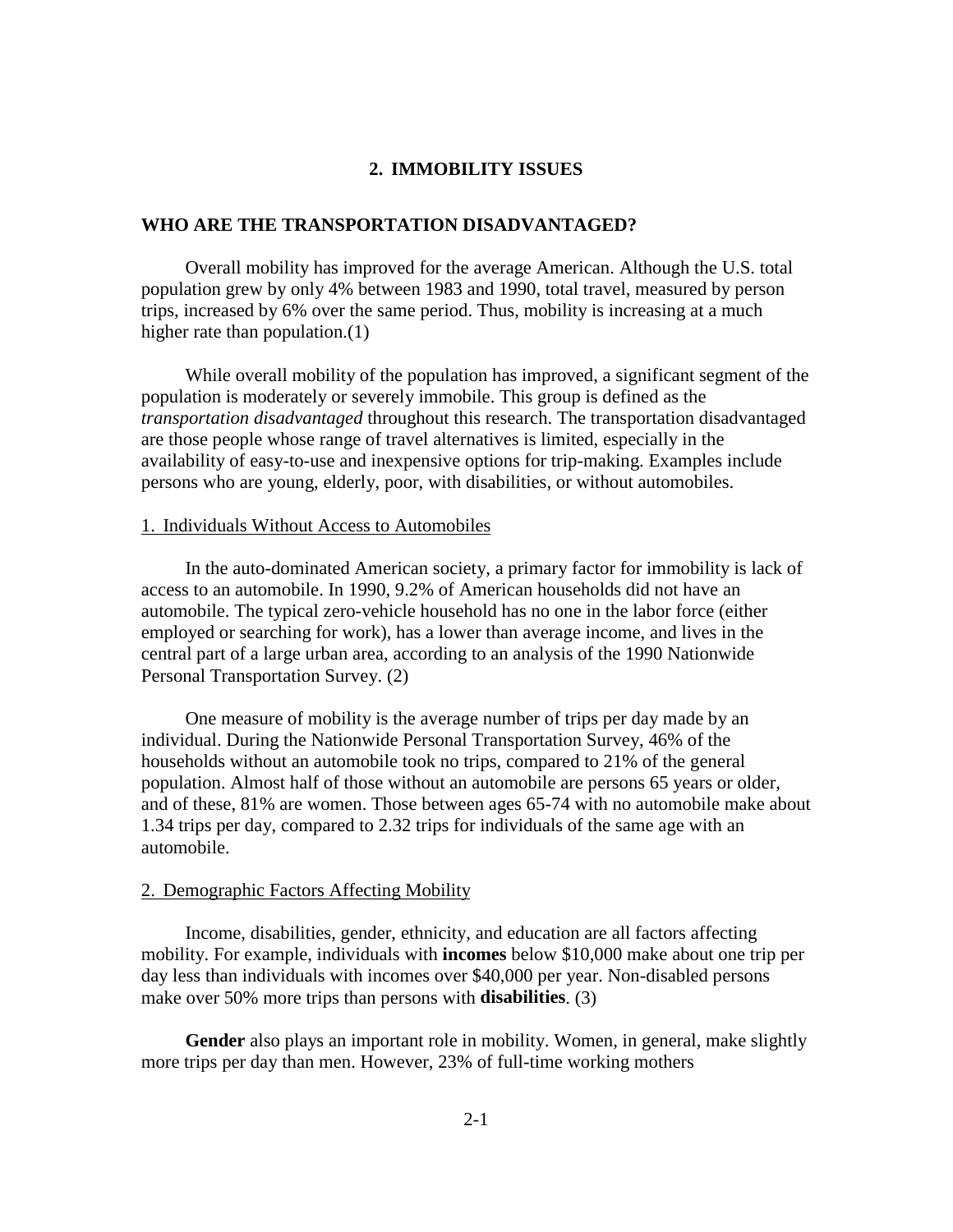# 2. IMMOBILITY ISSUES

## WHO ARE THE TRANSPORTATION DISADVANTAGED?

Overall mobility has improved for the average American. Although the U.S. total population grew by only 4% between 1983 and 1990, total travel, measured by person trips, increased by 6% over the same period. Thus, mobility is increasing at a much higher rate than population.(1)

While overall mobility of the population has improved, a significant segment of the population is moderately or severely immobile. This group is defined as the *transportation disadvantaged* throughout this research. The transportation disadvantaged are those people whose range of travel alternatives is limited, especially in the availability of easy-to-use and inexpensive options for trip-making. Examples include persons who are young, elderly, poor, with disabilities, or without automobiles.

### 1. Individuals Without Access to Automobiles

In the auto-dominated American society, a primary factor for immobility is lack of access to an automobile. In 1990, 9.2% of American households did not have an automobile. The typical zero-vehicle household has no one in the labor force (either employed or searching for work), has a lower than average income, and lives in the central part of a large urban area, according to an analysis of the 1990 Nationwide Personal Transportation Survey. (2)

One measure of mobility is the average number of trips per day made by an individual. During the Nationwide Personal Transportation Survey, 46% of the households without an automobile took no trips, compared to 21% of the general population. Almost half of those without an automobile are persons 65 years or older, and of these, 81% are women. Those between ages 65-74 with no automobile make about 1.34 trips per day, compared to 2.32 trips for individuals of the same age with an automobile.

### 2. Demographic Factors Affecting Mobility

Income, disabilities, gender, ethnicity, and education are all factors affecting mobility. For example, individuals with **incomes** below $10,000 make about one trip per day less than individuals with incomes over $40,000 per year. Non-disabled persons make over 50% more trips than persons with **disabilities**. (3)

**Gender** also plays an important role in mobility. Women, in general, make slightly more trips per day than men. However, 23% of full-time working mothers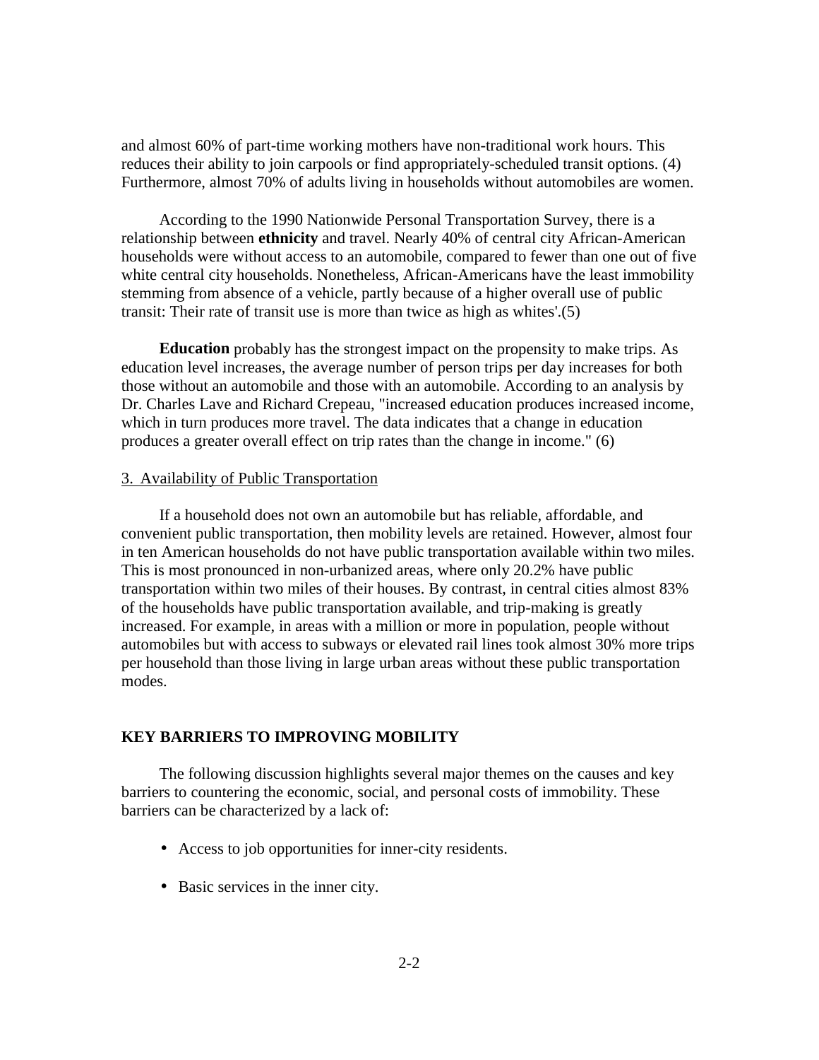and almost 60% of part-time working mothers have non-traditional work hours. This reduces their ability to join carpools or find appropriately-scheduled transit options. (4) Furthermore, almost 70% of adults living in households without automobiles are women.

According to the 1990 Nationwide Personal Transportation Survey, there is a relationship between **ethnicity** and travel. Nearly 40% of central city African-American households were without access to an automobile, compared to fewer than one out of five white central city households. Nonetheless, African-Americans have the least immobility stemming from absence of a vehicle, partly because of a higher overall use of public transit: Their rate of transit use is more than twice as high as whites'.(5)

**Education** probably has the strongest impact on the propensity to make trips. As education level increases, the average number of person trips per day increases for both those without an automobile and those with an automobile. According to an analysis by Dr. Charles Lave and Richard Crepeau, "increased education produces increased income, which in turn produces more travel. The data indicates that a change in education produces a greater overall effect on trip rates than the change in income." (6)

3. Availability of Public Transportation

If a household does not own an automobile but has reliable, affordable, and convenient public transportation, then mobility levels are retained. However, almost four in ten American households do not have public transportation available within two miles. This is most pronounced in non-urbanized areas, where only 20.2% have public transportation within two miles of their houses. By contrast, in central cities almost 83% of the households have public transportation available, and trip-making is greatly increased. For example, in areas with a million or more in population, people without automobiles but with access to subways or elevated rail lines took almost 30% more trips per household than those living in large urban areas without these public transportation modes.

## KEY BARRIERS TO IMPROVING MOBILITY

The following discussion highlights several major themes on the causes and key barriers to countering the economic, social, and personal costs of immobility. These barriers can be characterized by a lack of:

- Access to job opportunities for inner-city residents.
- Basic services in the inner city.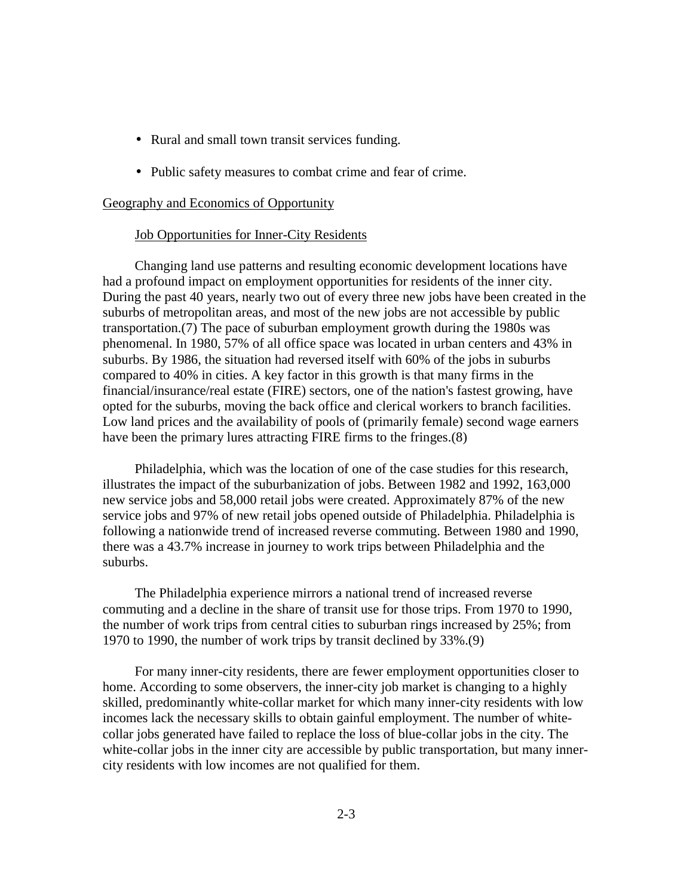- Rural and small town transit services funding.
- Public safety measures to combat crime and fear of crime.

## Geography and Economics of Opportunity

### Job Opportunities for Inner-City Residents

Changing land use patterns and resulting economic development locations have had a profound impact on employment opportunities for residents of the inner city. During the past 40 years, nearly two out of every three new jobs have been created in the suburbs of metropolitan areas, and most of the new jobs are not accessible by public transportation.(7) The pace of suburban employment growth during the 1980s was phenomenal. In 1980, 57% of all office space was located in urban centers and 43% in suburbs. By 1986, the situation had reversed itself with 60% of the jobs in suburbs compared to 40% in cities. A key factor in this growth is that many firms in the financial/insurance/real estate (FIRE) sectors, one of the nation's fastest growing, have opted for the suburbs, moving the back office and clerical workers to branch facilities. Low land prices and the availability of pools of (primarily female) second wage earners have been the primary lures attracting FIRE firms to the fringes.(8)

Philadelphia, which was the location of one of the case studies for this research, illustrates the impact of the suburbanization of jobs. Between 1982 and 1992, 163,000 new service jobs and 58,000 retail jobs were created. Approximately 87% of the new service jobs and 97% of new retail jobs opened outside of Philadelphia. Philadelphia is following a nationwide trend of increased reverse commuting. Between 1980 and 1990, there was a 43.7% increase in journey to work trips between Philadelphia and the suburbs.

The Philadelphia experience mirrors a national trend of increased reverse commuting and a decline in the share of transit use for those trips. From 1970 to 1990, the number of work trips from central cities to suburban rings increased by 25%; from 1970 to 1990, the number of work trips by transit declined by 33%.(9)

For many inner-city residents, there are fewer employment opportunities closer to home. According to some observers, the inner-city job market is changing to a highly skilled, predominantly white-collar market for which many inner-city residents with low incomes lack the necessary skills to obtain gainful employment. The number of white-collar jobs generated have failed to replace the loss of blue-collar jobs in the city. The white-collar jobs in the inner city are accessible by public transportation, but many inner-city residents with low incomes are not qualified for them.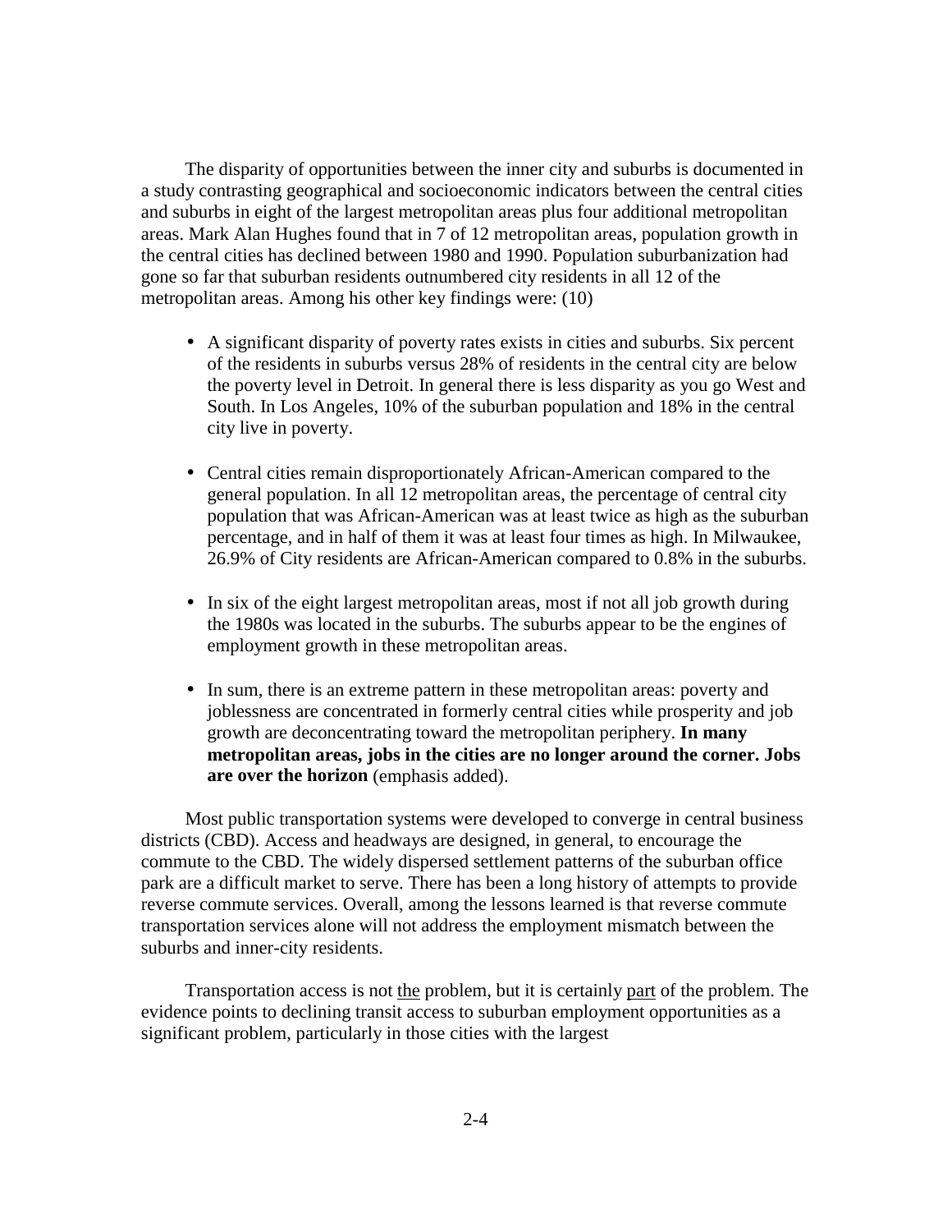The disparity of opportunities between the inner city and suburbs is documented in a study contrasting geographical and socioeconomic indicators between the central cities and suburbs in eight of the largest metropolitan areas plus four additional metropolitan areas. Mark Alan Hughes found that in 7 of 12 metropolitan areas, population growth in the central cities has declined between 1980 and 1990. Population suburbanization had gone so far that suburban residents outnumbered city residents in all 12 of the metropolitan areas. Among his other key findings were: (10)

- A significant disparity of poverty rates exists in cities and suburbs. Six percent of the residents in suburbs versus 28% of residents in the central city are below the poverty level in Detroit. In general there is less disparity as you go West and South. In Los Angeles, 10% of the suburban population and 18% in the central city live in poverty.
- Central cities remain disproportionately African-American compared to the general population. In all 12 metropolitan areas, the percentage of central city population that was African-American was at least twice as high as the suburban percentage, and in half of them it was at least four times as high. In Milwaukee, 26.9% of City residents are African-American compared to 0.8% in the suburbs.
- In six of the eight largest metropolitan areas, most if not all job growth during the 1980s was located in the suburbs. The suburbs appear to be the engines of employment growth in these metropolitan areas.
- In sum, there is an extreme pattern in these metropolitan areas: poverty and joblessness are concentrated in formerly central cities while prosperity and job growth are deconcentrating toward the metropolitan periphery. **In many metropolitan areas, jobs in the cities are no longer around the corner. Jobs are over the horizon** (emphasis added).

Most public transportation systems were developed to converge in central business districts (CBD). Access and headways are designed, in general, to encourage the commute to the CBD. The widely dispersed settlement patterns of the suburban office park are a difficult market to serve. There has been a long history of attempts to provide reverse commute services. Overall, among the lessons learned is that reverse commute transportation services alone will not address the employment mismatch between the suburbs and inner-city residents.

Transportation access is not <u>the</u> problem, but it is certainly <u>part</u> of the problem. The evidence points to declining transit access to suburban employment opportunities as a significant problem, particularly in those cities with the largest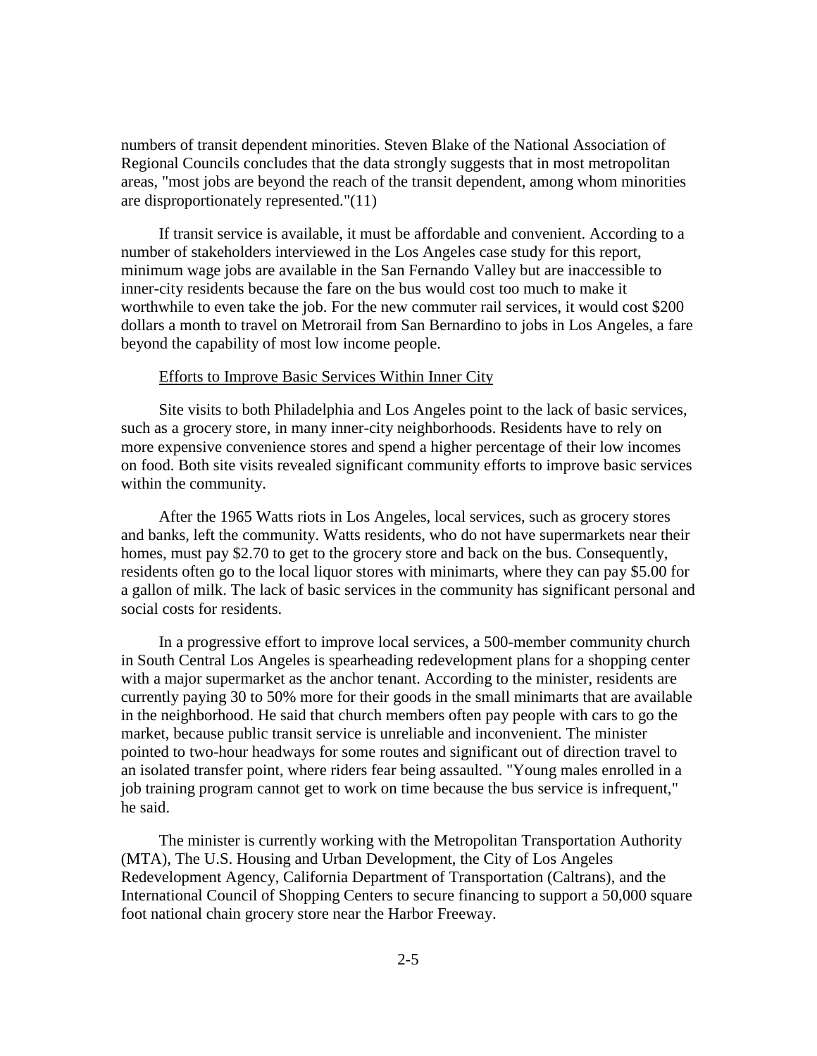numbers of transit dependent minorities. Steven Blake of the National Association of Regional Councils concludes that the data strongly suggests that in most metropolitan areas, "most jobs are beyond the reach of the transit dependent, among whom minorities are disproportionately represented."(11)

If transit service is available, it must be affordable and convenient. According to a number of stakeholders interviewed in the Los Angeles case study for this report, minimum wage jobs are available in the San Fernando Valley but are inaccessible to inner-city residents because the fare on the bus would cost too much to make it worthwhile to even take the job. For the new commuter rail services, it would cost $200 dollars a month to travel on Metrorail from San Bernardino to jobs in Los Angeles, a fare beyond the capability of most low income people.

<u>Efforts to Improve Basic Services Within Inner City</u>

Site visits to both Philadelphia and Los Angeles point to the lack of basic services, such as a grocery store, in many inner-city neighborhoods. Residents have to rely on more expensive convenience stores and spend a higher percentage of their low incomes on food. Both site visits revealed significant community efforts to improve basic services within the community.

After the 1965 Watts riots in Los Angeles, local services, such as grocery stores and banks, left the community. Watts residents, who do not have supermarkets near their homes, must pay $2.70 to get to the grocery store and back on the bus. Consequently, residents often go to the local liquor stores with minimarts, where they can pay $5.00 for a gallon of milk. The lack of basic services in the community has significant personal and social costs for residents.

In a progressive effort to improve local services, a 500-member community church in South Central Los Angeles is spearheading redevelopment plans for a shopping center with a major supermarket as the anchor tenant. According to the minister, residents are currently paying 30 to 50% more for their goods in the small minimarts that are available in the neighborhood. He said that church members often pay people with cars to go the market, because public transit service is unreliable and inconvenient. The minister pointed to two-hour headways for some routes and significant out of direction travel to an isolated transfer point, where riders fear being assaulted. "Young males enrolled in a job training program cannot get to work on time because the bus service is infrequent," he said.

The minister is currently working with the Metropolitan Transportation Authority (MTA), The U.S. Housing and Urban Development, the City of Los Angeles Redevelopment Agency, California Department of Transportation (Caltrans), and the International Council of Shopping Centers to secure financing to support a 50,000 square foot national chain grocery store near the Harbor Freeway.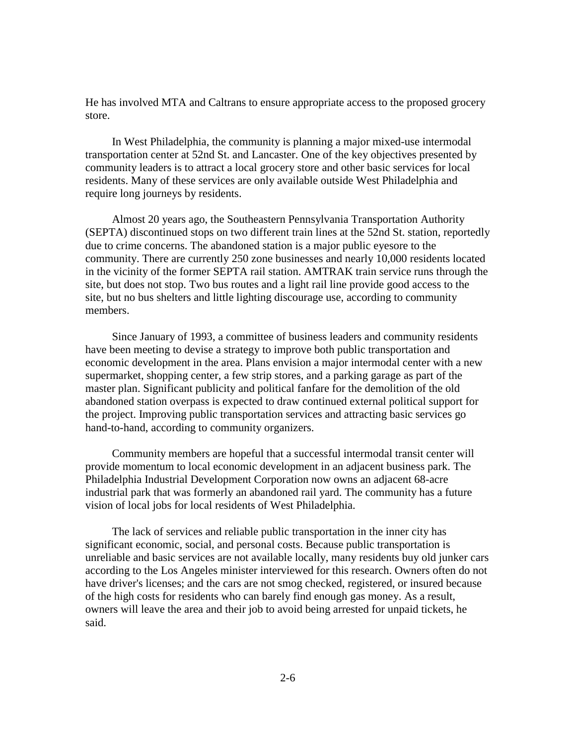He has involved MTA and Caltrans to ensure appropriate access to the proposed grocery store.

In West Philadelphia, the community is planning a major mixed-use intermodal transportation center at 52nd St. and Lancaster. One of the key objectives presented by community leaders is to attract a local grocery store and other basic services for local residents. Many of these services are only available outside West Philadelphia and require long journeys by residents.

Almost 20 years ago, the Southeastern Pennsylvania Transportation Authority (SEPTA) discontinued stops on two different train lines at the 52nd St. station, reportedly due to crime concerns. The abandoned station is a major public eyesore to the community. There are currently 250 zone businesses and nearly 10,000 residents located in the vicinity of the former SEPTA rail station. AMTRAK train service runs through the site, but does not stop. Two bus routes and a light rail line provide good access to the site, but no bus shelters and little lighting discourage use, according to community members.

Since January of 1993, a committee of business leaders and community residents have been meeting to devise a strategy to improve both public transportation and economic development in the area. Plans envision a major intermodal center with a new supermarket, shopping center, a few strip stores, and a parking garage as part of the master plan. Significant publicity and political fanfare for the demolition of the old abandoned station overpass is expected to draw continued external political support for the project. Improving public transportation services and attracting basic services go hand-to-hand, according to community organizers.

Community members are hopeful that a successful intermodal transit center will provide momentum to local economic development in an adjacent business park. The Philadelphia Industrial Development Corporation now owns an adjacent 68-acre industrial park that was formerly an abandoned rail yard. The community has a future vision of local jobs for local residents of West Philadelphia.

The lack of services and reliable public transportation in the inner city has significant economic, social, and personal costs. Because public transportation is unreliable and basic services are not available locally, many residents buy old junker cars according to the Los Angeles minister interviewed for this research. Owners often do not have driver's licenses; and the cars are not smog checked, registered, or insured because of the high costs for residents who can barely find enough gas money. As a result, owners will leave the area and their job to avoid being arrested for unpaid tickets, he said.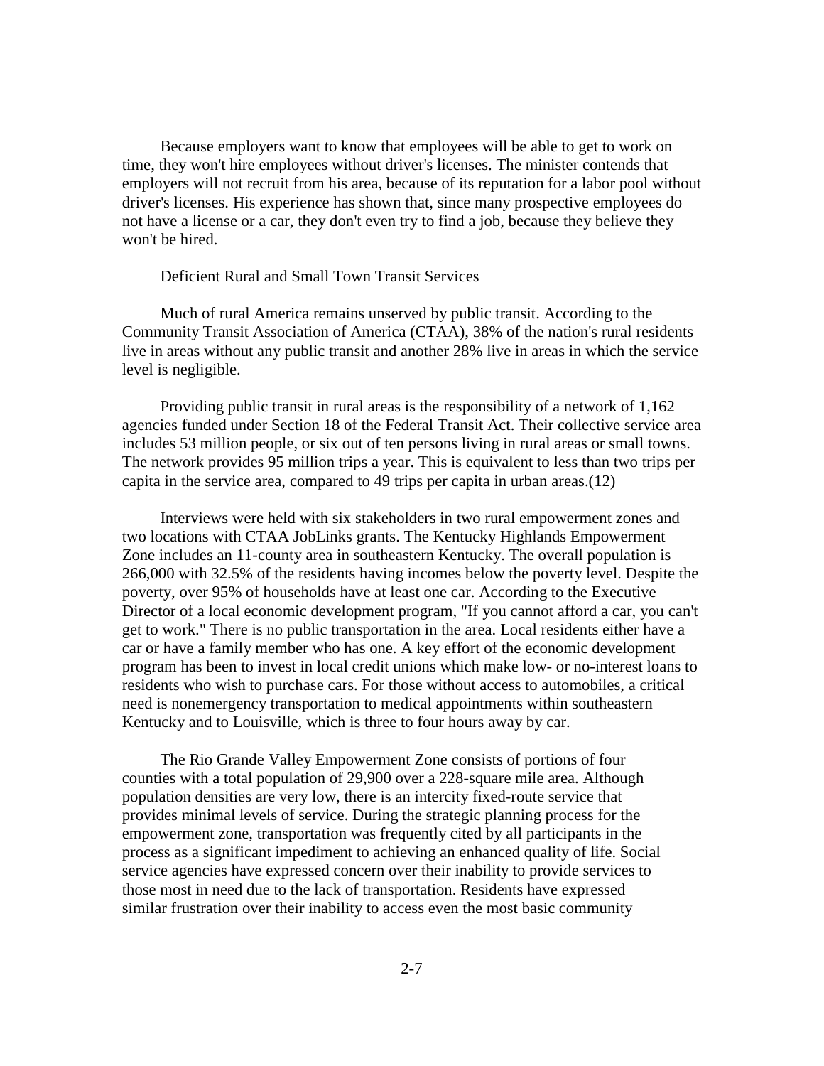Because employers want to know that employees will be able to get to work on time, they won't hire employees without driver's licenses. The minister contends that employers will not recruit from his area, because of its reputation for a labor pool without driver's licenses. His experience has shown that, since many prospective employees do not have a license or a car, they don't even try to find a job, because they believe they won't be hired.

<u>Deficient Rural and Small Town Transit Services</u>

Much of rural America remains unserved by public transit. According to the Community Transit Association of America (CTAA), 38% of the nation's rural residents live in areas without any public transit and another 28% live in areas in which the service level is negligible.

Providing public transit in rural areas is the responsibility of a network of 1,162 agencies funded under Section 18 of the Federal Transit Act. Their collective service area includes 53 million people, or six out of ten persons living in rural areas or small towns. The network provides 95 million trips a year. This is equivalent to less than two trips per capita in the service area, compared to 49 trips per capita in urban areas.(12)

Interviews were held with six stakeholders in two rural empowerment zones and two locations with CTAA JobLinks grants. The Kentucky Highlands Empowerment Zone includes an 11-county area in southeastern Kentucky. The overall population is 266,000 with 32.5% of the residents having incomes below the poverty level. Despite the poverty, over 95% of households have at least one car. According to the Executive Director of a local economic development program, "If you cannot afford a car, you can't get to work." There is no public transportation in the area. Local residents either have a car or have a family member who has one. A key effort of the economic development program has been to invest in local credit unions which make low- or no-interest loans to residents who wish to purchase cars. For those without access to automobiles, a critical need is nonemergency transportation to medical appointments within southeastern Kentucky and to Louisville, which is three to four hours away by car.

The Rio Grande Valley Empowerment Zone consists of portions of four counties with a total population of 29,900 over a 228-square mile area. Although population densities are very low, there is an intercity fixed-route service that provides minimal levels of service. During the strategic planning process for the empowerment zone, transportation was frequently cited by all participants in the process as a significant impediment to achieving an enhanced quality of life. Social service agencies have expressed concern over their inability to provide services to those most in need due to the lack of transportation. Residents have expressed similar frustration over their inability to access even the most basic community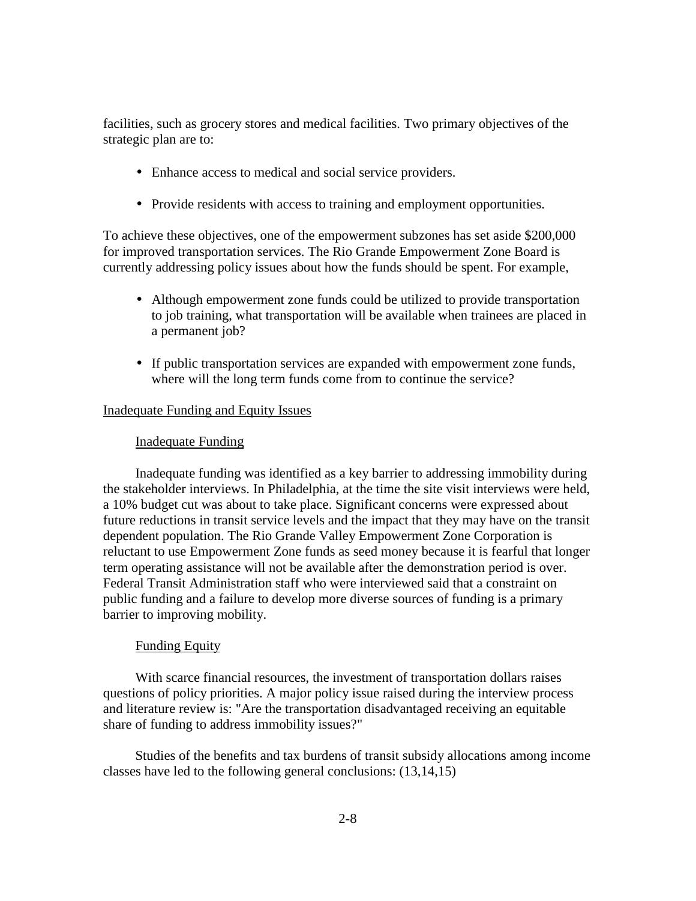facilities, such as grocery stores and medical facilities. Two primary objectives of the strategic plan are to:

- Enhance access to medical and social service providers.
- Provide residents with access to training and employment opportunities.

To achieve these objectives, one of the empowerment subzones has set aside $200,000 for improved transportation services. The Rio Grande Empowerment Zone Board is currently addressing policy issues about how the funds should be spent. For example,

- Although empowerment zone funds could be utilized to provide transportation to job training, what transportation will be available when trainees are placed in a permanent job?
- If public transportation services are expanded with empowerment zone funds, where will the long term funds come from to continue the service?

## Inadequate Funding and Equity Issues

### Inadequate Funding

Inadequate funding was identified as a key barrier to addressing immobility during the stakeholder interviews. In Philadelphia, at the time the site visit interviews were held, a 10% budget cut was about to take place. Significant concerns were expressed about future reductions in transit service levels and the impact that they may have on the transit dependent population. The Rio Grande Valley Empowerment Zone Corporation is reluctant to use Empowerment Zone funds as seed money because it is fearful that longer term operating assistance will not be available after the demonstration period is over. Federal Transit Administration staff who were interviewed said that a constraint on public funding and a failure to develop more diverse sources of funding is a primary barrier to improving mobility.

### Funding Equity

With scarce financial resources, the investment of transportation dollars raises questions of policy priorities. A major policy issue raised during the interview process and literature review is: "Are the transportation disadvantaged receiving an equitable share of funding to address immobility issues?"

Studies of the benefits and tax burdens of transit subsidy allocations among income classes have led to the following general conclusions: (13,14,15)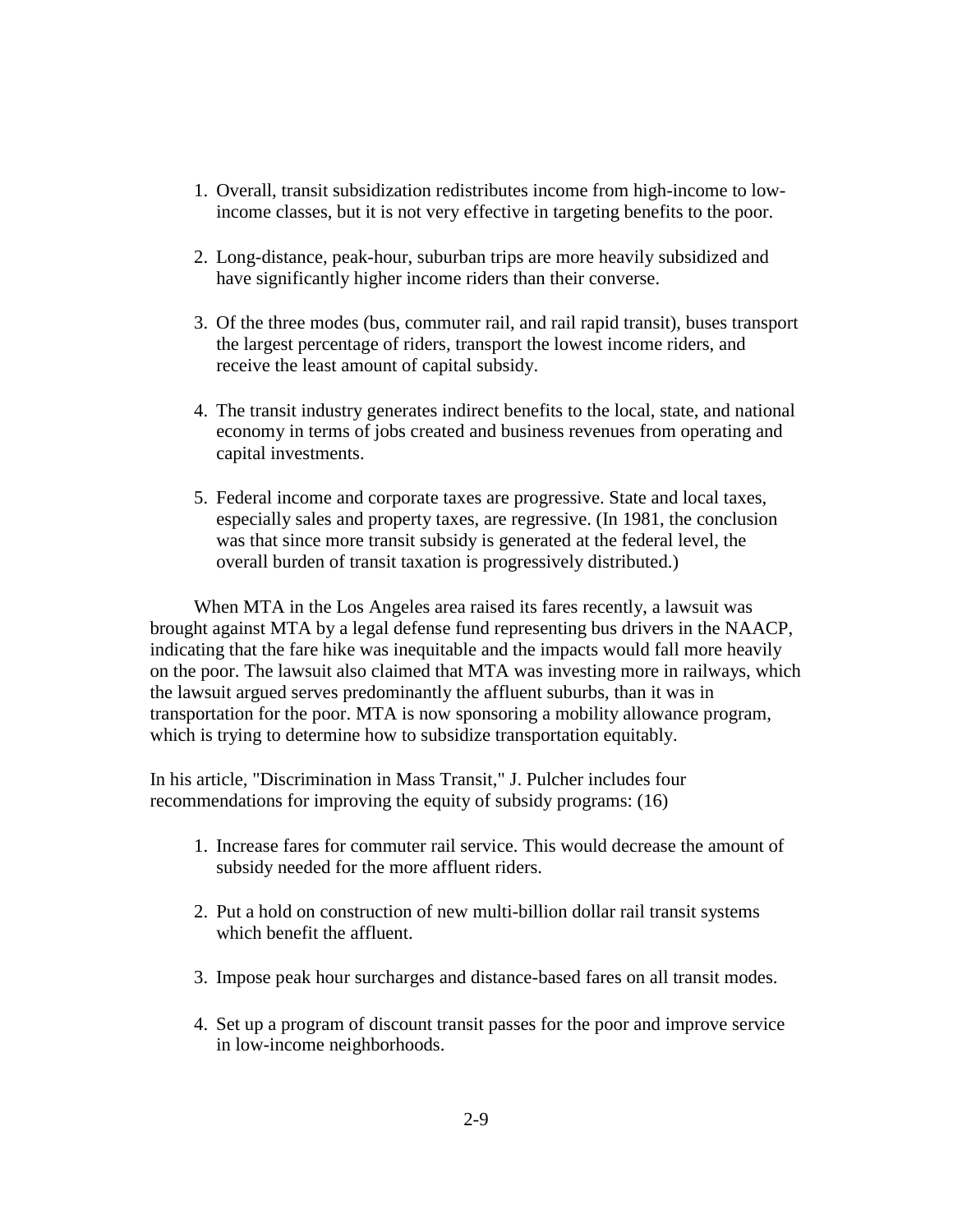1. Overall, transit subsidization redistributes income from high-income to low-income classes, but it is not very effective in targeting benefits to the poor.

2. Long-distance, peak-hour, suburban trips are more heavily subsidized and have significantly higher income riders than their converse.

3. Of the three modes (bus, commuter rail, and rail rapid transit), buses transport the largest percentage of riders, transport the lowest income riders, and receive the least amount of capital subsidy.

4. The transit industry generates indirect benefits to the local, state, and national economy in terms of jobs created and business revenues from operating and capital investments.

5. Federal income and corporate taxes are progressive. State and local taxes, especially sales and property taxes, are regressive. (In 1981, the conclusion was that since more transit subsidy is generated at the federal level, the overall burden of transit taxation is progressively distributed.)

When MTA in the Los Angeles area raised its fares recently, a lawsuit was brought against MTA by a legal defense fund representing bus drivers in the NAACP, indicating that the fare hike was inequitable and the impacts would fall more heavily on the poor. The lawsuit also claimed that MTA was investing more in railways, which the lawsuit argued serves predominantly the affluent suburbs, than it was in transportation for the poor. MTA is now sponsoring a mobility allowance program, which is trying to determine how to subsidize transportation equitably.

In his article, "Discrimination in Mass Transit," J. Pulcher includes four recommendations for improving the equity of subsidy programs: (16)

1. Increase fares for commuter rail service. This would decrease the amount of subsidy needed for the more affluent riders.

2. Put a hold on construction of new multi-billion dollar rail transit systems which benefit the affluent.

3. Impose peak hour surcharges and distance-based fares on all transit modes.

4. Set up a program of discount transit passes for the poor and improve service in low-income neighborhoods.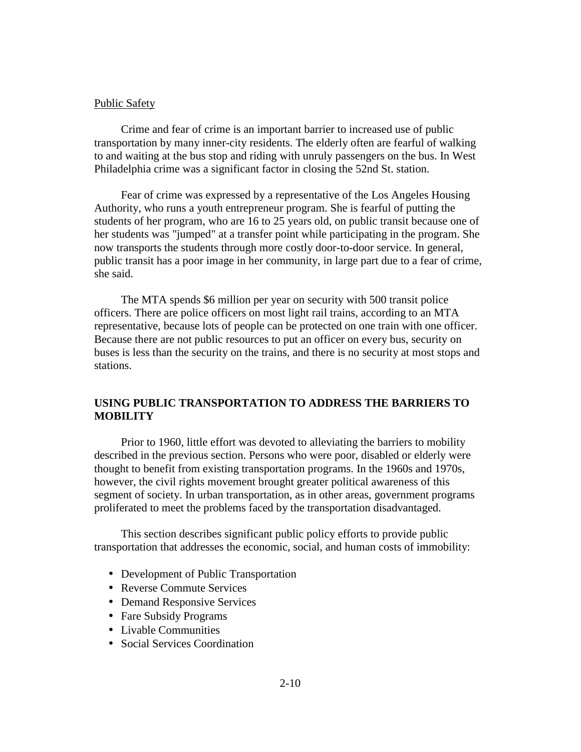Public Safety

Crime and fear of crime is an important barrier to increased use of public transportation by many inner-city residents. The elderly often are fearful of walking to and waiting at the bus stop and riding with unruly passengers on the bus. In West Philadelphia crime was a significant factor in closing the 52nd St. station.

Fear of crime was expressed by a representative of the Los Angeles Housing Authority, who runs a youth entrepreneur program. She is fearful of putting the students of her program, who are 16 to 25 years old, on public transit because one of her students was "jumped" at a transfer point while participating in the program. She now transports the students through more costly door-to-door service. In general, public transit has a poor image in her community, in large part due to a fear of crime, she said.

The MTA spends $6 million per year on security with 500 transit police officers. There are police officers on most light rail trains, according to an MTA representative, because lots of people can be protected on one train with one officer. Because there are not public resources to put an officer on every bus, security on buses is less than the security on the trains, and there is no security at most stops and stations.

## USING PUBLIC TRANSPORTATION TO ADDRESS THE BARRIERS TO MOBILITY

Prior to 1960, little effort was devoted to alleviating the barriers to mobility described in the previous section. Persons who were poor, disabled or elderly were thought to benefit from existing transportation programs. In the 1960s and 1970s, however, the civil rights movement brought greater political awareness of this segment of society. In urban transportation, as in other areas, government programs proliferated to meet the problems faced by the transportation disadvantaged.

This section describes significant public policy efforts to provide public transportation that addresses the economic, social, and human costs of immobility:

- Development of Public Transportation
- Reverse Commute Services
- Demand Responsive Services
- Fare Subsidy Programs
- Livable Communities
- Social Services Coordination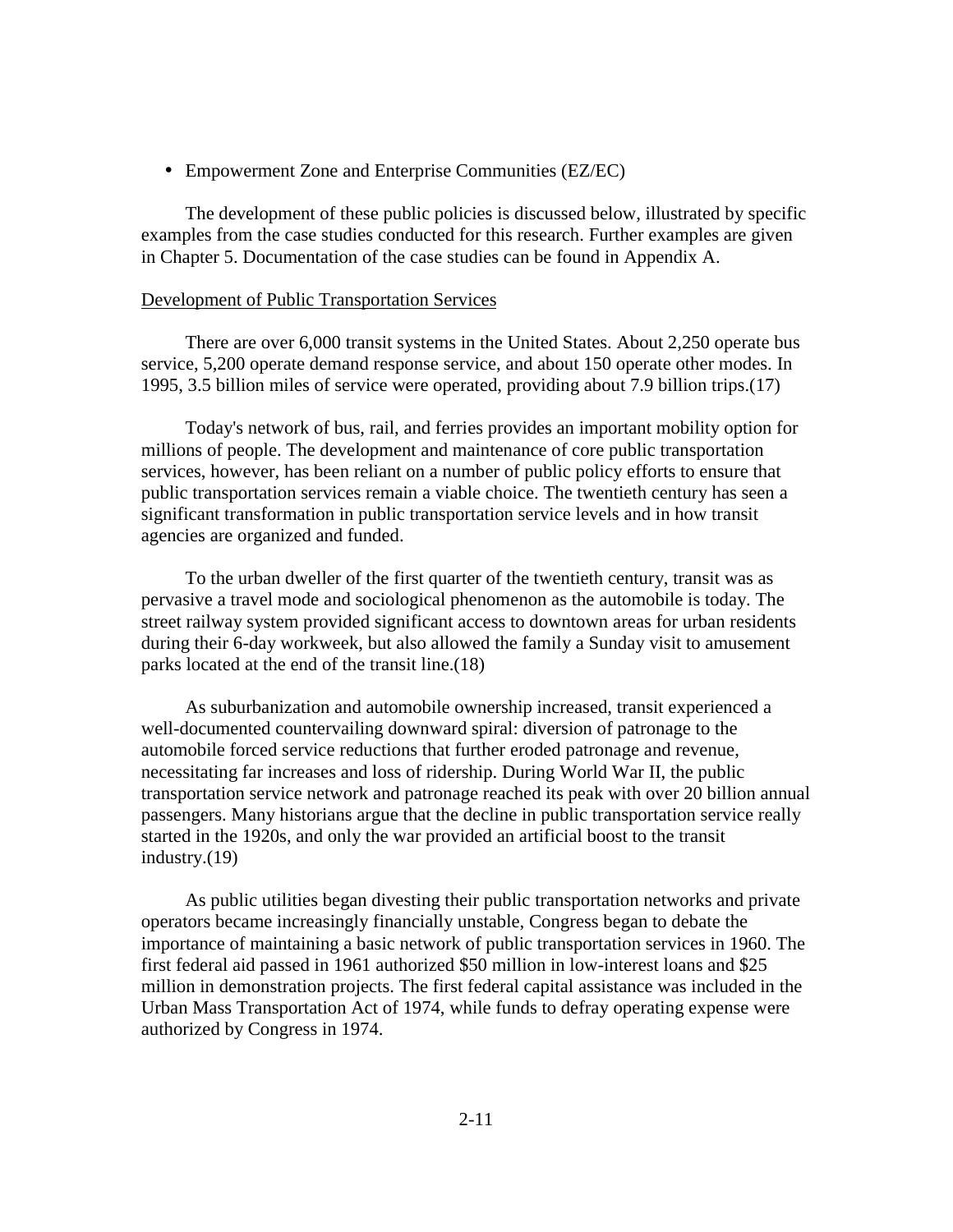- Empowerment Zone and Enterprise Communities (EZ/EC)

The development of these public policies is discussed below, illustrated by specific examples from the case studies conducted for this research. Further examples are given in Chapter 5. Documentation of the case studies can be found in Appendix A.

Development of Public Transportation Services

There are over 6,000 transit systems in the United States. About 2,250 operate bus service, 5,200 operate demand response service, and about 150 operate other modes. In 1995, 3.5 billion miles of service were operated, providing about 7.9 billion trips.(17)

Today's network of bus, rail, and ferries provides an important mobility option for millions of people. The development and maintenance of core public transportation services, however, has been reliant on a number of public policy efforts to ensure that public transportation services remain a viable choice. The twentieth century has seen a significant transformation in public transportation service levels and in how transit agencies are organized and funded.

To the urban dweller of the first quarter of the twentieth century, transit was as pervasive a travel mode and sociological phenomenon as the automobile is today. The street railway system provided significant access to downtown areas for urban residents during their 6-day workweek, but also allowed the family a Sunday visit to amusement parks located at the end of the transit line.(18)

As suburbanization and automobile ownership increased, transit experienced a well-documented countervailing downward spiral: diversion of patronage to the automobile forced service reductions that further eroded patronage and revenue, necessitating far increases and loss of ridership. During World War II, the public transportation service network and patronage reached its peak with over 20 billion annual passengers. Many historians argue that the decline in public transportation service really started in the 1920s, and only the war provided an artificial boost to the transit industry.(19)

As public utilities began divesting their public transportation networks and private operators became increasingly financially unstable, Congress began to debate the importance of maintaining a basic network of public transportation services in 1960. The first federal aid passed in 1961 authorized $50 million in low-interest loans and $25 million in demonstration projects. The first federal capital assistance was included in the Urban Mass Transportation Act of 1974, while funds to defray operating expense were authorized by Congress in 1974.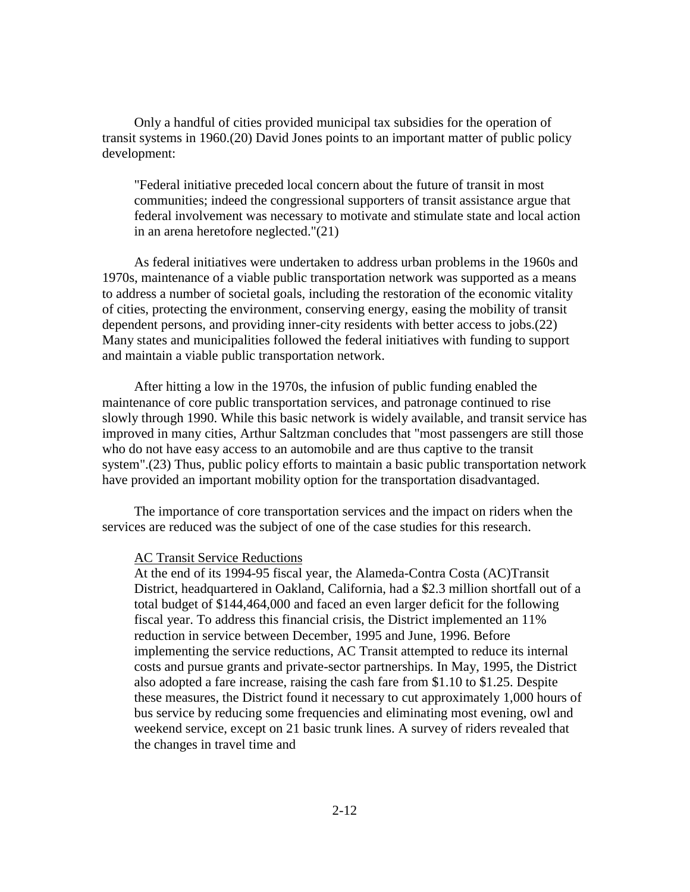Only a handful of cities provided municipal tax subsidies for the operation of transit systems in 1960.(20) David Jones points to an important matter of public policy development:

> "Federal initiative preceded local concern about the future of transit in most communities; indeed the congressional supporters of transit assistance argue that federal involvement was necessary to motivate and stimulate state and local action in an arena heretofore neglected."(21)

As federal initiatives were undertaken to address urban problems in the 1960s and 1970s, maintenance of a viable public transportation network was supported as a means to address a number of societal goals, including the restoration of the economic vitality of cities, protecting the environment, conserving energy, easing the mobility of transit dependent persons, and providing inner-city residents with better access to jobs.(22) Many states and municipalities followed the federal initiatives with funding to support and maintain a viable public transportation network.

After hitting a low in the 1970s, the infusion of public funding enabled the maintenance of core public transportation services, and patronage continued to rise slowly through 1990. While this basic network is widely available, and transit service has improved in many cities, Arthur Saltzman concludes that "most passengers are still those who do not have easy access to an automobile and are thus captive to the transit system".(23) Thus, public policy efforts to maintain a basic public transportation network have provided an important mobility option for the transportation disadvantaged.

The importance of core transportation services and the impact on riders when the services are reduced was the subject of one of the case studies for this research.

> <u>AC Transit Service Reductions</u>
>
> At the end of its 1994-95 fiscal year, the Alameda-Contra Costa (AC)Transit District, headquartered in Oakland, California, had a $2.3 million shortfall out of a total budget of $144,464,000 and faced an even larger deficit for the following fiscal year. To address this financial crisis, the District implemented an 11% reduction in service between December, 1995 and June, 1996. Before implementing the service reductions, AC Transit attempted to reduce its internal costs and pursue grants and private-sector partnerships. In May, 1995, the District also adopted a fare increase, raising the cash fare from $1.10 to $1.25. Despite these measures, the District found it necessary to cut approximately 1,000 hours of bus service by reducing some frequencies and eliminating most evening, owl and weekend service, except on 21 basic trunk lines. A survey of riders revealed that the changes in travel time and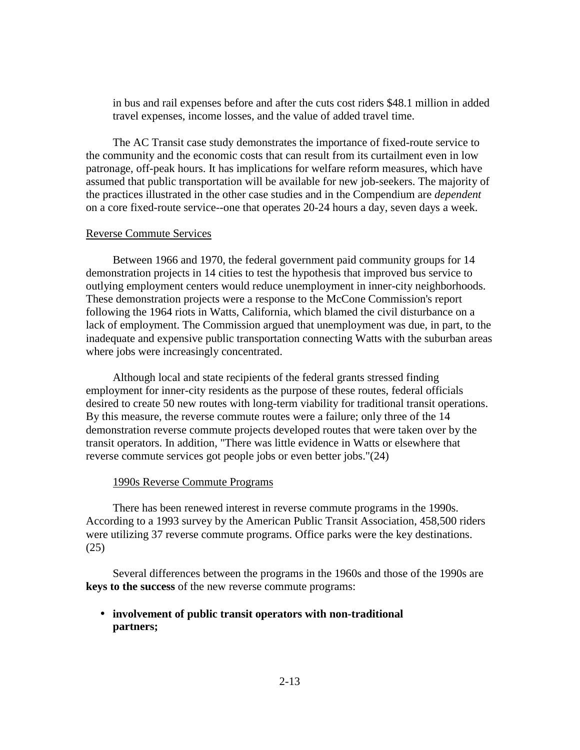in bus and rail expenses before and after the cuts cost riders $48.1 million in added travel expenses, income losses, and the value of added travel time.

The AC Transit case study demonstrates the importance of fixed-route service to the community and the economic costs that can result from its curtailment even in low patronage, off-peak hours. It has implications for welfare reform measures, which have assumed that public transportation will be available for new job-seekers. The majority of the practices illustrated in the other case studies and in the Compendium are *dependent* on a core fixed-route service--one that operates 20-24 hours a day, seven days a week.

## Reverse Commute Services

Between 1966 and 1970, the federal government paid community groups for 14 demonstration projects in 14 cities to test the hypothesis that improved bus service to outlying employment centers would reduce unemployment in inner-city neighborhoods. These demonstration projects were a response to the McCone Commission's report following the 1964 riots in Watts, California, which blamed the civil disturbance on a lack of employment. The Commission argued that unemployment was due, in part, to the inadequate and expensive public transportation connecting Watts with the suburban areas where jobs were increasingly concentrated.

Although local and state recipients of the federal grants stressed finding employment for inner-city residents as the purpose of these routes, federal officials desired to create 50 new routes with long-term viability for traditional transit operations. By this measure, the reverse commute routes were a failure; only three of the 14 demonstration reverse commute projects developed routes that were taken over by the transit operators. In addition, "There was little evidence in Watts or elsewhere that reverse commute services got people jobs or even better jobs."(24)

### 1990s Reverse Commute Programs

There has been renewed interest in reverse commute programs in the 1990s. According to a 1993 survey by the American Public Transit Association, 458,500 riders were utilizing 37 reverse commute programs. Office parks were the key destinations. (25)

Several differences between the programs in the 1960s and those of the 1990s are **keys to the success** of the new reverse commute programs:

- **involvement of public transit operators with non-traditional partners;**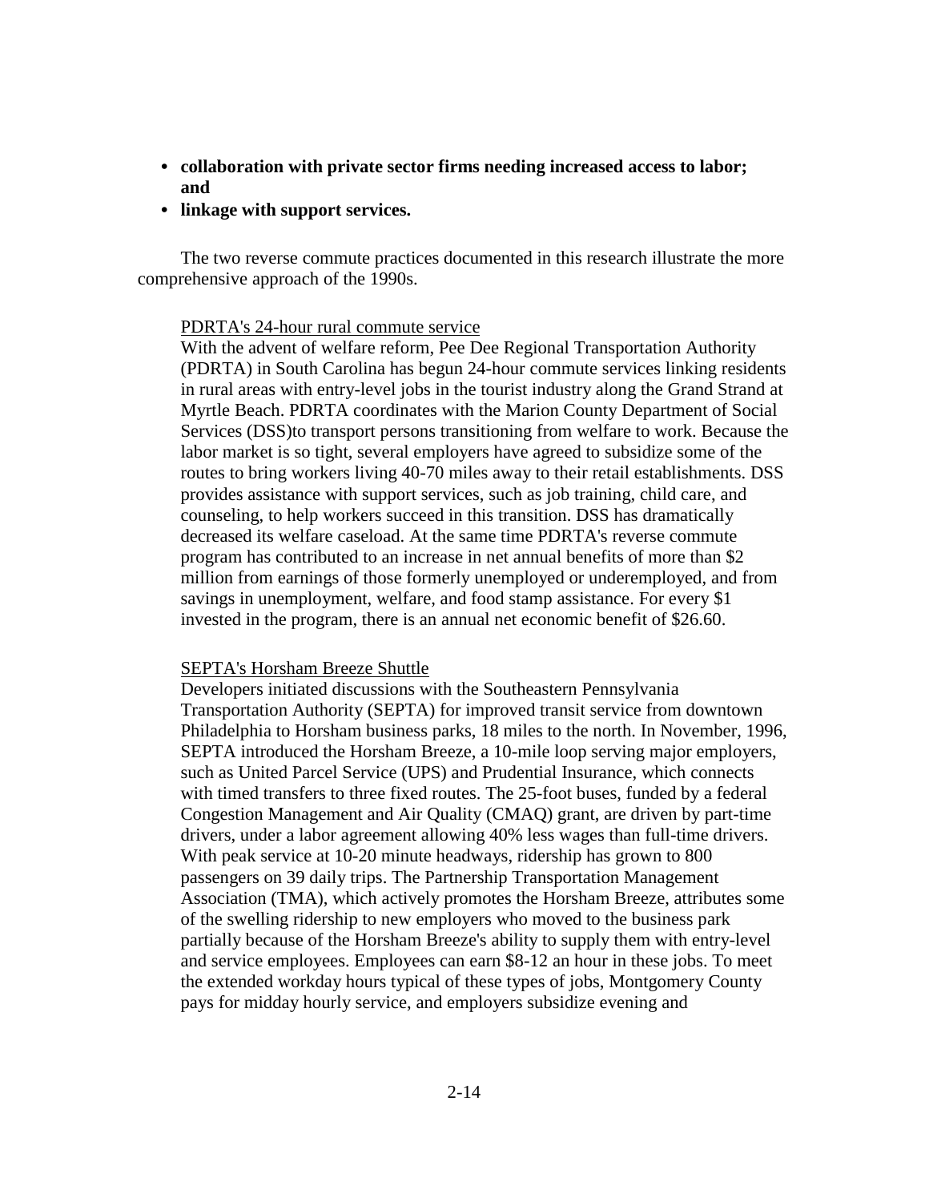- **collaboration with private sector firms needing increased access to labor; and**
- **linkage with support services.**

The two reverse commute practices documented in this research illustrate the more comprehensive approach of the 1990s.

PDRTA's 24-hour rural commute service

With the advent of welfare reform, Pee Dee Regional Transportation Authority (PDRTA) in South Carolina has begun 24-hour commute services linking residents in rural areas with entry-level jobs in the tourist industry along the Grand Strand at Myrtle Beach. PDRTA coordinates with the Marion County Department of Social Services (DSS)to transport persons transitioning from welfare to work. Because the labor market is so tight, several employers have agreed to subsidize some of the routes to bring workers living 40-70 miles away to their retail establishments. DSS provides assistance with support services, such as job training, child care, and counseling, to help workers succeed in this transition. DSS has dramatically decreased its welfare caseload. At the same time PDRTA's reverse commute program has contributed to an increase in net annual benefits of more than $2 million from earnings of those formerly unemployed or underemployed, and from savings in unemployment, welfare, and food stamp assistance. For every $1 invested in the program, there is an annual net economic benefit of $26.60.

SEPTA's Horsham Breeze Shuttle

Developers initiated discussions with the Southeastern Pennsylvania Transportation Authority (SEPTA) for improved transit service from downtown Philadelphia to Horsham business parks, 18 miles to the north. In November, 1996, SEPTA introduced the Horsham Breeze, a 10-mile loop serving major employers, such as United Parcel Service (UPS) and Prudential Insurance, which connects with timed transfers to three fixed routes. The 25-foot buses, funded by a federal Congestion Management and Air Quality (CMAQ) grant, are driven by part-time drivers, under a labor agreement allowing 40% less wages than full-time drivers. With peak service at 10-20 minute headways, ridership has grown to 800 passengers on 39 daily trips. The Partnership Transportation Management Association (TMA), which actively promotes the Horsham Breeze, attributes some of the swelling ridership to new employers who moved to the business park partially because of the Horsham Breeze's ability to supply them with entry-level and service employees. Employees can earn $8-12 an hour in these jobs. To meet the extended workday hours typical of these types of jobs, Montgomery County pays for midday hourly service, and employers subsidize evening and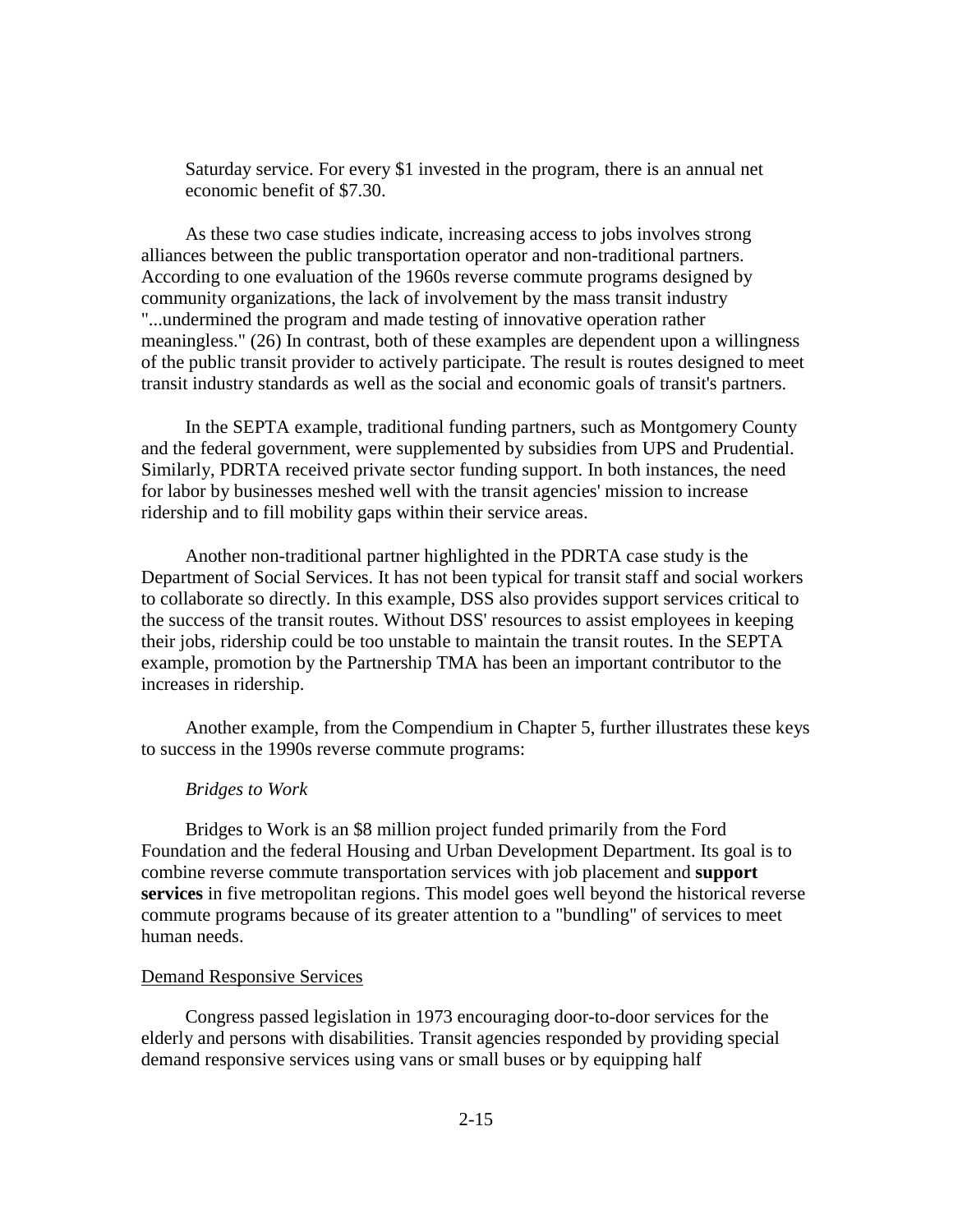Saturday service. For every $1 invested in the program, there is an annual net economic benefit of $7.30.

As these two case studies indicate, increasing access to jobs involves strong alliances between the public transportation operator and non-traditional partners. According to one evaluation of the 1960s reverse commute programs designed by community organizations, the lack of involvement by the mass transit industry "...undermined the program and made testing of innovative operation rather meaningless." (26) In contrast, both of these examples are dependent upon a willingness of the public transit provider to actively participate. The result is routes designed to meet transit industry standards as well as the social and economic goals of transit's partners.

In the SEPTA example, traditional funding partners, such as Montgomery County and the federal government, were supplemented by subsidies from UPS and Prudential. Similarly, PDRTA received private sector funding support. In both instances, the need for labor by businesses meshed well with the transit agencies' mission to increase ridership and to fill mobility gaps within their service areas.

Another non-traditional partner highlighted in the PDRTA case study is the Department of Social Services. It has not been typical for transit staff and social workers to collaborate so directly. In this example, DSS also provides support services critical to the success of the transit routes. Without DSS' resources to assist employees in keeping their jobs, ridership could be too unstable to maintain the transit routes. In the SEPTA example, promotion by the Partnership TMA has been an important contributor to the increases in ridership.

Another example, from the Compendium in Chapter 5, further illustrates these keys to success in the 1990s reverse commute programs:

*Bridges to Work*

Bridges to Work is an $8 million project funded primarily from the Ford Foundation and the federal Housing and Urban Development Department. Its goal is to combine reverse commute transportation services with job placement and **support services** in five metropolitan regions. This model goes well beyond the historical reverse commute programs because of its greater attention to a "bundling" of services to meet human needs.

Demand Responsive Services

Congress passed legislation in 1973 encouraging door-to-door services for the elderly and persons with disabilities. Transit agencies responded by providing special demand responsive services using vans or small buses or by equipping half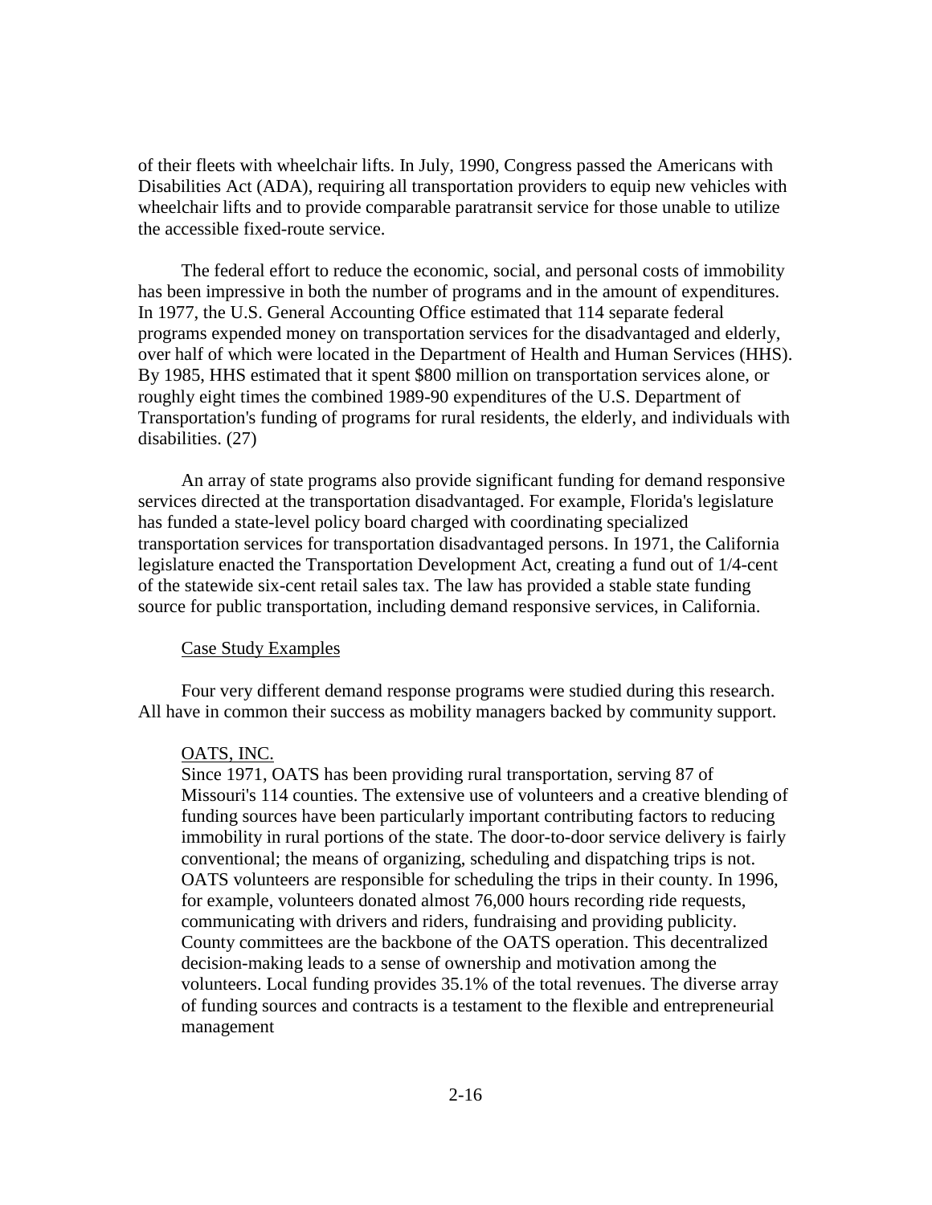of their fleets with wheelchair lifts. In July, 1990, Congress passed the Americans with Disabilities Act (ADA), requiring all transportation providers to equip new vehicles with wheelchair lifts and to provide comparable paratransit service for those unable to utilize the accessible fixed-route service.

The federal effort to reduce the economic, social, and personal costs of immobility has been impressive in both the number of programs and in the amount of expenditures. In 1977, the U.S. General Accounting Office estimated that 114 separate federal programs expended money on transportation services for the disadvantaged and elderly, over half of which were located in the Department of Health and Human Services (HHS). By 1985, HHS estimated that it spent $800 million on transportation services alone, or roughly eight times the combined 1989-90 expenditures of the U.S. Department of Transportation's funding of programs for rural residents, the elderly, and individuals with disabilities. (27)

An array of state programs also provide significant funding for demand responsive services directed at the transportation disadvantaged. For example, Florida's legislature has funded a state-level policy board charged with coordinating specialized transportation services for transportation disadvantaged persons. In 1971, the California legislature enacted the Transportation Development Act, creating a fund out of 1/4-cent of the statewide six-cent retail sales tax. The law has provided a stable state funding source for public transportation, including demand responsive services, in California.

## Case Study Examples

Four very different demand response programs were studied during this research. All have in common their success as mobility managers backed by community support.

### OATS, INC.

Since 1971, OATS has been providing rural transportation, serving 87 of Missouri's 114 counties. The extensive use of volunteers and a creative blending of funding sources have been particularly important contributing factors to reducing immobility in rural portions of the state. The door-to-door service delivery is fairly conventional; the means of organizing, scheduling and dispatching trips is not. OATS volunteers are responsible for scheduling the trips in their county. In 1996, for example, volunteers donated almost 76,000 hours recording ride requests, communicating with drivers and riders, fundraising and providing publicity. County committees are the backbone of the OATS operation. This decentralized decision-making leads to a sense of ownership and motivation among the volunteers. Local funding provides 35.1% of the total revenues. The diverse array of funding sources and contracts is a testament to the flexible and entrepreneurial management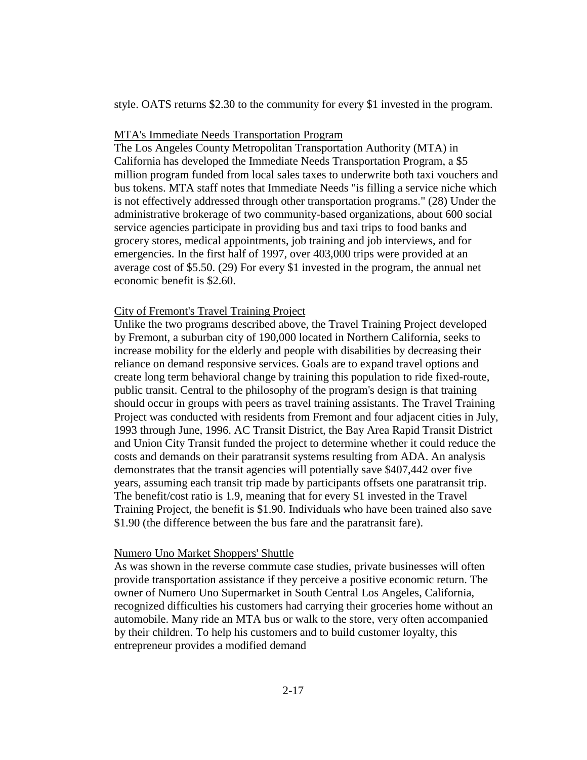style. OATS returns $2.30 to the community for every $1 invested in the program.

<u>MTA's Immediate Needs Transportation Program</u>

The Los Angeles County Metropolitan Transportation Authority (MTA) in California has developed the Immediate Needs Transportation Program, a $5 million program funded from local sales taxes to underwrite both taxi vouchers and bus tokens. MTA staff notes that Immediate Needs "is filling a service niche which is not effectively addressed through other transportation programs." (28) Under the administrative brokerage of two community-based organizations, about 600 social service agencies participate in providing bus and taxi trips to food banks and grocery stores, medical appointments, job training and job interviews, and for emergencies. In the first half of 1997, over 403,000 trips were provided at an average cost of $5.50. (29) For every $1 invested in the program, the annual net economic benefit is $2.60.

<u>City of Fremont's Travel Training Project</u>

Unlike the two programs described above, the Travel Training Project developed by Fremont, a suburban city of 190,000 located in Northern California, seeks to increase mobility for the elderly and people with disabilities by decreasing their reliance on demand responsive services. Goals are to expand travel options and create long term behavioral change by training this population to ride fixed-route, public transit. Central to the philosophy of the program's design is that training should occur in groups with peers as travel training assistants. The Travel Training Project was conducted with residents from Fremont and four adjacent cities in July, 1993 through June, 1996. AC Transit District, the Bay Area Rapid Transit District and Union City Transit funded the project to determine whether it could reduce the costs and demands on their paratransit systems resulting from ADA. An analysis demonstrates that the transit agencies will potentially save $407,442 over five years, assuming each transit trip made by participants offsets one paratransit trip. The benefit/cost ratio is 1.9, meaning that for every $1 invested in the Travel Training Project, the benefit is $1.90. Individuals who have been trained also save $1.90 (the difference between the bus fare and the paratransit fare).

<u>Numero Uno Market Shoppers' Shuttle</u>

As was shown in the reverse commute case studies, private businesses will often provide transportation assistance if they perceive a positive economic return. The owner of Numero Uno Supermarket in South Central Los Angeles, California, recognized difficulties his customers had carrying their groceries home without an automobile. Many ride an MTA bus or walk to the store, very often accompanied by their children. To help his customers and to build customer loyalty, this entrepreneur provides a modified demand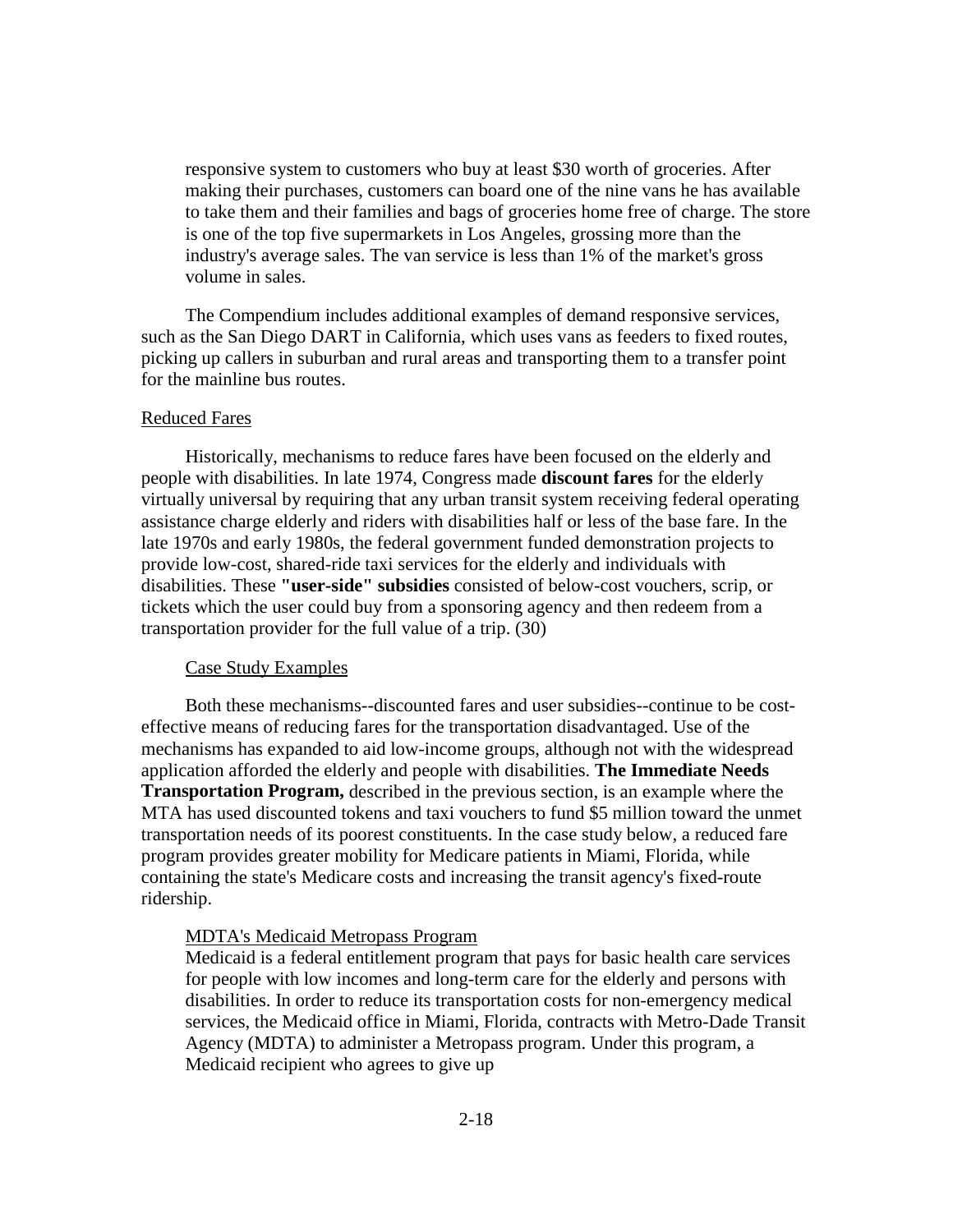responsive system to customers who buy at least $30 worth of groceries. After making their purchases, customers can board one of the nine vans he has available to take them and their families and bags of groceries home free of charge. The store is one of the top five supermarkets in Los Angeles, grossing more than the industry's average sales. The van service is less than 1% of the market's gross volume in sales.

The Compendium includes additional examples of demand responsive services, such as the San Diego DART in California, which uses vans as feeders to fixed routes, picking up callers in suburban and rural areas and transporting them to a transfer point for the mainline bus routes.

Reduced Fares

Historically, mechanisms to reduce fares have been focused on the elderly and people with disabilities. In late 1974, Congress made **discount fares** for the elderly virtually universal by requiring that any urban transit system receiving federal operating assistance charge elderly and riders with disabilities half or less of the base fare. In the late 1970s and early 1980s, the federal government funded demonstration projects to provide low-cost, shared-ride taxi services for the elderly and individuals with disabilities. These **"user-side" subsidies** consisted of below-cost vouchers, scrip, or tickets which the user could buy from a sponsoring agency and then redeem from a transportation provider for the full value of a trip. (30)

Case Study Examples

Both these mechanisms--discounted fares and user subsidies--continue to be cost-effective means of reducing fares for the transportation disadvantaged. Use of the mechanisms has expanded to aid low-income groups, although not with the widespread application afforded the elderly and people with disabilities. **The Immediate Needs Transportation Program,** described in the previous section, is an example where the MTA has used discounted tokens and taxi vouchers to fund $5 million toward the unmet transportation needs of its poorest constituents. In the case study below, a reduced fare program provides greater mobility for Medicare patients in Miami, Florida, while containing the state's Medicare costs and increasing the transit agency's fixed-route ridership.

MDTA's Medicaid Metropass Program

Medicaid is a federal entitlement program that pays for basic health care services for people with low incomes and long-term care for the elderly and persons with disabilities. In order to reduce its transportation costs for non-emergency medical services, the Medicaid office in Miami, Florida, contracts with Metro-Dade Transit Agency (MDTA) to administer a Metropass program. Under this program, a Medicaid recipient who agrees to give up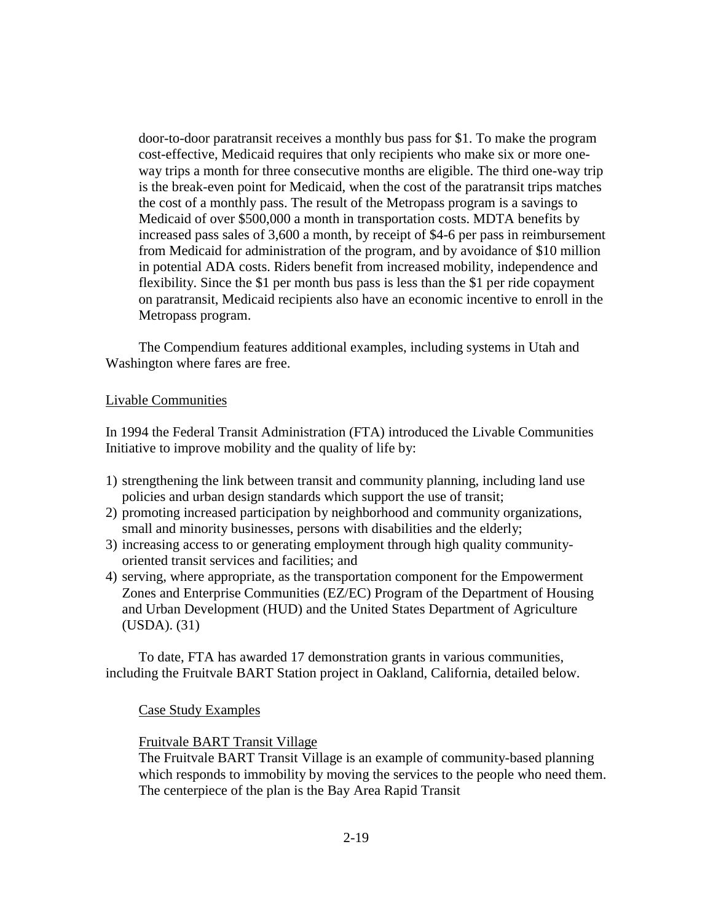door-to-door paratransit receives a monthly bus pass for $1. To make the program cost-effective, Medicaid requires that only recipients who make six or more one-way trips a month for three consecutive months are eligible. The third one-way trip is the break-even point for Medicaid, when the cost of the paratransit trips matches the cost of a monthly pass. The result of the Metropass program is a savings to Medicaid of over $500,000 a month in transportation costs. MDTA benefits by increased pass sales of 3,600 a month, by receipt of $4-6 per pass in reimbursement from Medicaid for administration of the program, and by avoidance of $10 million in potential ADA costs. Riders benefit from increased mobility, independence and flexibility. Since the $1 per month bus pass is less than the $1 per ride copayment on paratransit, Medicaid recipients also have an economic incentive to enroll in the Metropass program.

The Compendium features additional examples, including systems in Utah and Washington where fares are free.

<u>Livable Communities</u>

In 1994 the Federal Transit Administration (FTA) introduced the Livable Communities Initiative to improve mobility and the quality of life by:

1) strengthening the link between transit and community planning, including land use policies and urban design standards which support the use of transit;
2) promoting increased participation by neighborhood and community organizations, small and minority businesses, persons with disabilities and the elderly;
3) increasing access to or generating employment through high quality community-oriented transit services and facilities; and
4) serving, where appropriate, as the transportation component for the Empowerment Zones and Enterprise Communities (EZ/EC) Program of the Department of Housing and Urban Development (HUD) and the United States Department of Agriculture (USDA). (31)

To date, FTA has awarded 17 demonstration grants in various communities, including the Fruitvale BART Station project in Oakland, California, detailed below.

<u>Case Study Examples</u>

<u>Fruitvale BART Transit Village</u>

The Fruitvale BART Transit Village is an example of community-based planning which responds to immobility by moving the services to the people who need them. The centerpiece of the plan is the Bay Area Rapid Transit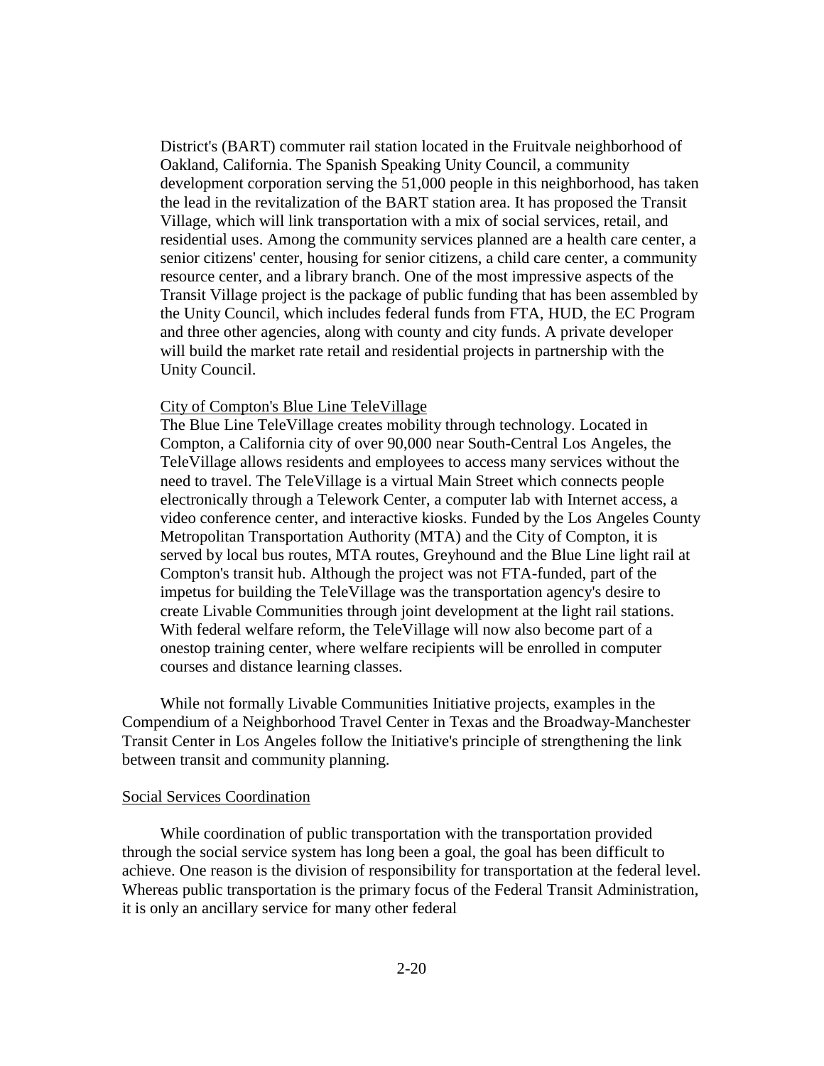District's (BART) commuter rail station located in the Fruitvale neighborhood of Oakland, California. The Spanish Speaking Unity Council, a community development corporation serving the 51,000 people in this neighborhood, has taken the lead in the revitalization of the BART station area. It has proposed the Transit Village, which will link transportation with a mix of social services, retail, and residential uses. Among the community services planned are a health care center, a senior citizens' center, housing for senior citizens, a child care center, a community resource center, and a library branch. One of the most impressive aspects of the Transit Village project is the package of public funding that has been assembled by the Unity Council, which includes federal funds from FTA, HUD, the EC Program and three other agencies, along with county and city funds. A private developer will build the market rate retail and residential projects in partnership with the Unity Council.

City of Compton's Blue Line TeleVillage

The Blue Line TeleVillage creates mobility through technology. Located in Compton, a California city of over 90,000 near South-Central Los Angeles, the TeleVillage allows residents and employees to access many services without the need to travel. The TeleVillage is a virtual Main Street which connects people electronically through a Telework Center, a computer lab with Internet access, a video conference center, and interactive kiosks. Funded by the Los Angeles County Metropolitan Transportation Authority (MTA) and the City of Compton, it is served by local bus routes, MTA routes, Greyhound and the Blue Line light rail at Compton's transit hub. Although the project was not FTA-funded, part of the impetus for building the TeleVillage was the transportation agency's desire to create Livable Communities through joint development at the light rail stations. With federal welfare reform, the TeleVillage will now also become part of a onestop training center, where welfare recipients will be enrolled in computer courses and distance learning classes.

While not formally Livable Communities Initiative projects, examples in the Compendium of a Neighborhood Travel Center in Texas and the Broadway-Manchester Transit Center in Los Angeles follow the Initiative's principle of strengthening the link between transit and community planning.

Social Services Coordination

While coordination of public transportation with the transportation provided through the social service system has long been a goal, the goal has been difficult to achieve. One reason is the division of responsibility for transportation at the federal level. Whereas public transportation is the primary focus of the Federal Transit Administration, it is only an ancillary service for many other federal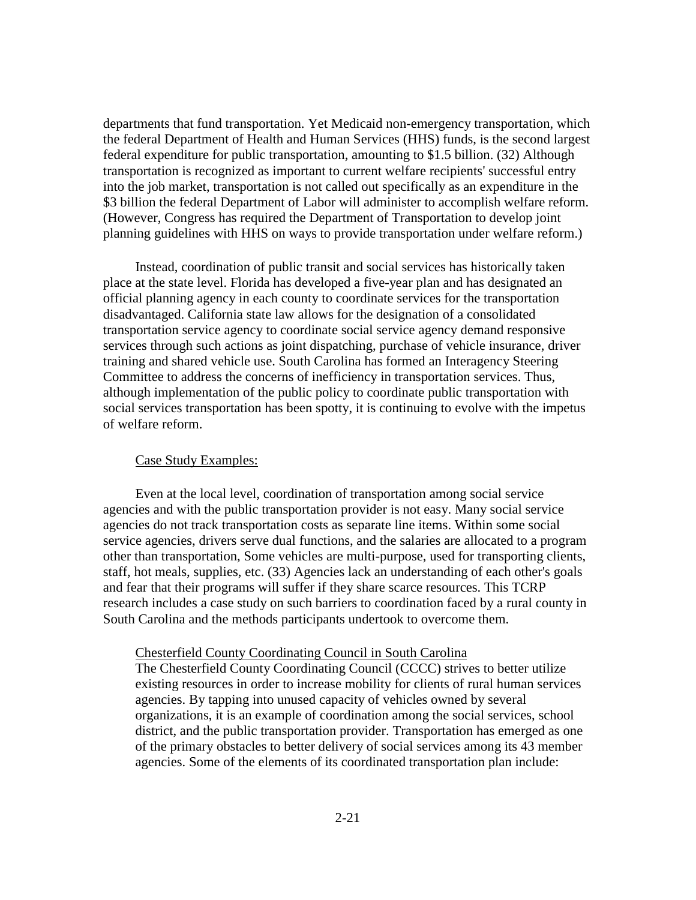departments that fund transportation. Yet Medicaid non-emergency transportation, which the federal Department of Health and Human Services (HHS) funds, is the second largest federal expenditure for public transportation, amounting to $1.5 billion. (32) Although transportation is recognized as important to current welfare recipients' successful entry into the job market, transportation is not called out specifically as an expenditure in the $3 billion the federal Department of Labor will administer to accomplish welfare reform. (However, Congress has required the Department of Transportation to develop joint planning guidelines with HHS on ways to provide transportation under welfare reform.)

Instead, coordination of public transit and social services has historically taken place at the state level. Florida has developed a five-year plan and has designated an official planning agency in each county to coordinate services for the transportation disadvantaged. California state law allows for the designation of a consolidated transportation service agency to coordinate social service agency demand responsive services through such actions as joint dispatching, purchase of vehicle insurance, driver training and shared vehicle use. South Carolina has formed an Interagency Steering Committee to address the concerns of inefficiency in transportation services. Thus, although implementation of the public policy to coordinate public transportation with social services transportation has been spotty, it is continuing to evolve with the impetus of welfare reform.

Case Study Examples:

Even at the local level, coordination of transportation among social service agencies and with the public transportation provider is not easy. Many social service agencies do not track transportation costs as separate line items. Within some social service agencies, drivers serve dual functions, and the salaries are allocated to a program other than transportation, Some vehicles are multi-purpose, used for transporting clients, staff, hot meals, supplies, etc. (33) Agencies lack an understanding of each other's goals and fear that their programs will suffer if they share scarce resources. This TCRP research includes a case study on such barriers to coordination faced by a rural county in South Carolina and the methods participants undertook to overcome them.

Chesterfield County Coordinating Council in South Carolina

The Chesterfield County Coordinating Council (CCCC) strives to better utilize existing resources in order to increase mobility for clients of rural human services agencies. By tapping into unused capacity of vehicles owned by several organizations, it is an example of coordination among the social services, school district, and the public transportation provider. Transportation has emerged as one of the primary obstacles to better delivery of social services among its 43 member agencies. Some of the elements of its coordinated transportation plan include: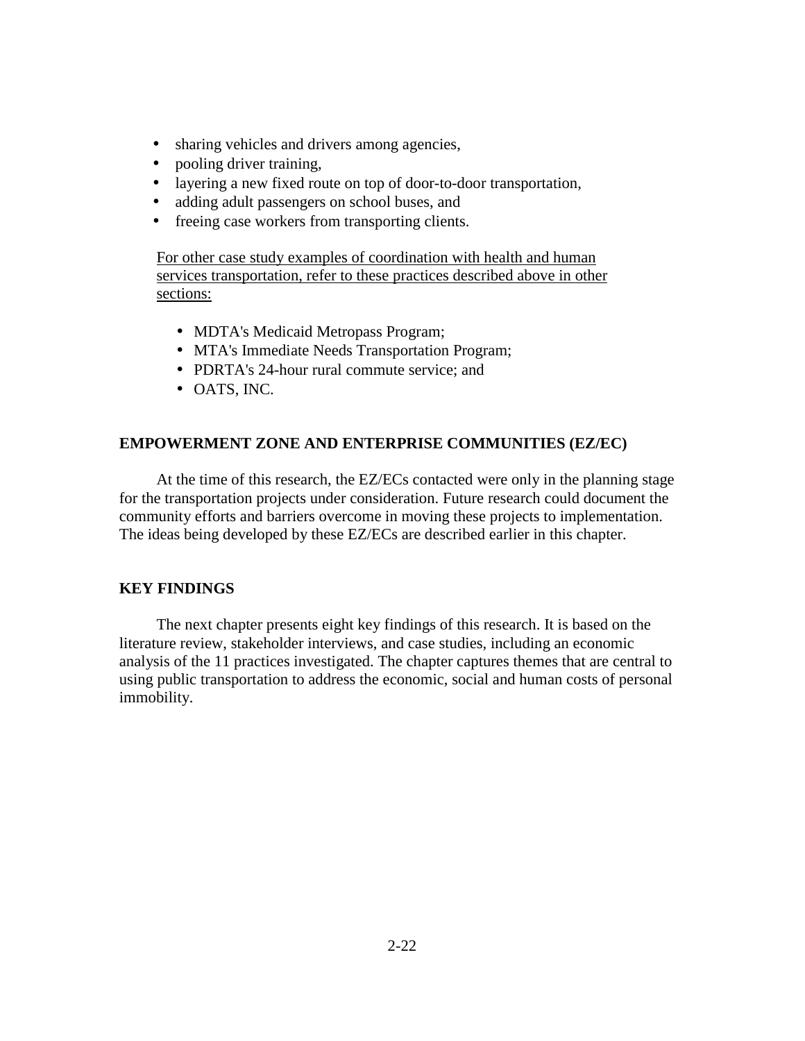- sharing vehicles and drivers among agencies,
- pooling driver training,
- layering a new fixed route on top of door-to-door transportation,
- adding adult passengers on school buses, and
- freeing case workers from transporting clients.

<u>For other case study examples of coordination with health and human services transportation, refer to these practices described above in other sections:</u>

- MDTA's Medicaid Metropass Program;
- MTA's Immediate Needs Transportation Program;
- PDRTA's 24-hour rural commute service; and
- OATS, INC.

## EMPOWERMENT ZONE AND ENTERPRISE COMMUNITIES (EZ/EC)

At the time of this research, the EZ/ECs contacted were only in the planning stage for the transportation projects under consideration. Future research could document the community efforts and barriers overcome in moving these projects to implementation. The ideas being developed by these EZ/ECs are described earlier in this chapter.

## KEY FINDINGS

The next chapter presents eight key findings of this research. It is based on the literature review, stakeholder interviews, and case studies, including an economic analysis of the 11 practices investigated. The chapter captures themes that are central to using public transportation to address the economic, social and human costs of personal immobility.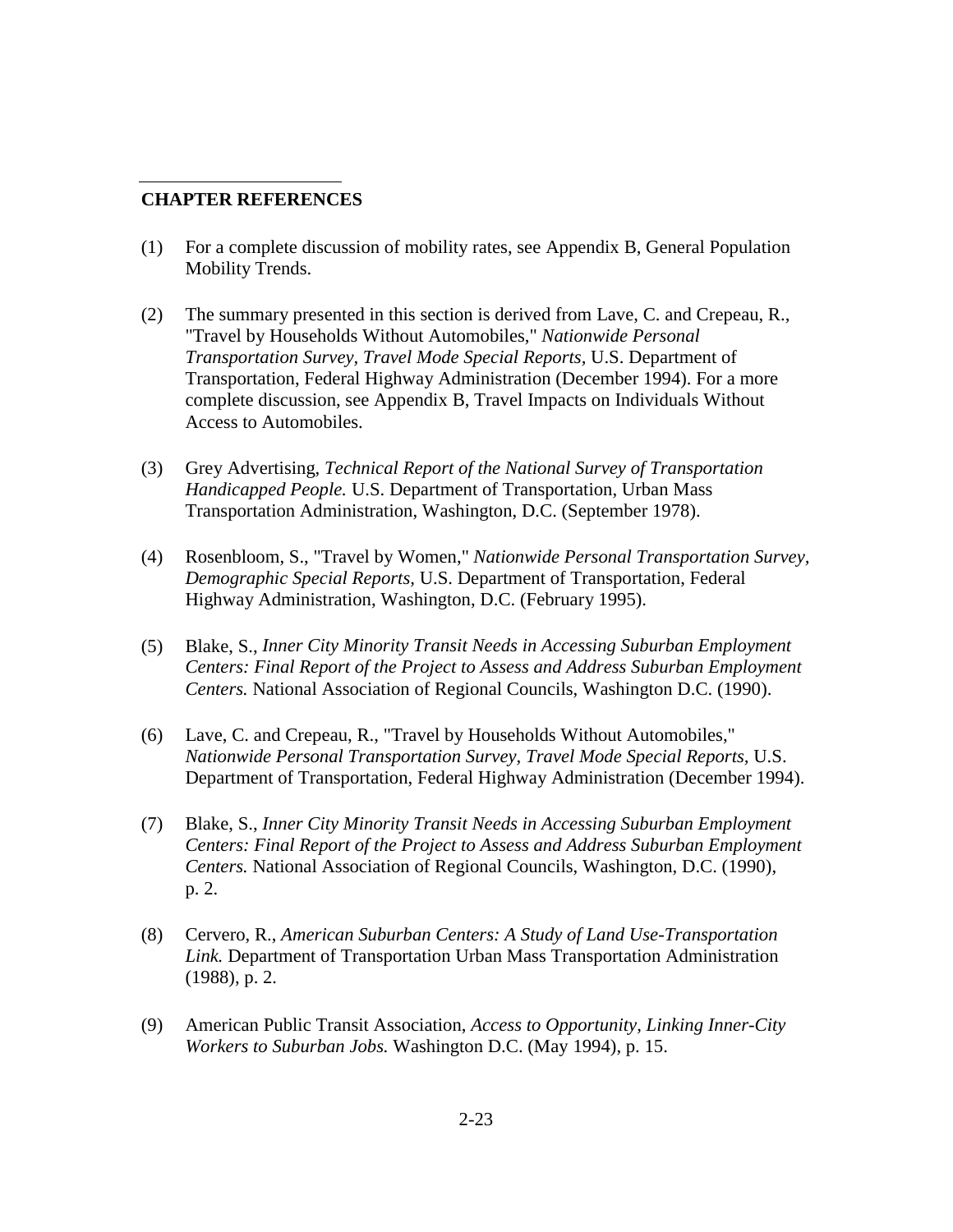## CHAPTER REFERENCES

(1) For a complete discussion of mobility rates, see Appendix B, General Population Mobility Trends.

(2) The summary presented in this section is derived from Lave, C. and Crepeau, R., "Travel by Households Without Automobiles," *Nationwide Personal Transportation Survey, Travel Mode Special Reports,* U.S. Department of Transportation, Federal Highway Administration (December 1994). For a more complete discussion, see Appendix B, Travel Impacts on Individuals Without Access to Automobiles.

(3) Grey Advertising, *Technical Report of the National Survey of Transportation Handicapped People.* U.S. Department of Transportation, Urban Mass Transportation Administration, Washington, D.C. (September 1978).

(4) Rosenbloom, S., "Travel by Women," *Nationwide Personal Transportation Survey, Demographic Special Reports,* U.S. Department of Transportation, Federal Highway Administration, Washington, D.C. (February 1995).

(5) Blake, S., *Inner City Minority Transit Needs in Accessing Suburban Employment Centers: Final Report of the Project to Assess and Address Suburban Employment Centers.* National Association of Regional Councils, Washington D.C. (1990).

(6) Lave, C. and Crepeau, R., "Travel by Households Without Automobiles," *Nationwide Personal Transportation Survey, Travel Mode Special Reports*, U.S. Department of Transportation, Federal Highway Administration (December 1994).

(7) Blake, S., *Inner City Minority Transit Needs in Accessing Suburban Employment Centers: Final Report of the Project to Assess and Address Suburban Employment Centers.* National Association of Regional Councils, Washington, D.C. (1990), p. 2.

(8) Cervero, R., *American Suburban Centers: A Study of Land Use-Transportation Link.* Department of Transportation Urban Mass Transportation Administration (1988), p. 2.

(9) American Public Transit Association, *Access to Opportunity, Linking Inner-City Workers to Suburban Jobs.* Washington D.C. (May 1994), p. 15.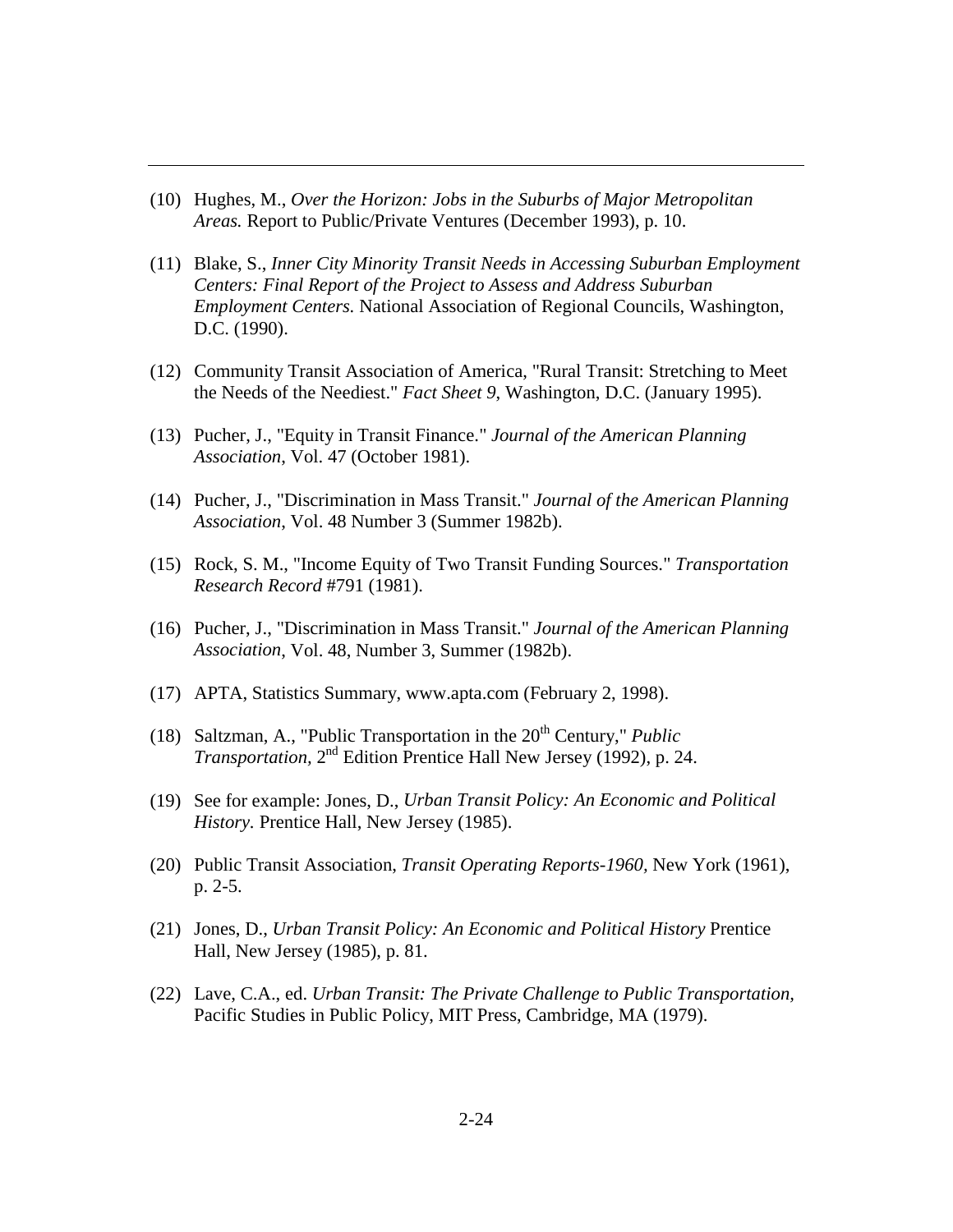(10) Hughes, M., *Over the Horizon: Jobs in the Suburbs of Major Metropolitan Areas.* Report to Public/Private Ventures (December 1993), p. 10.

(11) Blake, S., *Inner City Minority Transit Needs in Accessing Suburban Employment Centers: Final Report of the Project to Assess and Address Suburban Employment Centers.* National Association of Regional Councils, Washington, D.C. (1990).

(12) Community Transit Association of America, "Rural Transit: Stretching to Meet the Needs of the Neediest." *Fact Sheet 9*, Washington, D.C. (January 1995).

(13) Pucher, J., "Equity in Transit Finance." *Journal of the American Planning Association*, Vol. 47 (October 1981).

(14) Pucher, J., "Discrimination in Mass Transit." *Journal of the American Planning Association*, Vol. 48 Number 3 (Summer 1982b).

(15) Rock, S. M., "Income Equity of Two Transit Funding Sources." *Transportation Research Record* #791 (1981).

(16) Pucher, J., "Discrimination in Mass Transit." *Journal of the American Planning Association*, Vol. 48, Number 3, Summer (1982b).

(17) APTA, Statistics Summary, www.apta.com (February 2, 1998).

(18) Saltzman, A., "Public Transportation in the 20th Century," *Public Transportation*, 2nd Edition Prentice Hall New Jersey (1992), p. 24.

(19) See for example: Jones, D., *Urban Transit Policy: An Economic and Political History.* Prentice Hall, New Jersey (1985).

(20) Public Transit Association, *Transit Operating Reports-1960*, New York (1961), p. 2-5.

(21) Jones, D., *Urban Transit Policy: An Economic and Political History* Prentice Hall, New Jersey (1985), p. 81.

(22) Lave, C.A., ed. *Urban Transit: The Private Challenge to Public Transportation*, Pacific Studies in Public Policy, MIT Press, Cambridge, MA (1979).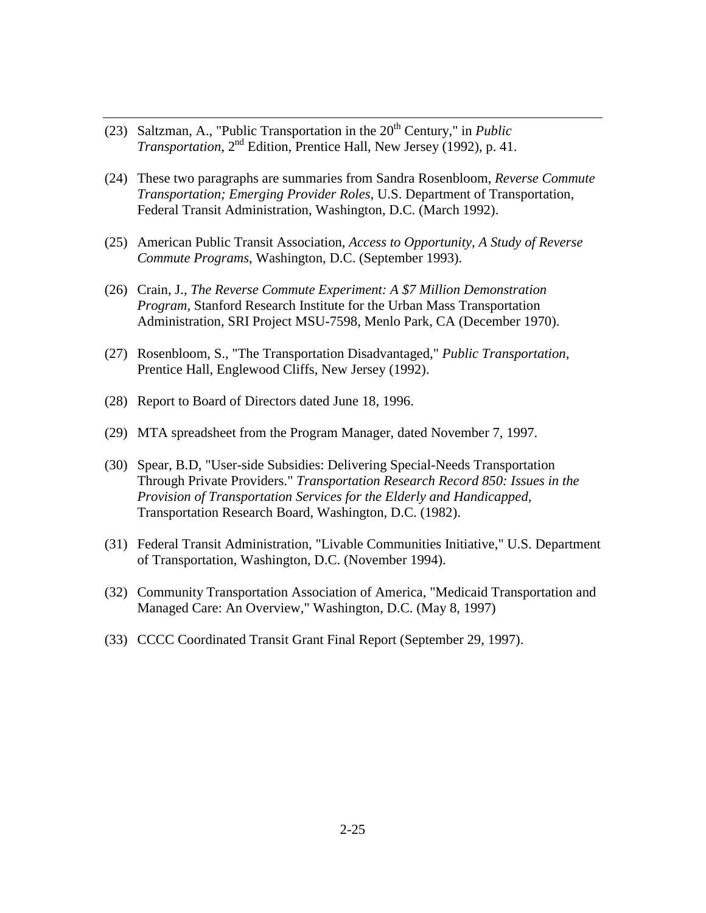(23) Saltzman, A., "Public Transportation in the 20th Century," in *Public Transportation*, 2nd Edition, Prentice Hall, New Jersey (1992), p. 41.

(24) These two paragraphs are summaries from Sandra Rosenbloom, *Reverse Commute Transportation; Emerging Provider Roles,* U.S. Department of Transportation, Federal Transit Administration, Washington, D.C. (March 1992).

(25) American Public Transit Association, *Access to Opportunity, A Study of Reverse Commute Programs*, Washington, D.C. (September 1993).

(26) Crain, J., *The Reverse Commute Experiment: A $7 Million Demonstration Program*, Stanford Research Institute for the Urban Mass Transportation Administration, SRI Project MSU-7598, Menlo Park, CA (December 1970).

(27) Rosenbloom, S., "The Transportation Disadvantaged," *Public Transportation,* Prentice Hall, Englewood Cliffs, New Jersey (1992).

(28) Report to Board of Directors dated June 18, 1996.

(29) MTA spreadsheet from the Program Manager, dated November 7, 1997.

(30) Spear, B.D, "User-side Subsidies: Delivering Special-Needs Transportation Through Private Providers." *Transportation Research Record 850: Issues in the Provision of Transportation Services for the Elderly and Handicapped,* Transportation Research Board, Washington, D.C. (1982).

(31) Federal Transit Administration, "Livable Communities Initiative," U.S. Department of Transportation, Washington, D.C. (November 1994).

(32) Community Transportation Association of America, "Medicaid Transportation and Managed Care: An Overview," Washington, D.C. (May 8, 1997)

(33) CCCC Coordinated Transit Grant Final Report (September 29, 1997).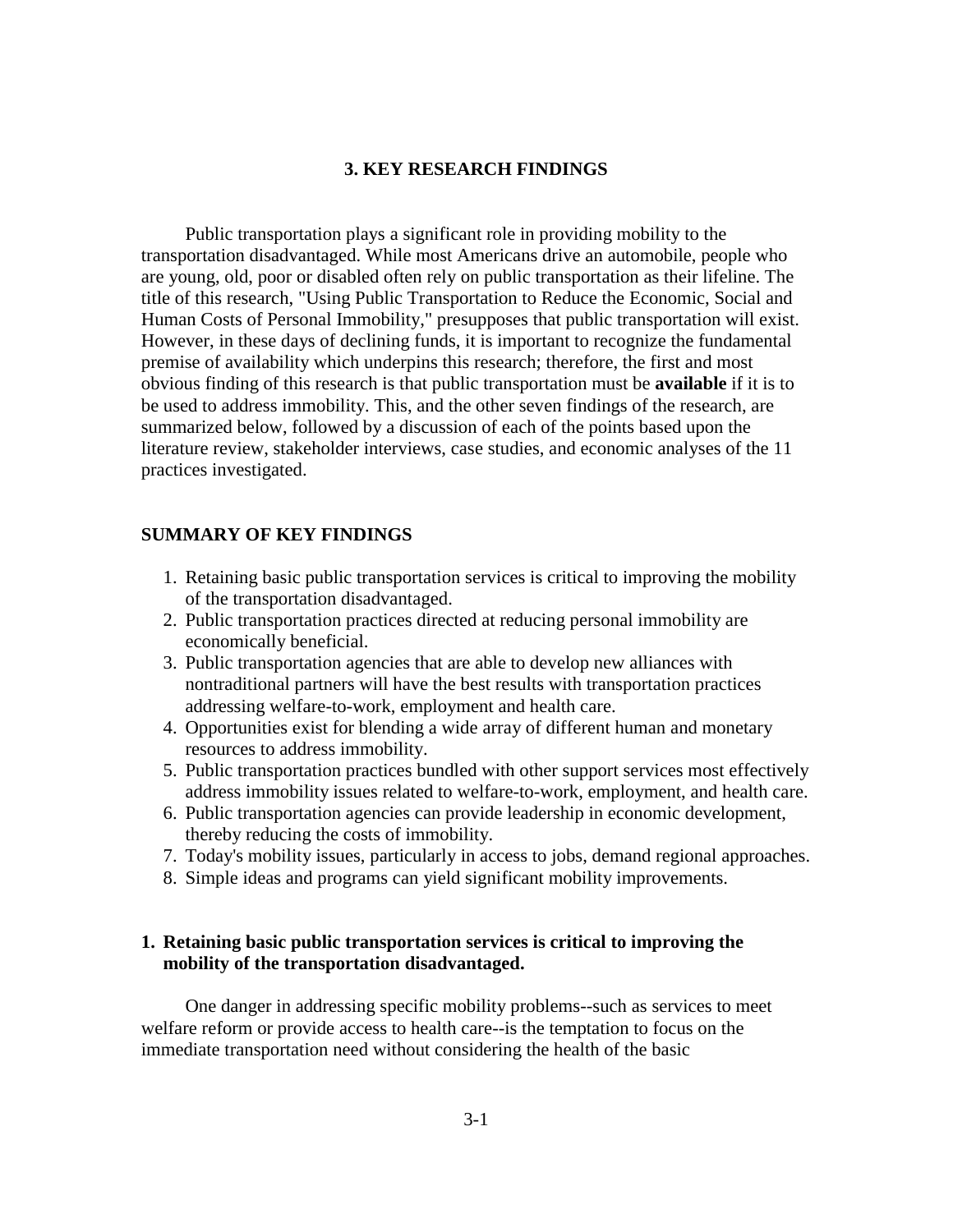# 3. KEY RESEARCH FINDINGS

Public transportation plays a significant role in providing mobility to the transportation disadvantaged. While most Americans drive an automobile, people who are young, old, poor or disabled often rely on public transportation as their lifeline. The title of this research, "Using Public Transportation to Reduce the Economic, Social and Human Costs of Personal Immobility," presupposes that public transportation will exist. However, in these days of declining funds, it is important to recognize the fundamental premise of availability which underpins this research; therefore, the first and most obvious finding of this research is that public transportation must be **available** if it is to be used to address immobility. This, and the other seven findings of the research, are summarized below, followed by a discussion of each of the points based upon the literature review, stakeholder interviews, case studies, and economic analyses of the 11 practices investigated.

## SUMMARY OF KEY FINDINGS

1. Retaining basic public transportation services is critical to improving the mobility of the transportation disadvantaged.
2. Public transportation practices directed at reducing personal immobility are economically beneficial.
3. Public transportation agencies that are able to develop new alliances with nontraditional partners will have the best results with transportation practices addressing welfare-to-work, employment and health care.
4. Opportunities exist for blending a wide array of different human and monetary resources to address immobility.
5. Public transportation practices bundled with other support services most effectively address immobility issues related to welfare-to-work, employment, and health care.
6. Public transportation agencies can provide leadership in economic development, thereby reducing the costs of immobility.
7. Today's mobility issues, particularly in access to jobs, demand regional approaches.
8. Simple ideas and programs can yield significant mobility improvements.

### 1. Retaining basic public transportation services is critical to improving the mobility of the transportation disadvantaged.

One danger in addressing specific mobility problems--such as services to meet welfare reform or provide access to health care--is the temptation to focus on the immediate transportation need without considering the health of the basic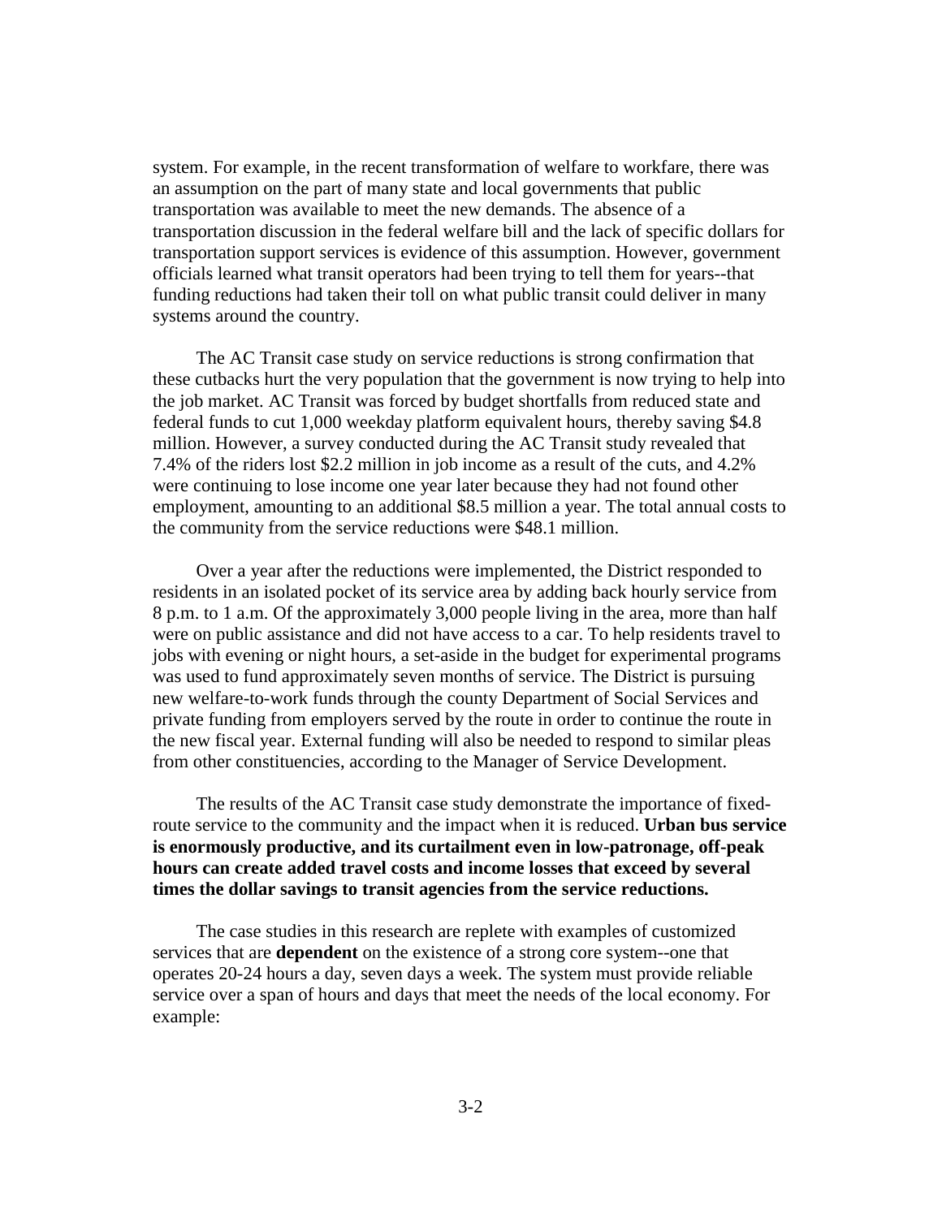system. For example, in the recent transformation of welfare to workfare, there was an assumption on the part of many state and local governments that public transportation was available to meet the new demands. The absence of a transportation discussion in the federal welfare bill and the lack of specific dollars for transportation support services is evidence of this assumption. However, government officials learned what transit operators had been trying to tell them for years--that funding reductions had taken their toll on what public transit could deliver in many systems around the country.

The AC Transit case study on service reductions is strong confirmation that these cutbacks hurt the very population that the government is now trying to help into the job market. AC Transit was forced by budget shortfalls from reduced state and federal funds to cut 1,000 weekday platform equivalent hours, thereby saving $4.8 million. However, a survey conducted during the AC Transit study revealed that 7.4% of the riders lost $2.2 million in job income as a result of the cuts, and 4.2% were continuing to lose income one year later because they had not found other employment, amounting to an additional $8.5 million a year. The total annual costs to the community from the service reductions were $48.1 million.

Over a year after the reductions were implemented, the District responded to residents in an isolated pocket of its service area by adding back hourly service from 8 p.m. to 1 a.m. Of the approximately 3,000 people living in the area, more than half were on public assistance and did not have access to a car. To help residents travel to jobs with evening or night hours, a set-aside in the budget for experimental programs was used to fund approximately seven months of service. The District is pursuing new welfare-to-work funds through the county Department of Social Services and private funding from employers served by the route in order to continue the route in the new fiscal year. External funding will also be needed to respond to similar pleas from other constituencies, according to the Manager of Service Development.

The results of the AC Transit case study demonstrate the importance of fixed-route service to the community and the impact when it is reduced. **Urban bus service is enormously productive, and its curtailment even in low-patronage, off-peak hours can create added travel costs and income losses that exceed by several times the dollar savings to transit agencies from the service reductions.**

The case studies in this research are replete with examples of customized services that are **dependent** on the existence of a strong core system--one that operates 20-24 hours a day, seven days a week. The system must provide reliable service over a span of hours and days that meet the needs of the local economy. For example: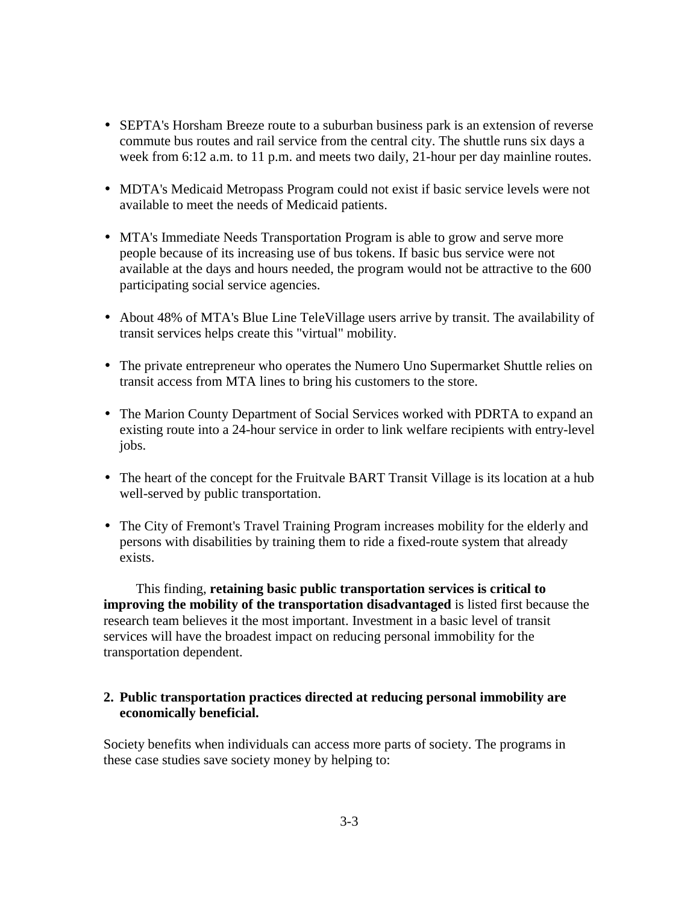- SEPTA's Horsham Breeze route to a suburban business park is an extension of reverse commute bus routes and rail service from the central city. The shuttle runs six days a week from 6:12 a.m. to 11 p.m. and meets two daily, 21-hour per day mainline routes.

- MDTA's Medicaid Metropass Program could not exist if basic service levels were not available to meet the needs of Medicaid patients.

- MTA's Immediate Needs Transportation Program is able to grow and serve more people because of its increasing use of bus tokens. If basic bus service were not available at the days and hours needed, the program would not be attractive to the 600 participating social service agencies.

- About 48% of MTA's Blue Line TeleVillage users arrive by transit. The availability of transit services helps create this "virtual" mobility.

- The private entrepreneur who operates the Numero Uno Supermarket Shuttle relies on transit access from MTA lines to bring his customers to the store.

- The Marion County Department of Social Services worked with PDRTA to expand an existing route into a 24-hour service in order to link welfare recipients with entry-level jobs.

- The heart of the concept for the Fruitvale BART Transit Village is its location at a hub well-served by public transportation.

- The City of Fremont's Travel Training Program increases mobility for the elderly and persons with disabilities by training them to ride a fixed-route system that already exists.

This finding, **retaining basic public transportation services is critical to improving the mobility of the transportation disadvantaged** is listed first because the research team believes it the most important. Investment in a basic level of transit services will have the broadest impact on reducing personal immobility for the transportation dependent.

**2. Public transportation practices directed at reducing personal immobility are economically beneficial.**

Society benefits when individuals can access more parts of society. The programs in these case studies save society money by helping to: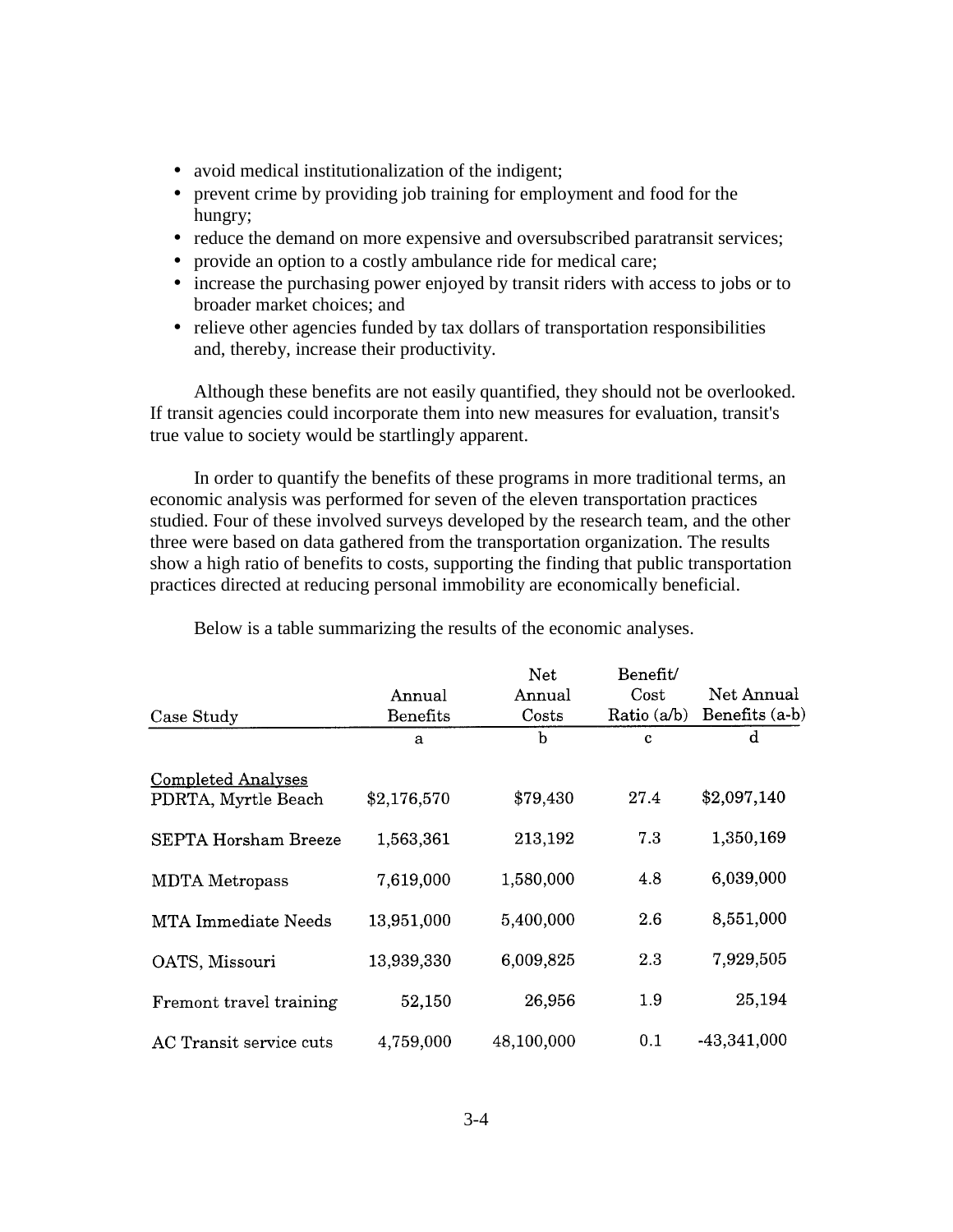- avoid medical institutionalization of the indigent;
- prevent crime by providing job training for employment and food for the hungry;
- reduce the demand on more expensive and oversubscribed paratransit services;
- provide an option to a costly ambulance ride for medical care;
- increase the purchasing power enjoyed by transit riders with access to jobs or to broader market choices; and
- relieve other agencies funded by tax dollars of transportation responsibilities and, thereby, increase their productivity.

Although these benefits are not easily quantified, they should not be overlooked. If transit agencies could incorporate them into new measures for evaluation, transit's true value to society would be startlingly apparent.

In order to quantify the benefits of these programs in more traditional terms, an economic analysis was performed for seven of the eleven transportation practices studied. Four of these involved surveys developed by the research team, and the other three were based on data gathered from the transportation organization. The results show a high ratio of benefits to costs, supporting the finding that public transportation practices directed at reducing personal immobility are economically beneficial.

Below is a table summarizing the results of the economic analyses.

| Case Study | Annual Benefits | Net Annual Costs | Benefit/ Cost Ratio (a/b) | Net Annual Benefits (a-b) |
|---|---|---|---|---|
| | a | b | c | d |
| Completed Analyses | | | | |
| PDRTA, Myrtle Beach | $2,176,570 | $79,430 | 27.4 | $2,097,140 |
| SEPTA Horsham Breeze | 1,563,361 | 213,192 | 7.3 | 1,350,169 |
| MDTA Metropass | 7,619,000 | 1,580,000 | 4.8 | 6,039,000 |
| MTA Immediate Needs | 13,951,000 | 5,400,000 | 2.6 | 8,551,000 |
| OATS, Missouri | 13,939,330 | 6,009,825 | 2.3 | 7,929,505 |
| Fremont travel training | 52,150 | 26,956 | 1.9 | 25,194 |
| AC Transit service cuts | 4,759,000 | 48,100,000 | 0.1 | -43,341,000 |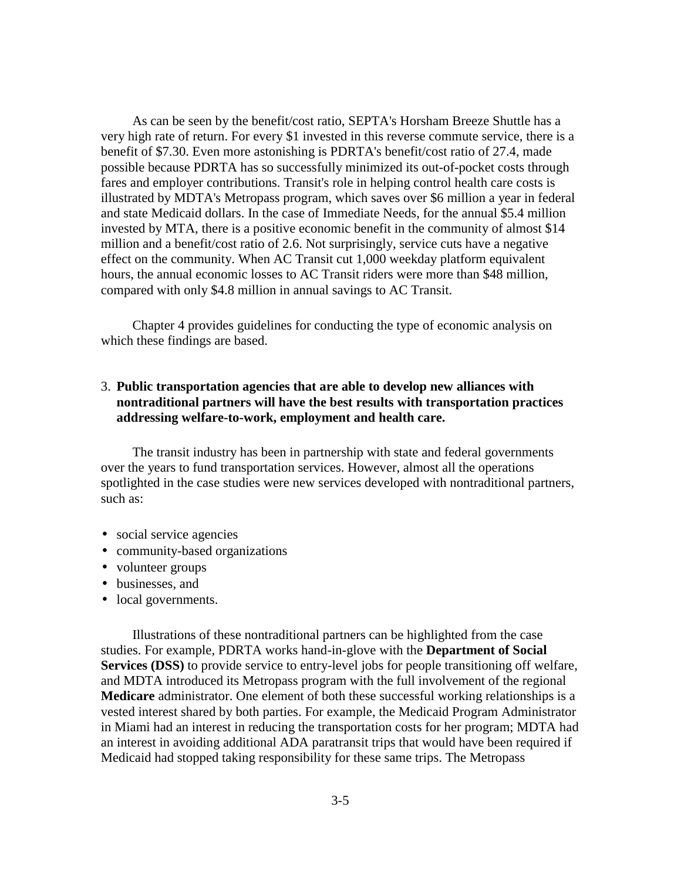As can be seen by the benefit/cost ratio, SEPTA's Horsham Breeze Shuttle has a very high rate of return. For every $1 invested in this reverse commute service, there is a benefit of $7.30. Even more astonishing is PDRTA's benefit/cost ratio of 27.4, made possible because PDRTA has so successfully minimized its out-of-pocket costs through fares and employer contributions. Transit's role in helping control health care costs is illustrated by MDTA's Metropass program, which saves over $6 million a year in federal and state Medicaid dollars. In the case of Immediate Needs, for the annual $5.4 million invested by MTA, there is a positive economic benefit in the community of almost $14 million and a benefit/cost ratio of 2.6. Not surprisingly, service cuts have a negative effect on the community. When AC Transit cut 1,000 weekday platform equivalent hours, the annual economic losses to AC Transit riders were more than $48 million, compared with only $4.8 million in annual savings to AC Transit.

Chapter 4 provides guidelines for conducting the type of economic analysis on which these findings are based.

3. **Public transportation agencies that are able to develop new alliances with nontraditional partners will have the best results with transportation practices addressing welfare-to-work, employment and health care.**

The transit industry has been in partnership with state and federal governments over the years to fund transportation services. However, almost all the operations spotlighted in the case studies were new services developed with nontraditional partners, such as:

- social service agencies
- community-based organizations
- volunteer groups
- businesses, and
- local governments.

Illustrations of these nontraditional partners can be highlighted from the case studies. For example, PDRTA works hand-in-glove with the **Department of Social Services (DSS)** to provide service to entry-level jobs for people transitioning off welfare, and MDTA introduced its Metropass program with the full involvement of the regional **Medicare** administrator. One element of both these successful working relationships is a vested interest shared by both parties. For example, the Medicaid Program Administrator in Miami had an interest in reducing the transportation costs for her program; MDTA had an interest in avoiding additional ADA paratransit trips that would have been required if Medicaid had stopped taking responsibility for these same trips. The Metropass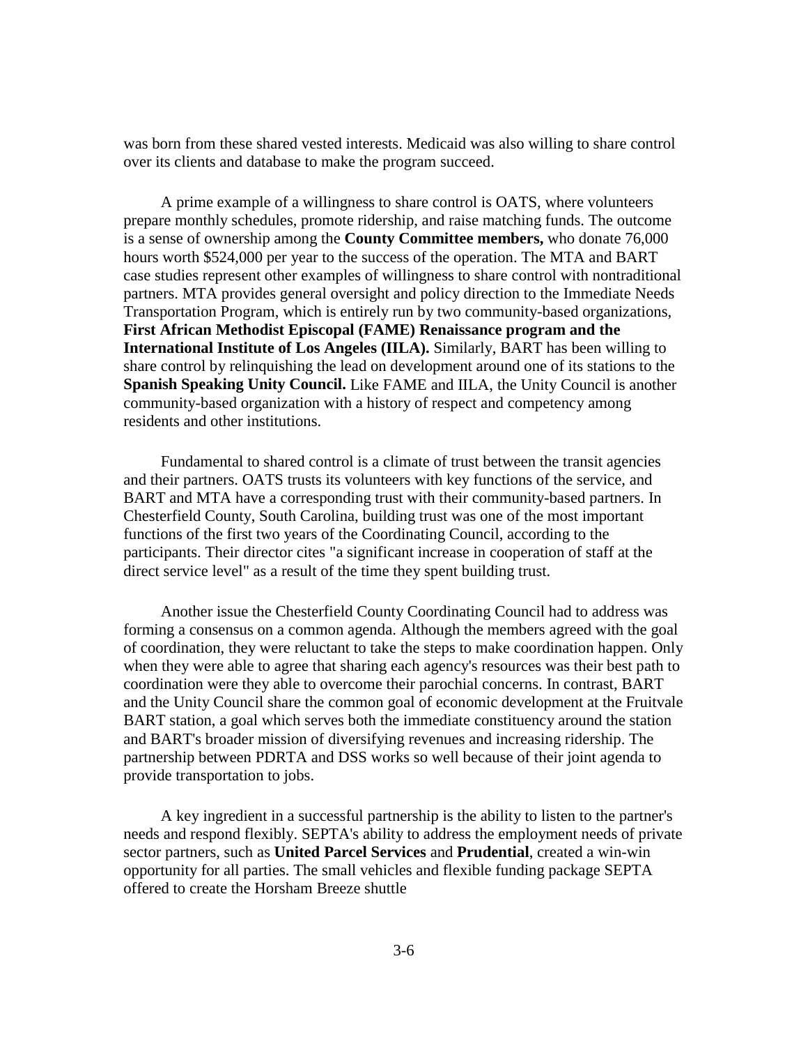was born from these shared vested interests. Medicaid was also willing to share control over its clients and database to make the program succeed.

A prime example of a willingness to share control is OATS, where volunteers prepare monthly schedules, promote ridership, and raise matching funds. The outcome is a sense of ownership among the **County Committee members,** who donate 76,000 hours worth $524,000 per year to the success of the operation. The MTA and BART case studies represent other examples of willingness to share control with nontraditional partners. MTA provides general oversight and policy direction to the Immediate Needs Transportation Program, which is entirely run by two community-based organizations, **First African Methodist Episcopal (FAME) Renaissance program and the International Institute of Los Angeles (IILA).** Similarly, BART has been willing to share control by relinquishing the lead on development around one of its stations to the **Spanish Speaking Unity Council.** Like FAME and IILA, the Unity Council is another community-based organization with a history of respect and competency among residents and other institutions.

Fundamental to shared control is a climate of trust between the transit agencies and their partners. OATS trusts its volunteers with key functions of the service, and BART and MTA have a corresponding trust with their community-based partners. In Chesterfield County, South Carolina, building trust was one of the most important functions of the first two years of the Coordinating Council, according to the participants. Their director cites "a significant increase in cooperation of staff at the direct service level" as a result of the time they spent building trust.

Another issue the Chesterfield County Coordinating Council had to address was forming a consensus on a common agenda. Although the members agreed with the goal of coordination, they were reluctant to take the steps to make coordination happen. Only when they were able to agree that sharing each agency's resources was their best path to coordination were they able to overcome their parochial concerns. In contrast, BART and the Unity Council share the common goal of economic development at the Fruitvale BART station, a goal which serves both the immediate constituency around the station and BART's broader mission of diversifying revenues and increasing ridership. The partnership between PDRTA and DSS works so well because of their joint agenda to provide transportation to jobs.

A key ingredient in a successful partnership is the ability to listen to the partner's needs and respond flexibly. SEPTA's ability to address the employment needs of private sector partners, such as **United Parcel Services** and **Prudential**, created a win-win opportunity for all parties. The small vehicles and flexible funding package SEPTA offered to create the Horsham Breeze shuttle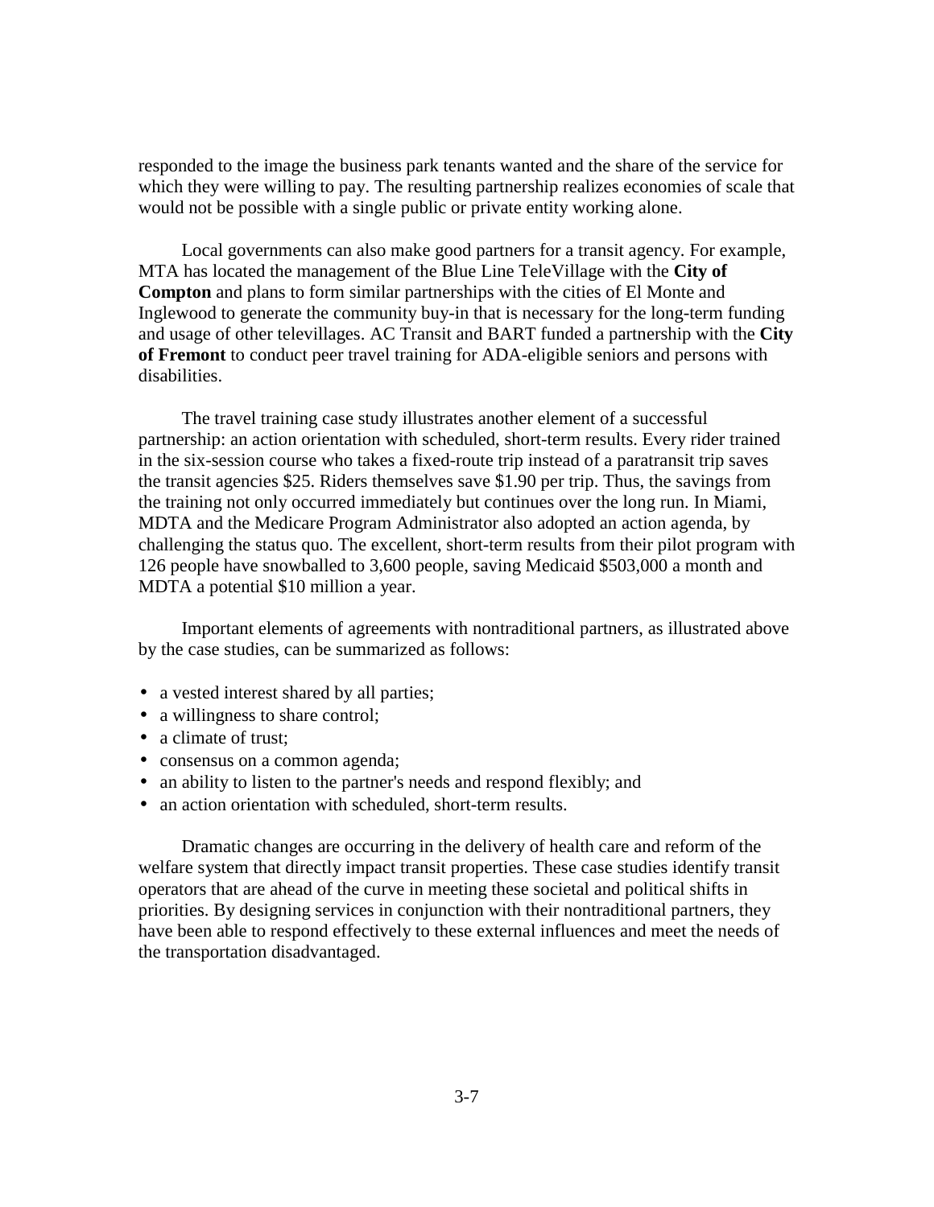responded to the image the business park tenants wanted and the share of the service for which they were willing to pay. The resulting partnership realizes economies of scale that would not be possible with a single public or private entity working alone.

Local governments can also make good partners for a transit agency. For example, MTA has located the management of the Blue Line TeleVillage with the **City of Compton** and plans to form similar partnerships with the cities of El Monte and Inglewood to generate the community buy-in that is necessary for the long-term funding and usage of other televillages. AC Transit and BART funded a partnership with the **City of Fremont** to conduct peer travel training for ADA-eligible seniors and persons with disabilities.

The travel training case study illustrates another element of a successful partnership: an action orientation with scheduled, short-term results. Every rider trained in the six-session course who takes a fixed-route trip instead of a paratransit trip saves the transit agencies $25. Riders themselves save $1.90 per trip. Thus, the savings from the training not only occurred immediately but continues over the long run. In Miami, MDTA and the Medicare Program Administrator also adopted an action agenda, by challenging the status quo. The excellent, short-term results from their pilot program with 126 people have snowballed to 3,600 people, saving Medicaid $503,000 a month and MDTA a potential $10 million a year.

Important elements of agreements with nontraditional partners, as illustrated above by the case studies, can be summarized as follows:

- a vested interest shared by all parties;
- a willingness to share control;
- a climate of trust;
- consensus on a common agenda;
- an ability to listen to the partner's needs and respond flexibly; and
- an action orientation with scheduled, short-term results.

Dramatic changes are occurring in the delivery of health care and reform of the welfare system that directly impact transit properties. These case studies identify transit operators that are ahead of the curve in meeting these societal and political shifts in priorities. By designing services in conjunction with their nontraditional partners, they have been able to respond effectively to these external influences and meet the needs of the transportation disadvantaged.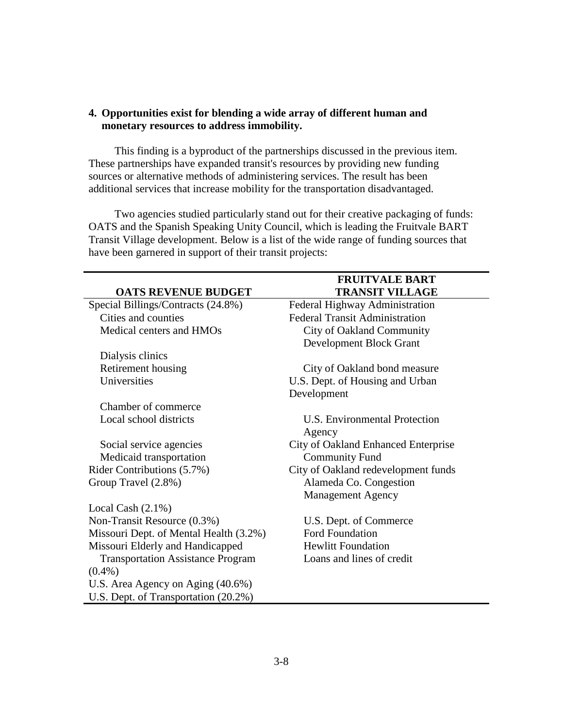**4. Opportunities exist for blending a wide array of different human and monetary resources to address immobility.**

This finding is a byproduct of the partnerships discussed in the previous item. These partnerships have expanded transit's resources by providing new funding sources or alternative methods of administering services. The result has been additional services that increase mobility for the transportation disadvantaged.

Two agencies studied particularly stand out for their creative packaging of funds: OATS and the Spanish Speaking Unity Council, which is leading the Fruitvale BART Transit Village development. Below is a list of the wide range of funding sources that have been garnered in support of their transit projects:

| OATS REVENUE BUDGET | FRUITVALE BART TRANSIT VILLAGE |
|---|---|
| Special Billings/Contracts (24.8%) | Federal Highway Administration |
| Cities and counties | Federal Transit Administration |
| Medical centers and HMOs | City of Oakland Community Development Block Grant |
| Dialysis clinics | |
| Retirement housing | City of Oakland bond measure |
| Universities | U.S. Dept. of Housing and Urban Development |
| Chamber of commerce | |
| Local school districts | U.S. Environmental Protection Agency |
| Social service agencies | City of Oakland Enhanced Enterprise Community Fund |
| Medicaid transportation | |
| Rider Contributions (5.7%) | City of Oakland redevelopment funds |
| Group Travel (2.8%) | Alameda Co. Congestion Management Agency |
| Local Cash (2.1%) | |
| Non-Transit Resource (0.3%) | U.S. Dept. of Commerce |
| Missouri Dept. of Mental Health (3.2%) | Ford Foundation |
| Missouri Elderly and Handicapped Transportation Assistance Program (0.4%) | Hewlitt Foundation |
| | Loans and lines of credit |
| U.S. Area Agency on Aging (40.6%) | |
| U.S. Dept. of Transportation (20.2%) | |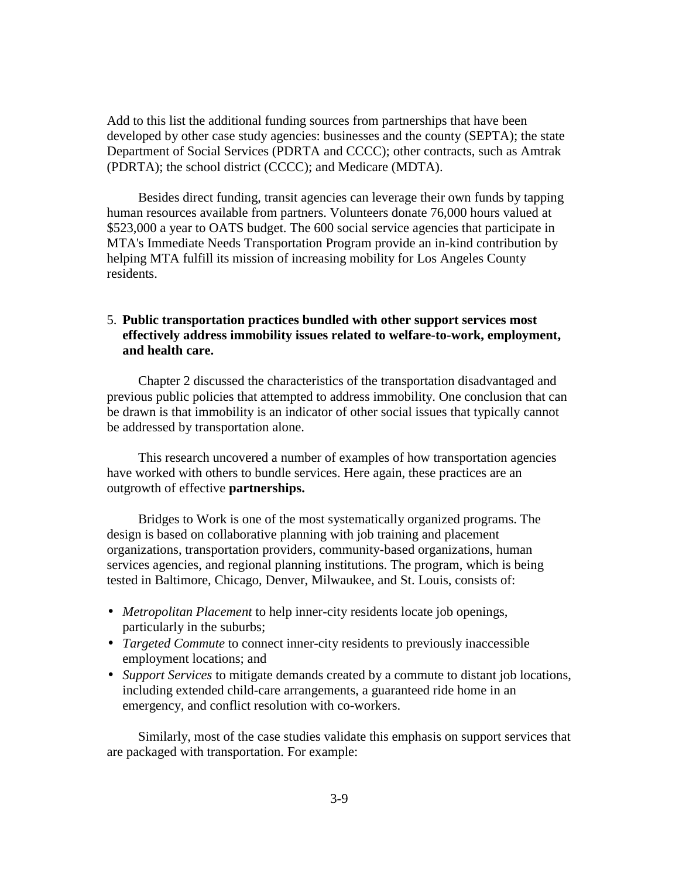Add to this list the additional funding sources from partnerships that have been developed by other case study agencies: businesses and the county (SEPTA); the state Department of Social Services (PDRTA and CCCC); other contracts, such as Amtrak (PDRTA); the school district (CCCC); and Medicare (MDTA).

Besides direct funding, transit agencies can leverage their own funds by tapping human resources available from partners. Volunteers donate 76,000 hours valued at $523,000 a year to OATS budget. The 600 social service agencies that participate in MTA's Immediate Needs Transportation Program provide an in-kind contribution by helping MTA fulfill its mission of increasing mobility for Los Angeles County residents.

5. **Public transportation practices bundled with other support services most effectively address immobility issues related to welfare-to-work, employment, and health care.**

Chapter 2 discussed the characteristics of the transportation disadvantaged and previous public policies that attempted to address immobility. One conclusion that can be drawn is that immobility is an indicator of other social issues that typically cannot be addressed by transportation alone.

This research uncovered a number of examples of how transportation agencies have worked with others to bundle services. Here again, these practices are an outgrowth of effective **partnerships.**

Bridges to Work is one of the most systematically organized programs. The design is based on collaborative planning with job training and placement organizations, transportation providers, community-based organizations, human services agencies, and regional planning institutions. The program, which is being tested in Baltimore, Chicago, Denver, Milwaukee, and St. Louis, consists of:

- *Metropolitan Placement* to help inner-city residents locate job openings, particularly in the suburbs;
- *Targeted Commute* to connect inner-city residents to previously inaccessible employment locations; and
- *Support Services* to mitigate demands created by a commute to distant job locations, including extended child-care arrangements, a guaranteed ride home in an emergency, and conflict resolution with co-workers.

Similarly, most of the case studies validate this emphasis on support services that are packaged with transportation. For example: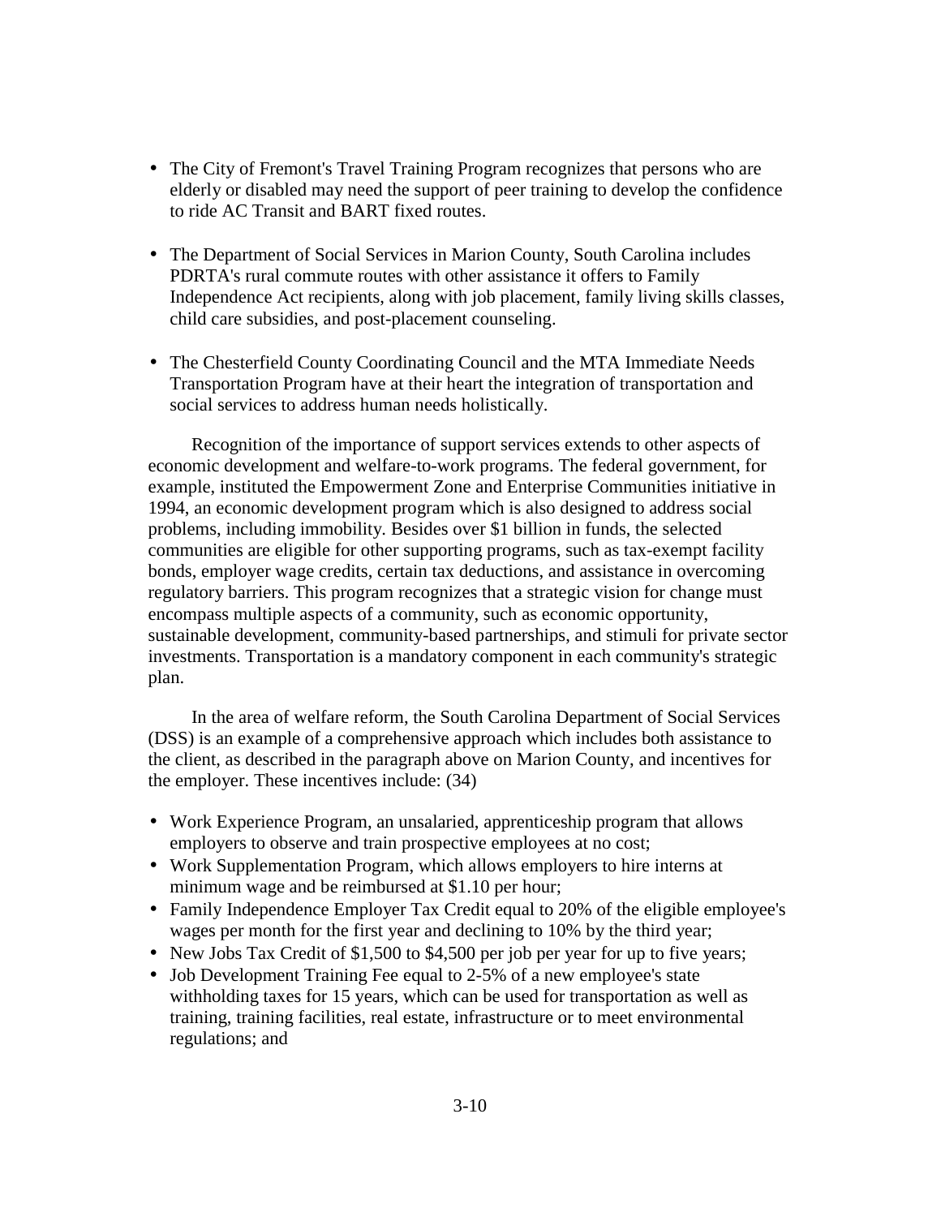- The City of Fremont's Travel Training Program recognizes that persons who are elderly or disabled may need the support of peer training to develop the confidence to ride AC Transit and BART fixed routes.

- The Department of Social Services in Marion County, South Carolina includes PDRTA's rural commute routes with other assistance it offers to Family Independence Act recipients, along with job placement, family living skills classes, child care subsidies, and post-placement counseling.

- The Chesterfield County Coordinating Council and the MTA Immediate Needs Transportation Program have at their heart the integration of transportation and social services to address human needs holistically.

Recognition of the importance of support services extends to other aspects of economic development and welfare-to-work programs. The federal government, for example, instituted the Empowerment Zone and Enterprise Communities initiative in 1994, an economic development program which is also designed to address social problems, including immobility. Besides over $1 billion in funds, the selected communities are eligible for other supporting programs, such as tax-exempt facility bonds, employer wage credits, certain tax deductions, and assistance in overcoming regulatory barriers. This program recognizes that a strategic vision for change must encompass multiple aspects of a community, such as economic opportunity, sustainable development, community-based partnerships, and stimuli for private sector investments. Transportation is a mandatory component in each community's strategic plan.

In the area of welfare reform, the South Carolina Department of Social Services (DSS) is an example of a comprehensive approach which includes both assistance to the client, as described in the paragraph above on Marion County, and incentives for the employer. These incentives include: (34)

- Work Experience Program, an unsalaried, apprenticeship program that allows employers to observe and train prospective employees at no cost;
- Work Supplementation Program, which allows employers to hire interns at minimum wage and be reimbursed at $1.10 per hour;
- Family Independence Employer Tax Credit equal to 20% of the eligible employee's wages per month for the first year and declining to 10% by the third year;
- New Jobs Tax Credit of $1,500 to $4,500 per job per year for up to five years;
- Job Development Training Fee equal to 2-5% of a new employee's state withholding taxes for 15 years, which can be used for transportation as well as training, training facilities, real estate, infrastructure or to meet environmental regulations; and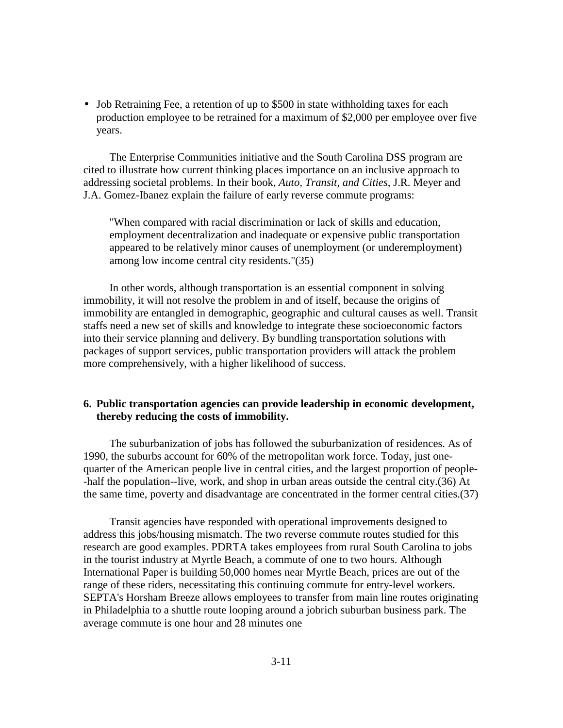- Job Retraining Fee, a retention of up to $500 in state withholding taxes for each production employee to be retrained for a maximum of $2,000 per employee over five years.

The Enterprise Communities initiative and the South Carolina DSS program are cited to illustrate how current thinking places importance on an inclusive approach to addressing societal problems. In their book, *Auto, Transit, and Cities*, J.R. Meyer and J.A. Gomez-Ibanez explain the failure of early reverse commute programs:

> "When compared with racial discrimination or lack of skills and education, employment decentralization and inadequate or expensive public transportation appeared to be relatively minor causes of unemployment (or underemployment) among low income central city residents."(35)

In other words, although transportation is an essential component in solving immobility, it will not resolve the problem in and of itself, because the origins of immobility are entangled in demographic, geographic and cultural causes as well. Transit staffs need a new set of skills and knowledge to integrate these socioeconomic factors into their service planning and delivery. By bundling transportation solutions with packages of support services, public transportation providers will attack the problem more comprehensively, with a higher likelihood of success.

**6. Public transportation agencies can provide leadership in economic development, thereby reducing the costs of immobility.**

The suburbanization of jobs has followed the suburbanization of residences. As of 1990, the suburbs account for 60% of the metropolitan work force. Today, just one-quarter of the American people live in central cities, and the largest proportion of people--half the population--live, work, and shop in urban areas outside the central city.(36) At the same time, poverty and disadvantage are concentrated in the former central cities.(37)

Transit agencies have responded with operational improvements designed to address this jobs/housing mismatch. The two reverse commute routes studied for this research are good examples. PDRTA takes employees from rural South Carolina to jobs in the tourist industry at Myrtle Beach, a commute of one to two hours. Although International Paper is building 50,000 homes near Myrtle Beach, prices are out of the range of these riders, necessitating this continuing commute for entry-level workers. SEPTA's Horsham Breeze allows employees to transfer from main line routes originating in Philadelphia to a shuttle route looping around a jobrich suburban business park. The average commute is one hour and 28 minutes one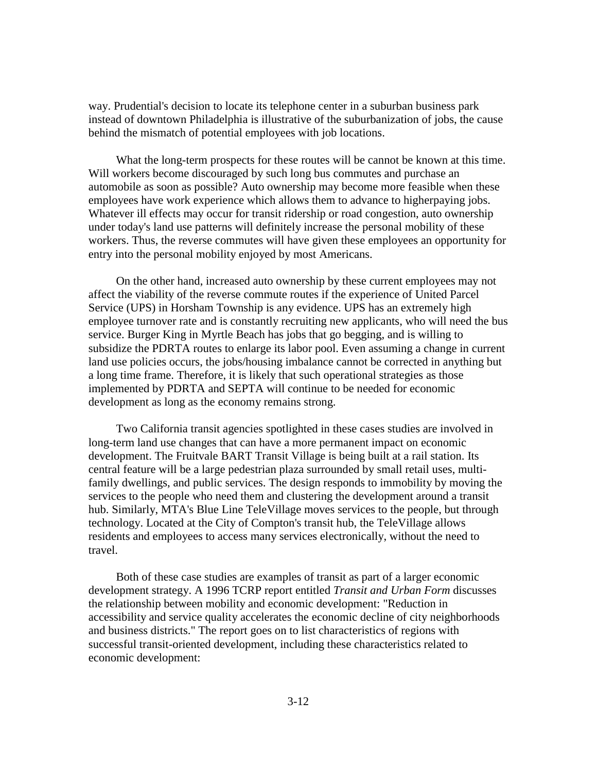way. Prudential's decision to locate its telephone center in a suburban business park instead of downtown Philadelphia is illustrative of the suburbanization of jobs, the cause behind the mismatch of potential employees with job locations.

What the long-term prospects for these routes will be cannot be known at this time. Will workers become discouraged by such long bus commutes and purchase an automobile as soon as possible? Auto ownership may become more feasible when these employees have work experience which allows them to advance to higherpaying jobs. Whatever ill effects may occur for transit ridership or road congestion, auto ownership under today's land use patterns will definitely increase the personal mobility of these workers. Thus, the reverse commutes will have given these employees an opportunity for entry into the personal mobility enjoyed by most Americans.

On the other hand, increased auto ownership by these current employees may not affect the viability of the reverse commute routes if the experience of United Parcel Service (UPS) in Horsham Township is any evidence. UPS has an extremely high employee turnover rate and is constantly recruiting new applicants, who will need the bus service. Burger King in Myrtle Beach has jobs that go begging, and is willing to subsidize the PDRTA routes to enlarge its labor pool. Even assuming a change in current land use policies occurs, the jobs/housing imbalance cannot be corrected in anything but a long time frame. Therefore, it is likely that such operational strategies as those implemented by PDRTA and SEPTA will continue to be needed for economic development as long as the economy remains strong.

Two California transit agencies spotlighted in these cases studies are involved in long-term land use changes that can have a more permanent impact on economic development. The Fruitvale BART Transit Village is being built at a rail station. Its central feature will be a large pedestrian plaza surrounded by small retail uses, multi-family dwellings, and public services. The design responds to immobility by moving the services to the people who need them and clustering the development around a transit hub. Similarly, MTA's Blue Line TeleVillage moves services to the people, but through technology. Located at the City of Compton's transit hub, the TeleVillage allows residents and employees to access many services electronically, without the need to travel.

Both of these case studies are examples of transit as part of a larger economic development strategy. A 1996 TCRP report entitled *Transit and Urban Form* discusses the relationship between mobility and economic development: "Reduction in accessibility and service quality accelerates the economic decline of city neighborhoods and business districts." The report goes on to list characteristics of regions with successful transit-oriented development, including these characteristics related to economic development: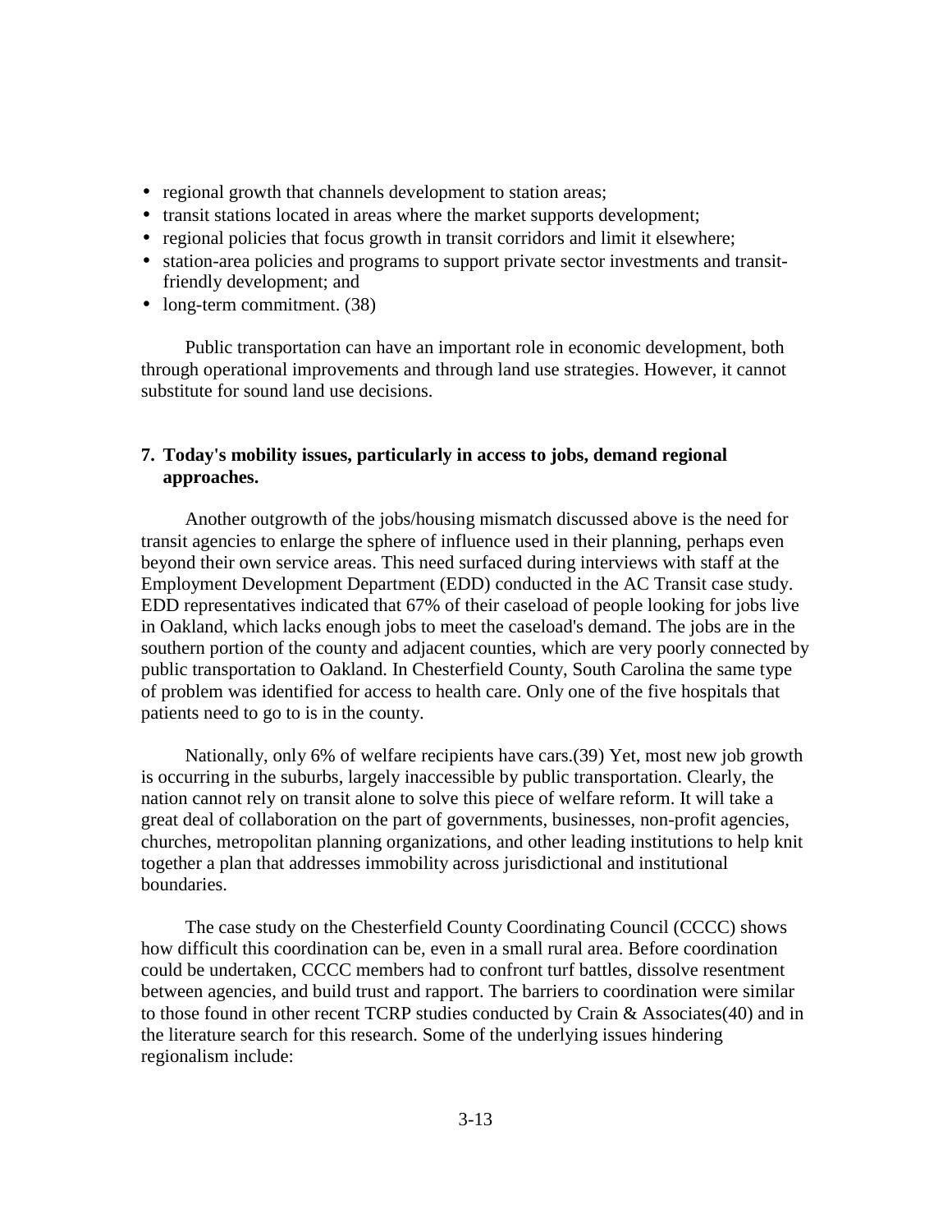- regional growth that channels development to station areas;
- transit stations located in areas where the market supports development;
- regional policies that focus growth in transit corridors and limit it elsewhere;
- station-area policies and programs to support private sector investments and transit-friendly development; and
- long-term commitment. (38)

Public transportation can have an important role in economic development, both through operational improvements and through land use strategies. However, it cannot substitute for sound land use decisions.

### 7. Today's mobility issues, particularly in access to jobs, demand regional approaches.

Another outgrowth of the jobs/housing mismatch discussed above is the need for transit agencies to enlarge the sphere of influence used in their planning, perhaps even beyond their own service areas. This need surfaced during interviews with staff at the Employment Development Department (EDD) conducted in the AC Transit case study. EDD representatives indicated that 67% of their caseload of people looking for jobs live in Oakland, which lacks enough jobs to meet the caseload's demand. The jobs are in the southern portion of the county and adjacent counties, which are very poorly connected by public transportation to Oakland. In Chesterfield County, South Carolina the same type of problem was identified for access to health care. Only one of the five hospitals that patients need to go to is in the county.

Nationally, only 6% of welfare recipients have cars.(39) Yet, most new job growth is occurring in the suburbs, largely inaccessible by public transportation. Clearly, the nation cannot rely on transit alone to solve this piece of welfare reform. It will take a great deal of collaboration on the part of governments, businesses, non-profit agencies, churches, metropolitan planning organizations, and other leading institutions to help knit together a plan that addresses immobility across jurisdictional and institutional boundaries.

The case study on the Chesterfield County Coordinating Council (CCCC) shows how difficult this coordination can be, even in a small rural area. Before coordination could be undertaken, CCCC members had to confront turf battles, dissolve resentment between agencies, and build trust and rapport. The barriers to coordination were similar to those found in other recent TCRP studies conducted by Crain & Associates(40) and in the literature search for this research. Some of the underlying issues hindering regionalism include: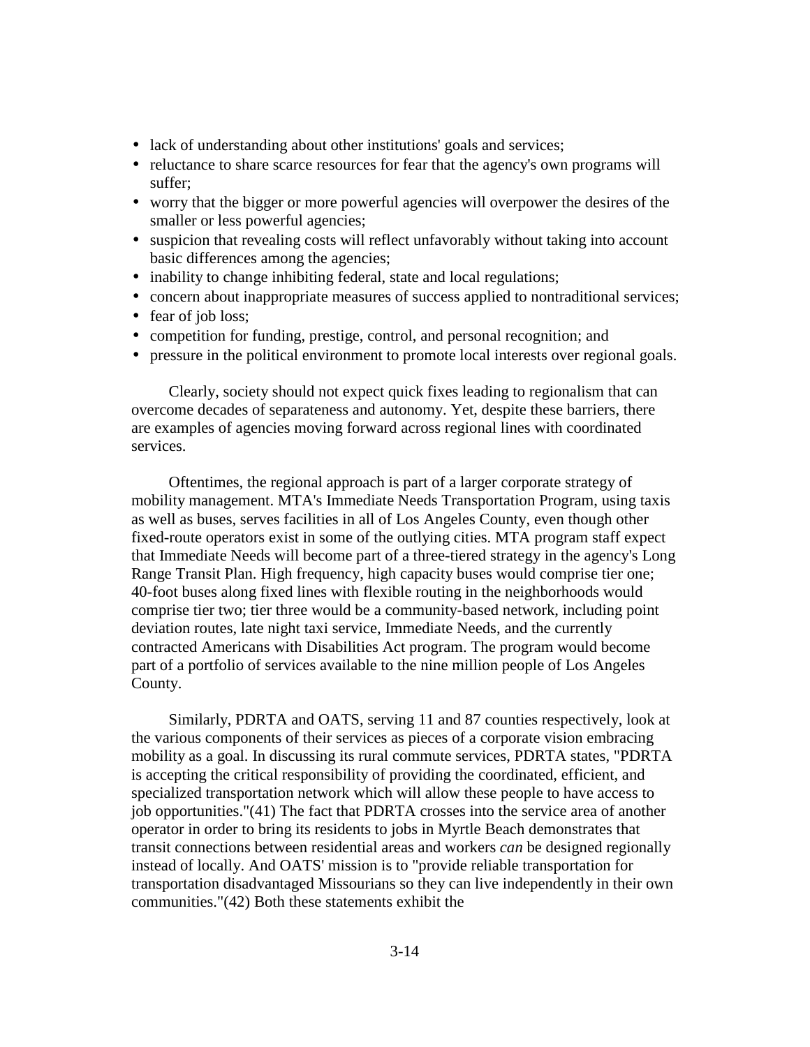- lack of understanding about other institutions' goals and services;
- reluctance to share scarce resources for fear that the agency's own programs will suffer;
- worry that the bigger or more powerful agencies will overpower the desires of the smaller or less powerful agencies;
- suspicion that revealing costs will reflect unfavorably without taking into account basic differences among the agencies;
- inability to change inhibiting federal, state and local regulations;
- concern about inappropriate measures of success applied to nontraditional services;
- fear of job loss;
- competition for funding, prestige, control, and personal recognition; and
- pressure in the political environment to promote local interests over regional goals.

Clearly, society should not expect quick fixes leading to regionalism that can overcome decades of separateness and autonomy. Yet, despite these barriers, there are examples of agencies moving forward across regional lines with coordinated services.

Oftentimes, the regional approach is part of a larger corporate strategy of mobility management. MTA's Immediate Needs Transportation Program, using taxis as well as buses, serves facilities in all of Los Angeles County, even though other fixed-route operators exist in some of the outlying cities. MTA program staff expect that Immediate Needs will become part of a three-tiered strategy in the agency's Long Range Transit Plan. High frequency, high capacity buses would comprise tier one; 40-foot buses along fixed lines with flexible routing in the neighborhoods would comprise tier two; tier three would be a community-based network, including point deviation routes, late night taxi service, Immediate Needs, and the currently contracted Americans with Disabilities Act program. The program would become part of a portfolio of services available to the nine million people of Los Angeles County.

Similarly, PDRTA and OATS, serving 11 and 87 counties respectively, look at the various components of their services as pieces of a corporate vision embracing mobility as a goal. In discussing its rural commute services, PDRTA states, "PDRTA is accepting the critical responsibility of providing the coordinated, efficient, and specialized transportation network which will allow these people to have access to job opportunities."(41) The fact that PDRTA crosses into the service area of another operator in order to bring its residents to jobs in Myrtle Beach demonstrates that transit connections between residential areas and workers *can* be designed regionally instead of locally. And OATS' mission is to "provide reliable transportation for transportation disadvantaged Missourians so they can live independently in their own communities."(42) Both these statements exhibit the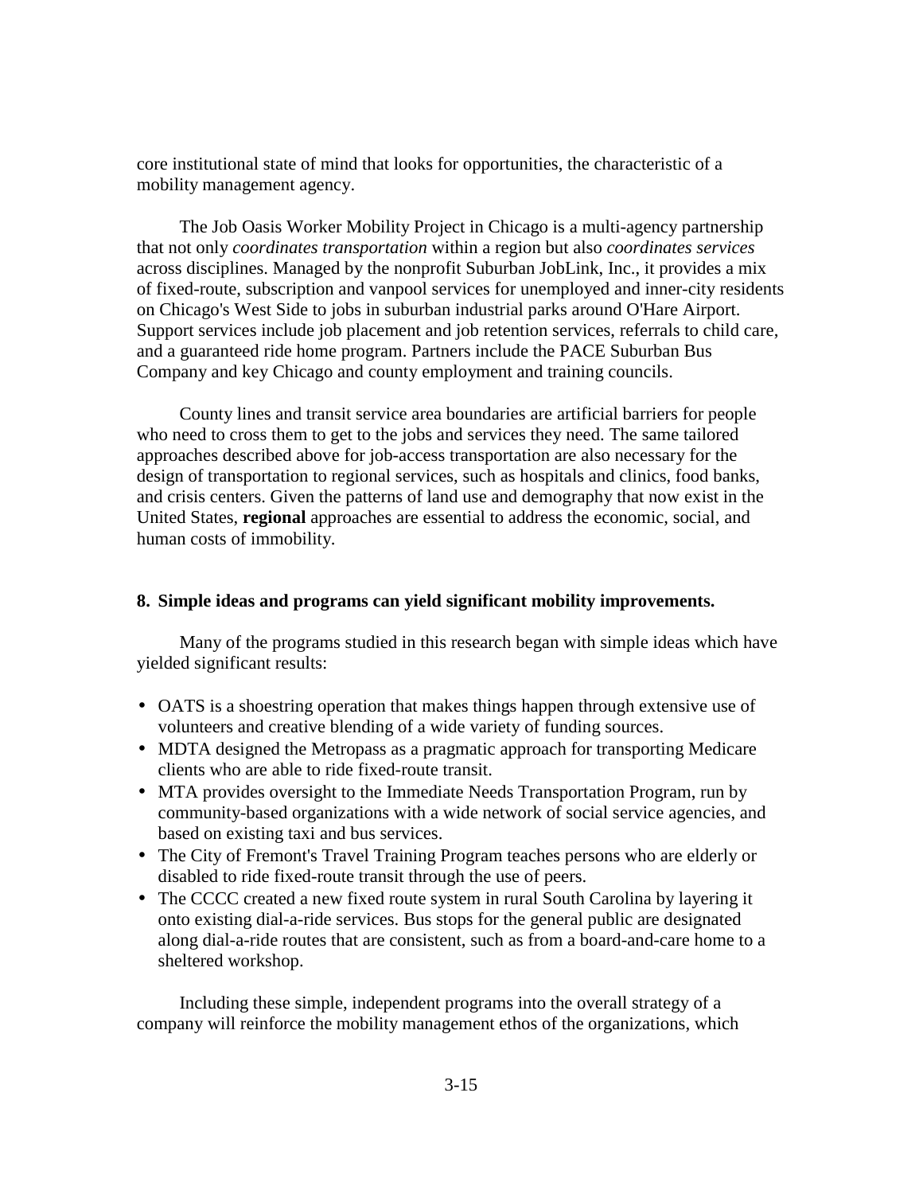core institutional state of mind that looks for opportunities, the characteristic of a mobility management agency.

The Job Oasis Worker Mobility Project in Chicago is a multi-agency partnership that not only *coordinates transportation* within a region but also *coordinates services* across disciplines. Managed by the nonprofit Suburban JobLink, Inc., it provides a mix of fixed-route, subscription and vanpool services for unemployed and inner-city residents on Chicago's West Side to jobs in suburban industrial parks around O'Hare Airport. Support services include job placement and job retention services, referrals to child care, and a guaranteed ride home program. Partners include the PACE Suburban Bus Company and key Chicago and county employment and training councils.

County lines and transit service area boundaries are artificial barriers for people who need to cross them to get to the jobs and services they need. The same tailored approaches described above for job-access transportation are also necessary for the design of transportation to regional services, such as hospitals and clinics, food banks, and crisis centers. Given the patterns of land use and demography that now exist in the United States, **regional** approaches are essential to address the economic, social, and human costs of immobility.

**8. Simple ideas and programs can yield significant mobility improvements.**

Many of the programs studied in this research began with simple ideas which have yielded significant results:

- OATS is a shoestring operation that makes things happen through extensive use of volunteers and creative blending of a wide variety of funding sources.
- MDTA designed the Metropass as a pragmatic approach for transporting Medicare clients who are able to ride fixed-route transit.
- MTA provides oversight to the Immediate Needs Transportation Program, run by community-based organizations with a wide network of social service agencies, and based on existing taxi and bus services.
- The City of Fremont's Travel Training Program teaches persons who are elderly or disabled to ride fixed-route transit through the use of peers.
- The CCCC created a new fixed route system in rural South Carolina by layering it onto existing dial-a-ride services. Bus stops for the general public are designated along dial-a-ride routes that are consistent, such as from a board-and-care home to a sheltered workshop.

Including these simple, independent programs into the overall strategy of a company will reinforce the mobility management ethos of the organizations, which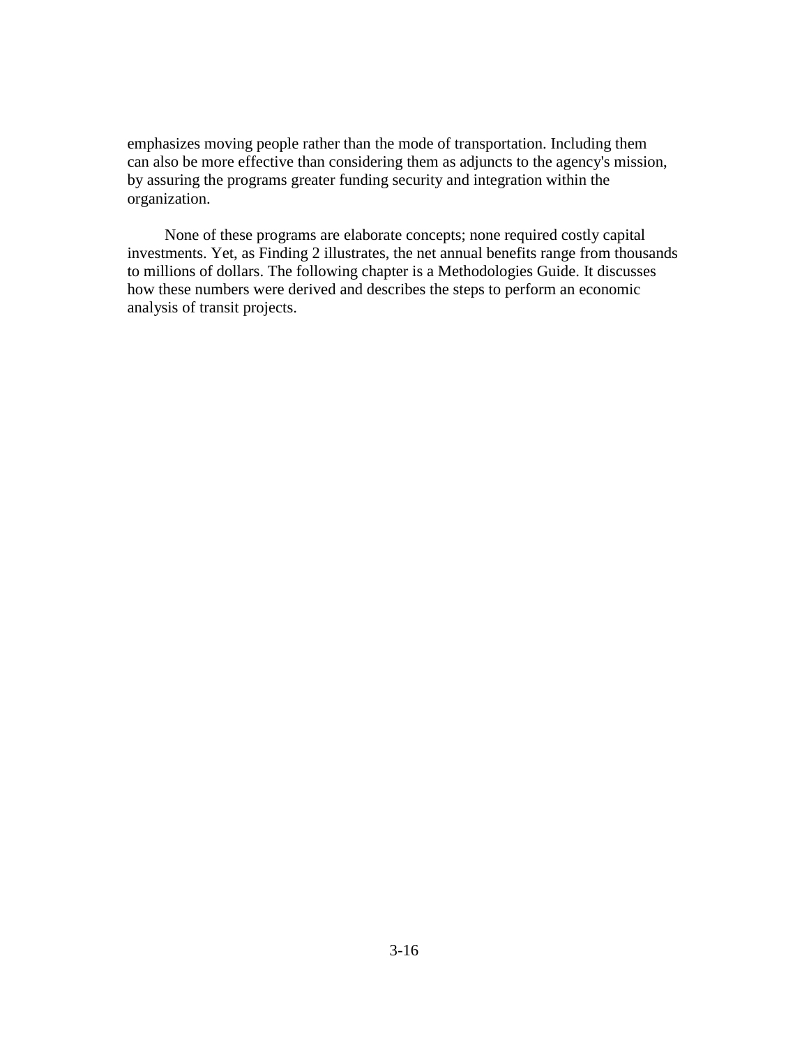emphasizes moving people rather than the mode of transportation. Including them can also be more effective than considering them as adjuncts to the agency's mission, by assuring the programs greater funding security and integration within the organization.

None of these programs are elaborate concepts; none required costly capital investments. Yet, as Finding 2 illustrates, the net annual benefits range from thousands to millions of dollars. The following chapter is a Methodologies Guide. It discusses how these numbers were derived and describes the steps to perform an economic analysis of transit projects.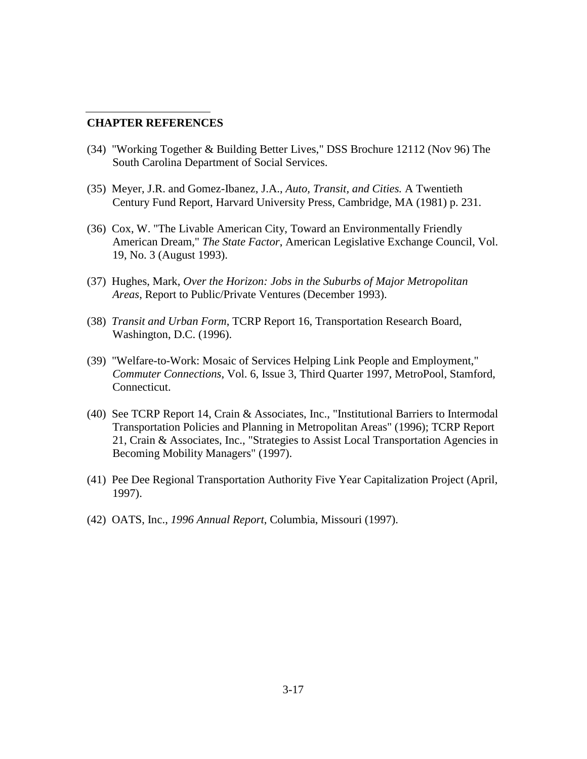**CHAPTER REFERENCES**

(34) "Working Together & Building Better Lives," DSS Brochure 12112 (Nov 96) The South Carolina Department of Social Services.

(35) Meyer, J.R. and Gomez-Ibanez, J.A., *Auto, Transit, and Cities.* A Twentieth Century Fund Report, Harvard University Press, Cambridge, MA (1981) p. 231.

(36) Cox, W. "The Livable American City, Toward an Environmentally Friendly American Dream," *The State Factor*, American Legislative Exchange Council, Vol. 19, No. 3 (August 1993).

(37) Hughes, Mark, *Over the Horizon: Jobs in the Suburbs of Major Metropolitan Areas*, Report to Public/Private Ventures (December 1993).

(38) *Transit and Urban Form*, TCRP Report 16, Transportation Research Board, Washington, D.C. (1996).

(39) "Welfare-to-Work: Mosaic of Services Helping Link People and Employment," *Commuter Connections*, Vol. 6, Issue 3, Third Quarter 1997, MetroPool, Stamford, Connecticut.

(40) See TCRP Report 14, Crain & Associates, Inc., "Institutional Barriers to Intermodal Transportation Policies and Planning in Metropolitan Areas" (1996); TCRP Report 21, Crain & Associates, Inc., "Strategies to Assist Local Transportation Agencies in Becoming Mobility Managers" (1997).

(41) Pee Dee Regional Transportation Authority Five Year Capitalization Project (April, 1997).

(42) OATS, Inc., *1996 Annual Report*, Columbia, Missouri (1997).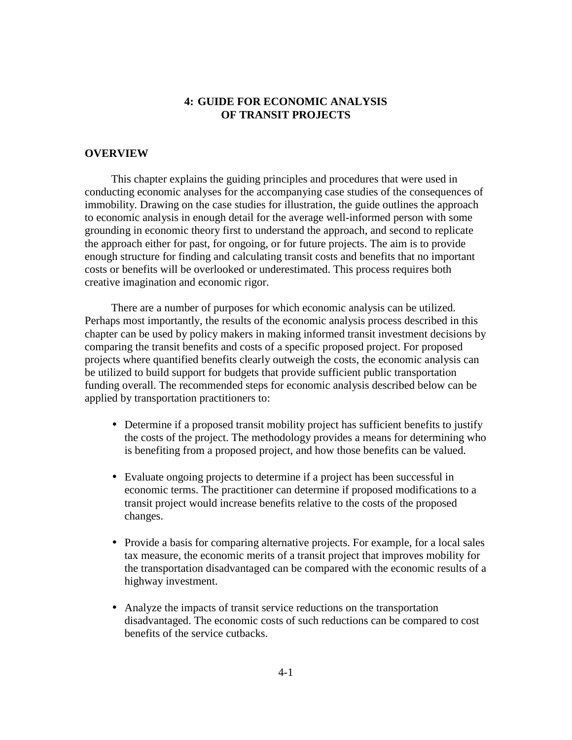# 4: GUIDE FOR ECONOMIC ANALYSIS OF TRANSIT PROJECTS

## OVERVIEW

This chapter explains the guiding principles and procedures that were used in conducting economic analyses for the accompanying case studies of the consequences of immobility. Drawing on the case studies for illustration, the guide outlines the approach to economic analysis in enough detail for the average well-informed person with some grounding in economic theory first to understand the approach, and second to replicate the approach either for past, for ongoing, or for future projects. The aim is to provide enough structure for finding and calculating transit costs and benefits that no important costs or benefits will be overlooked or underestimated. This process requires both creative imagination and economic rigor.

There are a number of purposes for which economic analysis can be utilized. Perhaps most importantly, the results of the economic analysis process described in this chapter can be used by policy makers in making informed transit investment decisions by comparing the transit benefits and costs of a specific proposed project. For proposed projects where quantified benefits clearly outweigh the costs, the economic analysis can be utilized to build support for budgets that provide sufficient public transportation funding overall. The recommended steps for economic analysis described below can be applied by transportation practitioners to:

- Determine if a proposed transit mobility project has sufficient benefits to justify the costs of the project. The methodology provides a means for determining who is benefiting from a proposed project, and how those benefits can be valued.

- Evaluate ongoing projects to determine if a project has been successful in economic terms. The practitioner can determine if proposed modifications to a transit project would increase benefits relative to the costs of the proposed changes.

- Provide a basis for comparing alternative projects. For example, for a local sales tax measure, the economic merits of a transit project that improves mobility for the transportation disadvantaged can be compared with the economic results of a highway investment.

- Analyze the impacts of transit service reductions on the transportation disadvantaged. The economic costs of such reductions can be compared to cost benefits of the service cutbacks.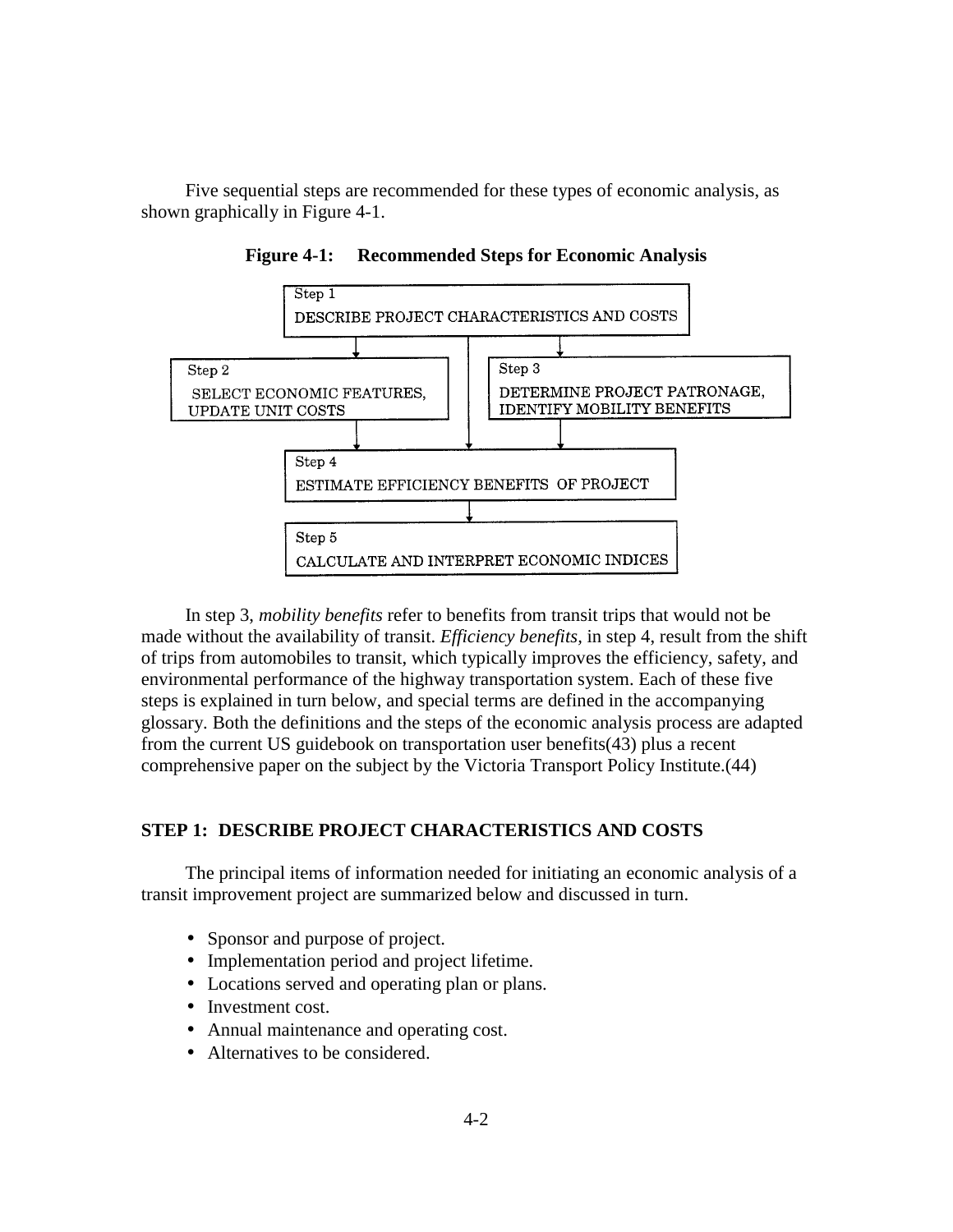Five sequential steps are recommended for these types of economic analysis, as shown graphically in Figure 4-1.

**Figure 4-1: Recommended Steps for Economic Analysis**

Step 1
DESCRIBE PROJECT CHARACTERISTICS AND COSTS

Step 2
SELECT ECONOMIC FEATURES, UPDATE UNIT COSTS

Step 3
DETERMINE PROJECT PATRONAGE, IDENTIFY MOBILITY BENEFITS

Step 4
ESTIMATE EFFICIENCY BENEFITS OF PROJECT

Step 5
CALCULATE AND INTERPRET ECONOMIC INDICES

In step 3, *mobility benefits* refer to benefits from transit trips that would not be made without the availability of transit. *Efficiency benefits*, in step 4, result from the shift of trips from automobiles to transit, which typically improves the efficiency, safety, and environmental performance of the highway transportation system. Each of these five steps is explained in turn below, and special terms are defined in the accompanying glossary. Both the definitions and the steps of the economic analysis process are adapted from the current US guidebook on transportation user benefits(43) plus a recent comprehensive paper on the subject by the Victoria Transport Policy Institute.(44)

## STEP 1: DESCRIBE PROJECT CHARACTERISTICS AND COSTS

The principal items of information needed for initiating an economic analysis of a transit improvement project are summarized below and discussed in turn.

- Sponsor and purpose of project.
- Implementation period and project lifetime.
- Locations served and operating plan or plans.
- Investment cost.
- Annual maintenance and operating cost.
- Alternatives to be considered.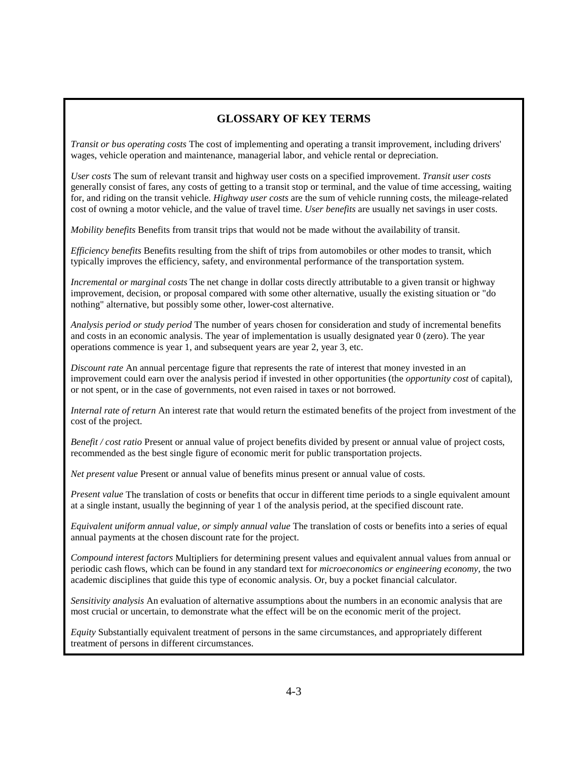## GLOSSARY OF KEY TERMS

*Transit or bus operating costs* The cost of implementing and operating a transit improvement, including drivers' wages, vehicle operation and maintenance, managerial labor, and vehicle rental or depreciation.

*User costs* The sum of relevant transit and highway user costs on a specified improvement. *Transit user costs* generally consist of fares, any costs of getting to a transit stop or terminal, and the value of time accessing, waiting for, and riding on the transit vehicle. *Highway user costs* are the sum of vehicle running costs, the mileage-related cost of owning a motor vehicle, and the value of travel time. *User benefits* are usually net savings in user costs.

*Mobility benefits* Benefits from transit trips that would not be made without the availability of transit.

*Efficiency benefits* Benefits resulting from the shift of trips from automobiles or other modes to transit, which typically improves the efficiency, safety, and environmental performance of the transportation system.

*Incremental or marginal costs* The net change in dollar costs directly attributable to a given transit or highway improvement, decision, or proposal compared with some other alternative, usually the existing situation or "do nothing" alternative, but possibly some other, lower-cost alternative.

*Analysis period or study period* The number of years chosen for consideration and study of incremental benefits and costs in an economic analysis. The year of implementation is usually designated year 0 (zero). The year operations commence is year 1, and subsequent years are year 2, year 3, etc.

*Discount rate* An annual percentage figure that represents the rate of interest that money invested in an improvement could earn over the analysis period if invested in other opportunities (the *opportunity cost* of capital), or not spent, or in the case of governments, not even raised in taxes or not borrowed.

*Internal rate of return* An interest rate that would return the estimated benefits of the project from investment of the cost of the project.

*Benefit / cost ratio* Present or annual value of project benefits divided by present or annual value of project costs, recommended as the best single figure of economic merit for public transportation projects.

*Net present value* Present or annual value of benefits minus present or annual value of costs.

*Present value* The translation of costs or benefits that occur in different time periods to a single equivalent amount at a single instant, usually the beginning of year 1 of the analysis period, at the specified discount rate.

*Equivalent uniform annual value, or simply annual value* The translation of costs or benefits into a series of equal annual payments at the chosen discount rate for the project.

*Compound interest factors* Multipliers for determining present values and equivalent annual values from annual or periodic cash flows, which can be found in any standard text for *microeconomics or engineering economy,* the two academic disciplines that guide this type of economic analysis. Or, buy a pocket financial calculator.

*Sensitivity analysis* An evaluation of alternative assumptions about the numbers in an economic analysis that are most crucial or uncertain, to demonstrate what the effect will be on the economic merit of the project.

*Equity* Substantially equivalent treatment of persons in the same circumstances, and appropriately different treatment of persons in different circumstances.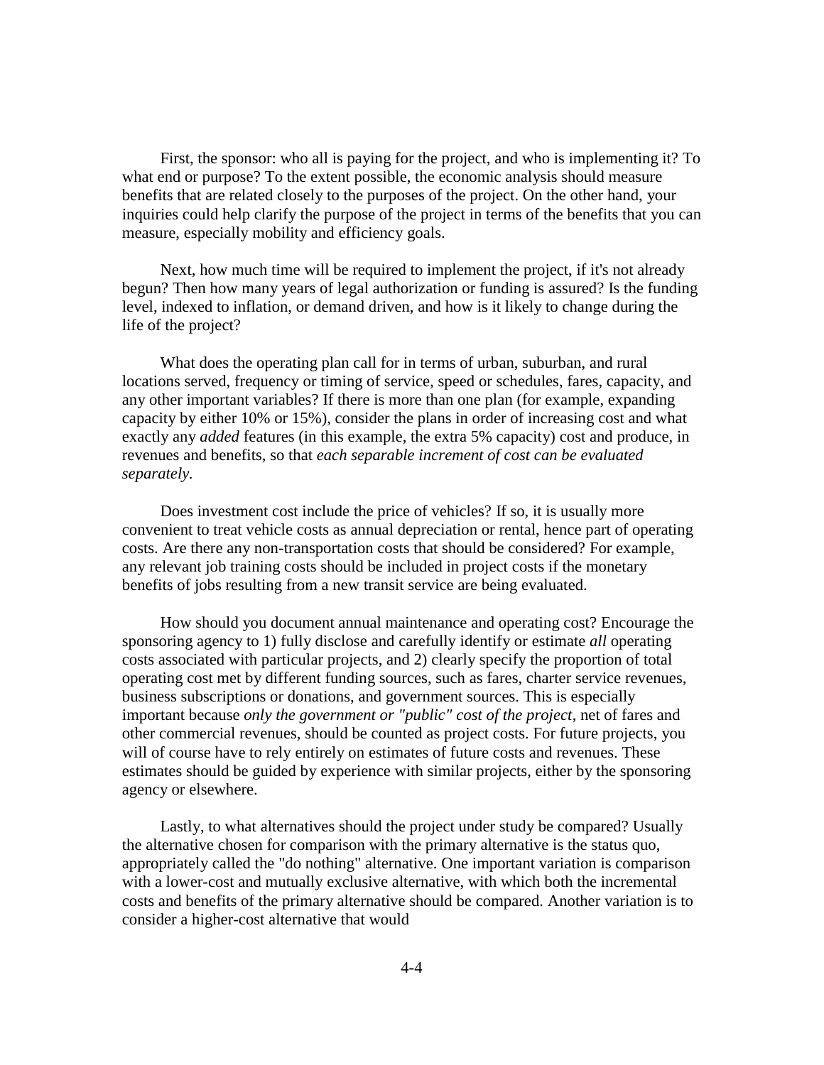First, the sponsor: who all is paying for the project, and who is implementing it? To what end or purpose? To the extent possible, the economic analysis should measure benefits that are related closely to the purposes of the project. On the other hand, your inquiries could help clarify the purpose of the project in terms of the benefits that you can measure, especially mobility and efficiency goals.

Next, how much time will be required to implement the project, if it's not already begun? Then how many years of legal authorization or funding is assured? Is the funding level, indexed to inflation, or demand driven, and how is it likely to change during the life of the project?

What does the operating plan call for in terms of urban, suburban, and rural locations served, frequency or timing of service, speed or schedules, fares, capacity, and any other important variables? If there is more than one plan (for example, expanding capacity by either 10% or 15%), consider the plans in order of increasing cost and what exactly any *added* features (in this example, the extra 5% capacity) cost and produce, in revenues and benefits, so that *each separable increment of cost can be evaluated separately.*

Does investment cost include the price of vehicles? If so, it is usually more convenient to treat vehicle costs as annual depreciation or rental, hence part of operating costs. Are there any non-transportation costs that should be considered? For example, any relevant job training costs should be included in project costs if the monetary benefits of jobs resulting from a new transit service are being evaluated.

How should you document annual maintenance and operating cost? Encourage the sponsoring agency to 1) fully disclose and carefully identify or estimate *all* operating costs associated with particular projects, and 2) clearly specify the proportion of total operating cost met by different funding sources, such as fares, charter service revenues, business subscriptions or donations, and government sources. This is especially important because *only the government or "public" cost of the project*, net of fares and other commercial revenues, should be counted as project costs. For future projects, you will of course have to rely entirely on estimates of future costs and revenues. These estimates should be guided by experience with similar projects, either by the sponsoring agency or elsewhere.

Lastly, to what alternatives should the project under study be compared? Usually the alternative chosen for comparison with the primary alternative is the status quo, appropriately called the "do nothing" alternative. One important variation is comparison with a lower-cost and mutually exclusive alternative, with which both the incremental costs and benefits of the primary alternative should be compared. Another variation is to consider a higher-cost alternative that would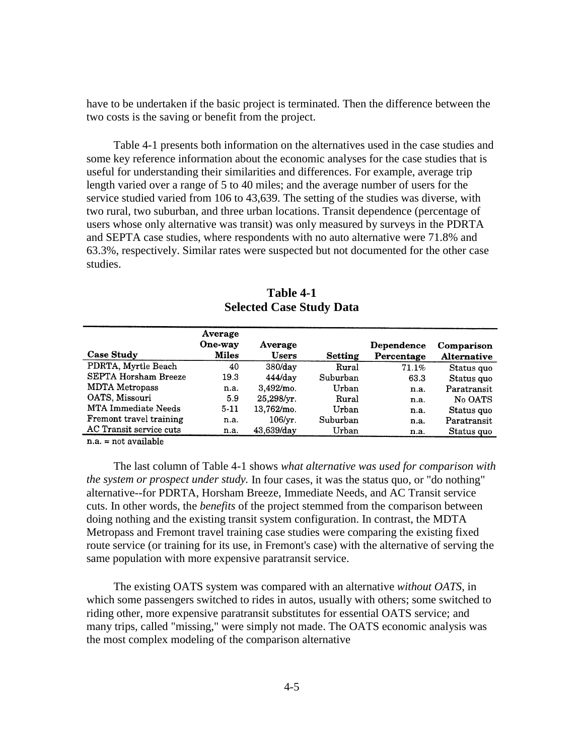have to be undertaken if the basic project is terminated. Then the difference between the two costs is the saving or benefit from the project.

Table 4-1 presents both information on the alternatives used in the case studies and some key reference information about the economic analyses for the case studies that is useful for understanding their similarities and differences. For example, average trip length varied over a range of 5 to 40 miles; and the average number of users for the service studied varied from 106 to 43,639. The setting of the studies was diverse, with two rural, two suburban, and three urban locations. Transit dependence (percentage of users whose only alternative was transit) was only measured by surveys in the PDRTA and SEPTA case studies, where respondents with no auto alternative were 71.8% and 63.3%, respectively. Similar rates were suspected but not documented for the other case studies.

**Table 4-1**
**Selected Case Study Data**

| Case Study | Average One-way Miles | Average Users | Setting | Dependence Percentage | Comparison Alternative |
|---|---|---|---|---|---|
| PDRTA, Myrtle Beach | 40 | 380/day | Rural | 71.1% | Status quo |
| SEPTA Horsham Breeze | 19.3 | 444/day | Suburban | 63.3 | Status quo |
| MDTA Metropass | n.a. | 3,492/mo. | Urban | n.a. | Paratransit |
| OATS, Missouri | 5.9 | 25,298/yr. | Rural | n.a. | No OATS |
| MTA Immediate Needs | 5-11 | 13,762/mo. | Urban | n.a. | Status quo |
| Fremont travel training | n.a. | 106/yr. | Suburban | n.a. | Paratransit |
| AC Transit service cuts | n.a. | 43,639/day | Urban | n.a. | Status quo |

n.a. = not available

The last column of Table 4-1 shows *what alternative was used for comparison with the system or prospect under study.* In four cases, it was the status quo, or "do nothing" alternative--for PDRTA, Horsham Breeze, Immediate Needs, and AC Transit service cuts. In other words, the *benefits* of the project stemmed from the comparison between doing nothing and the existing transit system configuration. In contrast, the MDTA Metropass and Fremont travel training case studies were comparing the existing fixed route service (or training for its use, in Fremont's case) with the alternative of serving the same population with more expensive paratransit service.

The existing OATS system was compared with an alternative *without OATS,* in which some passengers switched to rides in autos, usually with others; some switched to riding other, more expensive paratransit substitutes for essential OATS service; and many trips, called "missing," were simply not made. The OATS economic analysis was the most complex modeling of the comparison alternative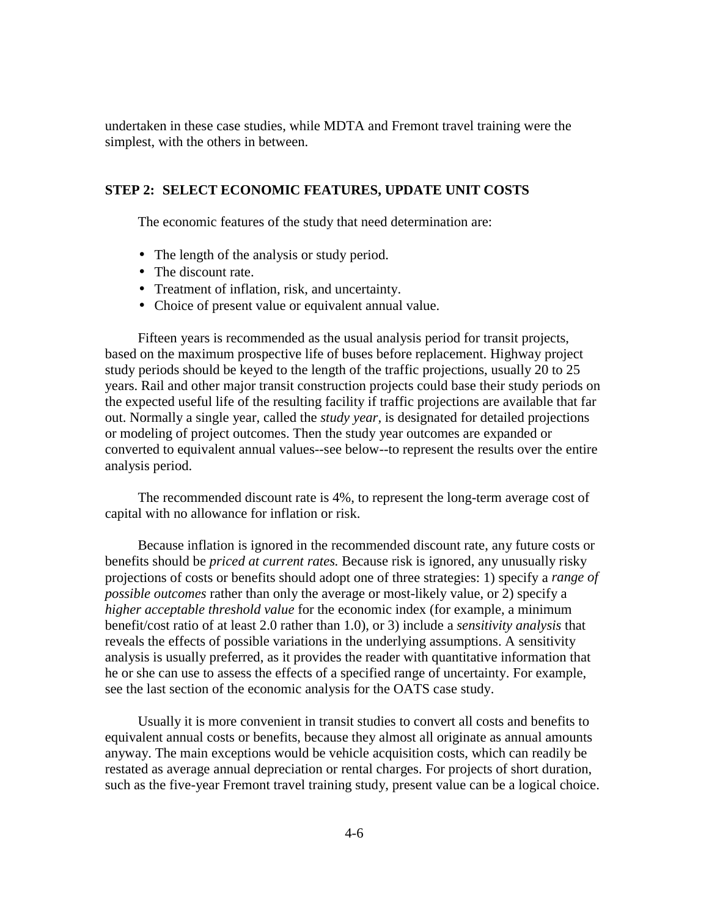undertaken in these case studies, while MDTA and Fremont travel training were the simplest, with the others in between.

## STEP 2: SELECT ECONOMIC FEATURES, UPDATE UNIT COSTS

The economic features of the study that need determination are:

- The length of the analysis or study period.
- The discount rate.
- Treatment of inflation, risk, and uncertainty.
- Choice of present value or equivalent annual value.

Fifteen years is recommended as the usual analysis period for transit projects, based on the maximum prospective life of buses before replacement. Highway project study periods should be keyed to the length of the traffic projections, usually 20 to 25 years. Rail and other major transit construction projects could base their study periods on the expected useful life of the resulting facility if traffic projections are available that far out. Normally a single year, called the *study year,* is designated for detailed projections or modeling of project outcomes. Then the study year outcomes are expanded or converted to equivalent annual values--see below--to represent the results over the entire analysis period.

The recommended discount rate is 4%, to represent the long-term average cost of capital with no allowance for inflation or risk.

Because inflation is ignored in the recommended discount rate, any future costs or benefits should be *priced at current rates.* Because risk is ignored, any unusually risky projections of costs or benefits should adopt one of three strategies: 1) specify a *range of possible outcomes* rather than only the average or most-likely value, or 2) specify a *higher acceptable threshold value* for the economic index (for example, a minimum benefit/cost ratio of at least 2.0 rather than 1.0), or 3) include a *sensitivity analysis* that reveals the effects of possible variations in the underlying assumptions. A sensitivity analysis is usually preferred, as it provides the reader with quantitative information that he or she can use to assess the effects of a specified range of uncertainty. For example, see the last section of the economic analysis for the OATS case study.

Usually it is more convenient in transit studies to convert all costs and benefits to equivalent annual costs or benefits, because they almost all originate as annual amounts anyway. The main exceptions would be vehicle acquisition costs, which can readily be restated as average annual depreciation or rental charges. For projects of short duration, such as the five-year Fremont travel training study, present value can be a logical choice.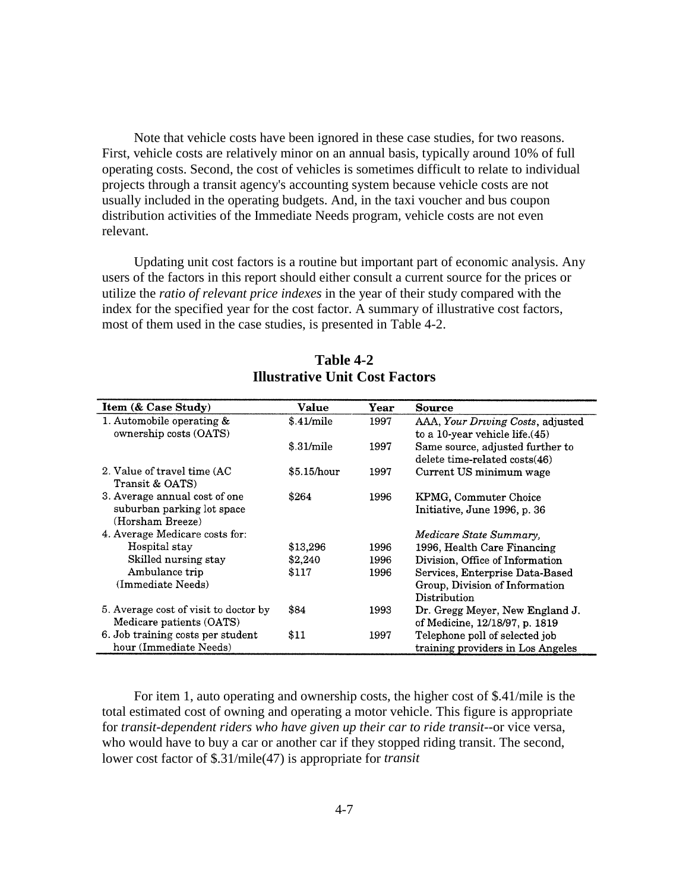Note that vehicle costs have been ignored in these case studies, for two reasons. First, vehicle costs are relatively minor on an annual basis, typically around 10% of full operating costs. Second, the cost of vehicles is sometimes difficult to relate to individual projects through a transit agency's accounting system because vehicle costs are not usually included in the operating budgets. And, in the taxi voucher and bus coupon distribution activities of the Immediate Needs program, vehicle costs are not even relevant.

Updating unit cost factors is a routine but important part of economic analysis. Any users of the factors in this report should either consult a current source for the prices or utilize the *ratio of relevant price indexes* in the year of their study compared with the index for the specified year for the cost factor. A summary of illustrative cost factors, most of them used in the case studies, is presented in Table 4-2.

**Table 4-2**
**Illustrative Unit Cost Factors**

| Item (& Case Study) | Value | Year | Source |
|---|---|---|---|
| 1. Automobile operating & ownership costs (OATS) | $.41/mile | 1997 | AAA, *Your Driving Costs*, adjusted to a 10-year vehicle life.(45) |
| | $.31/mile | 1997 | Same source, adjusted further to delete time-related costs(46) |
| 2. Value of travel time (AC Transit & OATS) | $5.15/hour | 1997 | Current US minimum wage |
| 3. Average annual cost of one suburban parking lot space (Horsham Breeze) | $264 | 1996 | KPMG, Commuter Choice Initiative, June 1996, p. 36 |
| 4. Average Medicare costs for: | | | *Medicare State Summary*, 1996, Health Care Financing Division, Office of Information Services, Enterprise Data-Based Group, Division of Information Distribution |
| Hospital stay | $13,296 | 1996 | |
| Skilled nursing stay | $2,240 | 1996 | |
| Ambulance trip (Immediate Needs) | $117 | 1996 | |
| 5. Average cost of visit to doctor by Medicare patients (OATS) | $84 | 1993 | Dr. Gregg Meyer, New England J. of Medicine, 12/18/97, p. 1819 |
| 6. Job training costs per student hour (Immediate Needs) | $11 | 1997 | Telephone poll of selected job training providers in Los Angeles |

For item 1, auto operating and ownership costs, the higher cost of $.41/mile is the total estimated cost of owning and operating a motor vehicle. This figure is appropriate for *transit-dependent riders who have given up their car to ride transit*--or vice versa, who would have to buy a car or another car if they stopped riding transit. The second, lower cost factor of $.31/mile(47) is appropriate for *transit*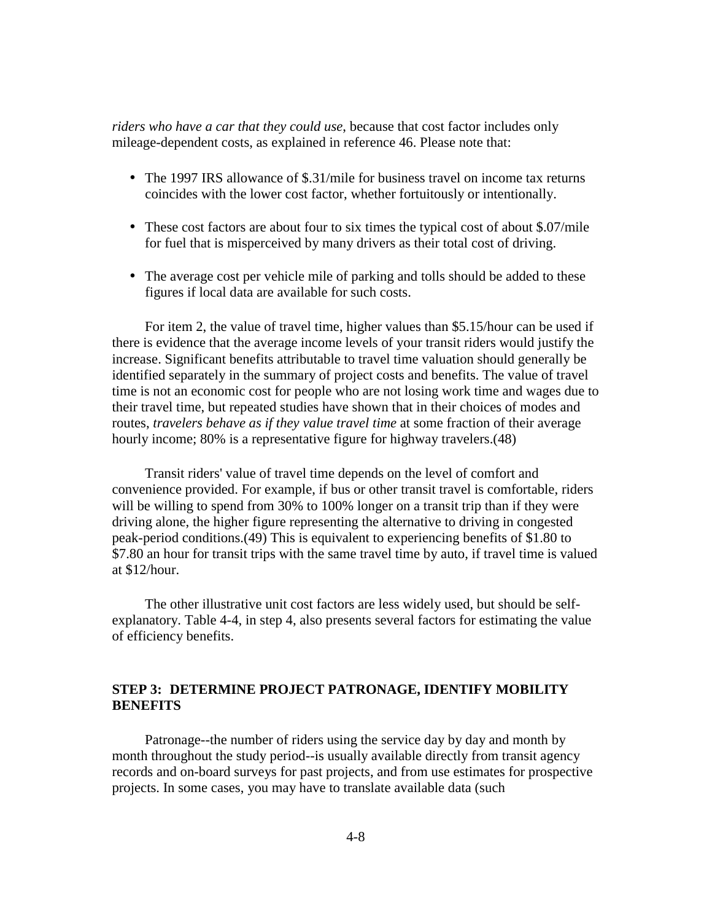*riders who have a car that they could use*, because that cost factor includes only mileage-dependent costs, as explained in reference 46. Please note that:

- The 1997 IRS allowance of $.31/mile for business travel on income tax returns coincides with the lower cost factor, whether fortuitously or intentionally.
- These cost factors are about four to six times the typical cost of about $.07/mile for fuel that is misperceived by many drivers as their total cost of driving.
- The average cost per vehicle mile of parking and tolls should be added to these figures if local data are available for such costs.

For item 2, the value of travel time, higher values than $5.15/hour can be used if there is evidence that the average income levels of your transit riders would justify the increase. Significant benefits attributable to travel time valuation should generally be identified separately in the summary of project costs and benefits. The value of travel time is not an economic cost for people who are not losing work time and wages due to their travel time, but repeated studies have shown that in their choices of modes and routes, *travelers behave as if they value travel time* at some fraction of their average hourly income; 80% is a representative figure for highway travelers.(48)

Transit riders' value of travel time depends on the level of comfort and convenience provided. For example, if bus or other transit travel is comfortable, riders will be willing to spend from 30% to 100% longer on a transit trip than if they were driving alone, the higher figure representing the alternative to driving in congested peak-period conditions.(49) This is equivalent to experiencing benefits of $1.80 to $7.80 an hour for transit trips with the same travel time by auto, if travel time is valued at $12/hour.

The other illustrative unit cost factors are less widely used, but should be self-explanatory. Table 4-4, in step 4, also presents several factors for estimating the value of efficiency benefits.

## STEP 3: DETERMINE PROJECT PATRONAGE, IDENTIFY MOBILITY BENEFITS

Patronage--the number of riders using the service day by day and month by month throughout the study period--is usually available directly from transit agency records and on-board surveys for past projects, and from use estimates for prospective projects. In some cases, you may have to translate available data (such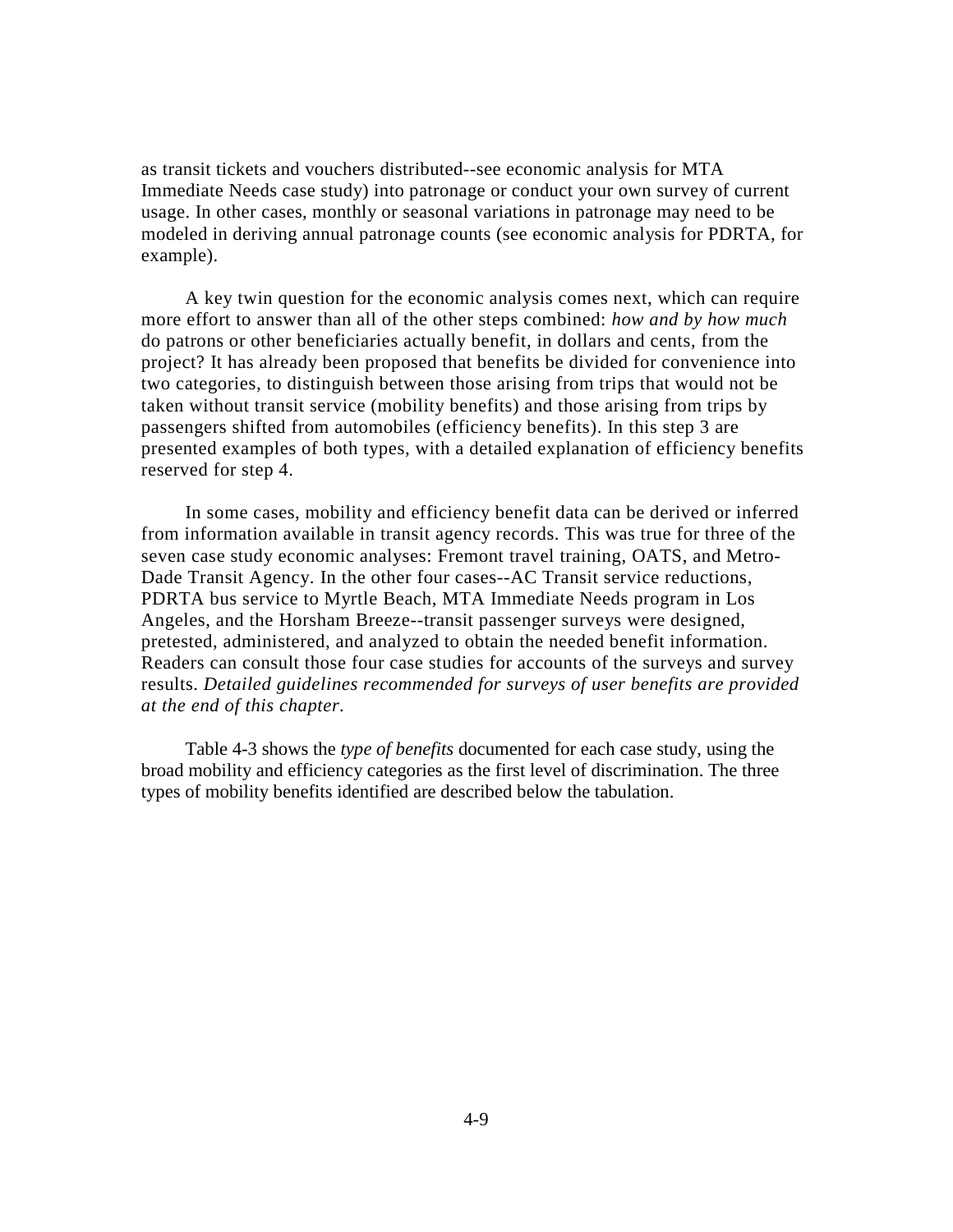as transit tickets and vouchers distributed--see economic analysis for MTA Immediate Needs case study) into patronage or conduct your own survey of current usage. In other cases, monthly or seasonal variations in patronage may need to be modeled in deriving annual patronage counts (see economic analysis for PDRTA, for example).

A key twin question for the economic analysis comes next, which can require more effort to answer than all of the other steps combined: *how and by how much* do patrons or other beneficiaries actually benefit, in dollars and cents, from the project? It has already been proposed that benefits be divided for convenience into two categories, to distinguish between those arising from trips that would not be taken without transit service (mobility benefits) and those arising from trips by passengers shifted from automobiles (efficiency benefits). In this step 3 are presented examples of both types, with a detailed explanation of efficiency benefits reserved for step 4.

In some cases, mobility and efficiency benefit data can be derived or inferred from information available in transit agency records. This was true for three of the seven case study economic analyses: Fremont travel training, OATS, and Metro-Dade Transit Agency. In the other four cases--AC Transit service reductions, PDRTA bus service to Myrtle Beach, MTA Immediate Needs program in Los Angeles, and the Horsham Breeze--transit passenger surveys were designed, pretested, administered, and analyzed to obtain the needed benefit information. Readers can consult those four case studies for accounts of the surveys and survey results. *Detailed guidelines recommended for surveys of user benefits are provided at the end of this chapter.*

Table 4-3 shows the *type of benefits* documented for each case study, using the broad mobility and efficiency categories as the first level of discrimination. The three types of mobility benefits identified are described below the tabulation.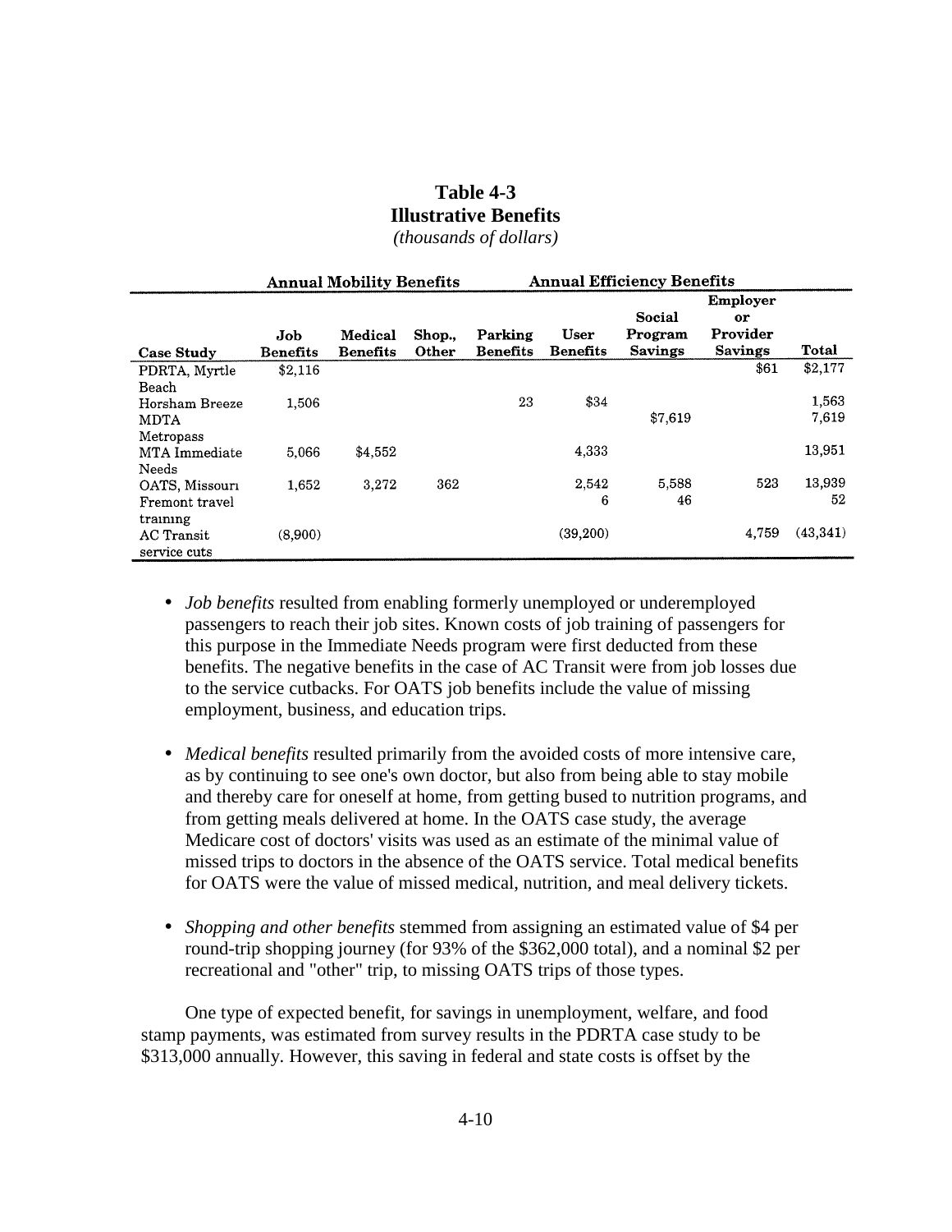**Table 4-3**
**Illustrative Benefits**
*(thousands of dollars)*

| | Annual Mobility Benefits | | | Annual Efficiency Benefits | | | | |
|---|---|---|---|---|---|---|---|---|
| Case Study | Job Benefits | Medical Benefits | Shop., Other | Parking Benefits | User Benefits | Social Program Savings | Employer or Provider Savings | Total |
| PDRTA, Myrtle Beach | $2,116 | | | | | | $61 | $2,177 |
| Horsham Breeze | 1,506 | | | 23 | $34 | | | 1,563 |
| MDTA Metropass | | | | | | $7,619 | | 7,619 |
| MTA Immediate Needs | 5,066 | $4,552 | | | 4,333 | | | 13,951 |
| OATS, Missouri | 1,652 | 3,272 | 362 | | 2,542 | 5,588 | 523 | 13,939 |
| Fremont travel training | | | | | 6 | 46 | | 52 |
| AC Transit service cuts | (8,900) | | | | (39,200) | | 4,759 | (43,341) |

- *Job benefits* resulted from enabling formerly unemployed or underemployed passengers to reach their job sites. Known costs of job training of passengers for this purpose in the Immediate Needs program were first deducted from these benefits. The negative benefits in the case of AC Transit were from job losses due to the service cutbacks. For OATS job benefits include the value of missing employment, business, and education trips.

- *Medical benefits* resulted primarily from the avoided costs of more intensive care, as by continuing to see one's own doctor, but also from being able to stay mobile and thereby care for oneself at home, from getting bused to nutrition programs, and from getting meals delivered at home. In the OATS case study, the average Medicare cost of doctors' visits was used as an estimate of the minimal value of missed trips to doctors in the absence of the OATS service. Total medical benefits for OATS were the value of missed medical, nutrition, and meal delivery tickets.

- *Shopping and other benefits* stemmed from assigning an estimated value of $4 per round-trip shopping journey (for 93% of the $362,000 total), and a nominal $2 per recreational and "other" trip, to missing OATS trips of those types.

One type of expected benefit, for savings in unemployment, welfare, and food stamp payments, was estimated from survey results in the PDRTA case study to be $313,000 annually. However, this saving in federal and state costs is offset by the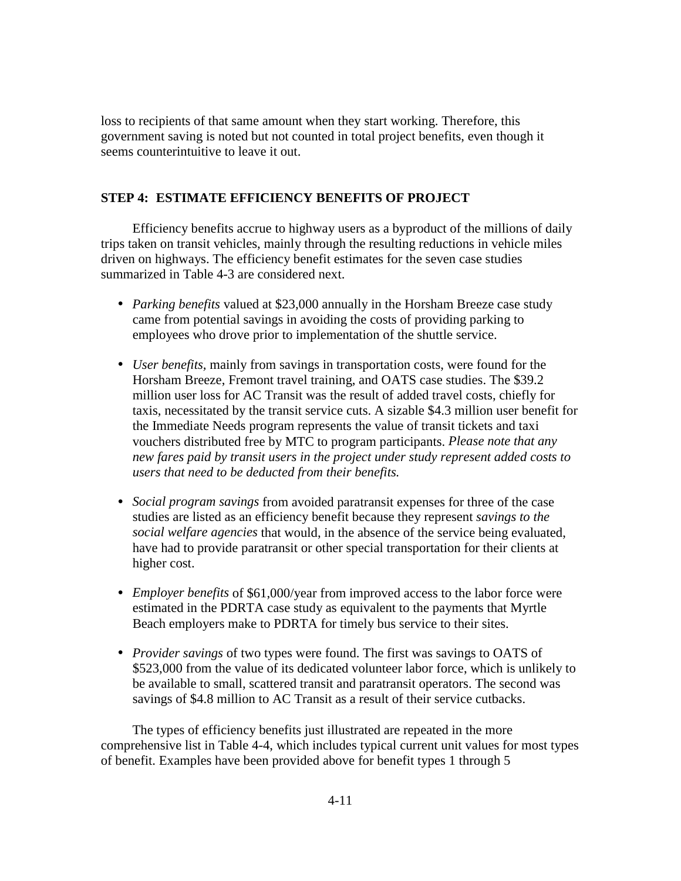loss to recipients of that same amount when they start working. Therefore, this government saving is noted but not counted in total project benefits, even though it seems counterintuitive to leave it out.

### STEP 4: ESTIMATE EFFICIENCY BENEFITS OF PROJECT

Efficiency benefits accrue to highway users as a byproduct of the millions of daily trips taken on transit vehicles, mainly through the resulting reductions in vehicle miles driven on highways. The efficiency benefit estimates for the seven case studies summarized in Table 4-3 are considered next.

- *Parking benefits* valued at $23,000 annually in the Horsham Breeze case study came from potential savings in avoiding the costs of providing parking to employees who drove prior to implementation of the shuttle service.

- *User benefits,* mainly from savings in transportation costs, were found for the Horsham Breeze, Fremont travel training, and OATS case studies. The $39.2 million user loss for AC Transit was the result of added travel costs, chiefly for taxis, necessitated by the transit service cuts. A sizable $4.3 million user benefit for the Immediate Needs program represents the value of transit tickets and taxi vouchers distributed free by MTC to program participants. *Please note that any new fares paid by transit users in the project under study represent added costs to users that need to be deducted from their benefits.*

- *Social program savings* from avoided paratransit expenses for three of the case studies are listed as an efficiency benefit because they represent *savings to the social welfare agencies* that would, in the absence of the service being evaluated, have had to provide paratransit or other special transportation for their clients at higher cost.

- *Employer benefits* of $61,000/year from improved access to the labor force were estimated in the PDRTA case study as equivalent to the payments that Myrtle Beach employers make to PDRTA for timely bus service to their sites.

- *Provider savings* of two types were found. The first was savings to OATS of $523,000 from the value of its dedicated volunteer labor force, which is unlikely to be available to small, scattered transit and paratransit operators. The second was savings of $4.8 million to AC Transit as a result of their service cutbacks.

The types of efficiency benefits just illustrated are repeated in the more comprehensive list in Table 4-4, which includes typical current unit values for most types of benefit. Examples have been provided above for benefit types 1 through 5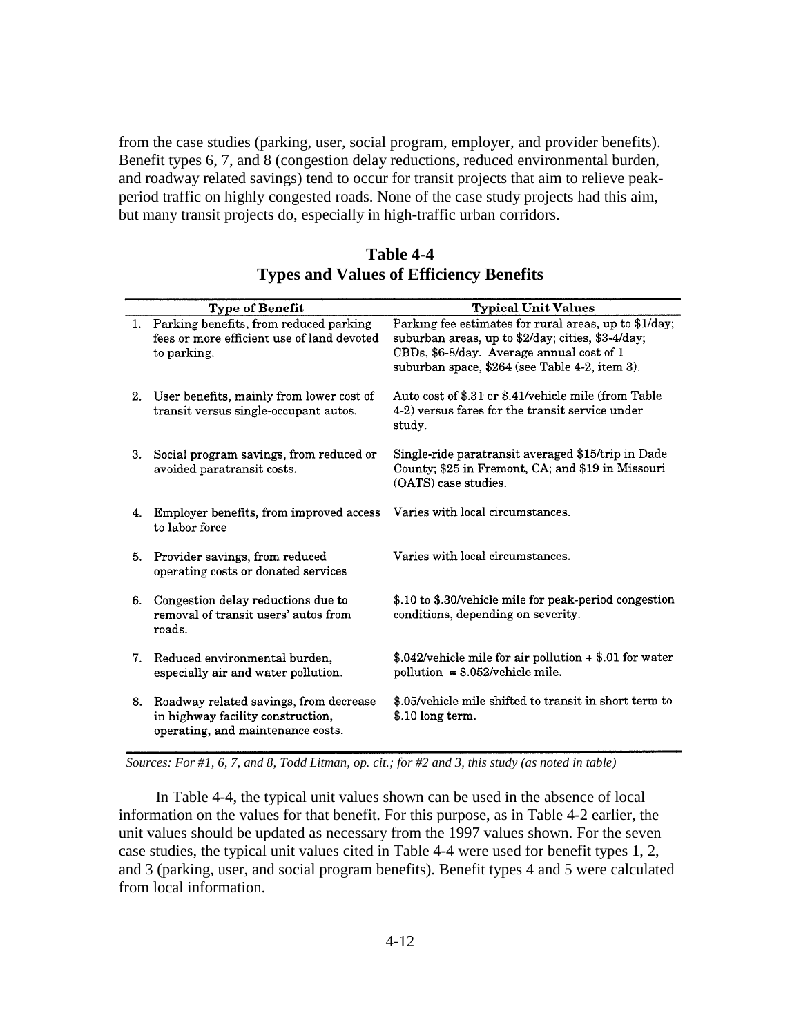from the case studies (parking, user, social program, employer, and provider benefits). Benefit types 6, 7, and 8 (congestion delay reductions, reduced environmental burden, and roadway related savings) tend to occur for transit projects that aim to relieve peak-period traffic on highly congested roads. None of the case study projects had this aim, but many transit projects do, especially in high-traffic urban corridors.

**Table 4-4**
**Types and Values of Efficiency Benefits**

| Type of Benefit | Typical Unit Values |
|---|---|
| 1. Parking benefits, from reduced parking fees or more efficient use of land devoted to parking. | Parking fee estimates for rural areas, up to $1/day; suburban areas, up to $2/day; cities, $3-4/day; CBDs, $6-8/day. Average annual cost of 1 suburban space, $264 (see Table 4-2, item 3). |
| 2. User benefits, mainly from lower cost of transit versus single-occupant autos. | Auto cost of $.31 or $.41/vehicle mile (from Table 4-2) versus fares for the transit service under study. |
| 3. Social program savings, from reduced or avoided paratransit costs. | Single-ride paratransit averaged $15/trip in Dade County; $25 in Fremont, CA; and $19 in Missouri (OATS) case studies. |
| 4. Employer benefits, from improved access to labor force | Varies with local circumstances. |
| 5. Provider savings, from reduced operating costs or donated services | Varies with local circumstances. |
| 6. Congestion delay reductions due to removal of transit users' autos from roads. | $.10 to $.30/vehicle mile for peak-period congestion conditions, depending on severity. |
| 7. Reduced environmental burden, especially air and water pollution. | $.042/vehicle mile for air pollution + $.01 for water pollution = $.052/vehicle mile. |
| 8. Roadway related savings, from decrease in highway facility construction, operating, and maintenance costs. | $.05/vehicle mile shifted to transit in short term to $.10 long term. |

*Sources: For #1, 6, 7, and 8, Todd Litman, op. cit.; for #2 and 3, this study (as noted in table)*

In Table 4-4, the typical unit values shown can be used in the absence of local information on the values for that benefit. For this purpose, as in Table 4-2 earlier, the unit values should be updated as necessary from the 1997 values shown. For the seven case studies, the typical unit values cited in Table 4-4 were used for benefit types 1, 2, and 3 (parking, user, and social program benefits). Benefit types 4 and 5 were calculated from local information.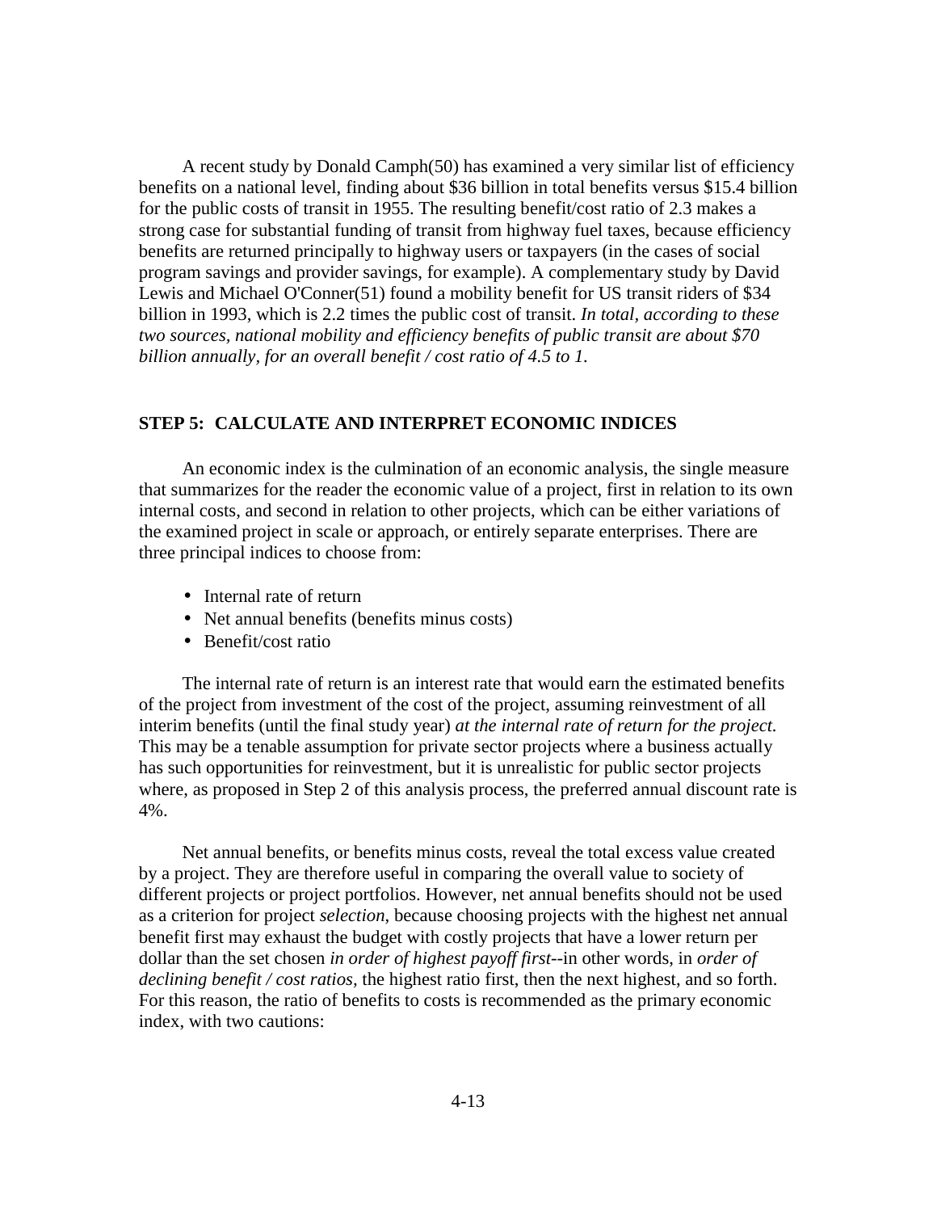A recent study by Donald Camph(50) has examined a very similar list of efficiency benefits on a national level, finding about $36 billion in total benefits versus $15.4 billion for the public costs of transit in 1955. The resulting benefit/cost ratio of 2.3 makes a strong case for substantial funding of transit from highway fuel taxes, because efficiency benefits are returned principally to highway users or taxpayers (in the cases of social program savings and provider savings, for example). A complementary study by David Lewis and Michael O'Conner(51) found a mobility benefit for US transit riders of $34 billion in 1993, which is 2.2 times the public cost of transit. *In total, according to these two sources, national mobility and efficiency benefits of public transit are about $70 billion annually, for an overall benefit / cost ratio of 4.5 to 1.*

## STEP 5: CALCULATE AND INTERPRET ECONOMIC INDICES

An economic index is the culmination of an economic analysis, the single measure that summarizes for the reader the economic value of a project, first in relation to its own internal costs, and second in relation to other projects, which can be either variations of the examined project in scale or approach, or entirely separate enterprises. There are three principal indices to choose from:

- Internal rate of return
- Net annual benefits (benefits minus costs)
- Benefit/cost ratio

The internal rate of return is an interest rate that would earn the estimated benefits of the project from investment of the cost of the project, assuming reinvestment of all interim benefits (until the final study year) *at the internal rate of return for the project.* This may be a tenable assumption for private sector projects where a business actually has such opportunities for reinvestment, but it is unrealistic for public sector projects where, as proposed in Step 2 of this analysis process, the preferred annual discount rate is 4%.

Net annual benefits, or benefits minus costs, reveal the total excess value created by a project. They are therefore useful in comparing the overall value to society of different projects or project portfolios. However, net annual benefits should not be used as a criterion for project *selection*, because choosing projects with the highest net annual benefit first may exhaust the budget with costly projects that have a lower return per dollar than the set chosen *in order of highest payoff first*--in other words, in *order of declining benefit / cost ratios*, the highest ratio first, then the next highest, and so forth. For this reason, the ratio of benefits to costs is recommended as the primary economic index, with two cautions: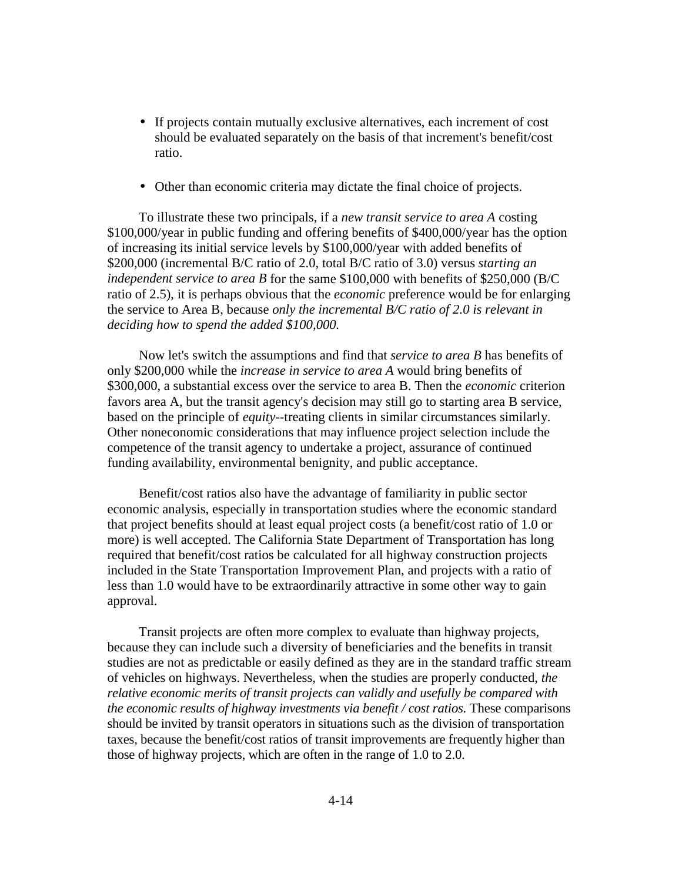- If projects contain mutually exclusive alternatives, each increment of cost should be evaluated separately on the basis of that increment's benefit/cost ratio.

- Other than economic criteria may dictate the final choice of projects.

To illustrate these two principals, if a *new transit service to area A* costing \$100,000/year in public funding and offering benefits of \$400,000/year has the option of increasing its initial service levels by \$100,000/year with added benefits of \$200,000 (incremental B/C ratio of 2.0, total B/C ratio of 3.0) versus *starting an independent service to area B* for the same \$100,000 with benefits of \$250,000 (B/C ratio of 2.5), it is perhaps obvious that the *economic* preference would be for enlarging the service to Area B, because *only the incremental B/C ratio of 2.0 is relevant in deciding how to spend the added \$100,000.*

Now let's switch the assumptions and find that *service to area B* has benefits of only \$200,000 while the *increase in service to area A* would bring benefits of \$300,000, a substantial excess over the service to area B. Then the *economic* criterion favors area A, but the transit agency's decision may still go to starting area B service, based on the principle of *equity*--treating clients in similar circumstances similarly. Other noneconomic considerations that may influence project selection include the competence of the transit agency to undertake a project, assurance of continued funding availability, environmental benignity, and public acceptance.

Benefit/cost ratios also have the advantage of familiarity in public sector economic analysis, especially in transportation studies where the economic standard that project benefits should at least equal project costs (a benefit/cost ratio of 1.0 or more) is well accepted. The California State Department of Transportation has long required that benefit/cost ratios be calculated for all highway construction projects included in the State Transportation Improvement Plan, and projects with a ratio of less than 1.0 would have to be extraordinarily attractive in some other way to gain approval.

Transit projects are often more complex to evaluate than highway projects, because they can include such a diversity of beneficiaries and the benefits in transit studies are not as predictable or easily defined as they are in the standard traffic stream of vehicles on highways. Nevertheless, when the studies are properly conducted, *the relative economic merits of transit projects can validly and usefully be compared with the economic results of highway investments via benefit / cost ratios.* These comparisons should be invited by transit operators in situations such as the division of transportation taxes, because the benefit/cost ratios of transit improvements are frequently higher than those of highway projects, which are often in the range of 1.0 to 2.0.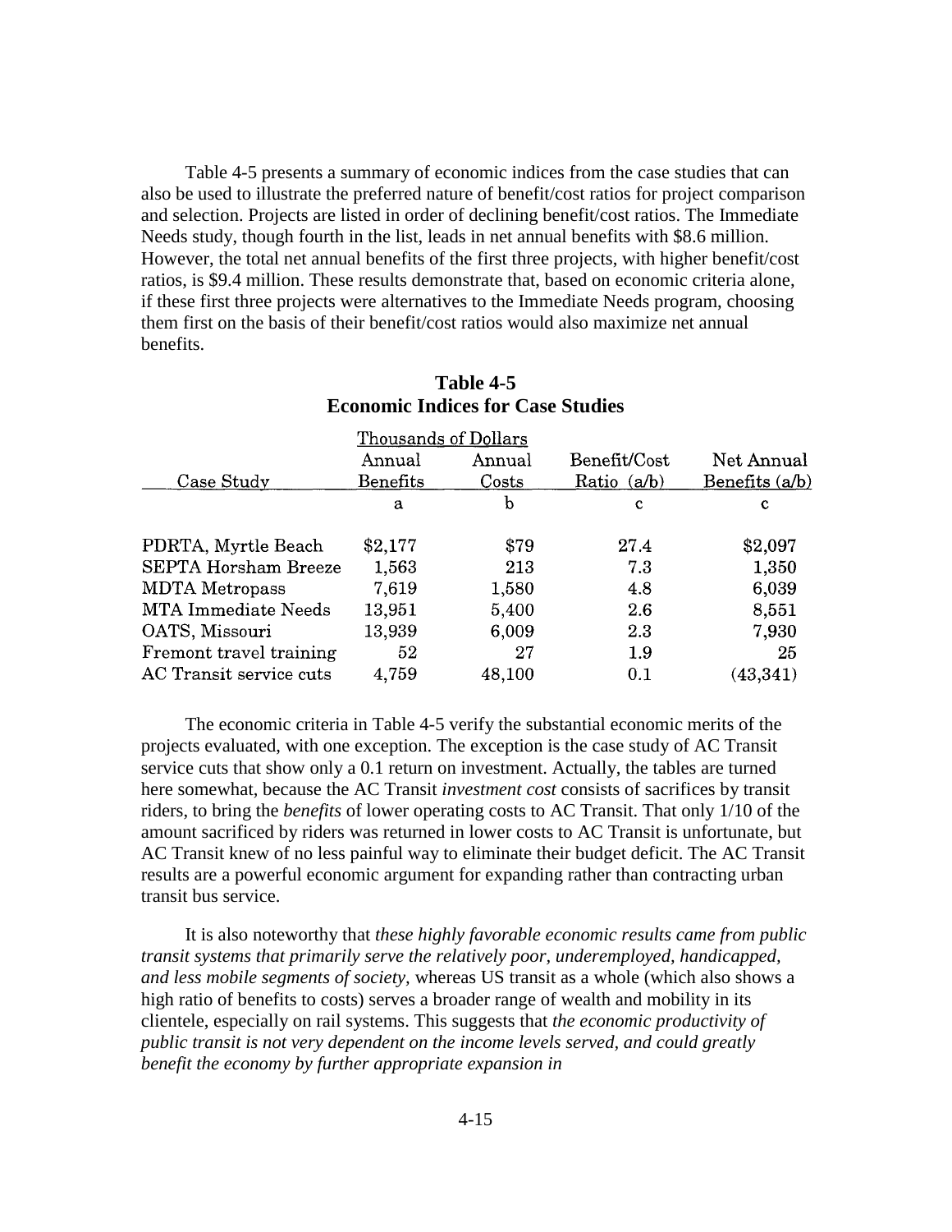Table 4-5 presents a summary of economic indices from the case studies that can also be used to illustrate the preferred nature of benefit/cost ratios for project comparison and selection. Projects are listed in order of declining benefit/cost ratios. The Immediate Needs study, though fourth in the list, leads in net annual benefits with $8.6 million. However, the total net annual benefits of the first three projects, with higher benefit/cost ratios, is $9.4 million. These results demonstrate that, based on economic criteria alone, if these first three projects were alternatives to the Immediate Needs program, choosing them first on the basis of their benefit/cost ratios would also maximize net annual benefits.

**Table 4-5**
**Economic Indices for Case Studies**

| | Thousands of Dollars | | | |
|---|---|---|---|---|
| Case Study | Annual Benefits | Annual Costs | Benefit/Cost Ratio (a/b) | Net Annual Benefits (a/b) |
| | a | b | c | c |
| PDRTA, Myrtle Beach | $2,177 | $79 | 27.4 | $2,097 |
| SEPTA Horsham Breeze | 1,563 | 213 | 7.3 | 1,350 |
| MDTA Metropass | 7,619 | 1,580 | 4.8 | 6,039 |
| MTA Immediate Needs | 13,951 | 5,400 | 2.6 | 8,551 |
| OATS, Missouri | 13,939 | 6,009 | 2.3 | 7,930 |
| Fremont travel training | 52 | 27 | 1.9 | 25 |
| AC Transit service cuts | 4,759 | 48,100 | 0.1 | (43,341) |

The economic criteria in Table 4-5 verify the substantial economic merits of the projects evaluated, with one exception. The exception is the case study of AC Transit service cuts that show only a 0.1 return on investment. Actually, the tables are turned here somewhat, because the AC Transit *investment cost* consists of sacrifices by transit riders, to bring the *benefits* of lower operating costs to AC Transit. That only 1/10 of the amount sacrificed by riders was returned in lower costs to AC Transit is unfortunate, but AC Transit knew of no less painful way to eliminate their budget deficit. The AC Transit results are a powerful economic argument for expanding rather than contracting urban transit bus service.

It is also noteworthy that *these highly favorable economic results came from public transit systems that primarily serve the relatively poor, underemployed, handicapped, and less mobile segments of society,* whereas US transit as a whole (which also shows a high ratio of benefits to costs) serves a broader range of wealth and mobility in its clientele, especially on rail systems. This suggests that *the economic productivity of public transit is not very dependent on the income levels served, and could greatly benefit the economy by further appropriate expansion in*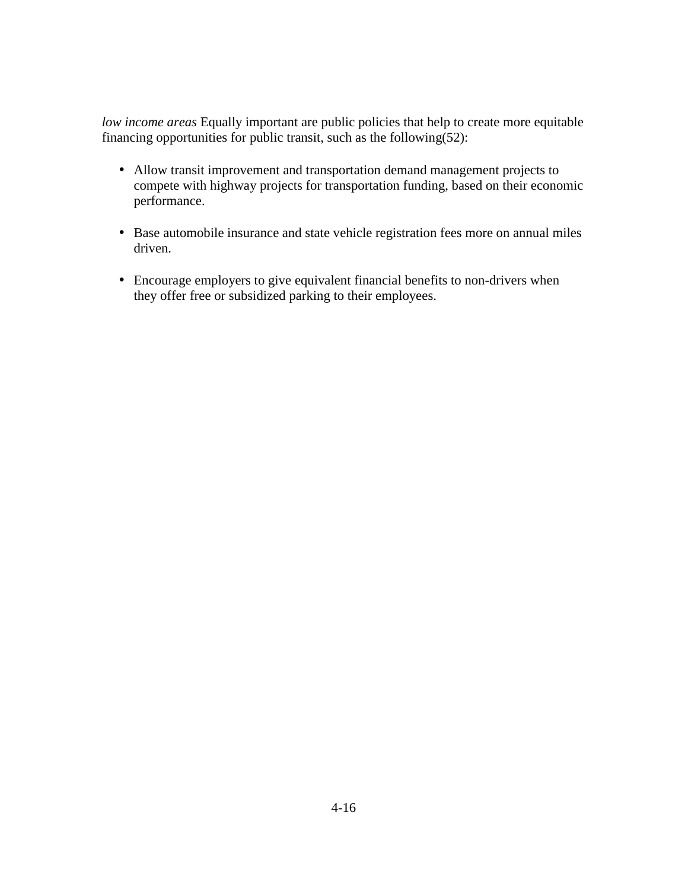*low income areas* Equally important are public policies that help to create more equitable financing opportunities for public transit, such as the following(52):

- Allow transit improvement and transportation demand management projects to compete with highway projects for transportation funding, based on their economic performance.

- Base automobile insurance and state vehicle registration fees more on annual miles driven.

- Encourage employers to give equivalent financial benefits to non-drivers when they offer free or subsidized parking to their employees.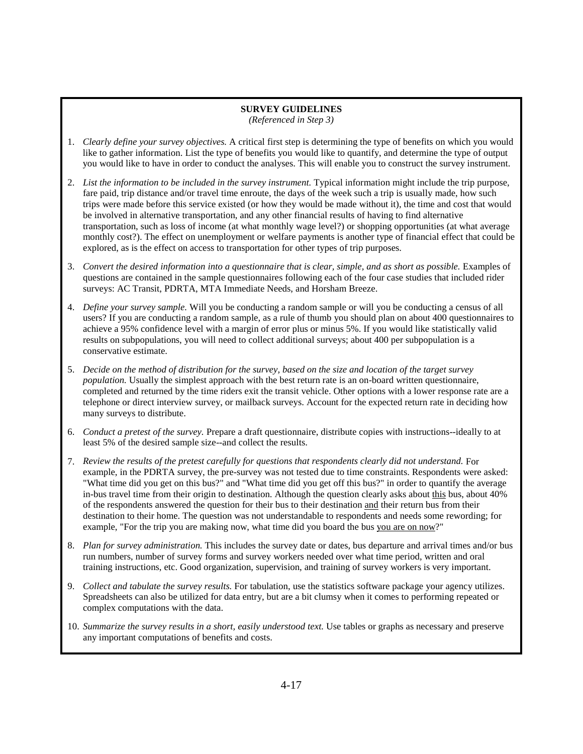**SURVEY GUIDELINES**

*(Referenced in Step 3)*

1. *Clearly define your survey objectives.* A critical first step is determining the type of benefits on which you would like to gather information. List the type of benefits you would like to quantify, and determine the type of output you would like to have in order to conduct the analyses. This will enable you to construct the survey instrument.

2. *List the information to be included in the survey instrument.* Typical information might include the trip purpose, fare paid, trip distance and/or travel time enroute, the days of the week such a trip is usually made, how such trips were made before this service existed (or how they would be made without it), the time and cost that would be involved in alternative transportation, and any other financial results of having to find alternative transportation, such as loss of income (at what monthly wage level?) or shopping opportunities (at what average monthly cost?). The effect on unemployment or welfare payments is another type of financial effect that could be explored, as is the effect on access to transportation for other types of trip purposes.

3. *Convert the desired information into a questionnaire that is clear, simple, and as short as possible.* Examples of questions are contained in the sample questionnaires following each of the four case studies that included rider surveys: AC Transit, PDRTA, MTA Immediate Needs, and Horsham Breeze.

4. *Define your survey sample.* Will you be conducting a random sample or will you be conducting a census of all users? If you are conducting a random sample, as a rule of thumb you should plan on about 400 questionnaires to achieve a 95% confidence level with a margin of error plus or minus 5%. If you would like statistically valid results on subpopulations, you will need to collect additional surveys; about 400 per subpopulation is a conservative estimate.

5. *Decide on the method of distribution for the survey, based on the size and location of the target survey population.* Usually the simplest approach with the best return rate is an on-board written questionnaire, completed and returned by the time riders exit the transit vehicle. Other options with a lower response rate are a telephone or direct interview survey, or mailback surveys. Account for the expected return rate in deciding how many surveys to distribute.

6. *Conduct a pretest of the survey.* Prepare a draft questionnaire, distribute copies with instructions--ideally to at least 5% of the desired sample size--and collect the results.

7. *Review the results of the pretest carefully for questions that respondents clearly did not understand.* For example, in the PDRTA survey, the pre-survey was not tested due to time constraints. Respondents were asked: "What time did you get on this bus?" and "What time did you get off this bus?" in order to quantify the average in-bus travel time from their origin to destination. Although the question clearly asks about <u>this</u> bus, about 40% of the respondents answered the question for their bus to their destination <u>and</u> their return bus from their destination to their home. The question was not understandable to respondents and needs some rewording; for example, "For the trip you are making now, what time did you board the bus <u>you are on now</u>?"

8. *Plan for survey administration.* This includes the survey date or dates, bus departure and arrival times and/or bus run numbers, number of survey forms and survey workers needed over what time period, written and oral training instructions, etc. Good organization, supervision, and training of survey workers is very important.

9. *Collect and tabulate the survey results.* For tabulation, use the statistics software package your agency utilizes. Spreadsheets can also be utilized for data entry, but are a bit clumsy when it comes to performing repeated or complex computations with the data.

10. *Summarize the survey results in a short, easily understood text.* Use tables or graphs as necessary and preserve any important computations of benefits and costs.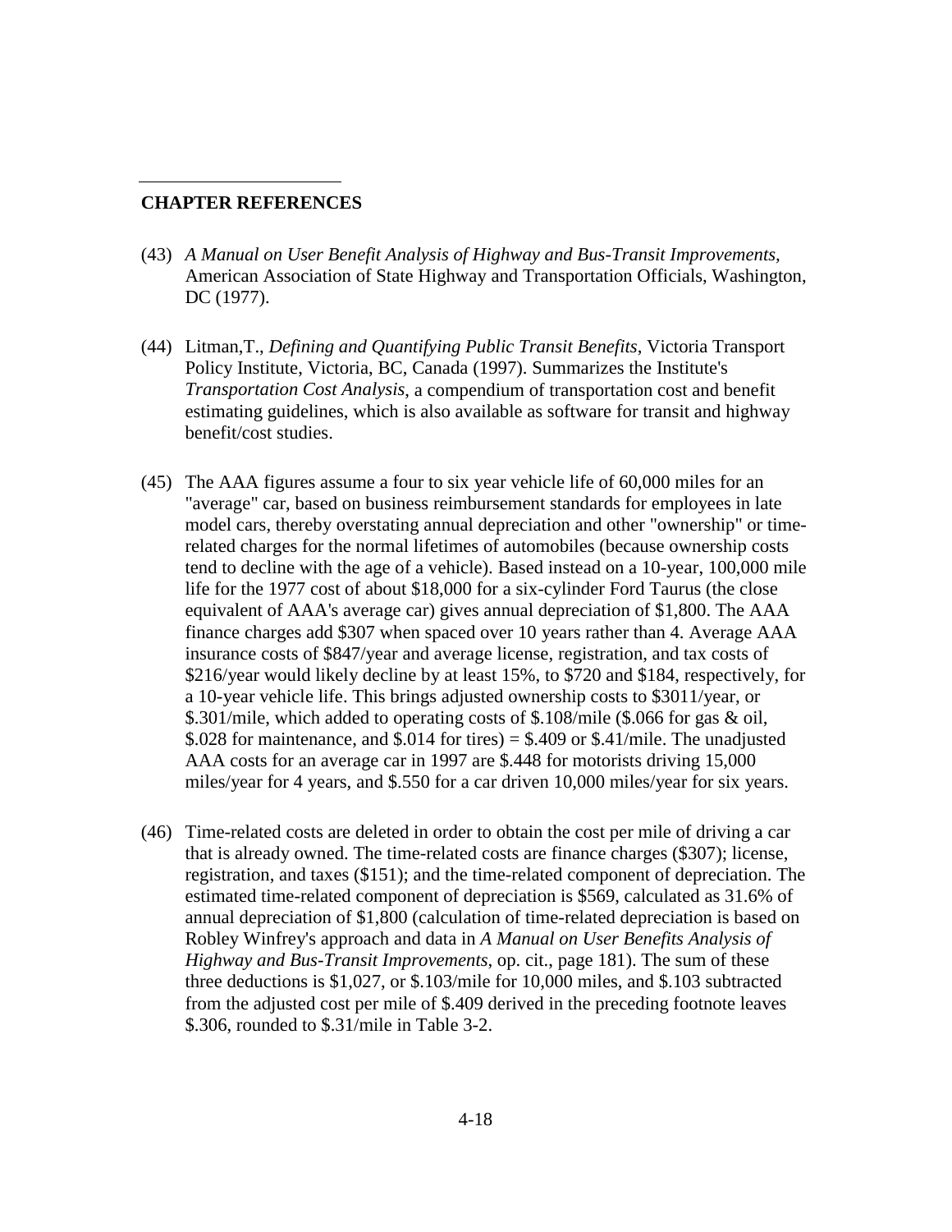## CHAPTER REFERENCES

(43) *A Manual on User Benefit Analysis of Highway and Bus-Transit Improvements,* American Association of State Highway and Transportation Officials, Washington, DC (1977).

(44) Litman,T., *Defining and Quantifying Public Transit Benefits*, Victoria Transport Policy Institute, Victoria, BC, Canada (1997). Summarizes the Institute's *Transportation Cost Analysis*, a compendium of transportation cost and benefit estimating guidelines, which is also available as software for transit and highway benefit/cost studies.

(45) The AAA figures assume a four to six year vehicle life of 60,000 miles for an "average" car, based on business reimbursement standards for employees in late model cars, thereby overstating annual depreciation and other "ownership" or time-related charges for the normal lifetimes of automobiles (because ownership costs tend to decline with the age of a vehicle). Based instead on a 10-year, 100,000 mile life for the 1977 cost of about $18,000 for a six-cylinder Ford Taurus (the close equivalent of AAA's average car) gives annual depreciation of $1,800. The AAA finance charges add $307 when spaced over 10 years rather than 4. Average AAA insurance costs of $847/year and average license, registration, and tax costs of $216/year would likely decline by at least 15%, to $720 and $184, respectively, for a 10-year vehicle life. This brings adjusted ownership costs to $3011/year, or $.301/mile, which added to operating costs of $.108/mile ($.066 for gas & oil, $.028 for maintenance, and $.014 for tires) = $.409 or $.41/mile. The unadjusted AAA costs for an average car in 1997 are $.448 for motorists driving 15,000 miles/year for 4 years, and $.550 for a car driven 10,000 miles/year for six years.

(46) Time-related costs are deleted in order to obtain the cost per mile of driving a car that is already owned. The time-related costs are finance charges ($307); license, registration, and taxes ($151); and the time-related component of depreciation. The estimated time-related component of depreciation is $569, calculated as 31.6% of annual depreciation of $1,800 (calculation of time-related depreciation is based on Robley Winfrey's approach and data in *A Manual on User Benefits Analysis of Highway and Bus-Transit Improvements,* op. cit., page 181). The sum of these three deductions is $1,027, or $.103/mile for 10,000 miles, and $.103 subtracted from the adjusted cost per mile of $.409 derived in the preceding footnote leaves $.306, rounded to $.31/mile in Table 3-2.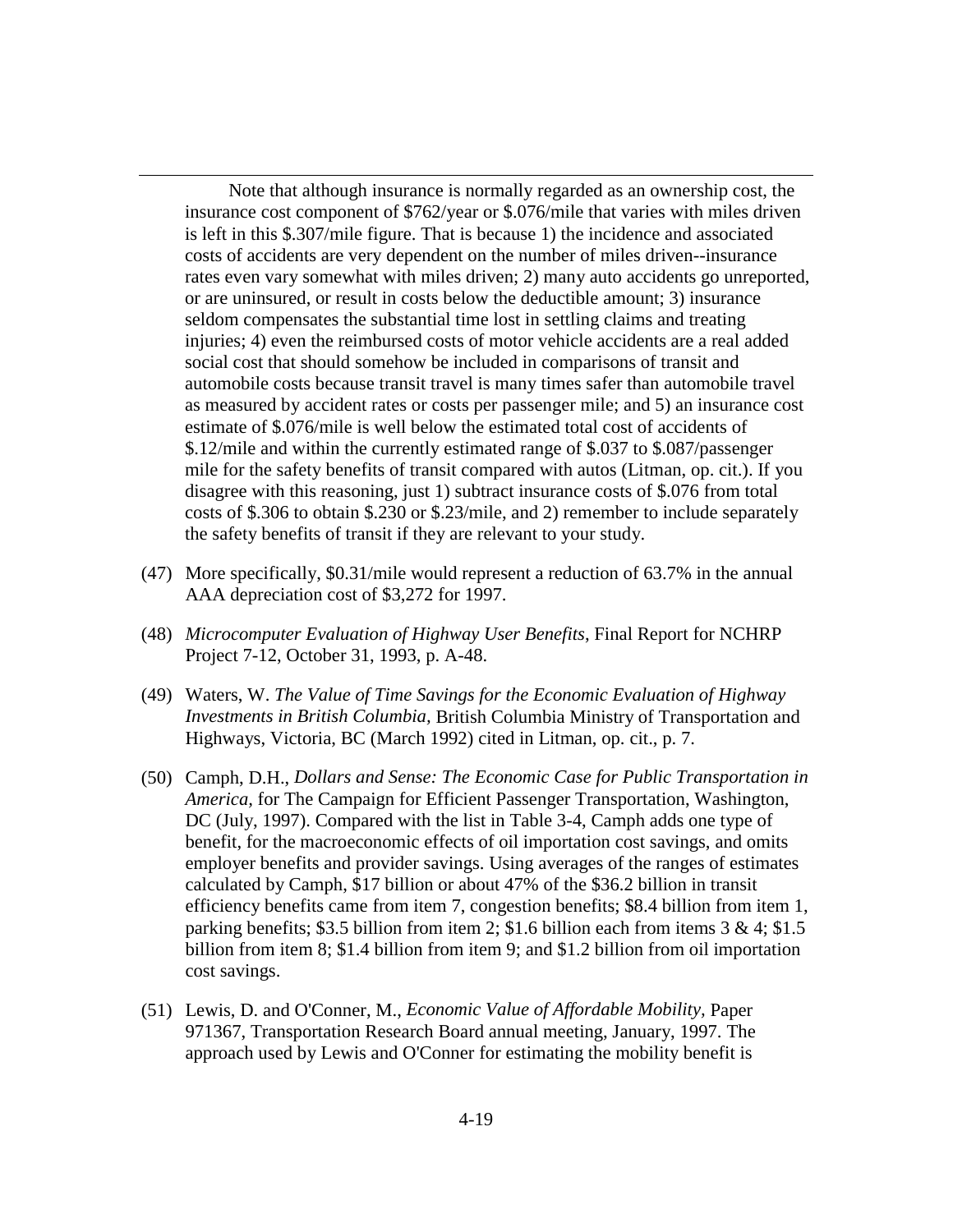Note that although insurance is normally regarded as an ownership cost, the insurance cost component of $762/year or $.076/mile that varies with miles driven is left in this $.307/mile figure. That is because 1) the incidence and associated costs of accidents are very dependent on the number of miles driven--insurance rates even vary somewhat with miles driven; 2) many auto accidents go unreported, or are uninsured, or result in costs below the deductible amount; 3) insurance seldom compensates the substantial time lost in settling claims and treating injuries; 4) even the reimbursed costs of motor vehicle accidents are a real added social cost that should somehow be included in comparisons of transit and automobile costs because transit travel is many times safer than automobile travel as measured by accident rates or costs per passenger mile; and 5) an insurance cost estimate of $.076/mile is well below the estimated total cost of accidents of $.12/mile and within the currently estimated range of $.037 to $.087/passenger mile for the safety benefits of transit compared with autos (Litman, op. cit.). If you disagree with this reasoning, just 1) subtract insurance costs of $.076 from total costs of $.306 to obtain $.230 or $.23/mile, and 2) remember to include separately the safety benefits of transit if they are relevant to your study.

(47) More specifically, $0.31/mile would represent a reduction of 63.7% in the annual AAA depreciation cost of $3,272 for 1997.

(48) *Microcomputer Evaluation of Highway User Benefits*, Final Report for NCHRP Project 7-12, October 31, 1993, p. A-48.

(49) Waters, W. *The Value of Time Savings for the Economic Evaluation of Highway Investments in British Columbia,* British Columbia Ministry of Transportation and Highways, Victoria, BC (March 1992) cited in Litman, op. cit., p. 7.

(50) Camph, D.H., *Dollars and Sense: The Economic Case for Public Transportation in America,* for The Campaign for Efficient Passenger Transportation, Washington, DC (July, 1997). Compared with the list in Table 3-4, Camph adds one type of benefit, for the macroeconomic effects of oil importation cost savings, and omits employer benefits and provider savings. Using averages of the ranges of estimates calculated by Camph, $17 billion or about 47% of the $36.2 billion in transit efficiency benefits came from item 7, congestion benefits; $8.4 billion from item 1, parking benefits; $3.5 billion from item 2; $1.6 billion each from items 3 & 4; $1.5 billion from item 8; $1.4 billion from item 9; and $1.2 billion from oil importation cost savings.

(51) Lewis, D. and O'Conner, M., *Economic Value of Affordable Mobility,* Paper 971367, Transportation Research Board annual meeting, January, 1997. The approach used by Lewis and O'Conner for estimating the mobility benefit is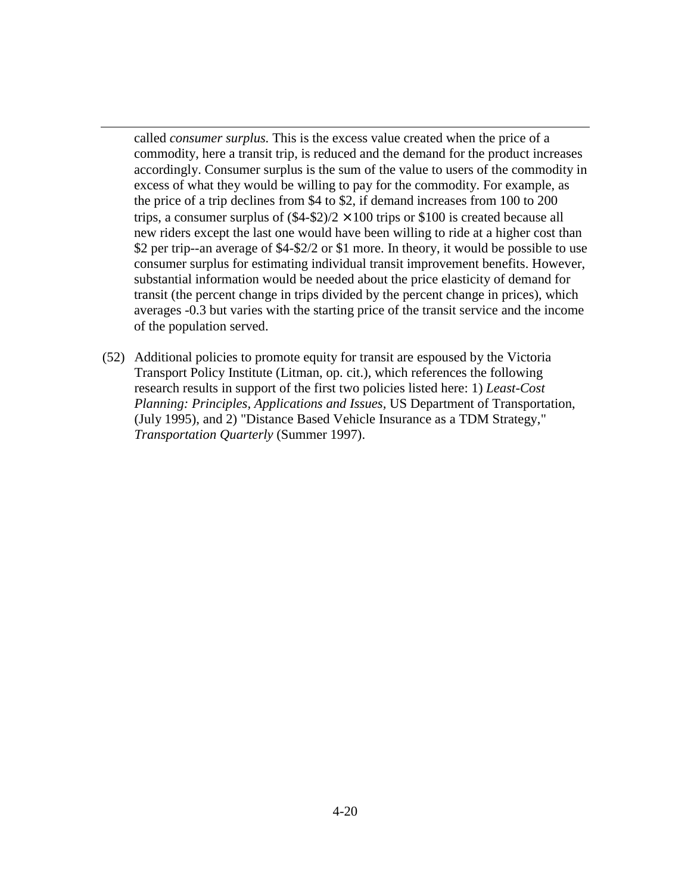called *consumer surplus.* This is the excess value created when the price of a commodity, here a transit trip, is reduced and the demand for the product increases accordingly. Consumer surplus is the sum of the value to users of the commodity in excess of what they would be willing to pay for the commodity. For example, as the price of a trip declines from $4 to $2, if demand increases from 100 to 200 trips, a consumer surplus of ($4-$2)/2 $\times$ 100 trips or $100 is created because all new riders except the last one would have been willing to ride at a higher cost than $2 per trip--an average of $4-$2/2 or $1 more. In theory, it would be possible to use consumer surplus for estimating individual transit improvement benefits. However, substantial information would be needed about the price elasticity of demand for transit (the percent change in trips divided by the percent change in prices), which averages -0.3 but varies with the starting price of the transit service and the income of the population served.

(52) Additional policies to promote equity for transit are espoused by the Victoria Transport Policy Institute (Litman, op. cit.), which references the following research results in support of the first two policies listed here: 1) *Least-Cost Planning: Principles, Applications and Issues*, US Department of Transportation, (July 1995), and 2) "Distance Based Vehicle Insurance as a TDM Strategy," *Transportation Quarterly* (Summer 1997).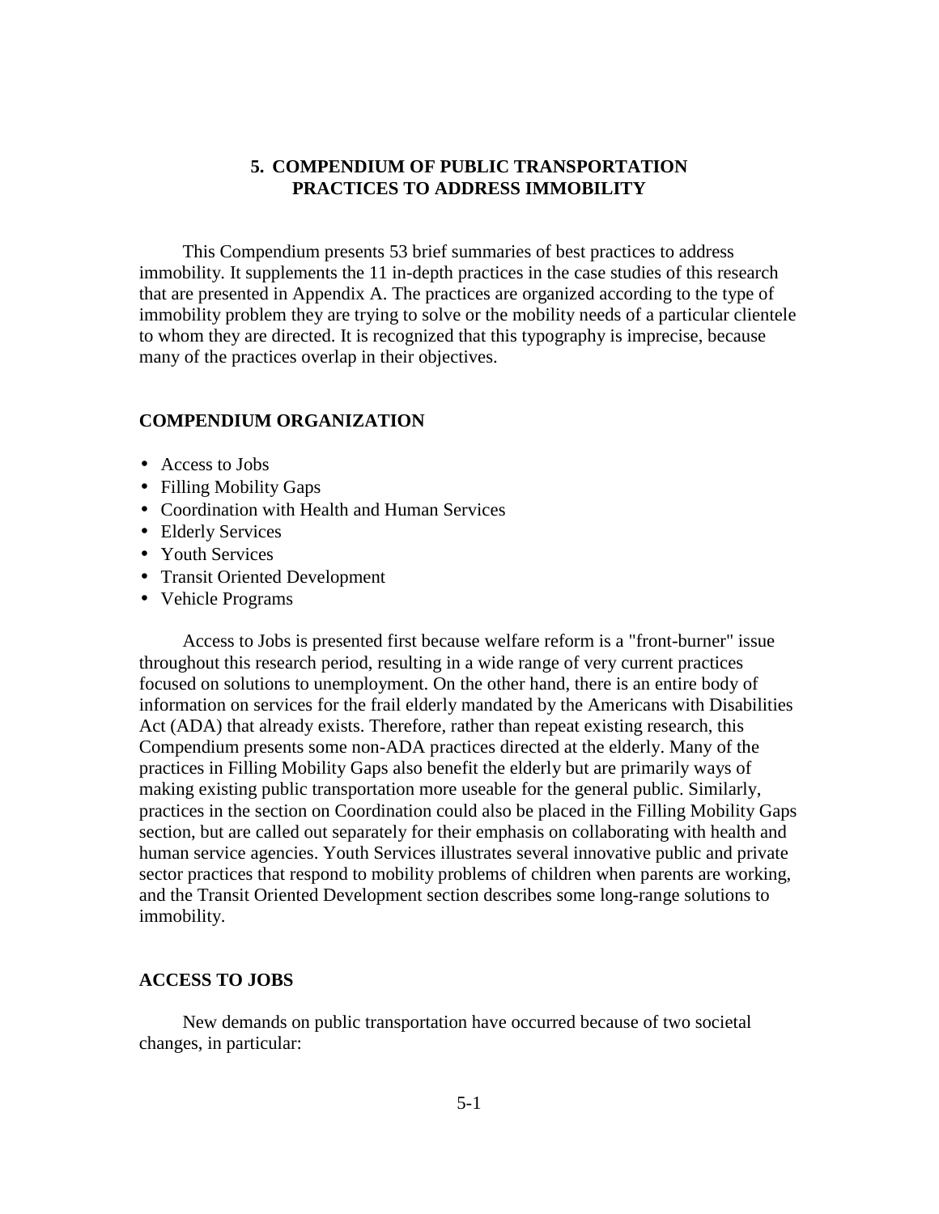# 5. COMPENDIUM OF PUBLIC TRANSPORTATION PRACTICES TO ADDRESS IMMOBILITY

This Compendium presents 53 brief summaries of best practices to address immobility. It supplements the 11 in-depth practices in the case studies of this research that are presented in Appendix A. The practices are organized according to the type of immobility problem they are trying to solve or the mobility needs of a particular clientele to whom they are directed. It is recognized that this typography is imprecise, because many of the practices overlap in their objectives.

## COMPENDIUM ORGANIZATION

- Access to Jobs
- Filling Mobility Gaps
- Coordination with Health and Human Services
- Elderly Services
- Youth Services
- Transit Oriented Development
- Vehicle Programs

Access to Jobs is presented first because welfare reform is a "front-burner" issue throughout this research period, resulting in a wide range of very current practices focused on solutions to unemployment. On the other hand, there is an entire body of information on services for the frail elderly mandated by the Americans with Disabilities Act (ADA) that already exists. Therefore, rather than repeat existing research, this Compendium presents some non-ADA practices directed at the elderly. Many of the practices in Filling Mobility Gaps also benefit the elderly but are primarily ways of making existing public transportation more useable for the general public. Similarly, practices in the section on Coordination could also be placed in the Filling Mobility Gaps section, but are called out separately for their emphasis on collaborating with health and human service agencies. Youth Services illustrates several innovative public and private sector practices that respond to mobility problems of children when parents are working, and the Transit Oriented Development section describes some long-range solutions to immobility.

## ACCESS TO JOBS

New demands on public transportation have occurred because of two societal changes, in particular: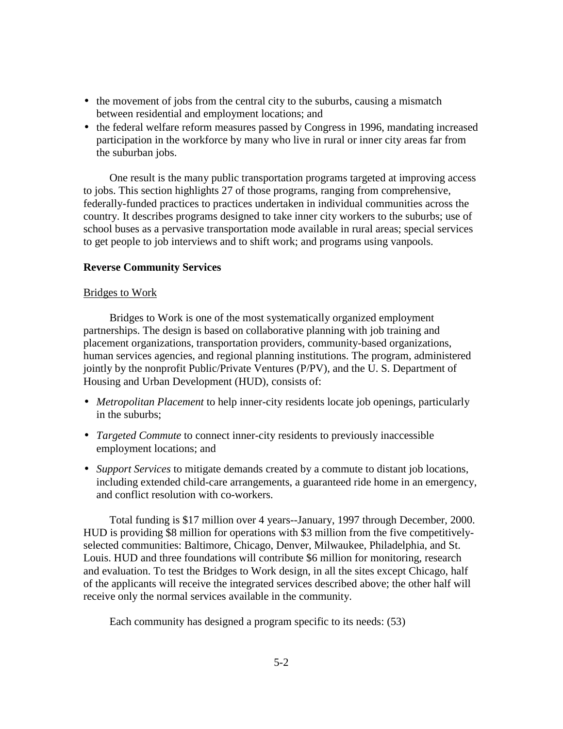- the movement of jobs from the central city to the suburbs, causing a mismatch between residential and employment locations; and
- the federal welfare reform measures passed by Congress in 1996, mandating increased participation in the workforce by many who live in rural or inner city areas far from the suburban jobs.

One result is the many public transportation programs targeted at improving access to jobs. This section highlights 27 of those programs, ranging from comprehensive, federally-funded practices to practices undertaken in individual communities across the country. It describes programs designed to take inner city workers to the suburbs; use of school buses as a pervasive transportation mode available in rural areas; special services to get people to job interviews and to shift work; and programs using vanpools.

**Reverse Community Services**

Bridges to Work

Bridges to Work is one of the most systematically organized employment partnerships. The design is based on collaborative planning with job training and placement organizations, transportation providers, community-based organizations, human services agencies, and regional planning institutions. The program, administered jointly by the nonprofit Public/Private Ventures (P/PV), and the U. S. Department of Housing and Urban Development (HUD), consists of:

- *Metropolitan Placement* to help inner-city residents locate job openings, particularly in the suburbs;
- *Targeted Commute* to connect inner-city residents to previously inaccessible employment locations; and
- *Support Services* to mitigate demands created by a commute to distant job locations, including extended child-care arrangements, a guaranteed ride home in an emergency, and conflict resolution with co-workers.

Total funding is $17 million over 4 years--January, 1997 through December, 2000. HUD is providing $8 million for operations with $3 million from the five competitively-selected communities: Baltimore, Chicago, Denver, Milwaukee, Philadelphia, and St. Louis. HUD and three foundations will contribute $6 million for monitoring, research and evaluation. To test the Bridges to Work design, in all the sites except Chicago, half of the applicants will receive the integrated services described above; the other half will receive only the normal services available in the community.

Each community has designed a program specific to its needs: (53)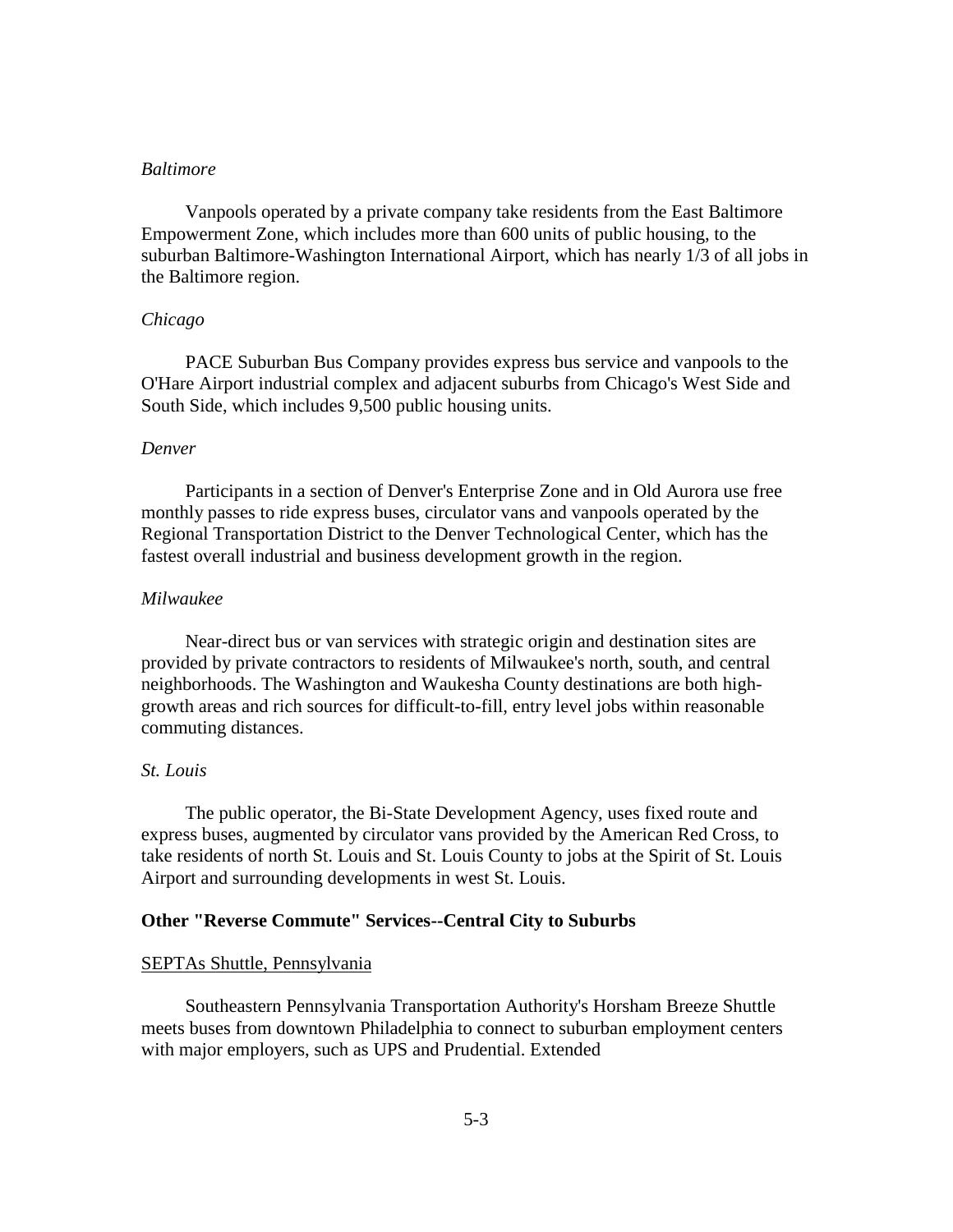*Baltimore*

Vanpools operated by a private company take residents from the East Baltimore Empowerment Zone, which includes more than 600 units of public housing, to the suburban Baltimore-Washington International Airport, which has nearly 1/3 of all jobs in the Baltimore region.

*Chicago*

PACE Suburban Bus Company provides express bus service and vanpools to the O'Hare Airport industrial complex and adjacent suburbs from Chicago's West Side and South Side, which includes 9,500 public housing units.

*Denver*

Participants in a section of Denver's Enterprise Zone and in Old Aurora use free monthly passes to ride express buses, circulator vans and vanpools operated by the Regional Transportation District to the Denver Technological Center, which has the fastest overall industrial and business development growth in the region.

*Milwaukee*

Near-direct bus or van services with strategic origin and destination sites are provided by private contractors to residents of Milwaukee's north, south, and central neighborhoods. The Washington and Waukesha County destinations are both high-growth areas and rich sources for difficult-to-fill, entry level jobs within reasonable commuting distances.

*St. Louis*

The public operator, the Bi-State Development Agency, uses fixed route and express buses, augmented by circulator vans provided by the American Red Cross, to take residents of north St. Louis and St. Louis County to jobs at the Spirit of St. Louis Airport and surrounding developments in west St. Louis.

**Other "Reverse Commute" Services--Central City to Suburbs**

<u>SEPTAs Shuttle, Pennsylvania</u>

Southeastern Pennsylvania Transportation Authority's Horsham Breeze Shuttle meets buses from downtown Philadelphia to connect to suburban employment centers with major employers, such as UPS and Prudential. Extended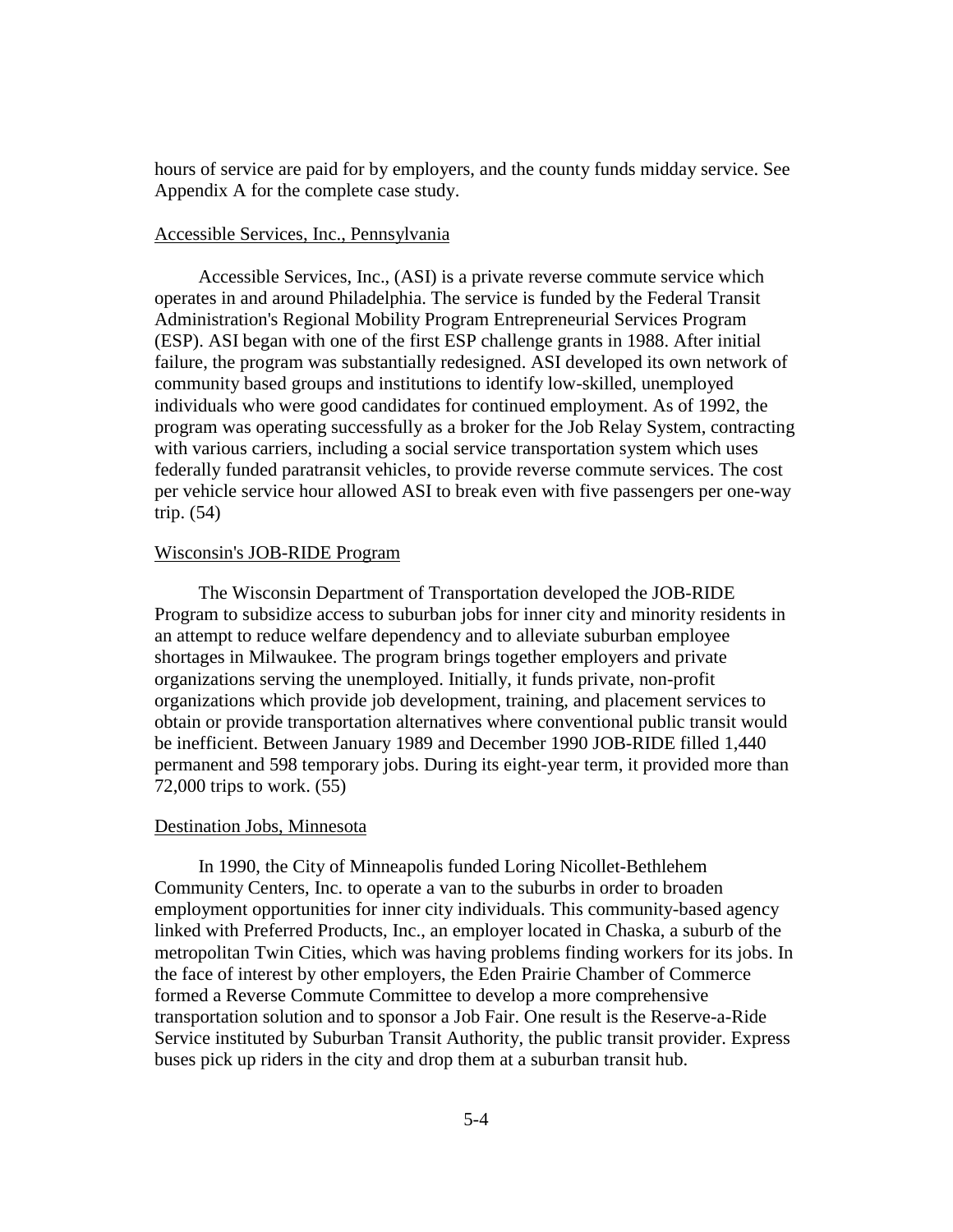hours of service are paid for by employers, and the county funds midday service. See Appendix A for the complete case study.

### Accessible Services, Inc., Pennsylvania

Accessible Services, Inc., (ASI) is a private reverse commute service which operates in and around Philadelphia. The service is funded by the Federal Transit Administration's Regional Mobility Program Entrepreneurial Services Program (ESP). ASI began with one of the first ESP challenge grants in 1988. After initial failure, the program was substantially redesigned. ASI developed its own network of community based groups and institutions to identify low-skilled, unemployed individuals who were good candidates for continued employment. As of 1992, the program was operating successfully as a broker for the Job Relay System, contracting with various carriers, including a social service transportation system which uses federally funded paratransit vehicles, to provide reverse commute services. The cost per vehicle service hour allowed ASI to break even with five passengers per one-way trip. (54)

### Wisconsin's JOB-RIDE Program

The Wisconsin Department of Transportation developed the JOB-RIDE Program to subsidize access to suburban jobs for inner city and minority residents in an attempt to reduce welfare dependency and to alleviate suburban employee shortages in Milwaukee. The program brings together employers and private organizations serving the unemployed. Initially, it funds private, non-profit organizations which provide job development, training, and placement services to obtain or provide transportation alternatives where conventional public transit would be inefficient. Between January 1989 and December 1990 JOB-RIDE filled 1,440 permanent and 598 temporary jobs. During its eight-year term, it provided more than 72,000 trips to work. (55)

### Destination Jobs, Minnesota

In 1990, the City of Minneapolis funded Loring Nicollet-Bethlehem Community Centers, Inc. to operate a van to the suburbs in order to broaden employment opportunities for inner city individuals. This community-based agency linked with Preferred Products, Inc., an employer located in Chaska, a suburb of the metropolitan Twin Cities, which was having problems finding workers for its jobs. In the face of interest by other employers, the Eden Prairie Chamber of Commerce formed a Reverse Commute Committee to develop a more comprehensive transportation solution and to sponsor a Job Fair. One result is the Reserve-a-Ride Service instituted by Suburban Transit Authority, the public transit provider. Express buses pick up riders in the city and drop them at a suburban transit hub.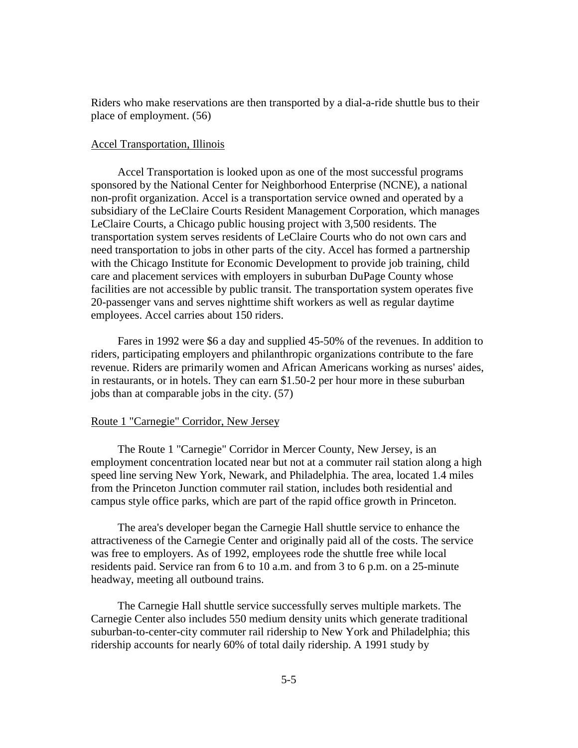Riders who make reservations are then transported by a dial-a-ride shuttle bus to their place of employment. (56)

### Accel Transportation, Illinois

Accel Transportation is looked upon as one of the most successful programs sponsored by the National Center for Neighborhood Enterprise (NCNE), a national non-profit organization. Accel is a transportation service owned and operated by a subsidiary of the LeClaire Courts Resident Management Corporation, which manages LeClaire Courts, a Chicago public housing project with 3,500 residents. The transportation system serves residents of LeClaire Courts who do not own cars and need transportation to jobs in other parts of the city. Accel has formed a partnership with the Chicago Institute for Economic Development to provide job training, child care and placement services with employers in suburban DuPage County whose facilities are not accessible by public transit. The transportation system operates five 20-passenger vans and serves nighttime shift workers as well as regular daytime employees. Accel carries about 150 riders.

Fares in 1992 were $6 a day and supplied 45-50% of the revenues. In addition to riders, participating employers and philanthropic organizations contribute to the fare revenue. Riders are primarily women and African Americans working as nurses' aides, in restaurants, or in hotels. They can earn $1.50-2 per hour more in these suburban jobs than at comparable jobs in the city. (57)

### Route 1 "Carnegie" Corridor, New Jersey

The Route 1 "Carnegie" Corridor in Mercer County, New Jersey, is an employment concentration located near but not at a commuter rail station along a high speed line serving New York, Newark, and Philadelphia. The area, located 1.4 miles from the Princeton Junction commuter rail station, includes both residential and campus style office parks, which are part of the rapid office growth in Princeton.

The area's developer began the Carnegie Hall shuttle service to enhance the attractiveness of the Carnegie Center and originally paid all of the costs. The service was free to employers. As of 1992, employees rode the shuttle free while local residents paid. Service ran from 6 to 10 a.m. and from 3 to 6 p.m. on a 25-minute headway, meeting all outbound trains.

The Carnegie Hall shuttle service successfully serves multiple markets. The Carnegie Center also includes 550 medium density units which generate traditional suburban-to-center-city commuter rail ridership to New York and Philadelphia; this ridership accounts for nearly 60% of total daily ridership. A 1991 study by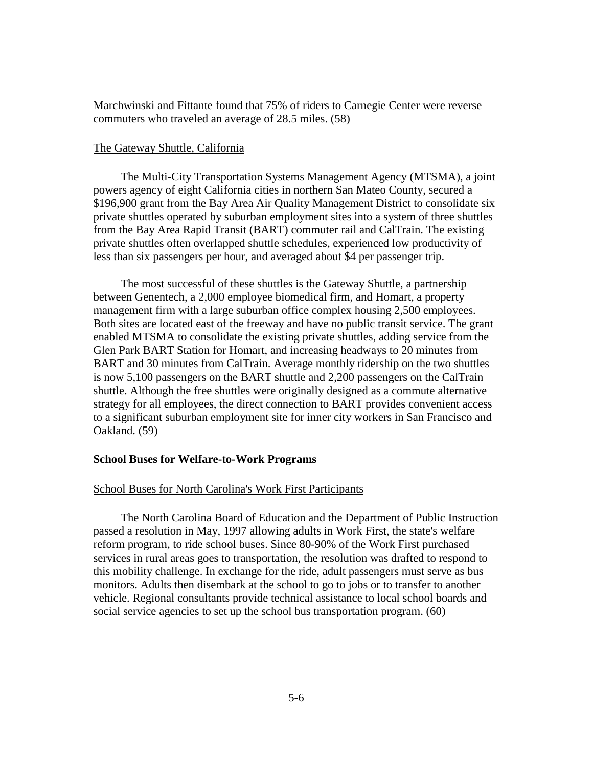Marchwinski and Fittante found that 75% of riders to Carnegie Center were reverse commuters who traveled an average of 28.5 miles. (58)

The Gateway Shuttle, California

The Multi-City Transportation Systems Management Agency (MTSMA), a joint powers agency of eight California cities in northern San Mateo County, secured a $196,900 grant from the Bay Area Air Quality Management District to consolidate six private shuttles operated by suburban employment sites into a system of three shuttles from the Bay Area Rapid Transit (BART) commuter rail and CalTrain. The existing private shuttles often overlapped shuttle schedules, experienced low productivity of less than six passengers per hour, and averaged about $4 per passenger trip.

The most successful of these shuttles is the Gateway Shuttle, a partnership between Genentech, a 2,000 employee biomedical firm, and Homart, a property management firm with a large suburban office complex housing 2,500 employees. Both sites are located east of the freeway and have no public transit service. The grant enabled MTSMA to consolidate the existing private shuttles, adding service from the Glen Park BART Station for Homart, and increasing headways to 20 minutes from BART and 30 minutes from CalTrain. Average monthly ridership on the two shuttles is now 5,100 passengers on the BART shuttle and 2,200 passengers on the CalTrain shuttle. Although the free shuttles were originally designed as a commute alternative strategy for all employees, the direct connection to BART provides convenient access to a significant suburban employment site for inner city workers in San Francisco and Oakland. (59)

## School Buses for Welfare-to-Work Programs

School Buses for North Carolina's Work First Participants

The North Carolina Board of Education and the Department of Public Instruction passed a resolution in May, 1997 allowing adults in Work First, the state's welfare reform program, to ride school buses. Since 80-90% of the Work First purchased services in rural areas goes to transportation, the resolution was drafted to respond to this mobility challenge. In exchange for the ride, adult passengers must serve as bus monitors. Adults then disembark at the school to go to jobs or to transfer to another vehicle. Regional consultants provide technical assistance to local school boards and social service agencies to set up the school bus transportation program. (60)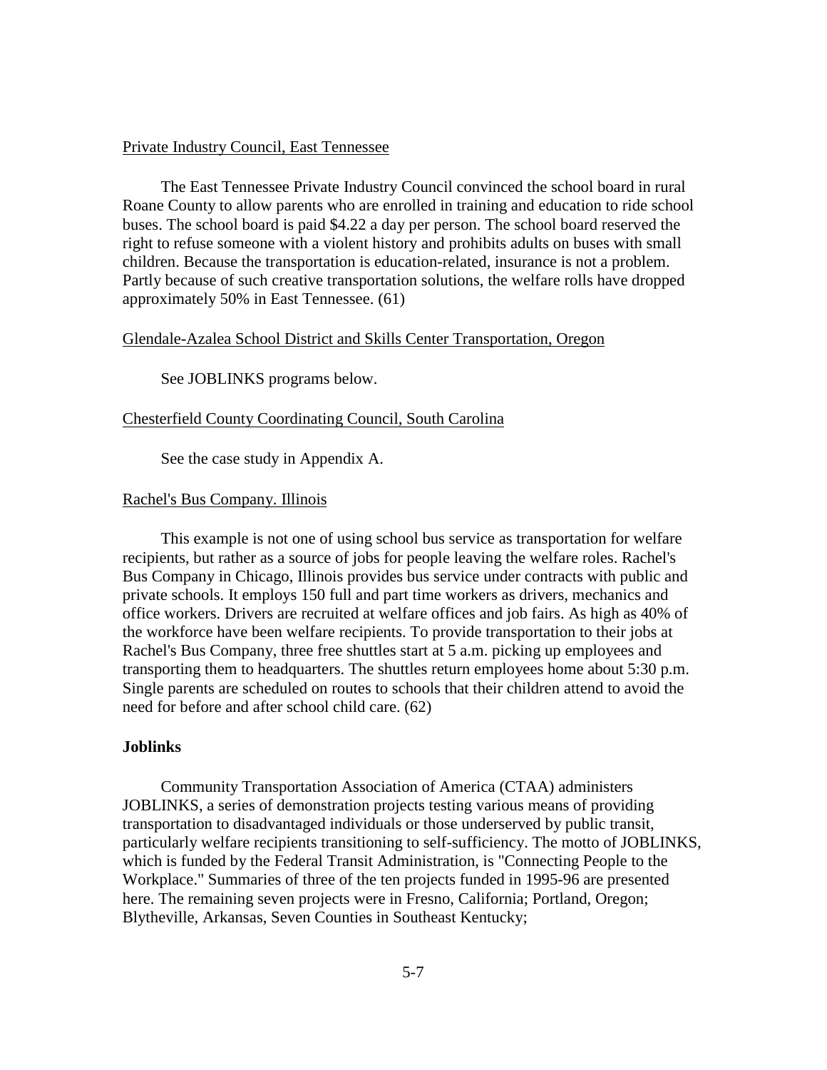Private Industry Council, East Tennessee

The East Tennessee Private Industry Council convinced the school board in rural Roane County to allow parents who are enrolled in training and education to ride school buses. The school board is paid $4.22 a day per person. The school board reserved the right to refuse someone with a violent history and prohibits adults on buses with small children. Because the transportation is education-related, insurance is not a problem. Partly because of such creative transportation solutions, the welfare rolls have dropped approximately 50% in East Tennessee. (61)

Glendale-Azalea School District and Skills Center Transportation, Oregon

See JOBLINKS programs below.

Chesterfield County Coordinating Council, South Carolina

See the case study in Appendix A.

Rachel's Bus Company. Illinois

This example is not one of using school bus service as transportation for welfare recipients, but rather as a source of jobs for people leaving the welfare roles. Rachel's Bus Company in Chicago, Illinois provides bus service under contracts with public and private schools. It employs 150 full and part time workers as drivers, mechanics and office workers. Drivers are recruited at welfare offices and job fairs. As high as 40% of the workforce have been welfare recipients. To provide transportation to their jobs at Rachel's Bus Company, three free shuttles start at 5 a.m. picking up employees and transporting them to headquarters. The shuttles return employees home about 5:30 p.m. Single parents are scheduled on routes to schools that their children attend to avoid the need for before and after school child care. (62)

**Joblinks**

Community Transportation Association of America (CTAA) administers JOBLINKS, a series of demonstration projects testing various means of providing transportation to disadvantaged individuals or those underserved by public transit, particularly welfare recipients transitioning to self-sufficiency. The motto of JOBLINKS, which is funded by the Federal Transit Administration, is "Connecting People to the Workplace." Summaries of three of the ten projects funded in 1995-96 are presented here. The remaining seven projects were in Fresno, California; Portland, Oregon; Blytheville, Arkansas, Seven Counties in Southeast Kentucky;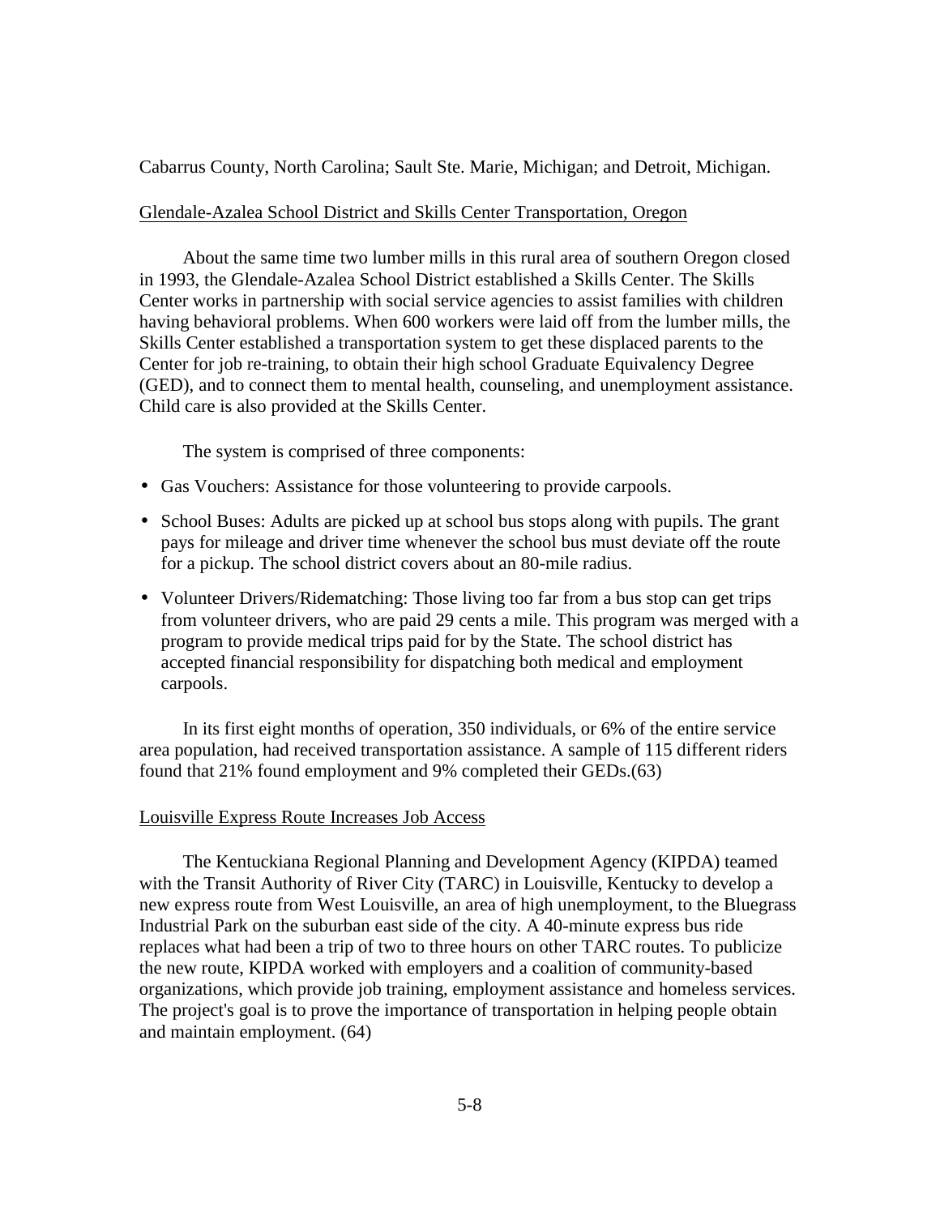Cabarrus County, North Carolina; Sault Ste. Marie, Michigan; and Detroit, Michigan.

Glendale-Azalea School District and Skills Center Transportation, Oregon

About the same time two lumber mills in this rural area of southern Oregon closed in 1993, the Glendale-Azalea School District established a Skills Center. The Skills Center works in partnership with social service agencies to assist families with children having behavioral problems. When 600 workers were laid off from the lumber mills, the Skills Center established a transportation system to get these displaced parents to the Center for job re-training, to obtain their high school Graduate Equivalency Degree (GED), and to connect them to mental health, counseling, and unemployment assistance. Child care is also provided at the Skills Center.

The system is comprised of three components:

- Gas Vouchers: Assistance for those volunteering to provide carpools.
- School Buses: Adults are picked up at school bus stops along with pupils. The grant pays for mileage and driver time whenever the school bus must deviate off the route for a pickup. The school district covers about an 80-mile radius.
- Volunteer Drivers/Ridematching: Those living too far from a bus stop can get trips from volunteer drivers, who are paid 29 cents a mile. This program was merged with a program to provide medical trips paid for by the State. The school district has accepted financial responsibility for dispatching both medical and employment carpools.

In its first eight months of operation, 350 individuals, or 6% of the entire service area population, had received transportation assistance. A sample of 115 different riders found that 21% found employment and 9% completed their GEDs.(63)

Louisville Express Route Increases Job Access

The Kentuckiana Regional Planning and Development Agency (KIPDA) teamed with the Transit Authority of River City (TARC) in Louisville, Kentucky to develop a new express route from West Louisville, an area of high unemployment, to the Bluegrass Industrial Park on the suburban east side of the city. A 40-minute express bus ride replaces what had been a trip of two to three hours on other TARC routes. To publicize the new route, KIPDA worked with employers and a coalition of community-based organizations, which provide job training, employment assistance and homeless services. The project's goal is to prove the importance of transportation in helping people obtain and maintain employment. (64)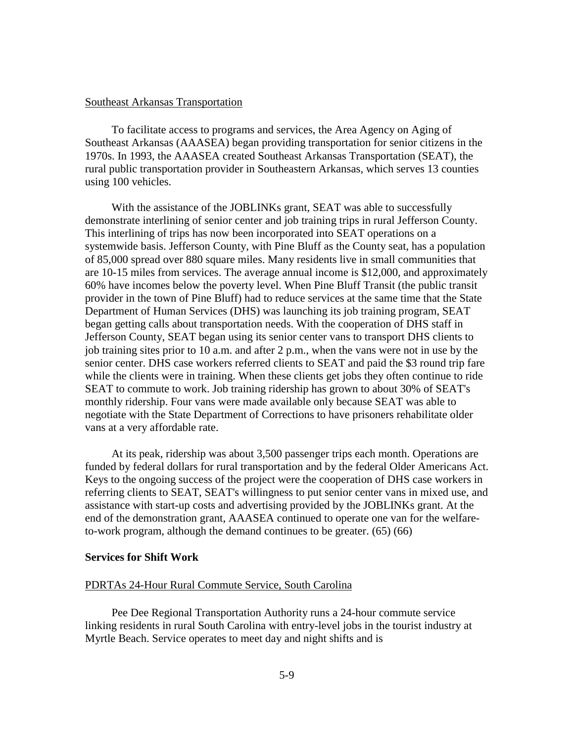Southeast Arkansas Transportation

To facilitate access to programs and services, the Area Agency on Aging of Southeast Arkansas (AAASEA) began providing transportation for senior citizens in the 1970s. In 1993, the AAASEA created Southeast Arkansas Transportation (SEAT), the rural public transportation provider in Southeastern Arkansas, which serves 13 counties using 100 vehicles.

With the assistance of the JOBLINKs grant, SEAT was able to successfully demonstrate interlining of senior center and job training trips in rural Jefferson County. This interlining of trips has now been incorporated into SEAT operations on a systemwide basis. Jefferson County, with Pine Bluff as the County seat, has a population of 85,000 spread over 880 square miles. Many residents live in small communities that are 10-15 miles from services. The average annual income is $12,000, and approximately 60% have incomes below the poverty level. When Pine Bluff Transit (the public transit provider in the town of Pine Bluff) had to reduce services at the same time that the State Department of Human Services (DHS) was launching its job training program, SEAT began getting calls about transportation needs. With the cooperation of DHS staff in Jefferson County, SEAT began using its senior center vans to transport DHS clients to job training sites prior to 10 a.m. and after 2 p.m., when the vans were not in use by the senior center. DHS case workers referred clients to SEAT and paid the $3 round trip fare while the clients were in training. When these clients get jobs they often continue to ride SEAT to commute to work. Job training ridership has grown to about 30% of SEAT's monthly ridership. Four vans were made available only because SEAT was able to negotiate with the State Department of Corrections to have prisoners rehabilitate older vans at a very affordable rate.

At its peak, ridership was about 3,500 passenger trips each month. Operations are funded by federal dollars for rural transportation and by the federal Older Americans Act. Keys to the ongoing success of the project were the cooperation of DHS case workers in referring clients to SEAT, SEAT's willingness to put senior center vans in mixed use, and assistance with start-up costs and advertising provided by the JOBLINKs grant. At the end of the demonstration grant, AAASEA continued to operate one van for the welfare-to-work program, although the demand continues to be greater. (65) (66)

## Services for Shift Work

PDRTAs 24-Hour Rural Commute Service, South Carolina

Pee Dee Regional Transportation Authority runs a 24-hour commute service linking residents in rural South Carolina with entry-level jobs in the tourist industry at Myrtle Beach. Service operates to meet day and night shifts and is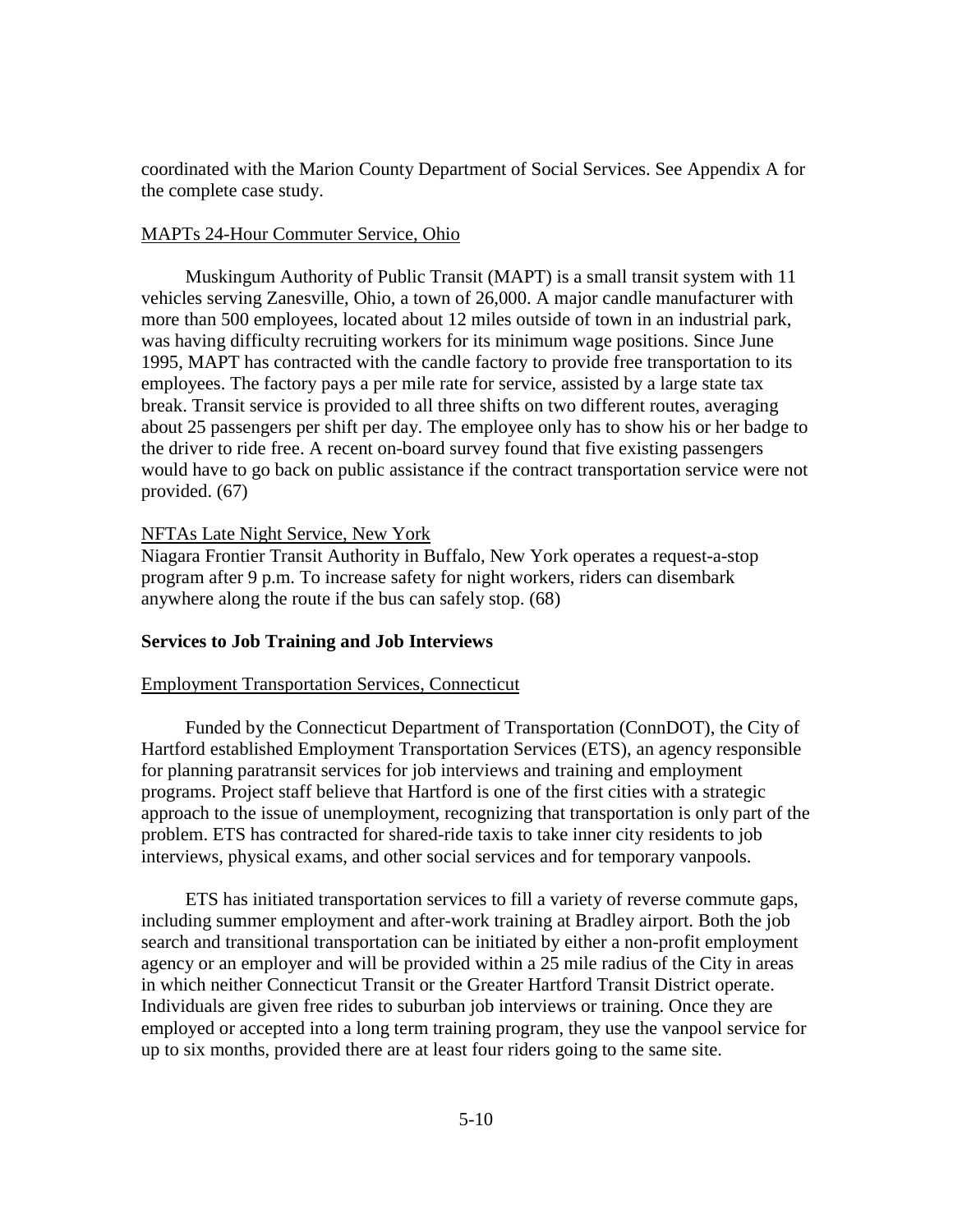coordinated with the Marion County Department of Social Services. See Appendix A for the complete case study.

MAPTs 24-Hour Commuter Service, Ohio

Muskingum Authority of Public Transit (MAPT) is a small transit system with 11 vehicles serving Zanesville, Ohio, a town of 26,000. A major candle manufacturer with more than 500 employees, located about 12 miles outside of town in an industrial park, was having difficulty recruiting workers for its minimum wage positions. Since June 1995, MAPT has contracted with the candle factory to provide free transportation to its employees. The factory pays a per mile rate for service, assisted by a large state tax break. Transit service is provided to all three shifts on two different routes, averaging about 25 passengers per shift per day. The employee only has to show his or her badge to the driver to ride free. A recent on-board survey found that five existing passengers would have to go back on public assistance if the contract transportation service were not provided. (67)

NFTAs Late Night Service, New York

Niagara Frontier Transit Authority in Buffalo, New York operates a request-a-stop program after 9 p.m. To increase safety for night workers, riders can disembark anywhere along the route if the bus can safely stop. (68)

**Services to Job Training and Job Interviews**

Employment Transportation Services, Connecticut

Funded by the Connecticut Department of Transportation (ConnDOT), the City of Hartford established Employment Transportation Services (ETS), an agency responsible for planning paratransit services for job interviews and training and employment programs. Project staff believe that Hartford is one of the first cities with a strategic approach to the issue of unemployment, recognizing that transportation is only part of the problem. ETS has contracted for shared-ride taxis to take inner city residents to job interviews, physical exams, and other social services and for temporary vanpools.

ETS has initiated transportation services to fill a variety of reverse commute gaps, including summer employment and after-work training at Bradley airport. Both the job search and transitional transportation can be initiated by either a non-profit employment agency or an employer and will be provided within a 25 mile radius of the City in areas in which neither Connecticut Transit or the Greater Hartford Transit District operate. Individuals are given free rides to suburban job interviews or training. Once they are employed or accepted into a long term training program, they use the vanpool service for up to six months, provided there are at least four riders going to the same site.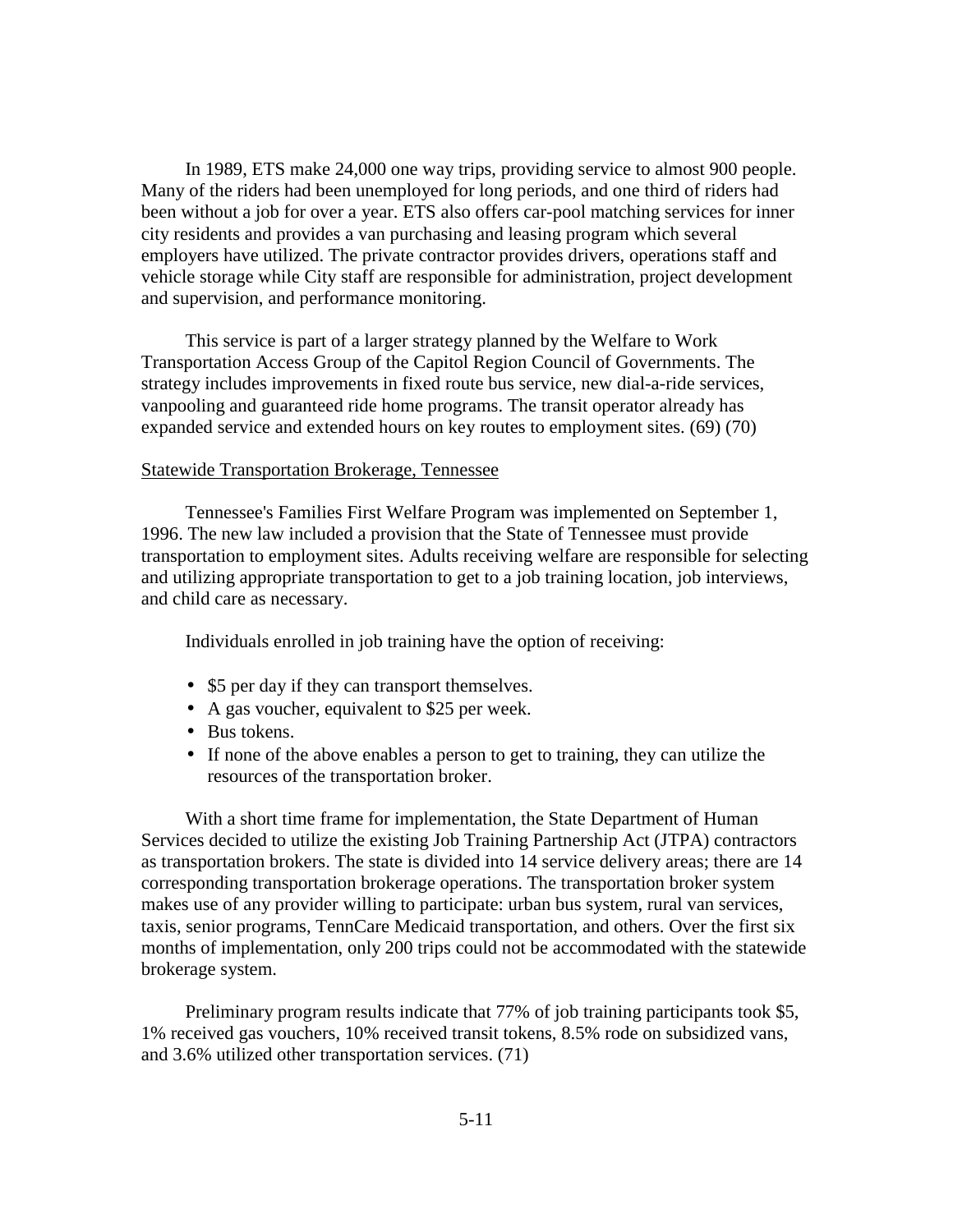In 1989, ETS make 24,000 one way trips, providing service to almost 900 people. Many of the riders had been unemployed for long periods, and one third of riders had been without a job for over a year. ETS also offers car-pool matching services for inner city residents and provides a van purchasing and leasing program which several employers have utilized. The private contractor provides drivers, operations staff and vehicle storage while City staff are responsible for administration, project development and supervision, and performance monitoring.

This service is part of a larger strategy planned by the Welfare to Work Transportation Access Group of the Capitol Region Council of Governments. The strategy includes improvements in fixed route bus service, new dial-a-ride services, vanpooling and guaranteed ride home programs. The transit operator already has expanded service and extended hours on key routes to employment sites. (69) (70)

### Statewide Transportation Brokerage, Tennessee

Tennessee's Families First Welfare Program was implemented on September 1, 1996. The new law included a provision that the State of Tennessee must provide transportation to employment sites. Adults receiving welfare are responsible for selecting and utilizing appropriate transportation to get to a job training location, job interviews, and child care as necessary.

Individuals enrolled in job training have the option of receiving:

- $5 per day if they can transport themselves.
- A gas voucher, equivalent to $25 per week.
- Bus tokens.
- If none of the above enables a person to get to training, they can utilize the resources of the transportation broker.

With a short time frame for implementation, the State Department of Human Services decided to utilize the existing Job Training Partnership Act (JTPA) contractors as transportation brokers. The state is divided into 14 service delivery areas; there are 14 corresponding transportation brokerage operations. The transportation broker system makes use of any provider willing to participate: urban bus system, rural van services, taxis, senior programs, TennCare Medicaid transportation, and others. Over the first six months of implementation, only 200 trips could not be accommodated with the statewide brokerage system.

Preliminary program results indicate that 77% of job training participants took $5, 1% received gas vouchers, 10% received transit tokens, 8.5% rode on subsidized vans, and 3.6% utilized other transportation services. (71)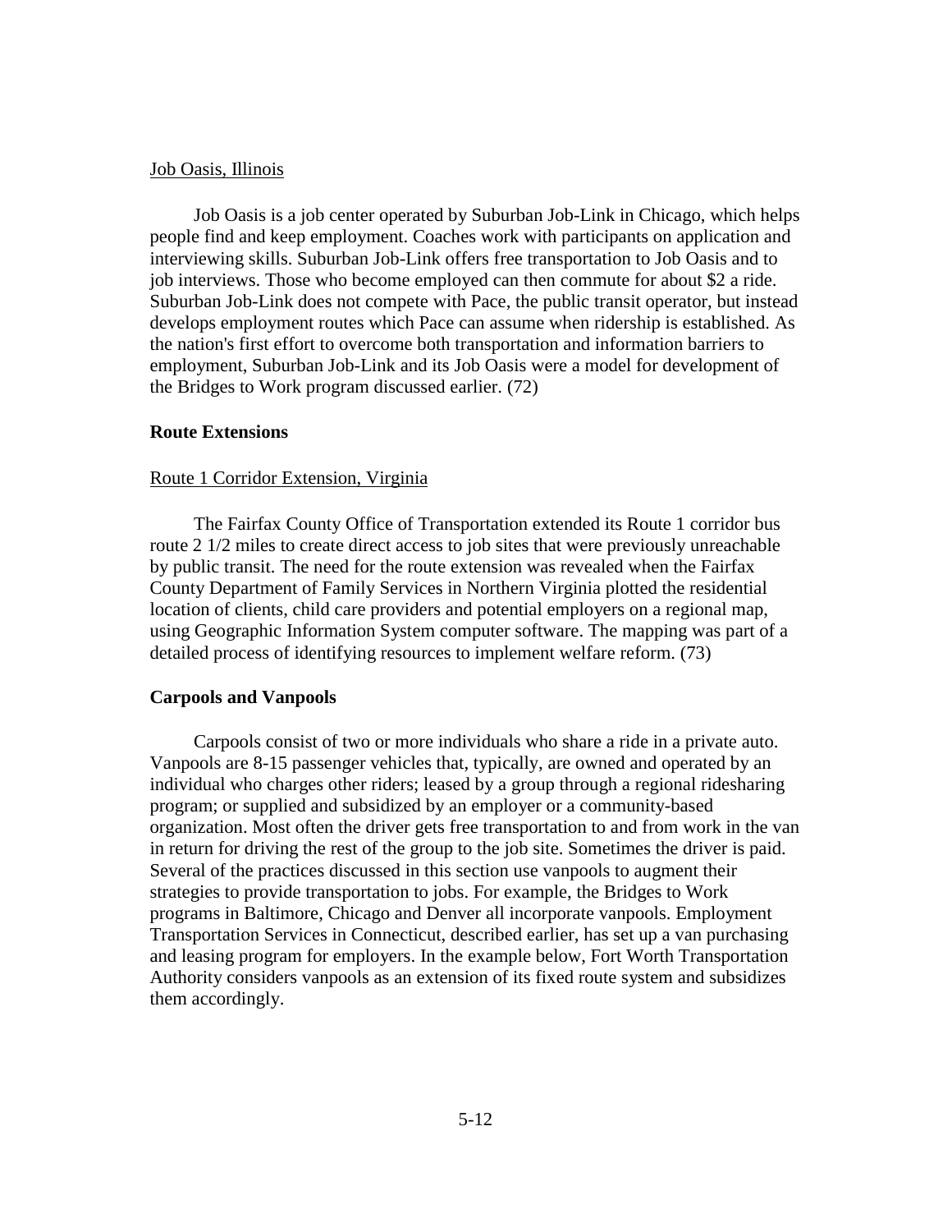Job Oasis, Illinois

Job Oasis is a job center operated by Suburban Job-Link in Chicago, which helps people find and keep employment. Coaches work with participants on application and interviewing skills. Suburban Job-Link offers free transportation to Job Oasis and to job interviews. Those who become employed can then commute for about $2 a ride. Suburban Job-Link does not compete with Pace, the public transit operator, but instead develops employment routes which Pace can assume when ridership is established. As the nation's first effort to overcome both transportation and information barriers to employment, Suburban Job-Link and its Job Oasis were a model for development of the Bridges to Work program discussed earlier. (72)

**Route Extensions**

Route 1 Corridor Extension, Virginia

The Fairfax County Office of Transportation extended its Route 1 corridor bus route 2 1/2 miles to create direct access to job sites that were previously unreachable by public transit. The need for the route extension was revealed when the Fairfax County Department of Family Services in Northern Virginia plotted the residential location of clients, child care providers and potential employers on a regional map, using Geographic Information System computer software. The mapping was part of a detailed process of identifying resources to implement welfare reform. (73)

**Carpools and Vanpools**

Carpools consist of two or more individuals who share a ride in a private auto. Vanpools are 8-15 passenger vehicles that, typically, are owned and operated by an individual who charges other riders; leased by a group through a regional ridesharing program; or supplied and subsidized by an employer or a community-based organization. Most often the driver gets free transportation to and from work in the van in return for driving the rest of the group to the job site. Sometimes the driver is paid. Several of the practices discussed in this section use vanpools to augment their strategies to provide transportation to jobs. For example, the Bridges to Work programs in Baltimore, Chicago and Denver all incorporate vanpools. Employment Transportation Services in Connecticut, described earlier, has set up a van purchasing and leasing program for employers. In the example below, Fort Worth Transportation Authority considers vanpools as an extension of its fixed route system and subsidizes them accordingly.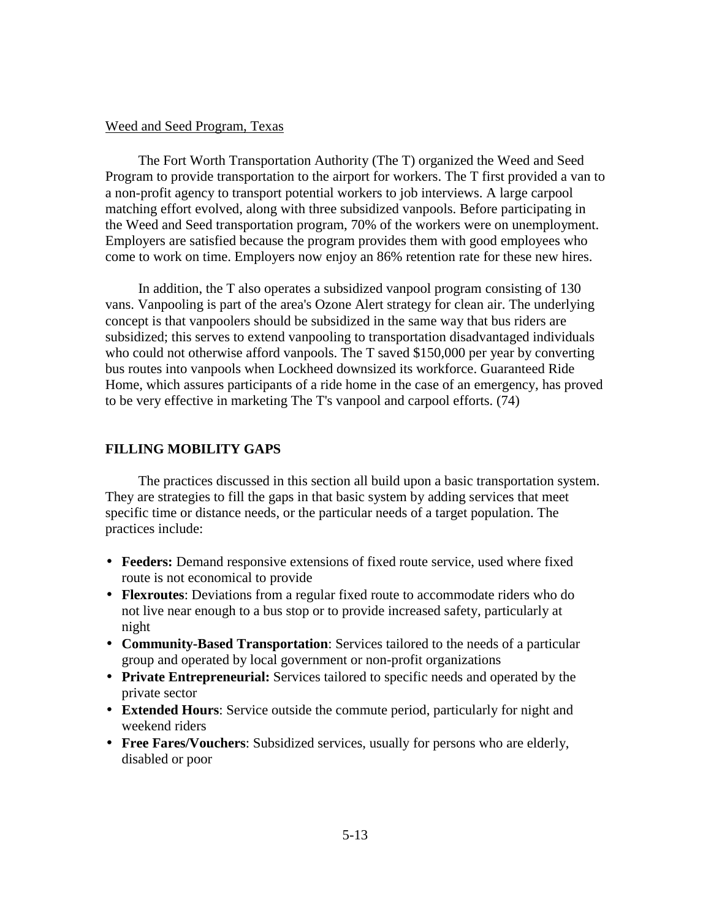Weed and Seed Program, Texas

The Fort Worth Transportation Authority (The T) organized the Weed and Seed Program to provide transportation to the airport for workers. The T first provided a van to a non-profit agency to transport potential workers to job interviews. A large carpool matching effort evolved, along with three subsidized vanpools. Before participating in the Weed and Seed transportation program, 70% of the workers were on unemployment. Employers are satisfied because the program provides them with good employees who come to work on time. Employers now enjoy an 86% retention rate for these new hires.

In addition, the T also operates a subsidized vanpool program consisting of 130 vans. Vanpooling is part of the area's Ozone Alert strategy for clean air. The underlying concept is that vanpoolers should be subsidized in the same way that bus riders are subsidized; this serves to extend vanpooling to transportation disadvantaged individuals who could not otherwise afford vanpools. The T saved $150,000 per year by converting bus routes into vanpools when Lockheed downsized its workforce. Guaranteed Ride Home, which assures participants of a ride home in the case of an emergency, has proved to be very effective in marketing The T's vanpool and carpool efforts. (74)

## FILLING MOBILITY GAPS

The practices discussed in this section all build upon a basic transportation system. They are strategies to fill the gaps in that basic system by adding services that meet specific time or distance needs, or the particular needs of a target population. The practices include:

- **Feeders:** Demand responsive extensions of fixed route service, used where fixed route is not economical to provide
- **Flexroutes**: Deviations from a regular fixed route to accommodate riders who do not live near enough to a bus stop or to provide increased safety, particularly at night
- **Community-Based Transportation**: Services tailored to the needs of a particular group and operated by local government or non-profit organizations
- **Private Entrepreneurial:** Services tailored to specific needs and operated by the private sector
- **Extended Hours**: Service outside the commute period, particularly for night and weekend riders
- **Free Fares/Vouchers**: Subsidized services, usually for persons who are elderly, disabled or poor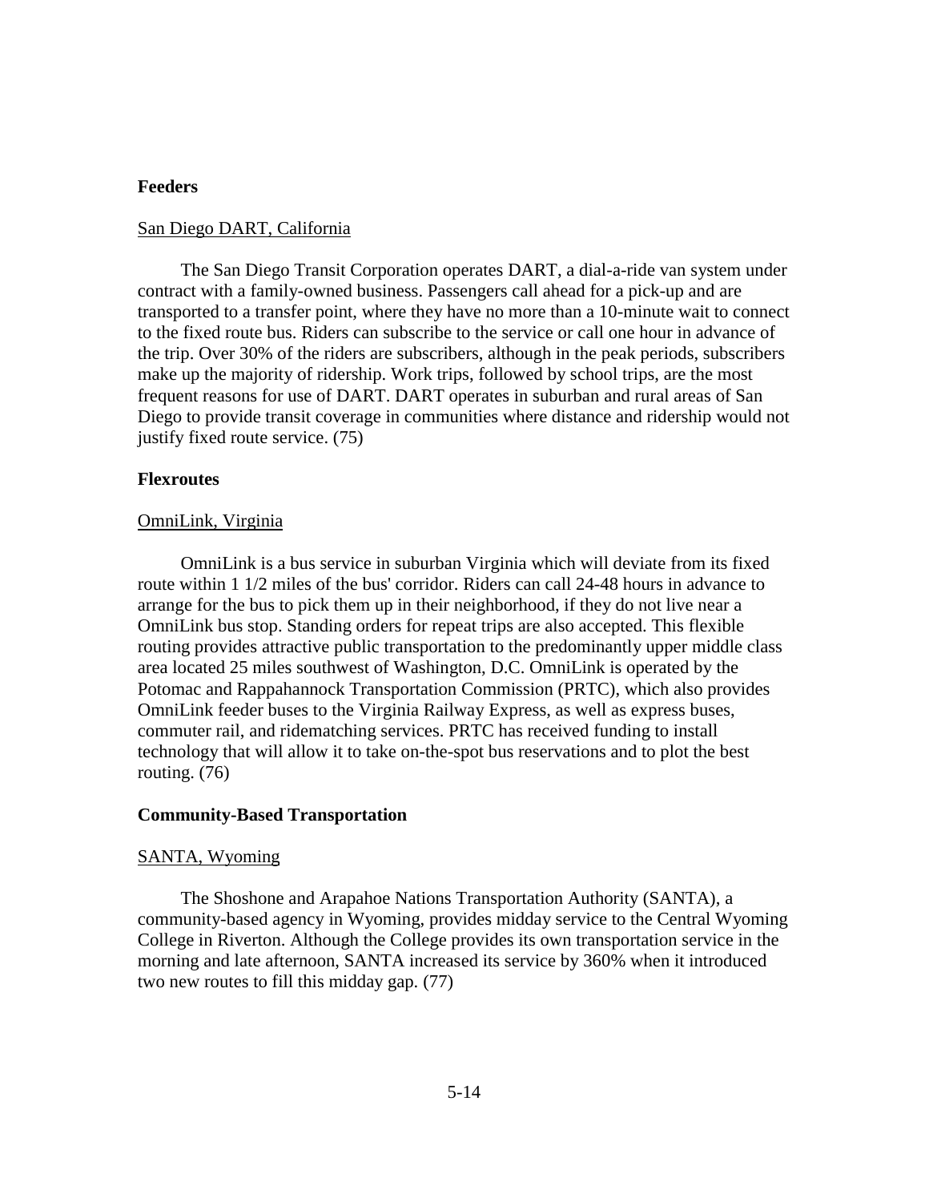### Feeders

San Diego DART, California

The San Diego Transit Corporation operates DART, a dial-a-ride van system under contract with a family-owned business. Passengers call ahead for a pick-up and are transported to a transfer point, where they have no more than a 10-minute wait to connect to the fixed route bus. Riders can subscribe to the service or call one hour in advance of the trip. Over 30% of the riders are subscribers, although in the peak periods, subscribers make up the majority of ridership. Work trips, followed by school trips, are the most frequent reasons for use of DART. DART operates in suburban and rural areas of San Diego to provide transit coverage in communities where distance and ridership would not justify fixed route service. (75)

### Flexroutes

OmniLink, Virginia

OmniLink is a bus service in suburban Virginia which will deviate from its fixed route within 1 1/2 miles of the bus' corridor. Riders can call 24-48 hours in advance to arrange for the bus to pick them up in their neighborhood, if they do not live near a OmniLink bus stop. Standing orders for repeat trips are also accepted. This flexible routing provides attractive public transportation to the predominantly upper middle class area located 25 miles southwest of Washington, D.C. OmniLink is operated by the Potomac and Rappahannock Transportation Commission (PRTC), which also provides OmniLink feeder buses to the Virginia Railway Express, as well as express buses, commuter rail, and ridematching services. PRTC has received funding to install technology that will allow it to take on-the-spot bus reservations and to plot the best routing. (76)

### Community-Based Transportation

SANTA, Wyoming

The Shoshone and Arapahoe Nations Transportation Authority (SANTA), a community-based agency in Wyoming, provides midday service to the Central Wyoming College in Riverton. Although the College provides its own transportation service in the morning and late afternoon, SANTA increased its service by 360% when it introduced two new routes to fill this midday gap. (77)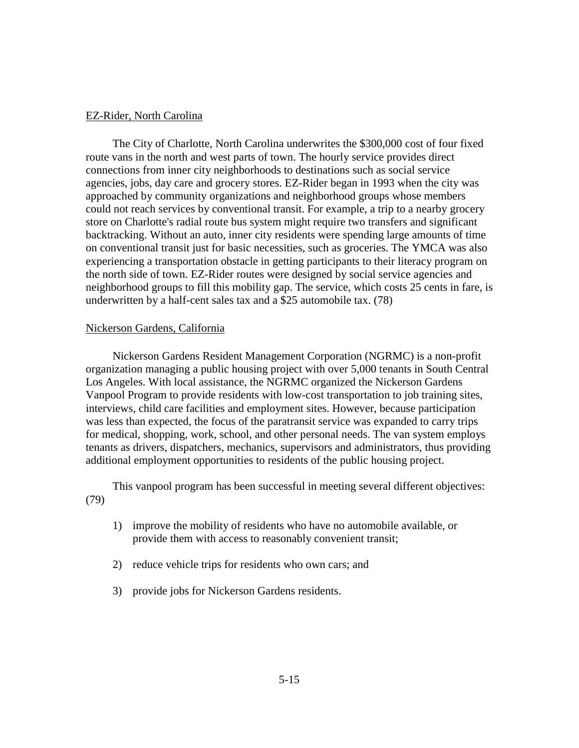<u>EZ-Rider, North Carolina</u>

The City of Charlotte, North Carolina underwrites the $300,000 cost of four fixed route vans in the north and west parts of town. The hourly service provides direct connections from inner city neighborhoods to destinations such as social service agencies, jobs, day care and grocery stores. EZ-Rider began in 1993 when the city was approached by community organizations and neighborhood groups whose members could not reach services by conventional transit. For example, a trip to a nearby grocery store on Charlotte's radial route bus system might require two transfers and significant backtracking. Without an auto, inner city residents were spending large amounts of time on conventional transit just for basic necessities, such as groceries. The YMCA was also experiencing a transportation obstacle in getting participants to their literacy program on the north side of town. EZ-Rider routes were designed by social service agencies and neighborhood groups to fill this mobility gap. The service, which costs 25 cents in fare, is underwritten by a half-cent sales tax and a $25 automobile tax. (78)

<u>Nickerson Gardens, California</u>

Nickerson Gardens Resident Management Corporation (NGRMC) is a non-profit organization managing a public housing project with over 5,000 tenants in South Central Los Angeles. With local assistance, the NGRMC organized the Nickerson Gardens Vanpool Program to provide residents with low-cost transportation to job training sites, interviews, child care facilities and employment sites. However, because participation was less than expected, the focus of the paratransit service was expanded to carry trips for medical, shopping, work, school, and other personal needs. The van system employs tenants as drivers, dispatchers, mechanics, supervisors and administrators, thus providing additional employment opportunities to residents of the public housing project.

This vanpool program has been successful in meeting several different objectives: (79)

1) improve the mobility of residents who have no automobile available, or provide them with access to reasonably convenient transit;

2) reduce vehicle trips for residents who own cars; and

3) provide jobs for Nickerson Gardens residents.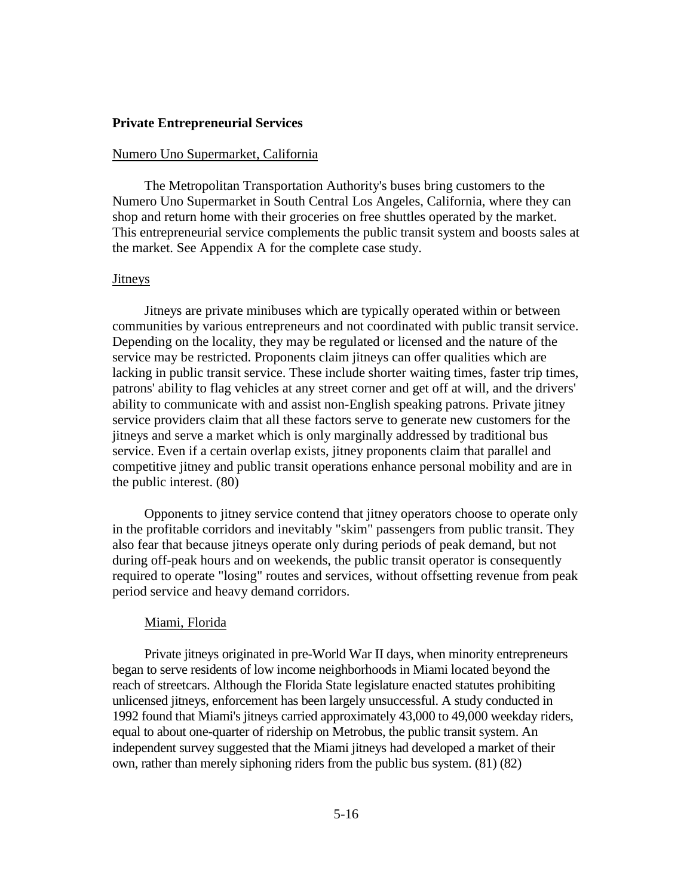## Private Entrepreneurial Services

### Numero Uno Supermarket, California

The Metropolitan Transportation Authority's buses bring customers to the Numero Uno Supermarket in South Central Los Angeles, California, where they can shop and return home with their groceries on free shuttles operated by the market. This entrepreneurial service complements the public transit system and boosts sales at the market. See Appendix A for the complete case study.

### Jitneys

Jitneys are private minibuses which are typically operated within or between communities by various entrepreneurs and not coordinated with public transit service. Depending on the locality, they may be regulated or licensed and the nature of the service may be restricted. Proponents claim jitneys can offer qualities which are lacking in public transit service. These include shorter waiting times, faster trip times, patrons' ability to flag vehicles at any street corner and get off at will, and the drivers' ability to communicate with and assist non-English speaking patrons. Private jitney service providers claim that all these factors serve to generate new customers for the jitneys and serve a market which is only marginally addressed by traditional bus service. Even if a certain overlap exists, jitney proponents claim that parallel and competitive jitney and public transit operations enhance personal mobility and are in the public interest. (80)

Opponents to jitney service contend that jitney operators choose to operate only in the profitable corridors and inevitably "skim" passengers from public transit. They also fear that because jitneys operate only during periods of peak demand, but not during off-peak hours and on weekends, the public transit operator is consequently required to operate "losing" routes and services, without offsetting revenue from peak period service and heavy demand corridors.

#### Miami, Florida

Private jitneys originated in pre-World War II days, when minority entrepreneurs began to serve residents of low income neighborhoods in Miami located beyond the reach of streetcars. Although the Florida State legislature enacted statutes prohibiting unlicensed jitneys, enforcement has been largely unsuccessful. A study conducted in 1992 found that Miami's jitneys carried approximately 43,000 to 49,000 weekday riders, equal to about one-quarter of ridership on Metrobus, the public transit system. An independent survey suggested that the Miami jitneys had developed a market of their own, rather than merely siphoning riders from the public bus system. (81) (82)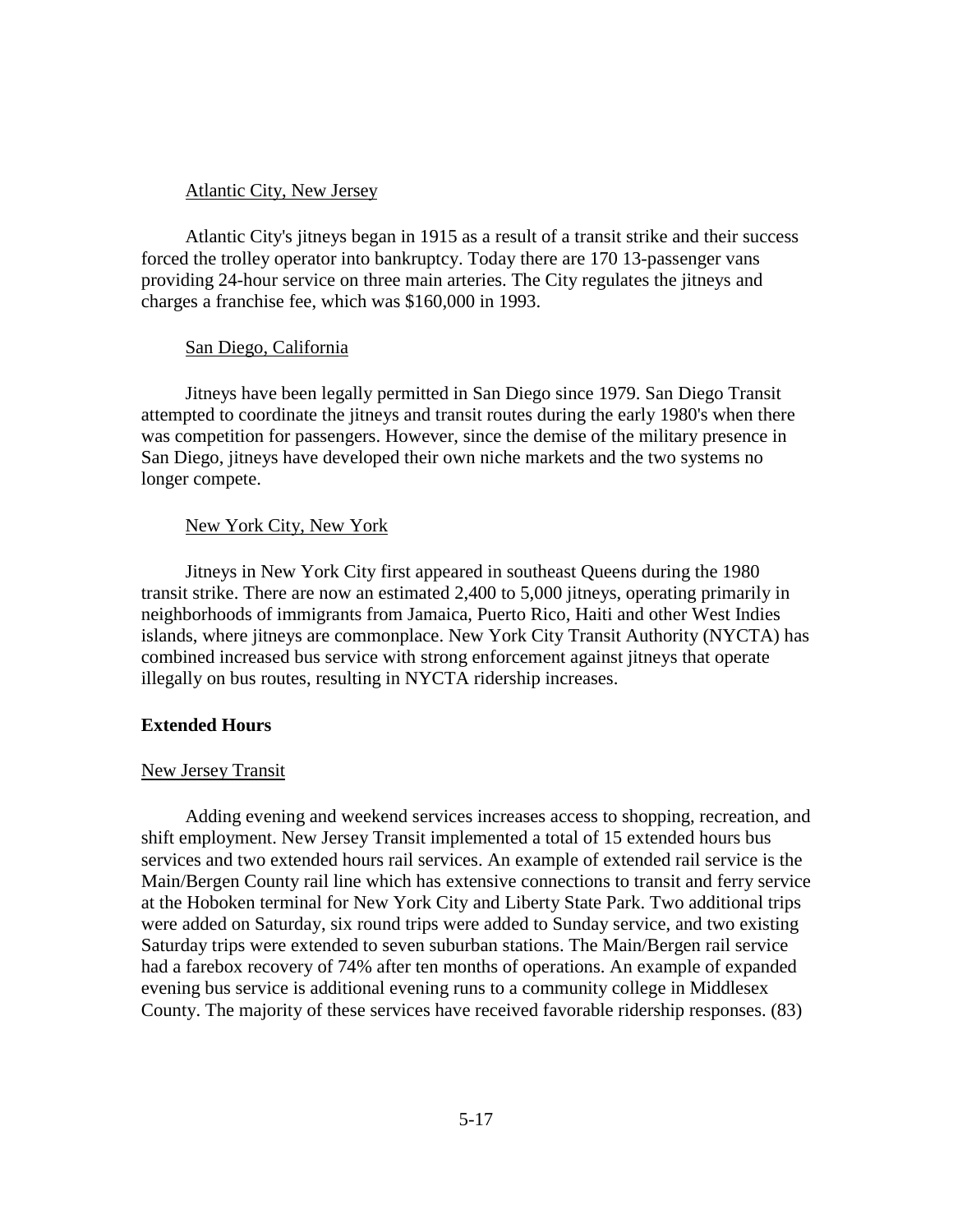Atlantic City, New Jersey

Atlantic City's jitneys began in 1915 as a result of a transit strike and their success forced the trolley operator into bankruptcy. Today there are 170 13-passenger vans providing 24-hour service on three main arteries. The City regulates the jitneys and charges a franchise fee, which was $160,000 in 1993.

San Diego, California

Jitneys have been legally permitted in San Diego since 1979. San Diego Transit attempted to coordinate the jitneys and transit routes during the early 1980's when there was competition for passengers. However, since the demise of the military presence in San Diego, jitneys have developed their own niche markets and the two systems no longer compete.

New York City, New York

Jitneys in New York City first appeared in southeast Queens during the 1980 transit strike. There are now an estimated 2,400 to 5,000 jitneys, operating primarily in neighborhoods of immigrants from Jamaica, Puerto Rico, Haiti and other West Indies islands, where jitneys are commonplace. New York City Transit Authority (NYCTA) has combined increased bus service with strong enforcement against jitneys that operate illegally on bus routes, resulting in NYCTA ridership increases.

### Extended Hours

New Jersey Transit

Adding evening and weekend services increases access to shopping, recreation, and shift employment. New Jersey Transit implemented a total of 15 extended hours bus services and two extended hours rail services. An example of extended rail service is the Main/Bergen County rail line which has extensive connections to transit and ferry service at the Hoboken terminal for New York City and Liberty State Park. Two additional trips were added on Saturday, six round trips were added to Sunday service, and two existing Saturday trips were extended to seven suburban stations. The Main/Bergen rail service had a farebox recovery of 74% after ten months of operations. An example of expanded evening bus service is additional evening runs to a community college in Middlesex County. The majority of these services have received favorable ridership responses. (83)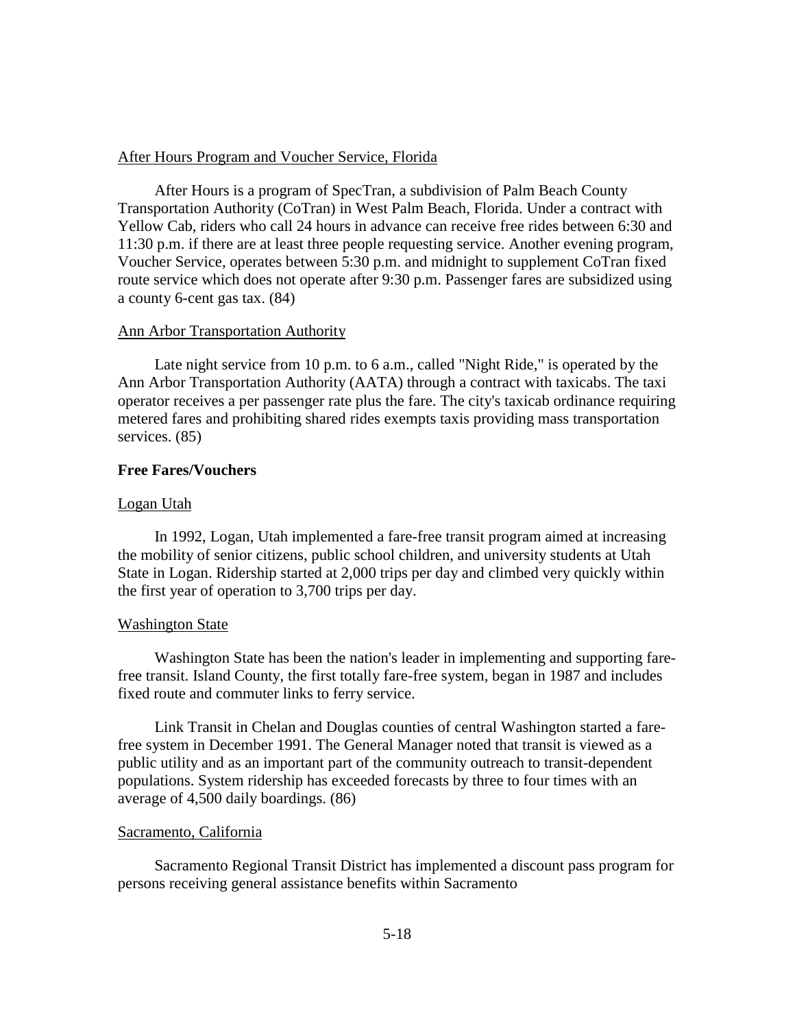After Hours Program and Voucher Service, Florida

After Hours is a program of SpecTran, a subdivision of Palm Beach County Transportation Authority (CoTran) in West Palm Beach, Florida. Under a contract with Yellow Cab, riders who call 24 hours in advance can receive free rides between 6:30 and 11:30 p.m. if there are at least three people requesting service. Another evening program, Voucher Service, operates between 5:30 p.m. and midnight to supplement CoTran fixed route service which does not operate after 9:30 p.m. Passenger fares are subsidized using a county 6-cent gas tax. (84)

Ann Arbor Transportation Authority

Late night service from 10 p.m. to 6 a.m., called "Night Ride," is operated by the Ann Arbor Transportation Authority (AATA) through a contract with taxicabs. The taxi operator receives a per passenger rate plus the fare. The city's taxicab ordinance requiring metered fares and prohibiting shared rides exempts taxis providing mass transportation services. (85)

**Free Fares/Vouchers**

Logan Utah

In 1992, Logan, Utah implemented a fare-free transit program aimed at increasing the mobility of senior citizens, public school children, and university students at Utah State in Logan. Ridership started at 2,000 trips per day and climbed very quickly within the first year of operation to 3,700 trips per day.

Washington State

Washington State has been the nation's leader in implementing and supporting fare-free transit. Island County, the first totally fare-free system, began in 1987 and includes fixed route and commuter links to ferry service.

Link Transit in Chelan and Douglas counties of central Washington started a fare-free system in December 1991. The General Manager noted that transit is viewed as a public utility and as an important part of the community outreach to transit-dependent populations. System ridership has exceeded forecasts by three to four times with an average of 4,500 daily boardings. (86)

Sacramento, California

Sacramento Regional Transit District has implemented a discount pass program for persons receiving general assistance benefits within Sacramento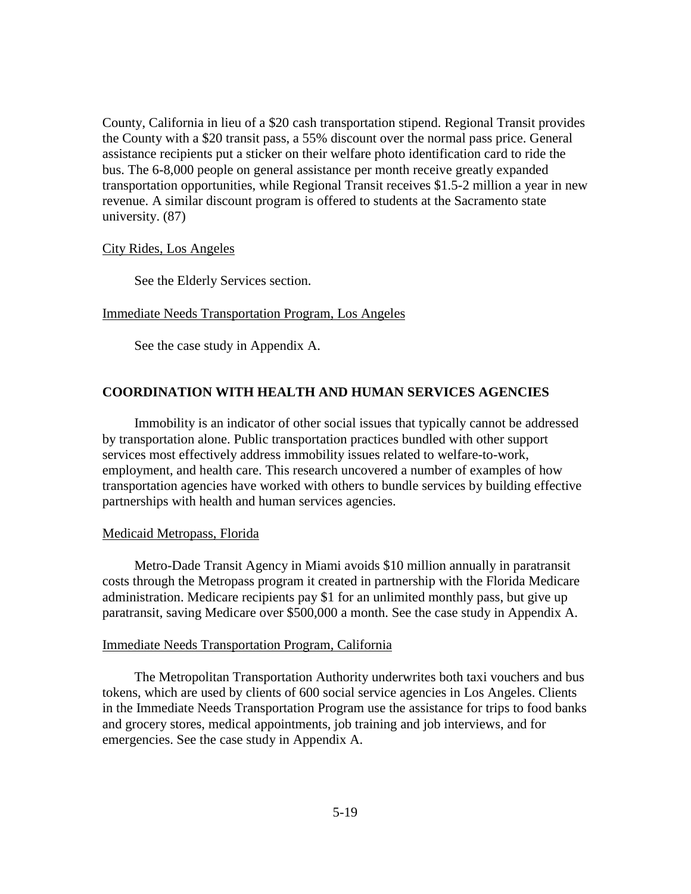County, California in lieu of a $20 cash transportation stipend. Regional Transit provides the County with a $20 transit pass, a 55% discount over the normal pass price. General assistance recipients put a sticker on their welfare photo identification card to ride the bus. The 6-8,000 people on general assistance per month receive greatly expanded transportation opportunities, while Regional Transit receives $1.5-2 million a year in new revenue. A similar discount program is offered to students at the Sacramento state university. (87)

<u>City Rides, Los Angeles</u>

See the Elderly Services section.

<u>Immediate Needs Transportation Program, Los Angeles</u>

See the case study in Appendix A.

## COORDINATION WITH HEALTH AND HUMAN SERVICES AGENCIES

Immobility is an indicator of other social issues that typically cannot be addressed by transportation alone. Public transportation practices bundled with other support services most effectively address immobility issues related to welfare-to-work, employment, and health care. This research uncovered a number of examples of how transportation agencies have worked with others to bundle services by building effective partnerships with health and human services agencies.

<u>Medicaid Metropass, Florida</u>

Metro-Dade Transit Agency in Miami avoids $10 million annually in paratransit costs through the Metropass program it created in partnership with the Florida Medicare administration. Medicare recipients pay $1 for an unlimited monthly pass, but give up paratransit, saving Medicare over $500,000 a month. See the case study in Appendix A.

<u>Immediate Needs Transportation Program, California</u>

The Metropolitan Transportation Authority underwrites both taxi vouchers and bus tokens, which are used by clients of 600 social service agencies in Los Angeles. Clients in the Immediate Needs Transportation Program use the assistance for trips to food banks and grocery stores, medical appointments, job training and job interviews, and for emergencies. See the case study in Appendix A.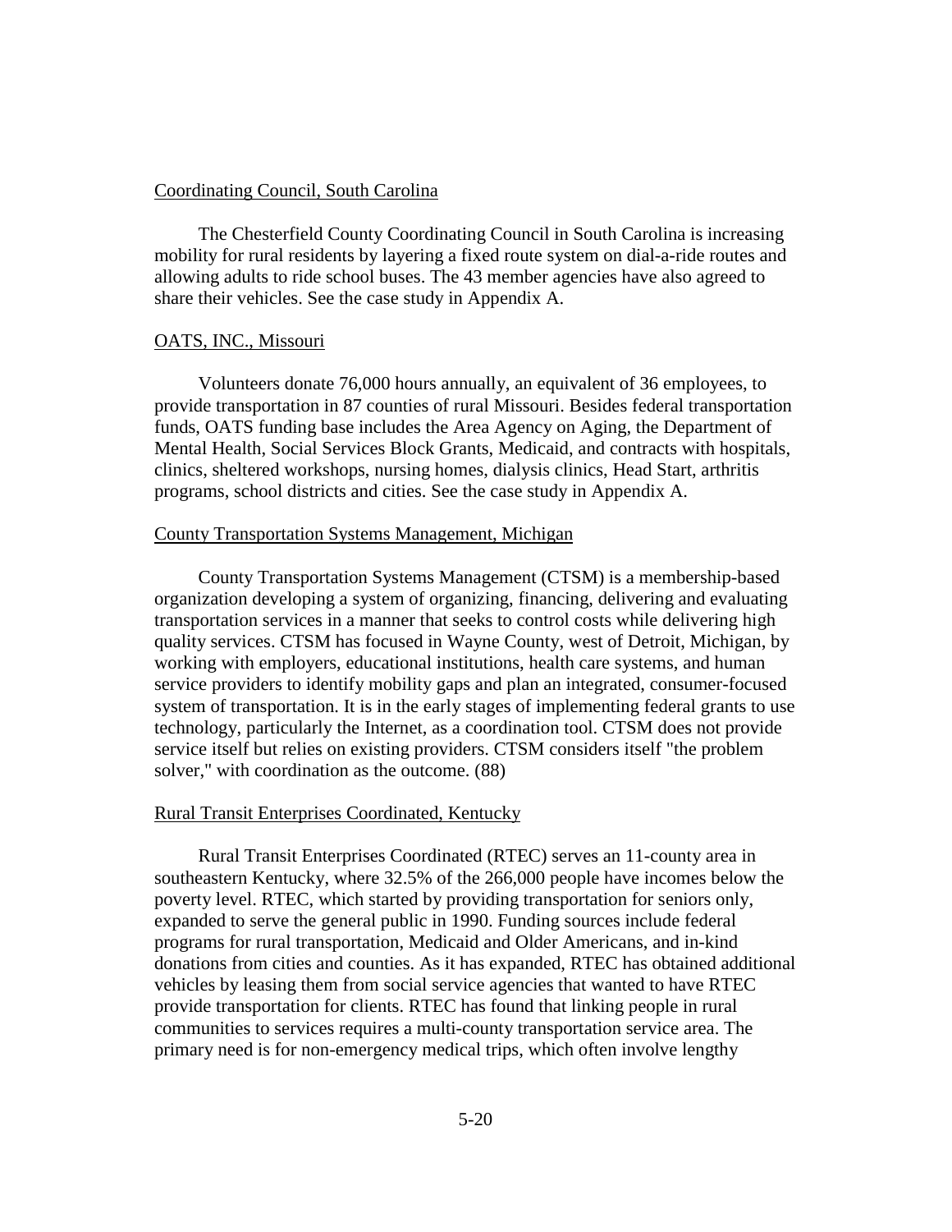Coordinating Council, South Carolina

The Chesterfield County Coordinating Council in South Carolina is increasing mobility for rural residents by layering a fixed route system on dial-a-ride routes and allowing adults to ride school buses. The 43 member agencies have also agreed to share their vehicles. See the case study in Appendix A.

OATS, INC., Missouri

Volunteers donate 76,000 hours annually, an equivalent of 36 employees, to provide transportation in 87 counties of rural Missouri. Besides federal transportation funds, OATS funding base includes the Area Agency on Aging, the Department of Mental Health, Social Services Block Grants, Medicaid, and contracts with hospitals, clinics, sheltered workshops, nursing homes, dialysis clinics, Head Start, arthritis programs, school districts and cities. See the case study in Appendix A.

County Transportation Systems Management, Michigan

County Transportation Systems Management (CTSM) is a membership-based organization developing a system of organizing, financing, delivering and evaluating transportation services in a manner that seeks to control costs while delivering high quality services. CTSM has focused in Wayne County, west of Detroit, Michigan, by working with employers, educational institutions, health care systems, and human service providers to identify mobility gaps and plan an integrated, consumer-focused system of transportation. It is in the early stages of implementing federal grants to use technology, particularly the Internet, as a coordination tool. CTSM does not provide service itself but relies on existing providers. CTSM considers itself "the problem solver," with coordination as the outcome. (88)

Rural Transit Enterprises Coordinated, Kentucky

Rural Transit Enterprises Coordinated (RTEC) serves an 11-county area in southeastern Kentucky, where 32.5% of the 266,000 people have incomes below the poverty level. RTEC, which started by providing transportation for seniors only, expanded to serve the general public in 1990. Funding sources include federal programs for rural transportation, Medicaid and Older Americans, and in-kind donations from cities and counties. As it has expanded, RTEC has obtained additional vehicles by leasing them from social service agencies that wanted to have RTEC provide transportation for clients. RTEC has found that linking people in rural communities to services requires a multi-county transportation service area. The primary need is for non-emergency medical trips, which often involve lengthy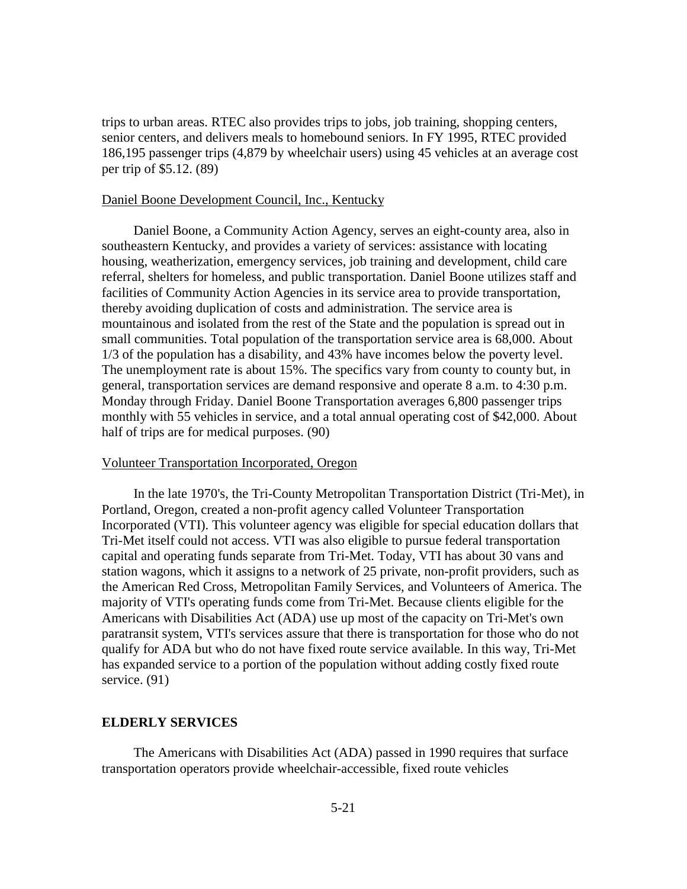trips to urban areas. RTEC also provides trips to jobs, job training, shopping centers, senior centers, and delivers meals to homebound seniors. In FY 1995, RTEC provided 186,195 passenger trips (4,879 by wheelchair users) using 45 vehicles at an average cost per trip of $5.12. (89)

Daniel Boone Development Council, Inc., Kentucky

Daniel Boone, a Community Action Agency, serves an eight-county area, also in southeastern Kentucky, and provides a variety of services: assistance with locating housing, weatherization, emergency services, job training and development, child care referral, shelters for homeless, and public transportation. Daniel Boone utilizes staff and facilities of Community Action Agencies in its service area to provide transportation, thereby avoiding duplication of costs and administration. The service area is mountainous and isolated from the rest of the State and the population is spread out in small communities. Total population of the transportation service area is 68,000. About 1/3 of the population has a disability, and 43% have incomes below the poverty level. The unemployment rate is about 15%. The specifics vary from county to county but, in general, transportation services are demand responsive and operate 8 a.m. to 4:30 p.m. Monday through Friday. Daniel Boone Transportation averages 6,800 passenger trips monthly with 55 vehicles in service, and a total annual operating cost of $42,000. About half of trips are for medical purposes. (90)

Volunteer Transportation Incorporated, Oregon

In the late 1970's, the Tri-County Metropolitan Transportation District (Tri-Met), in Portland, Oregon, created a non-profit agency called Volunteer Transportation Incorporated (VTI). This volunteer agency was eligible for special education dollars that Tri-Met itself could not access. VTI was also eligible to pursue federal transportation capital and operating funds separate from Tri-Met. Today, VTI has about 30 vans and station wagons, which it assigns to a network of 25 private, non-profit providers, such as the American Red Cross, Metropolitan Family Services, and Volunteers of America. The majority of VTI's operating funds come from Tri-Met. Because clients eligible for the Americans with Disabilities Act (ADA) use up most of the capacity on Tri-Met's own paratransit system, VTI's services assure that there is transportation for those who do not qualify for ADA but who do not have fixed route service available. In this way, Tri-Met has expanded service to a portion of the population without adding costly fixed route service. (91)

## ELDERLY SERVICES

The Americans with Disabilities Act (ADA) passed in 1990 requires that surface transportation operators provide wheelchair-accessible, fixed route vehicles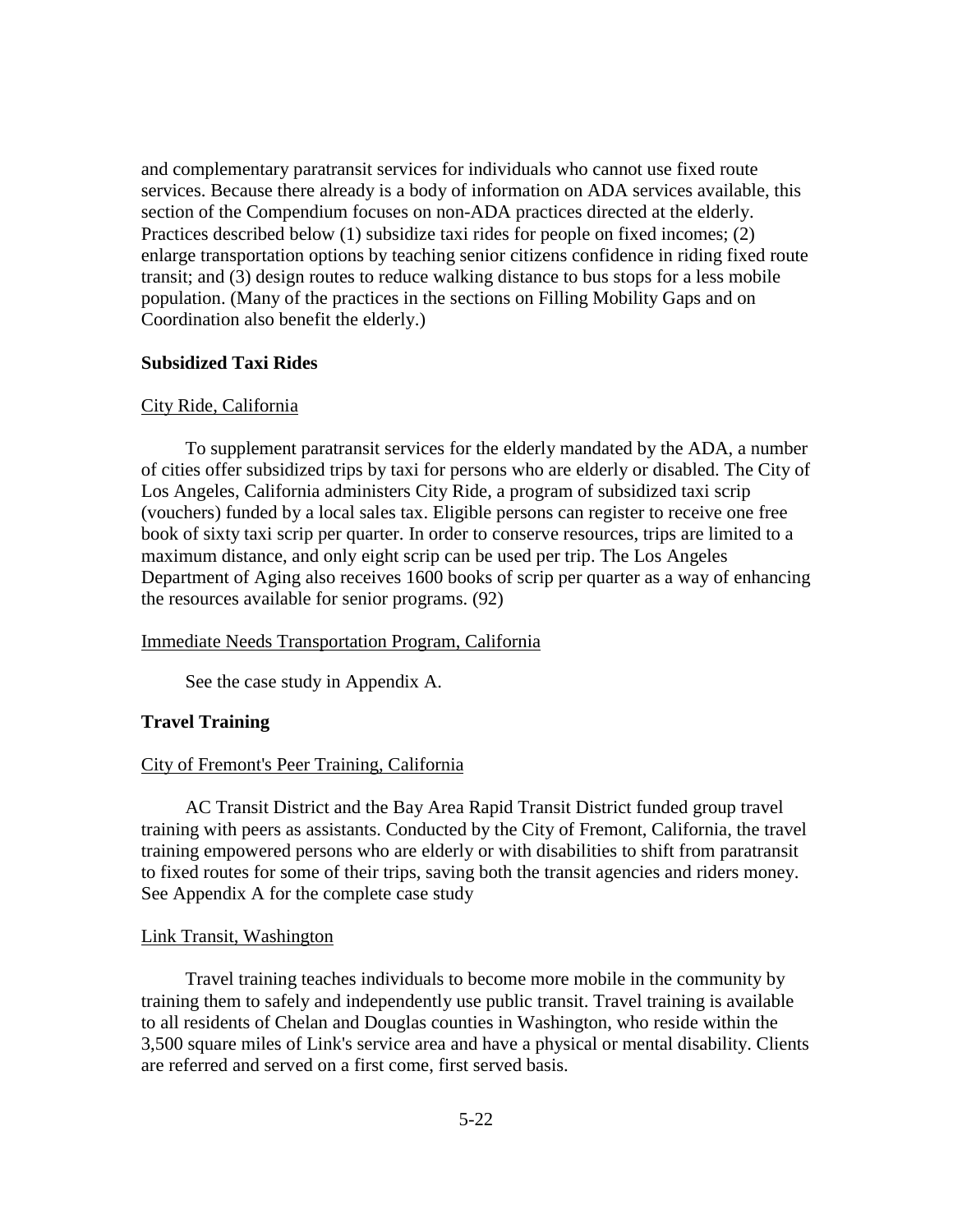and complementary paratransit services for individuals who cannot use fixed route services. Because there already is a body of information on ADA services available, this section of the Compendium focuses on non-ADA practices directed at the elderly. Practices described below (1) subsidize taxi rides for people on fixed incomes; (2) enlarge transportation options by teaching senior citizens confidence in riding fixed route transit; and (3) design routes to reduce walking distance to bus stops for a less mobile population. (Many of the practices in the sections on Filling Mobility Gaps and on Coordination also benefit the elderly.)

**Subsidized Taxi Rides**

City Ride, California

To supplement paratransit services for the elderly mandated by the ADA, a number of cities offer subsidized trips by taxi for persons who are elderly or disabled. The City of Los Angeles, California administers City Ride, a program of subsidized taxi scrip (vouchers) funded by a local sales tax. Eligible persons can register to receive one free book of sixty taxi scrip per quarter. In order to conserve resources, trips are limited to a maximum distance, and only eight scrip can be used per trip. The Los Angeles Department of Aging also receives 1600 books of scrip per quarter as a way of enhancing the resources available for senior programs. (92)

Immediate Needs Transportation Program, California

See the case study in Appendix A.

**Travel Training**

City of Fremont's Peer Training, California

AC Transit District and the Bay Area Rapid Transit District funded group travel training with peers as assistants. Conducted by the City of Fremont, California, the travel training empowered persons who are elderly or with disabilities to shift from paratransit to fixed routes for some of their trips, saving both the transit agencies and riders money. See Appendix A for the complete case study

Link Transit, Washington

Travel training teaches individuals to become more mobile in the community by training them to safely and independently use public transit. Travel training is available to all residents of Chelan and Douglas counties in Washington, who reside within the 3,500 square miles of Link's service area and have a physical or mental disability. Clients are referred and served on a first come, first served basis.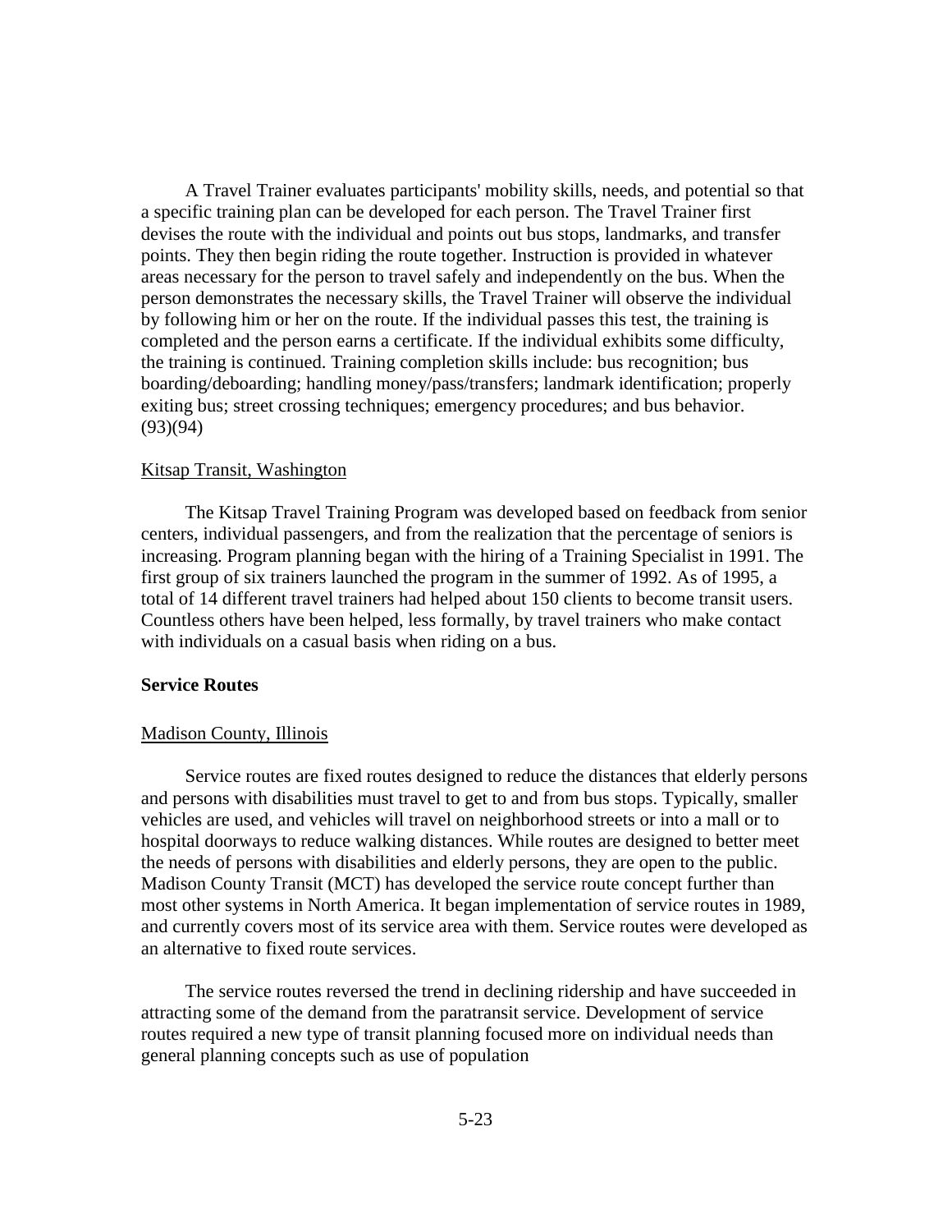A Travel Trainer evaluates participants' mobility skills, needs, and potential so that a specific training plan can be developed for each person. The Travel Trainer first devises the route with the individual and points out bus stops, landmarks, and transfer points. They then begin riding the route together. Instruction is provided in whatever areas necessary for the person to travel safely and independently on the bus. When the person demonstrates the necessary skills, the Travel Trainer will observe the individual by following him or her on the route. If the individual passes this test, the training is completed and the person earns a certificate. If the individual exhibits some difficulty, the training is continued. Training completion skills include: bus recognition; bus boarding/deboarding; handling money/pass/transfers; landmark identification; properly exiting bus; street crossing techniques; emergency procedures; and bus behavior. (93)(94)

Kitsap Transit, Washington

The Kitsap Travel Training Program was developed based on feedback from senior centers, individual passengers, and from the realization that the percentage of seniors is increasing. Program planning began with the hiring of a Training Specialist in 1991. The first group of six trainers launched the program in the summer of 1992. As of 1995, a total of 14 different travel trainers had helped about 150 clients to become transit users. Countless others have been helped, less formally, by travel trainers who make contact with individuals on a casual basis when riding on a bus.

**Service Routes**

Madison County, Illinois

Service routes are fixed routes designed to reduce the distances that elderly persons and persons with disabilities must travel to get to and from bus stops. Typically, smaller vehicles are used, and vehicles will travel on neighborhood streets or into a mall or to hospital doorways to reduce walking distances. While routes are designed to better meet the needs of persons with disabilities and elderly persons, they are open to the public. Madison County Transit (MCT) has developed the service route concept further than most other systems in North America. It began implementation of service routes in 1989, and currently covers most of its service area with them. Service routes were developed as an alternative to fixed route services.

The service routes reversed the trend in declining ridership and have succeeded in attracting some of the demand from the paratransit service. Development of service routes required a new type of transit planning focused more on individual needs than general planning concepts such as use of population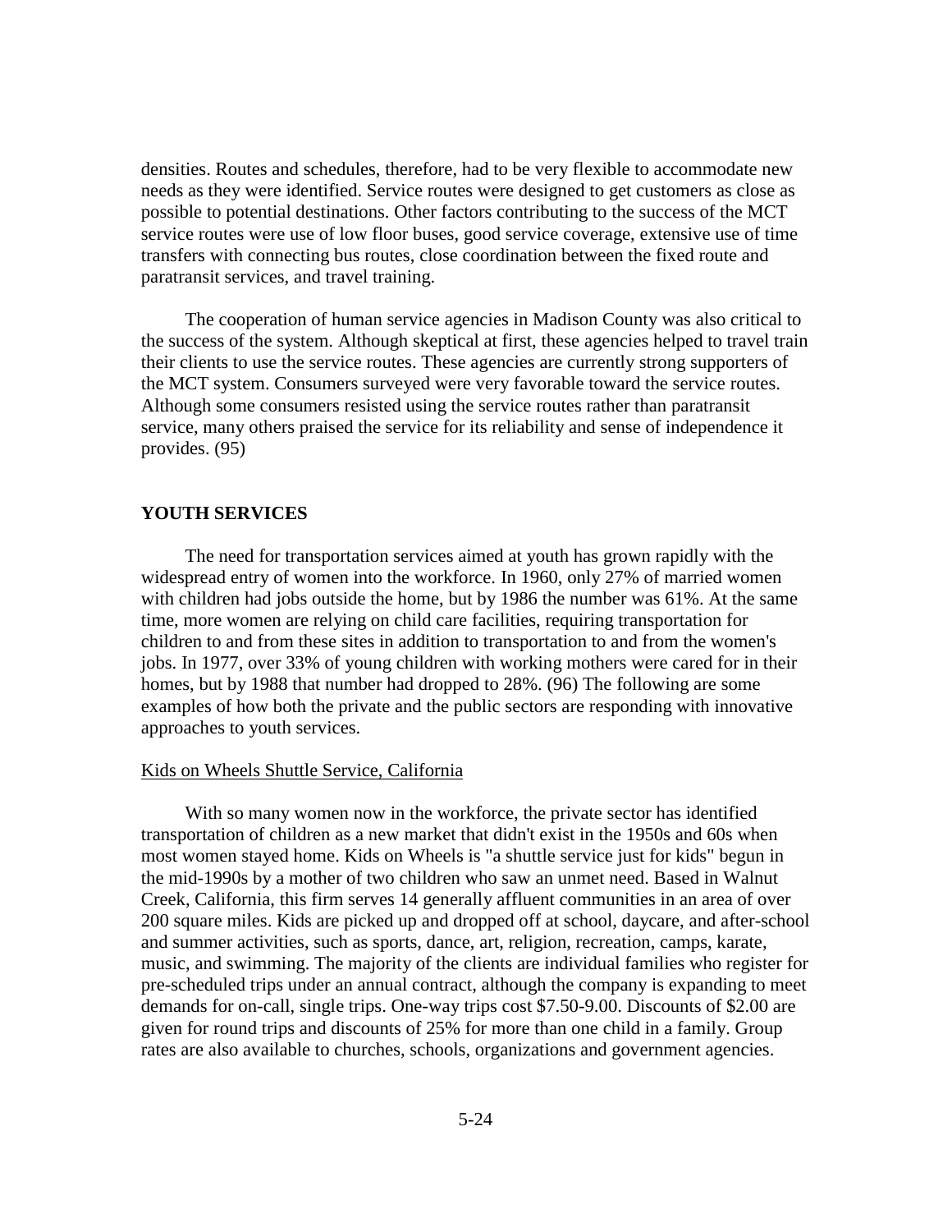densities. Routes and schedules, therefore, had to be very flexible to accommodate new needs as they were identified. Service routes were designed to get customers as close as possible to potential destinations. Other factors contributing to the success of the MCT service routes were use of low floor buses, good service coverage, extensive use of time transfers with connecting bus routes, close coordination between the fixed route and paratransit services, and travel training.

The cooperation of human service agencies in Madison County was also critical to the success of the system. Although skeptical at first, these agencies helped to travel train their clients to use the service routes. These agencies are currently strong supporters of the MCT system. Consumers surveyed were very favorable toward the service routes. Although some consumers resisted using the service routes rather than paratransit service, many others praised the service for its reliability and sense of independence it provides. (95)

## YOUTH SERVICES

The need for transportation services aimed at youth has grown rapidly with the widespread entry of women into the workforce. In 1960, only 27% of married women with children had jobs outside the home, but by 1986 the number was 61%. At the same time, more women are relying on child care facilities, requiring transportation for children to and from these sites in addition to transportation to and from the women's jobs. In 1977, over 33% of young children with working mothers were cared for in their homes, but by 1988 that number had dropped to 28%. (96) The following are some examples of how both the private and the public sectors are responding with innovative approaches to youth services.

### Kids on Wheels Shuttle Service, California

With so many women now in the workforce, the private sector has identified transportation of children as a new market that didn't exist in the 1950s and 60s when most women stayed home. Kids on Wheels is "a shuttle service just for kids" begun in the mid-1990s by a mother of two children who saw an unmet need. Based in Walnut Creek, California, this firm serves 14 generally affluent communities in an area of over 200 square miles. Kids are picked up and dropped off at school, daycare, and after-school and summer activities, such as sports, dance, art, religion, recreation, camps, karate, music, and swimming. The majority of the clients are individual families who register for pre-scheduled trips under an annual contract, although the company is expanding to meet demands for on-call, single trips. One-way trips cost $7.50-9.00. Discounts of $2.00 are given for round trips and discounts of 25% for more than one child in a family. Group rates are also available to churches, schools, organizations and government agencies.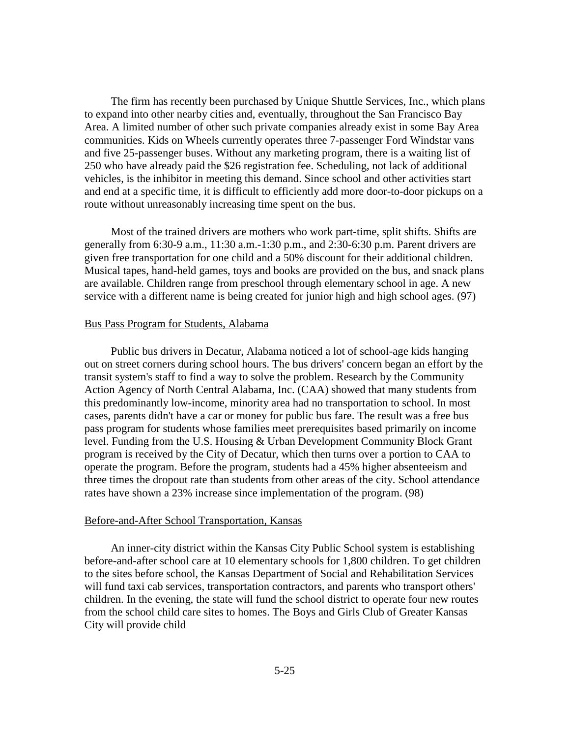The firm has recently been purchased by Unique Shuttle Services, Inc., which plans to expand into other nearby cities and, eventually, throughout the San Francisco Bay Area. A limited number of other such private companies already exist in some Bay Area communities. Kids on Wheels currently operates three 7-passenger Ford Windstar vans and five 25-passenger buses. Without any marketing program, there is a waiting list of 250 who have already paid the $26 registration fee. Scheduling, not lack of additional vehicles, is the inhibitor in meeting this demand. Since school and other activities start and end at a specific time, it is difficult to efficiently add more door-to-door pickups on a route without unreasonably increasing time spent on the bus.

Most of the trained drivers are mothers who work part-time, split shifts. Shifts are generally from 6:30-9 a.m., 11:30 a.m.-1:30 p.m., and 2:30-6:30 p.m. Parent drivers are given free transportation for one child and a 50% discount for their additional children. Musical tapes, hand-held games, toys and books are provided on the bus, and snack plans are available. Children range from preschool through elementary school in age. A new service with a different name is being created for junior high and high school ages. (97)

<u>Bus Pass Program for Students, Alabama</u>

Public bus drivers in Decatur, Alabama noticed a lot of school-age kids hanging out on street corners during school hours. The bus drivers' concern began an effort by the transit system's staff to find a way to solve the problem. Research by the Community Action Agency of North Central Alabama, Inc. (CAA) showed that many students from this predominantly low-income, minority area had no transportation to school. In most cases, parents didn't have a car or money for public bus fare. The result was a free bus pass program for students whose families meet prerequisites based primarily on income level. Funding from the U.S. Housing & Urban Development Community Block Grant program is received by the City of Decatur, which then turns over a portion to CAA to operate the program. Before the program, students had a 45% higher absenteeism and three times the dropout rate than students from other areas of the city. School attendance rates have shown a 23% increase since implementation of the program. (98)

<u>Before-and-After School Transportation, Kansas</u>

An inner-city district within the Kansas City Public School system is establishing before-and-after school care at 10 elementary schools for 1,800 children. To get children to the sites before school, the Kansas Department of Social and Rehabilitation Services will fund taxi cab services, transportation contractors, and parents who transport others' children. In the evening, the state will fund the school district to operate four new routes from the school child care sites to homes. The Boys and Girls Club of Greater Kansas City will provide child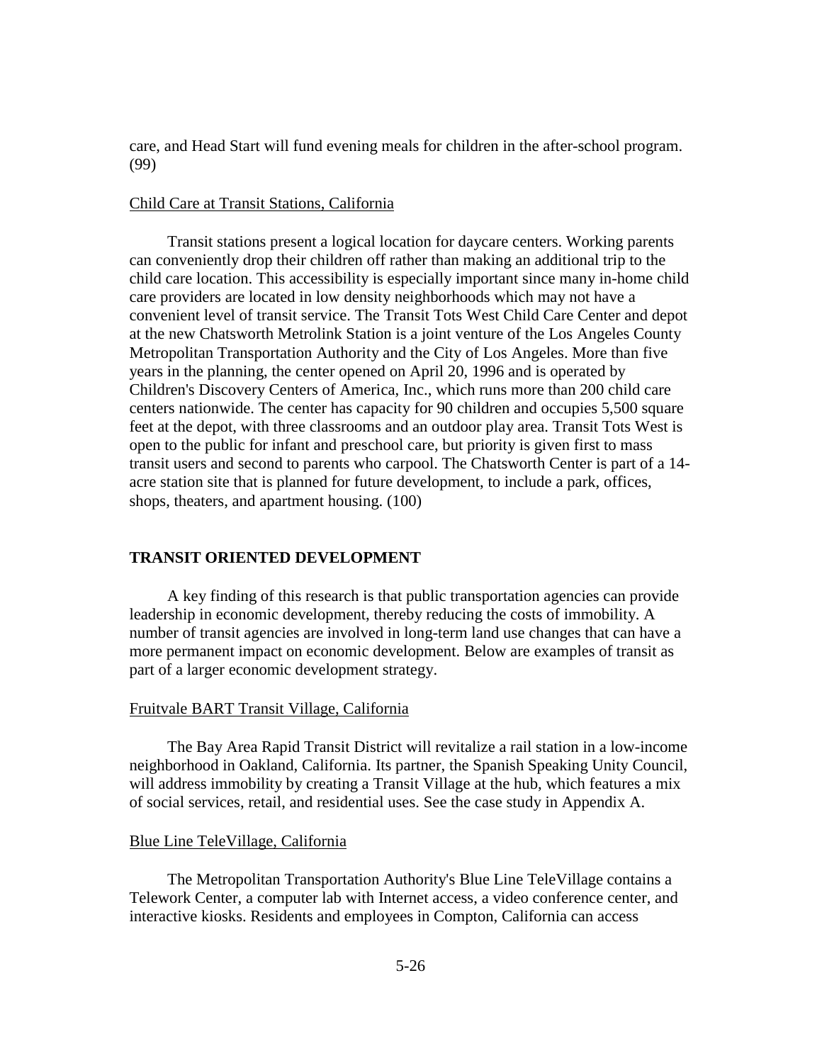care, and Head Start will fund evening meals for children in the after-school program. (99)

Child Care at Transit Stations, California

Transit stations present a logical location for daycare centers. Working parents can conveniently drop their children off rather than making an additional trip to the child care location. This accessibility is especially important since many in-home child care providers are located in low density neighborhoods which may not have a convenient level of transit service. The Transit Tots West Child Care Center and depot at the new Chatsworth Metrolink Station is a joint venture of the Los Angeles County Metropolitan Transportation Authority and the City of Los Angeles. More than five years in the planning, the center opened on April 20, 1996 and is operated by Children's Discovery Centers of America, Inc., which runs more than 200 child care centers nationwide. The center has capacity for 90 children and occupies 5,500 square feet at the depot, with three classrooms and an outdoor play area. Transit Tots West is open to the public for infant and preschool care, but priority is given first to mass transit users and second to parents who carpool. The Chatsworth Center is part of a 14-acre station site that is planned for future development, to include a park, offices, shops, theaters, and apartment housing. (100)

## TRANSIT ORIENTED DEVELOPMENT

A key finding of this research is that public transportation agencies can provide leadership in economic development, thereby reducing the costs of immobility. A number of transit agencies are involved in long-term land use changes that can have a more permanent impact on economic development. Below are examples of transit as part of a larger economic development strategy.

Fruitvale BART Transit Village, California

The Bay Area Rapid Transit District will revitalize a rail station in a low-income neighborhood in Oakland, California. Its partner, the Spanish Speaking Unity Council, will address immobility by creating a Transit Village at the hub, which features a mix of social services, retail, and residential uses. See the case study in Appendix A.

Blue Line TeleVillage, California

The Metropolitan Transportation Authority's Blue Line TeleVillage contains a Telework Center, a computer lab with Internet access, a video conference center, and interactive kiosks. Residents and employees in Compton, California can access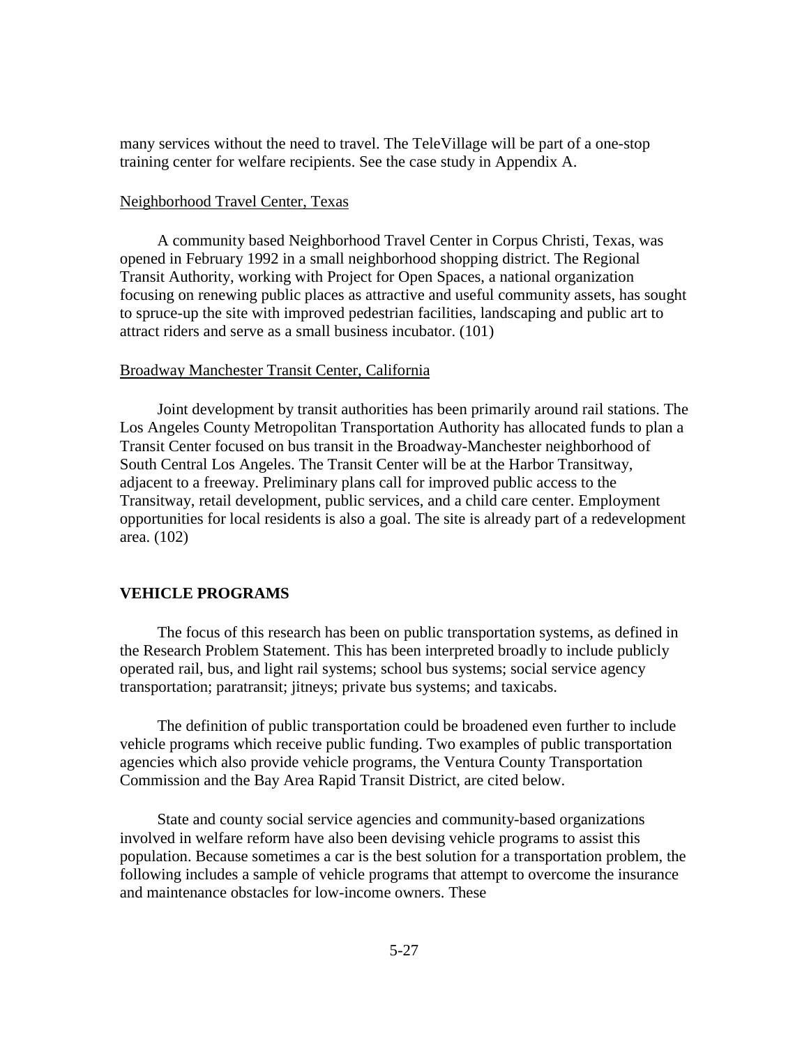many services without the need to travel. The TeleVillage will be part of a one-stop training center for welfare recipients. See the case study in Appendix A.

Neighborhood Travel Center, Texas

A community based Neighborhood Travel Center in Corpus Christi, Texas, was opened in February 1992 in a small neighborhood shopping district. The Regional Transit Authority, working with Project for Open Spaces, a national organization focusing on renewing public places as attractive and useful community assets, has sought to spruce-up the site with improved pedestrian facilities, landscaping and public art to attract riders and serve as a small business incubator. (101)

Broadway Manchester Transit Center, California

Joint development by transit authorities has been primarily around rail stations. The Los Angeles County Metropolitan Transportation Authority has allocated funds to plan a Transit Center focused on bus transit in the Broadway-Manchester neighborhood of South Central Los Angeles. The Transit Center will be at the Harbor Transitway, adjacent to a freeway. Preliminary plans call for improved public access to the Transitway, retail development, public services, and a child care center. Employment opportunities for local residents is also a goal. The site is already part of a redevelopment area. (102)

## VEHICLE PROGRAMS

The focus of this research has been on public transportation systems, as defined in the Research Problem Statement. This has been interpreted broadly to include publicly operated rail, bus, and light rail systems; school bus systems; social service agency transportation; paratransit; jitneys; private bus systems; and taxicabs.

The definition of public transportation could be broadened even further to include vehicle programs which receive public funding. Two examples of public transportation agencies which also provide vehicle programs, the Ventura County Transportation Commission and the Bay Area Rapid Transit District, are cited below.

State and county social service agencies and community-based organizations involved in welfare reform have also been devising vehicle programs to assist this population. Because sometimes a car is the best solution for a transportation problem, the following includes a sample of vehicle programs that attempt to overcome the insurance and maintenance obstacles for low-income owners. These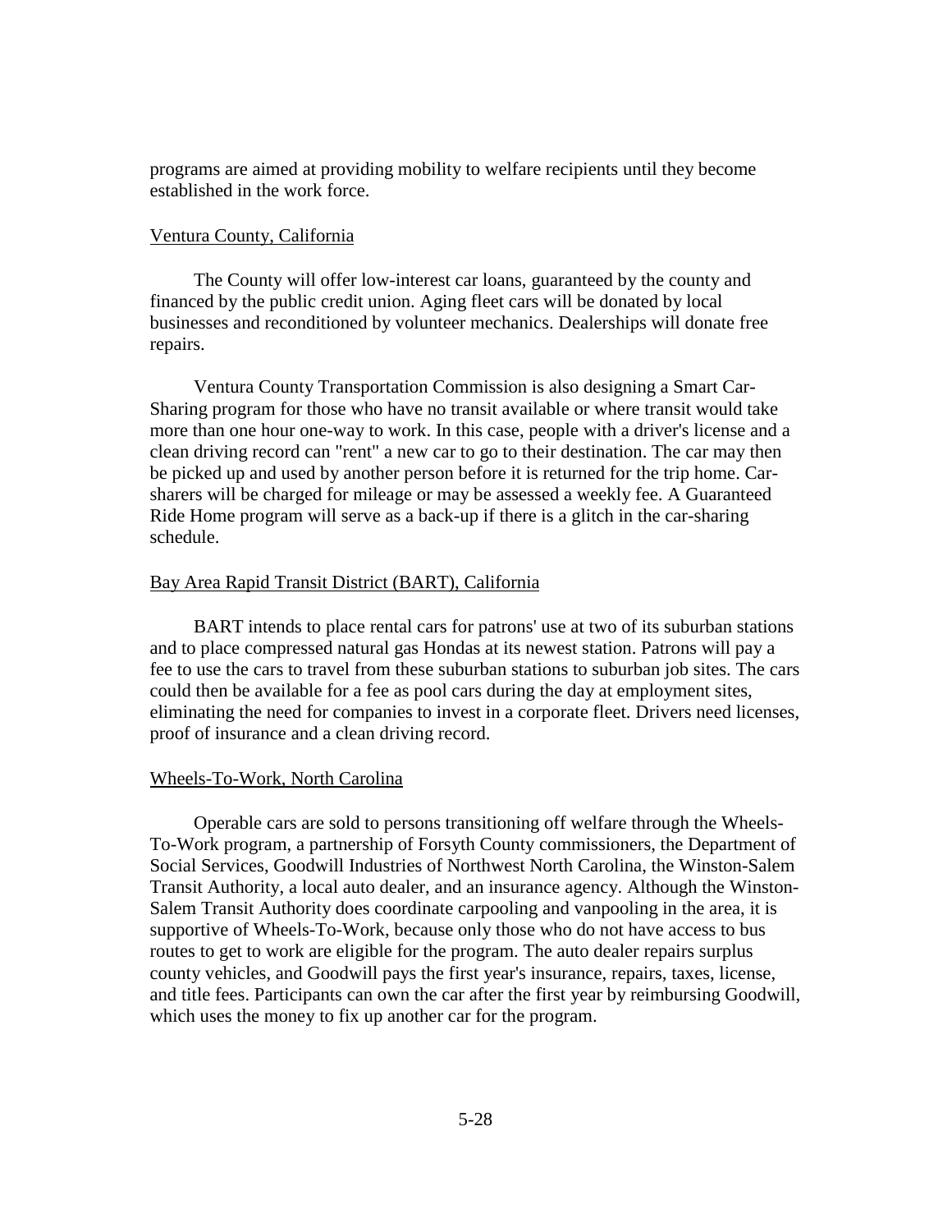programs are aimed at providing mobility to welfare recipients until they become established in the work force.

Ventura County, California

The County will offer low-interest car loans, guaranteed by the county and financed by the public credit union. Aging fleet cars will be donated by local businesses and reconditioned by volunteer mechanics. Dealerships will donate free repairs.

Ventura County Transportation Commission is also designing a Smart Car-Sharing program for those who have no transit available or where transit would take more than one hour one-way to work. In this case, people with a driver's license and a clean driving record can "rent" a new car to go to their destination. The car may then be picked up and used by another person before it is returned for the trip home. Car-sharers will be charged for mileage or may be assessed a weekly fee. A Guaranteed Ride Home program will serve as a back-up if there is a glitch in the car-sharing schedule.

Bay Area Rapid Transit District (BART), California

BART intends to place rental cars for patrons' use at two of its suburban stations and to place compressed natural gas Hondas at its newest station. Patrons will pay a fee to use the cars to travel from these suburban stations to suburban job sites. The cars could then be available for a fee as pool cars during the day at employment sites, eliminating the need for companies to invest in a corporate fleet. Drivers need licenses, proof of insurance and a clean driving record.

Wheels-To-Work, North Carolina

Operable cars are sold to persons transitioning off welfare through the Wheels-To-Work program, a partnership of Forsyth County commissioners, the Department of Social Services, Goodwill Industries of Northwest North Carolina, the Winston-Salem Transit Authority, a local auto dealer, and an insurance agency. Although the Winston-Salem Transit Authority does coordinate carpooling and vanpooling in the area, it is supportive of Wheels-To-Work, because only those who do not have access to bus routes to get to work are eligible for the program. The auto dealer repairs surplus county vehicles, and Goodwill pays the first year's insurance, repairs, taxes, license, and title fees. Participants can own the car after the first year by reimbursing Goodwill, which uses the money to fix up another car for the program.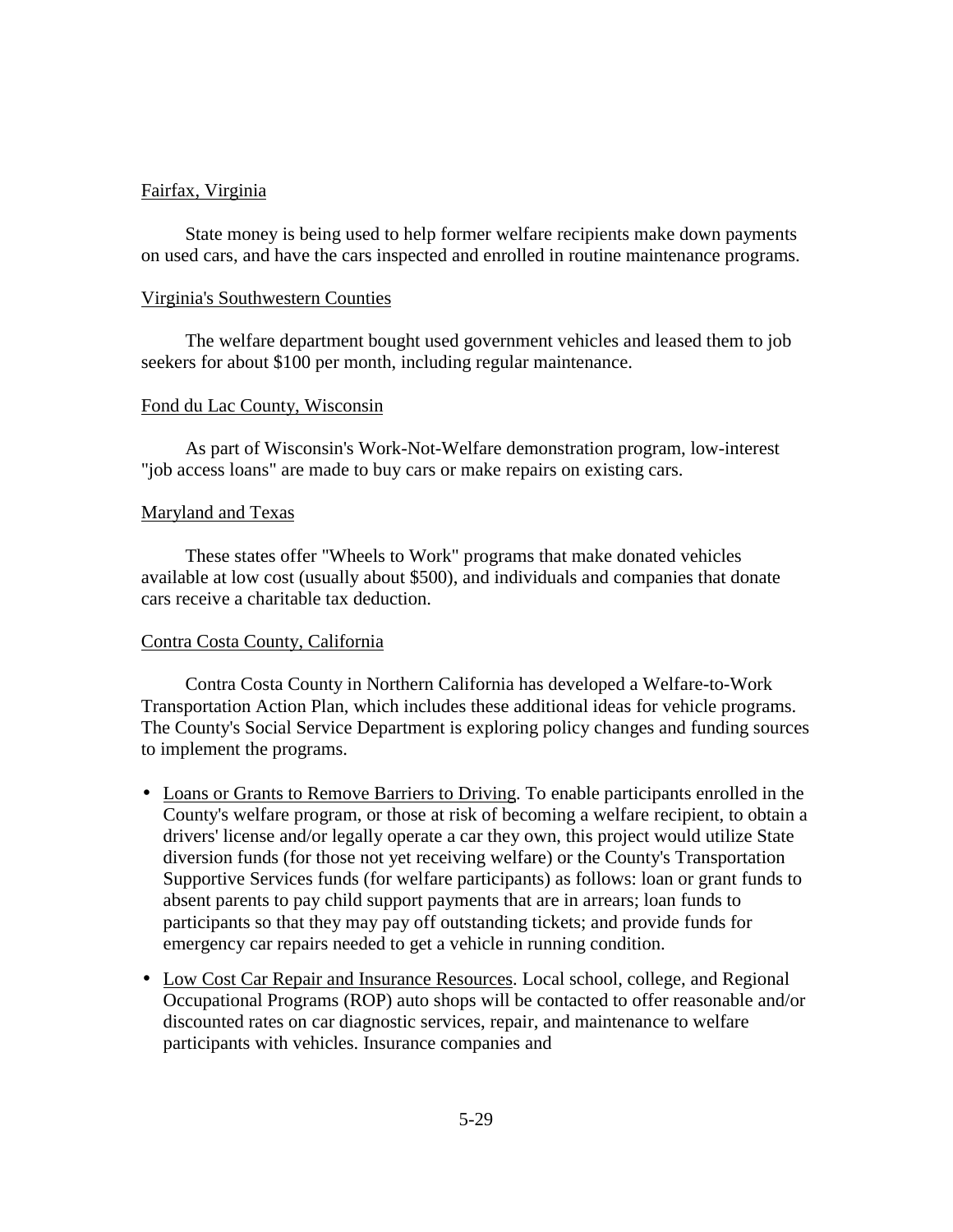Fairfax, Virginia

State money is being used to help former welfare recipients make down payments on used cars, and have the cars inspected and enrolled in routine maintenance programs.

Virginia's Southwestern Counties

The welfare department bought used government vehicles and leased them to job seekers for about $100 per month, including regular maintenance.

Fond du Lac County, Wisconsin

As part of Wisconsin's Work-Not-Welfare demonstration program, low-interest "job access loans" are made to buy cars or make repairs on existing cars.

Maryland and Texas

These states offer "Wheels to Work" programs that make donated vehicles available at low cost (usually about $500), and individuals and companies that donate cars receive a charitable tax deduction.

Contra Costa County, California

Contra Costa County in Northern California has developed a Welfare-to-Work Transportation Action Plan, which includes these additional ideas for vehicle programs. The County's Social Service Department is exploring policy changes and funding sources to implement the programs.

- Loans or Grants to Remove Barriers to Driving. To enable participants enrolled in the County's welfare program, or those at risk of becoming a welfare recipient, to obtain a drivers' license and/or legally operate a car they own, this project would utilize State diversion funds (for those not yet receiving welfare) or the County's Transportation Supportive Services funds (for welfare participants) as follows: loan or grant funds to absent parents to pay child support payments that are in arrears; loan funds to participants so that they may pay off outstanding tickets; and provide funds for emergency car repairs needed to get a vehicle in running condition.
- Low Cost Car Repair and Insurance Resources. Local school, college, and Regional Occupational Programs (ROP) auto shops will be contacted to offer reasonable and/or discounted rates on car diagnostic services, repair, and maintenance to welfare participants with vehicles. Insurance companies and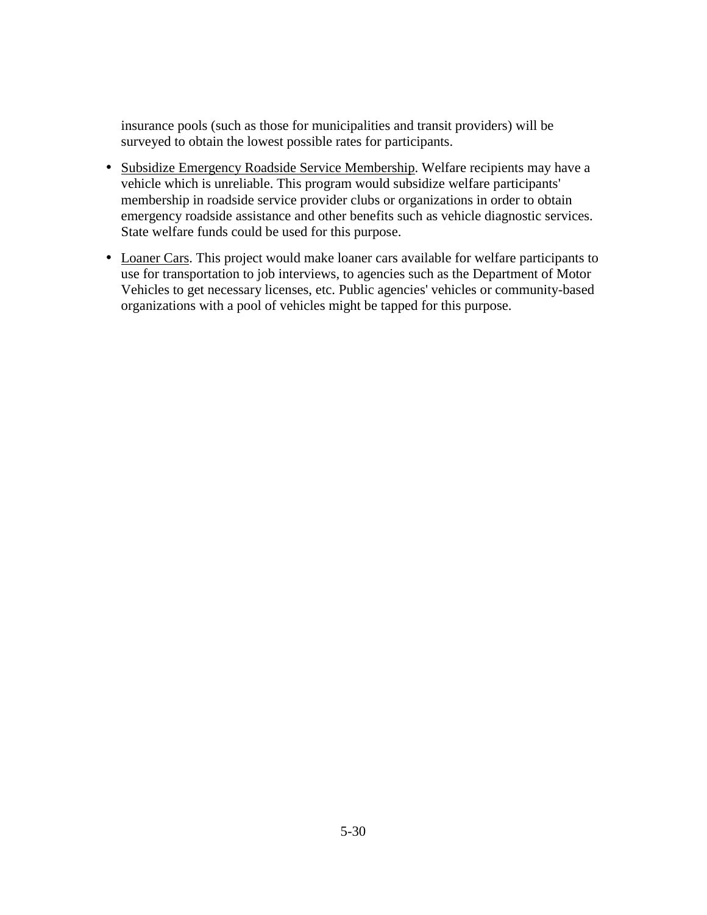insurance pools (such as those for municipalities and transit providers) will be surveyed to obtain the lowest possible rates for participants.

- Subsidize Emergency Roadside Service Membership. Welfare recipients may have a vehicle which is unreliable. This program would subsidize welfare participants' membership in roadside service provider clubs or organizations in order to obtain emergency roadside assistance and other benefits such as vehicle diagnostic services. State welfare funds could be used for this purpose.

- Loaner Cars. This project would make loaner cars available for welfare participants to use for transportation to job interviews, to agencies such as the Department of Motor Vehicles to get necessary licenses, etc. Public agencies' vehicles or community-based organizations with a pool of vehicles might be tapped for this purpose.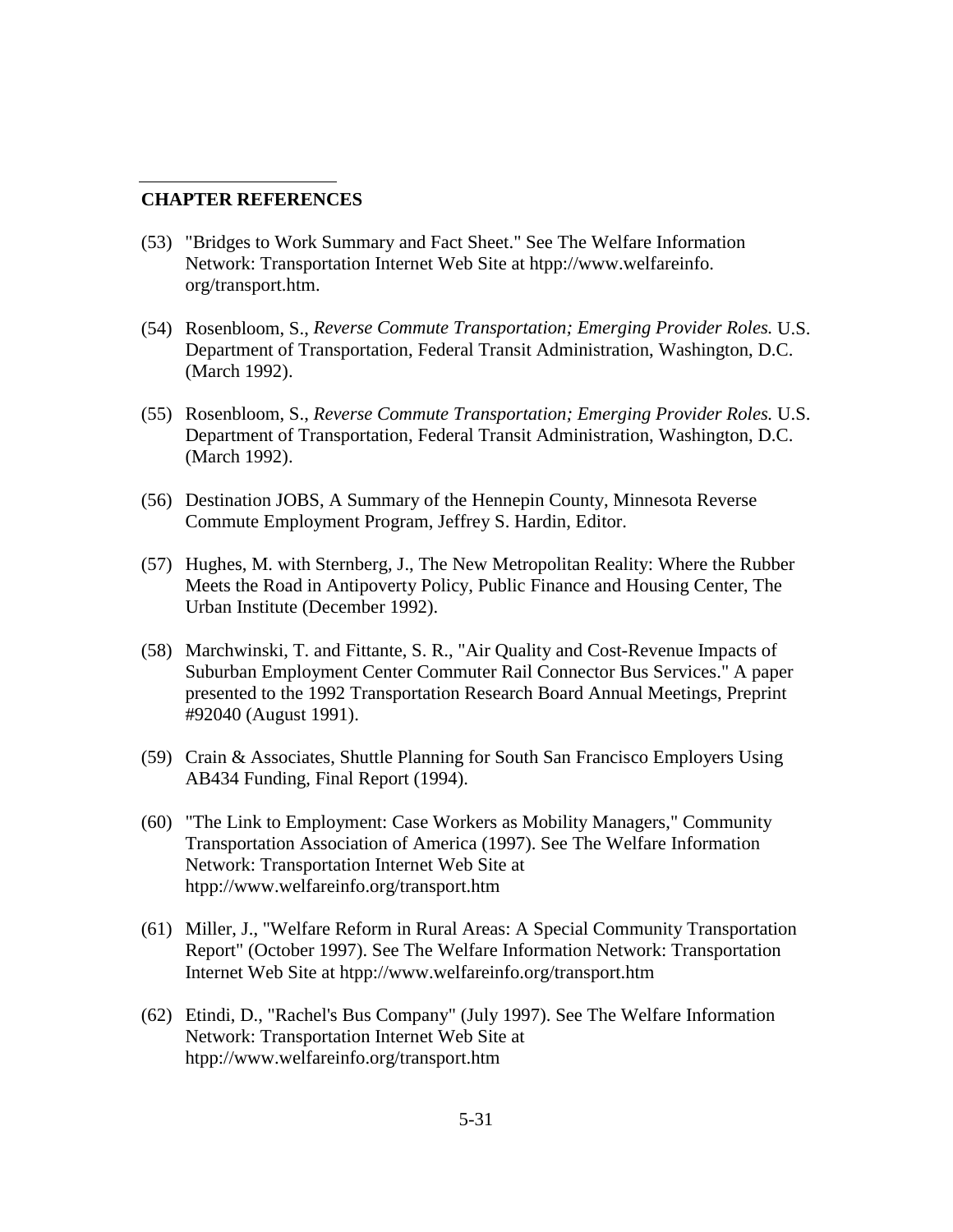**CHAPTER REFERENCES**

(53) "Bridges to Work Summary and Fact Sheet." See The Welfare Information Network: Transportation Internet Web Site at htpp://www.welfareinfo. org/transport.htm.

(54) Rosenbloom, S., *Reverse Commute Transportation; Emerging Provider Roles.* U.S. Department of Transportation, Federal Transit Administration, Washington, D.C. (March 1992).

(55) Rosenbloom, S., *Reverse Commute Transportation; Emerging Provider Roles.* U.S. Department of Transportation, Federal Transit Administration, Washington, D.C. (March 1992).

(56) Destination JOBS, A Summary of the Hennepin County, Minnesota Reverse Commute Employment Program, Jeffrey S. Hardin, Editor.

(57) Hughes, M. with Sternberg, J., The New Metropolitan Reality: Where the Rubber Meets the Road in Antipoverty Policy, Public Finance and Housing Center, The Urban Institute (December 1992).

(58) Marchwinski, T. and Fittante, S. R., "Air Quality and Cost-Revenue Impacts of Suburban Employment Center Commuter Rail Connector Bus Services." A paper presented to the 1992 Transportation Research Board Annual Meetings, Preprint #92040 (August 1991).

(59) Crain & Associates, Shuttle Planning for South San Francisco Employers Using AB434 Funding, Final Report (1994).

(60) "The Link to Employment: Case Workers as Mobility Managers," Community Transportation Association of America (1997). See The Welfare Information Network: Transportation Internet Web Site at htpp://www.welfareinfo.org/transport.htm

(61) Miller, J., "Welfare Reform in Rural Areas: A Special Community Transportation Report" (October 1997). See The Welfare Information Network: Transportation Internet Web Site at htpp://www.welfareinfo.org/transport.htm

(62) Etindi, D., "Rachel's Bus Company" (July 1997). See The Welfare Information Network: Transportation Internet Web Site at htpp://www.welfareinfo.org/transport.htm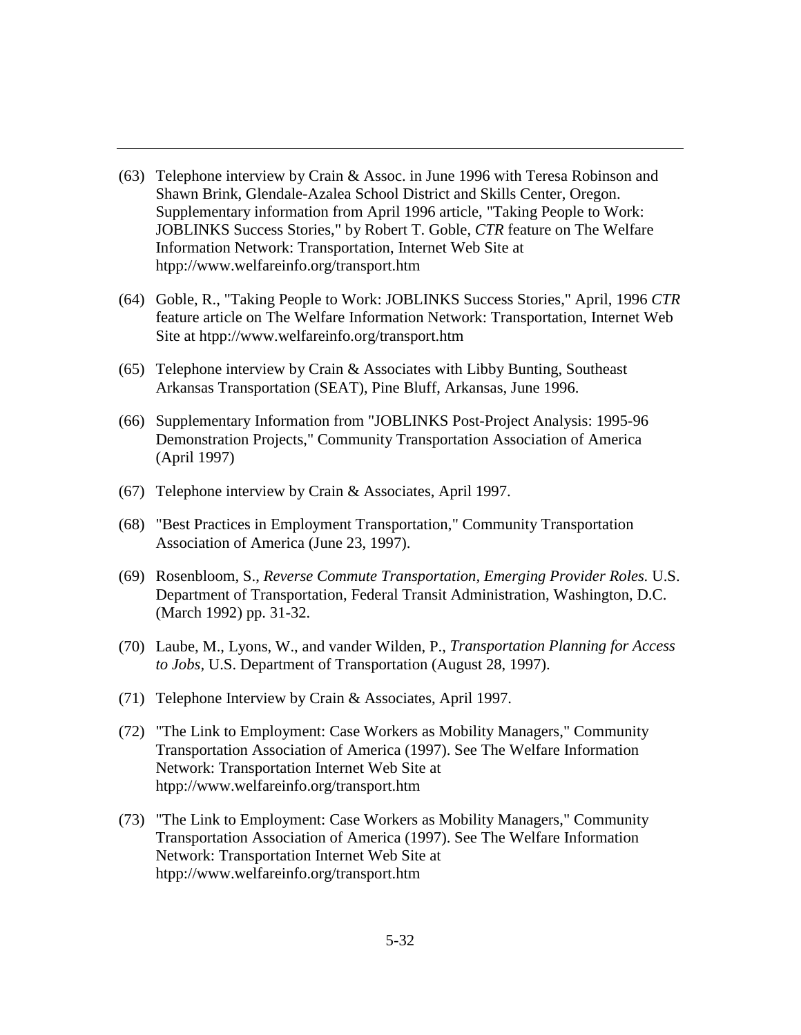(63) Telephone interview by Crain & Assoc. in June 1996 with Teresa Robinson and Shawn Brink, Glendale-Azalea School District and Skills Center, Oregon. Supplementary information from April 1996 article, "Taking People to Work: JOBLINKS Success Stories," by Robert T. Goble, *CTR* feature on The Welfare Information Network: Transportation, Internet Web Site at htpp://www.welfareinfo.org/transport.htm

(64) Goble, R., "Taking People to Work: JOBLINKS Success Stories," April, 1996 *CTR* feature article on The Welfare Information Network: Transportation, Internet Web Site at htpp://www.welfareinfo.org/transport.htm

(65) Telephone interview by Crain & Associates with Libby Bunting, Southeast Arkansas Transportation (SEAT), Pine Bluff, Arkansas, June 1996.

(66) Supplementary Information from "JOBLINKS Post-Project Analysis: 1995-96 Demonstration Projects," Community Transportation Association of America (April 1997)

(67) Telephone interview by Crain & Associates, April 1997.

(68) "Best Practices in Employment Transportation," Community Transportation Association of America (June 23, 1997).

(69) Rosenbloom, S., *Reverse Commute Transportation, Emerging Provider Roles.* U.S. Department of Transportation, Federal Transit Administration, Washington, D.C. (March 1992) pp. 31-32.

(70) Laube, M., Lyons, W., and vander Wilden, P., *Transportation Planning for Access to Jobs*, U.S. Department of Transportation (August 28, 1997).

(71) Telephone Interview by Crain & Associates, April 1997.

(72) "The Link to Employment: Case Workers as Mobility Managers," Community Transportation Association of America (1997). See The Welfare Information Network: Transportation Internet Web Site at htpp://www.welfareinfo.org/transport.htm

(73) "The Link to Employment: Case Workers as Mobility Managers," Community Transportation Association of America (1997). See The Welfare Information Network: Transportation Internet Web Site at htpp://www.welfareinfo.org/transport.htm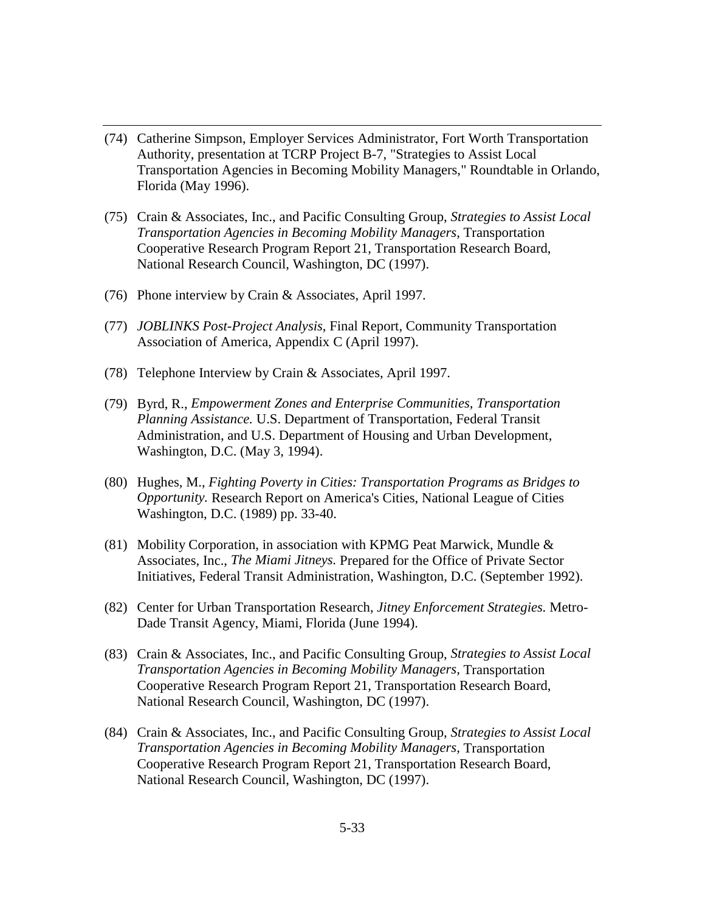(74) Catherine Simpson, Employer Services Administrator, Fort Worth Transportation Authority, presentation at TCRP Project B-7, "Strategies to Assist Local Transportation Agencies in Becoming Mobility Managers," Roundtable in Orlando, Florida (May 1996).

(75) Crain & Associates, Inc., and Pacific Consulting Group, *Strategies to Assist Local Transportation Agencies in Becoming Mobility Managers*, Transportation Cooperative Research Program Report 21, Transportation Research Board, National Research Council, Washington, DC (1997).

(76) Phone interview by Crain & Associates, April 1997.

(77) *JOBLINKS Post-Project Analysis*, Final Report, Community Transportation Association of America, Appendix C (April 1997).

(78) Telephone Interview by Crain & Associates, April 1997.

(79) Byrd, R., *Empowerment Zones and Enterprise Communities, Transportation Planning Assistance.* U.S. Department of Transportation, Federal Transit Administration, and U.S. Department of Housing and Urban Development, Washington, D.C. (May 3, 1994).

(80) Hughes, M., *Fighting Poverty in Cities: Transportation Programs as Bridges to Opportunity.* Research Report on America's Cities, National League of Cities Washington, D.C. (1989) pp. 33-40.

(81) Mobility Corporation, in association with KPMG Peat Marwick, Mundle & Associates, Inc., *The Miami Jitneys.* Prepared for the Office of Private Sector Initiatives, Federal Transit Administration, Washington, D.C. (September 1992).

(82) Center for Urban Transportation Research, *Jitney Enforcement Strategies.* Metro-Dade Transit Agency, Miami, Florida (June 1994).

(83) Crain & Associates, Inc., and Pacific Consulting Group, *Strategies to Assist Local Transportation Agencies in Becoming Mobility Managers*, Transportation Cooperative Research Program Report 21, Transportation Research Board, National Research Council, Washington, DC (1997).

(84) Crain & Associates, Inc., and Pacific Consulting Group, *Strategies to Assist Local Transportation Agencies in Becoming Mobility Managers*, Transportation Cooperative Research Program Report 21, Transportation Research Board, National Research Council, Washington, DC (1997).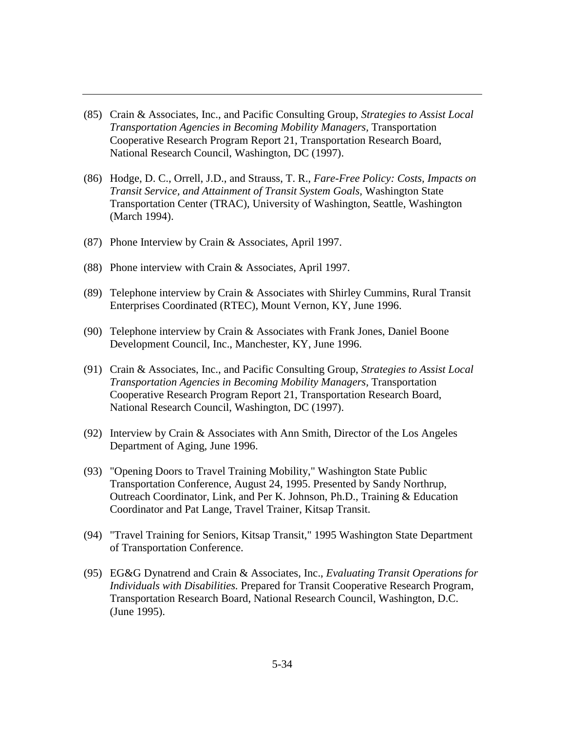(85) Crain & Associates, Inc., and Pacific Consulting Group, *Strategies to Assist Local Transportation Agencies in Becoming Mobility Managers*, Transportation Cooperative Research Program Report 21, Transportation Research Board, National Research Council, Washington, DC (1997).

(86) Hodge, D. C., Orrell, J.D., and Strauss, T. R., *Fare-Free Policy: Costs, Impacts on Transit Service, and Attainment of Transit System Goals*, Washington State Transportation Center (TRAC), University of Washington, Seattle, Washington (March 1994).

(87) Phone Interview by Crain & Associates, April 1997.

(88) Phone interview with Crain & Associates, April 1997.

(89) Telephone interview by Crain & Associates with Shirley Cummins, Rural Transit Enterprises Coordinated (RTEC), Mount Vernon, KY, June 1996.

(90) Telephone interview by Crain & Associates with Frank Jones, Daniel Boone Development Council, Inc., Manchester, KY, June 1996.

(91) Crain & Associates, Inc., and Pacific Consulting Group, *Strategies to Assist Local Transportation Agencies in Becoming Mobility Managers*, Transportation Cooperative Research Program Report 21, Transportation Research Board, National Research Council, Washington, DC (1997).

(92) Interview by Crain & Associates with Ann Smith, Director of the Los Angeles Department of Aging, June 1996.

(93) "Opening Doors to Travel Training Mobility," Washington State Public Transportation Conference, August 24, 1995. Presented by Sandy Northrup, Outreach Coordinator, Link, and Per K. Johnson, Ph.D., Training & Education Coordinator and Pat Lange, Travel Trainer, Kitsap Transit.

(94) "Travel Training for Seniors, Kitsap Transit," 1995 Washington State Department of Transportation Conference.

(95) EG&G Dynatrend and Crain & Associates, Inc., *Evaluating Transit Operations for Individuals with Disabilities.* Prepared for Transit Cooperative Research Program, Transportation Research Board, National Research Council, Washington, D.C. (June 1995).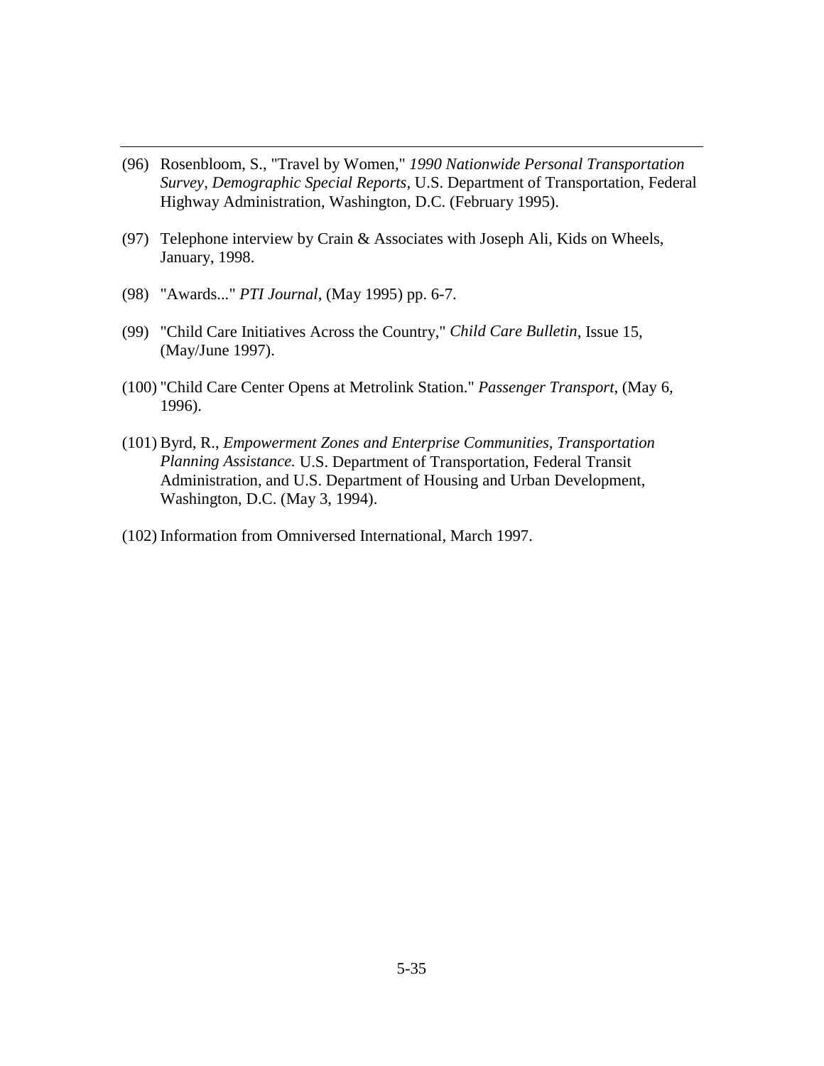(96) Rosenbloom, S., "Travel by Women," *1990 Nationwide Personal Transportation Survey, Demographic Special Reports*, U.S. Department of Transportation, Federal Highway Administration, Washington, D.C. (February 1995).

(97) Telephone interview by Crain & Associates with Joseph Ali, Kids on Wheels, January, 1998.

(98) "Awards..." *PTI Journal*, (May 1995) pp. 6-7.

(99) "Child Care Initiatives Across the Country," *Child Care Bulletin*, Issue 15, (May/June 1997).

(100) "Child Care Center Opens at Metrolink Station." *Passenger Transport*, (May 6, 1996).

(101) Byrd, R., *Empowerment Zones and Enterprise Communities, Transportation Planning Assistance.* U.S. Department of Transportation, Federal Transit Administration, and U.S. Department of Housing and Urban Development, Washington, D.C. (May 3, 1994).

(102) Information from Omniversed International, March 1997.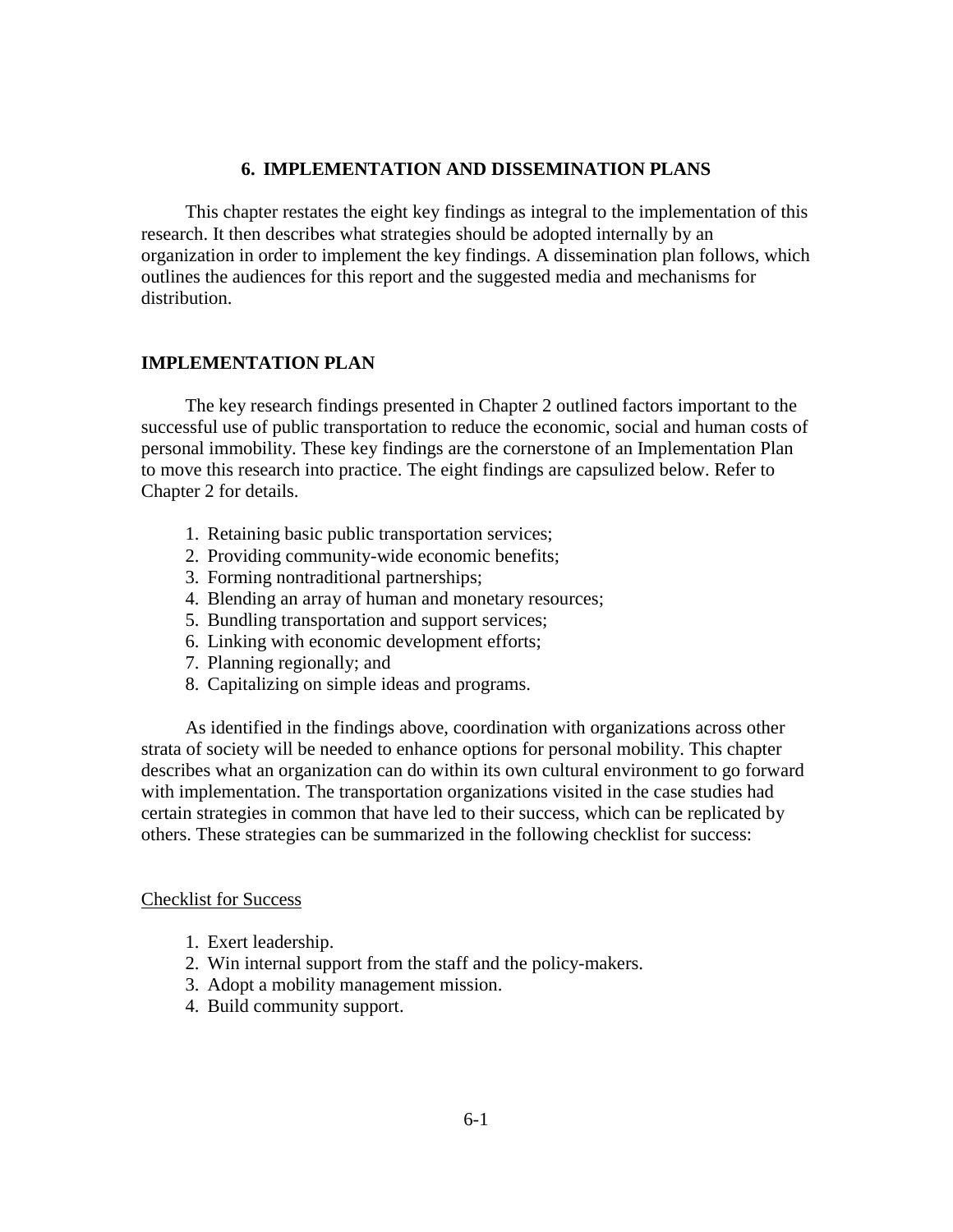# 6. IMPLEMENTATION AND DISSEMINATION PLANS

This chapter restates the eight key findings as integral to the implementation of this research. It then describes what strategies should be adopted internally by an organization in order to implement the key findings. A dissemination plan follows, which outlines the audiences for this report and the suggested media and mechanisms for distribution.

## IMPLEMENTATION PLAN

The key research findings presented in Chapter 2 outlined factors important to the successful use of public transportation to reduce the economic, social and human costs of personal immobility. These key findings are the cornerstone of an Implementation Plan to move this research into practice. The eight findings are capsulized below. Refer to Chapter 2 for details.

1. Retaining basic public transportation services;
2. Providing community-wide economic benefits;
3. Forming nontraditional partnerships;
4. Blending an array of human and monetary resources;
5. Bundling transportation and support services;
6. Linking with economic development efforts;
7. Planning regionally; and
8. Capitalizing on simple ideas and programs.

As identified in the findings above, coordination with organizations across other strata of society will be needed to enhance options for personal mobility. This chapter describes what an organization can do within its own cultural environment to go forward with implementation. The transportation organizations visited in the case studies had certain strategies in common that have led to their success, which can be replicated by others. These strategies can be summarized in the following checklist for success:

### Checklist for Success

1. Exert leadership.
2. Win internal support from the staff and the policy-makers.
3. Adopt a mobility management mission.
4. Build community support.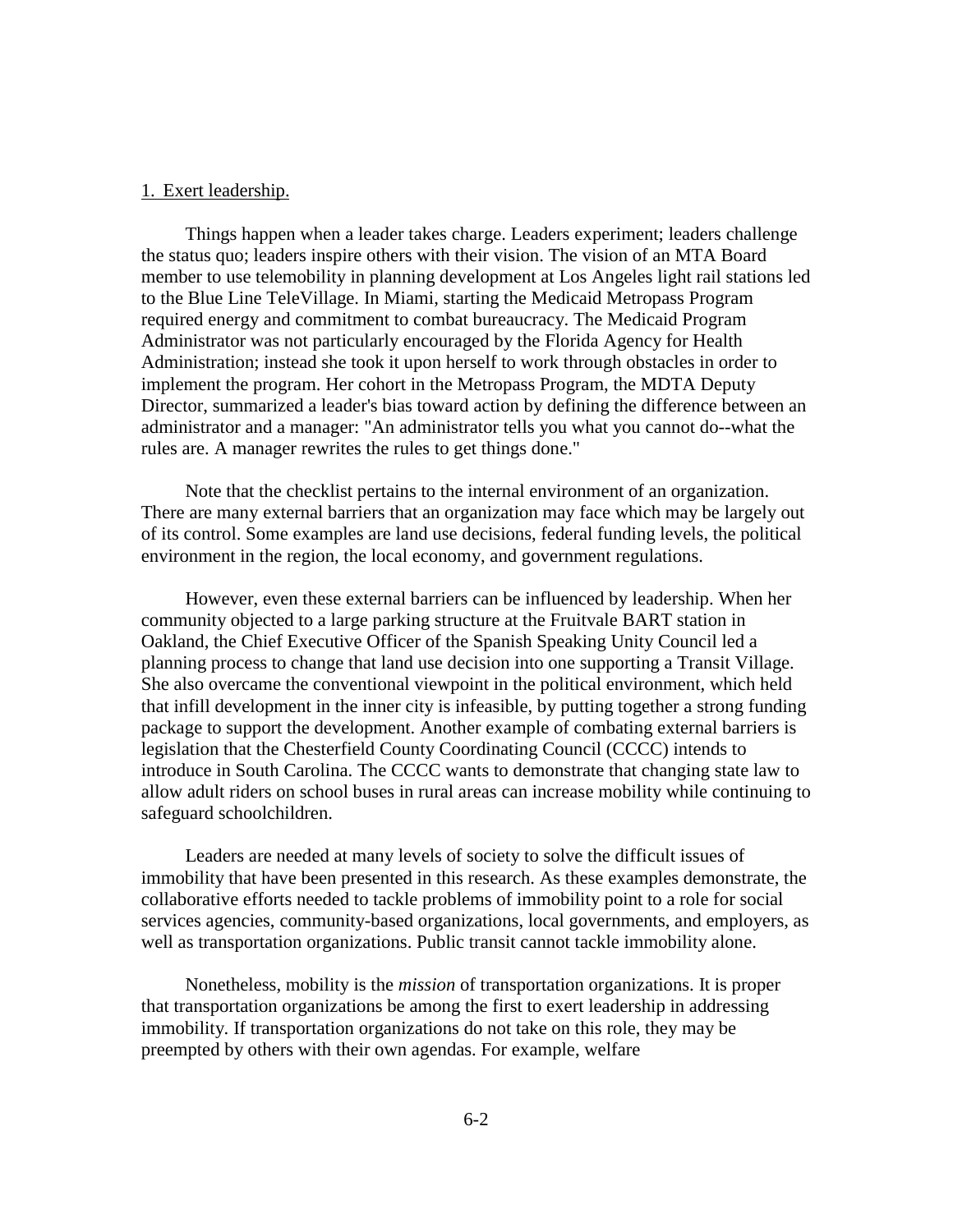1. Exert leadership.

Things happen when a leader takes charge. Leaders experiment; leaders challenge the status quo; leaders inspire others with their vision. The vision of an MTA Board member to use telemobility in planning development at Los Angeles light rail stations led to the Blue Line TeleVillage. In Miami, starting the Medicaid Metropass Program required energy and commitment to combat bureaucracy. The Medicaid Program Administrator was not particularly encouraged by the Florida Agency for Health Administration; instead she took it upon herself to work through obstacles in order to implement the program. Her cohort in the Metropass Program, the MDTA Deputy Director, summarized a leader's bias toward action by defining the difference between an administrator and a manager: "An administrator tells you what you cannot do--what the rules are. A manager rewrites the rules to get things done."

Note that the checklist pertains to the internal environment of an organization. There are many external barriers that an organization may face which may be largely out of its control. Some examples are land use decisions, federal funding levels, the political environment in the region, the local economy, and government regulations.

However, even these external barriers can be influenced by leadership. When her community objected to a large parking structure at the Fruitvale BART station in Oakland, the Chief Executive Officer of the Spanish Speaking Unity Council led a planning process to change that land use decision into one supporting a Transit Village. She also overcame the conventional viewpoint in the political environment, which held that infill development in the inner city is infeasible, by putting together a strong funding package to support the development. Another example of combating external barriers is legislation that the Chesterfield County Coordinating Council (CCCC) intends to introduce in South Carolina. The CCCC wants to demonstrate that changing state law to allow adult riders on school buses in rural areas can increase mobility while continuing to safeguard schoolchildren.

Leaders are needed at many levels of society to solve the difficult issues of immobility that have been presented in this research. As these examples demonstrate, the collaborative efforts needed to tackle problems of immobility point to a role for social services agencies, community-based organizations, local governments, and employers, as well as transportation organizations. Public transit cannot tackle immobility alone.

Nonetheless, mobility is the *mission* of transportation organizations. It is proper that transportation organizations be among the first to exert leadership in addressing immobility. If transportation organizations do not take on this role, they may be preempted by others with their own agendas. For example, welfare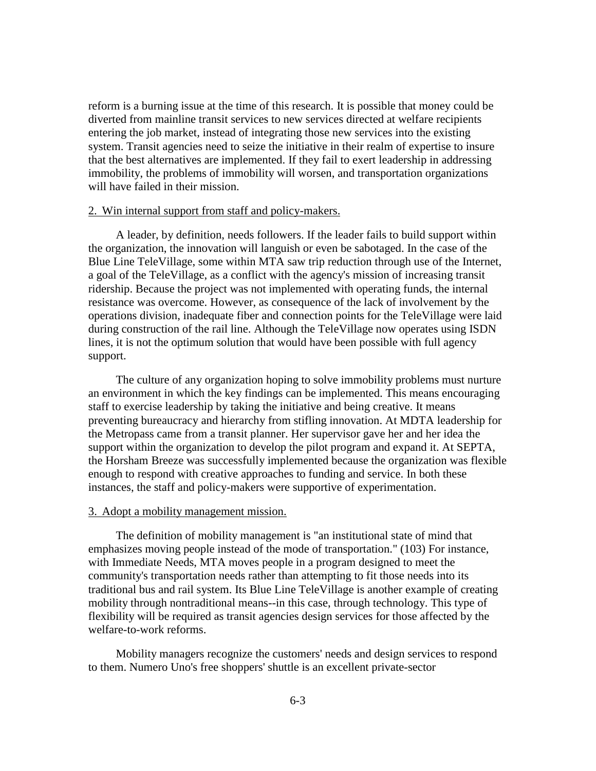reform is a burning issue at the time of this research. It is possible that money could be diverted from mainline transit services to new services directed at welfare recipients entering the job market, instead of integrating those new services into the existing system. Transit agencies need to seize the initiative in their realm of expertise to insure that the best alternatives are implemented. If they fail to exert leadership in addressing immobility, the problems of immobility will worsen, and transportation organizations will have failed in their mission.

2. Win internal support from staff and policy-makers.

A leader, by definition, needs followers. If the leader fails to build support within the organization, the innovation will languish or even be sabotaged. In the case of the Blue Line TeleVillage, some within MTA saw trip reduction through use of the Internet, a goal of the TeleVillage, as a conflict with the agency's mission of increasing transit ridership. Because the project was not implemented with operating funds, the internal resistance was overcome. However, as consequence of the lack of involvement by the operations division, inadequate fiber and connection points for the TeleVillage were laid during construction of the rail line. Although the TeleVillage now operates using ISDN lines, it is not the optimum solution that would have been possible with full agency support.

The culture of any organization hoping to solve immobility problems must nurture an environment in which the key findings can be implemented. This means encouraging staff to exercise leadership by taking the initiative and being creative. It means preventing bureaucracy and hierarchy from stifling innovation. At MDTA leadership for the Metropass came from a transit planner. Her supervisor gave her and her idea the support within the organization to develop the pilot program and expand it. At SEPTA, the Horsham Breeze was successfully implemented because the organization was flexible enough to respond with creative approaches to funding and service. In both these instances, the staff and policy-makers were supportive of experimentation.

3. Adopt a mobility management mission.

The definition of mobility management is "an institutional state of mind that emphasizes moving people instead of the mode of transportation." (103) For instance, with Immediate Needs, MTA moves people in a program designed to meet the community's transportation needs rather than attempting to fit those needs into its traditional bus and rail system. Its Blue Line TeleVillage is another example of creating mobility through nontraditional means--in this case, through technology. This type of flexibility will be required as transit agencies design services for those affected by the welfare-to-work reforms.

Mobility managers recognize the customers' needs and design services to respond to them. Numero Uno's free shoppers' shuttle is an excellent private-sector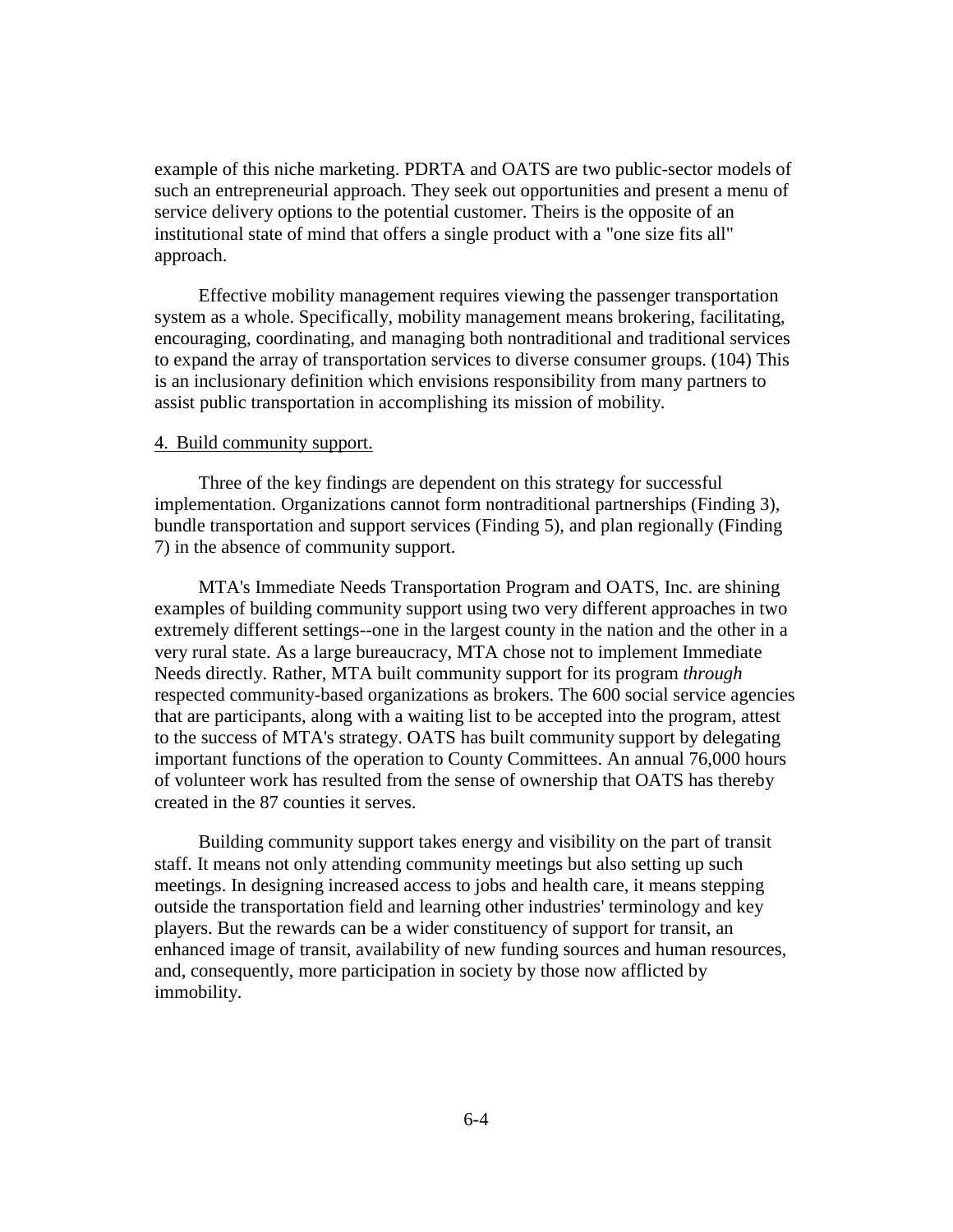example of this niche marketing. PDRTA and OATS are two public-sector models of such an entrepreneurial approach. They seek out opportunities and present a menu of service delivery options to the potential customer. Theirs is the opposite of an institutional state of mind that offers a single product with a "one size fits all" approach.

Effective mobility management requires viewing the passenger transportation system as a whole. Specifically, mobility management means brokering, facilitating, encouraging, coordinating, and managing both nontraditional and traditional services to expand the array of transportation services to diverse consumer groups. (104) This is an inclusionary definition which envisions responsibility from many partners to assist public transportation in accomplishing its mission of mobility.

4. Build community support.

Three of the key findings are dependent on this strategy for successful implementation. Organizations cannot form nontraditional partnerships (Finding 3), bundle transportation and support services (Finding 5), and plan regionally (Finding 7) in the absence of community support.

MTA's Immediate Needs Transportation Program and OATS, Inc. are shining examples of building community support using two very different approaches in two extremely different settings--one in the largest county in the nation and the other in a very rural state. As a large bureaucracy, MTA chose not to implement Immediate Needs directly. Rather, MTA built community support for its program *through* respected community-based organizations as brokers. The 600 social service agencies that are participants, along with a waiting list to be accepted into the program, attest to the success of MTA's strategy. OATS has built community support by delegating important functions of the operation to County Committees. An annual 76,000 hours of volunteer work has resulted from the sense of ownership that OATS has thereby created in the 87 counties it serves.

Building community support takes energy and visibility on the part of transit staff. It means not only attending community meetings but also setting up such meetings. In designing increased access to jobs and health care, it means stepping outside the transportation field and learning other industries' terminology and key players. But the rewards can be a wider constituency of support for transit, an enhanced image of transit, availability of new funding sources and human resources, and, consequently, more participation in society by those now afflicted by immobility.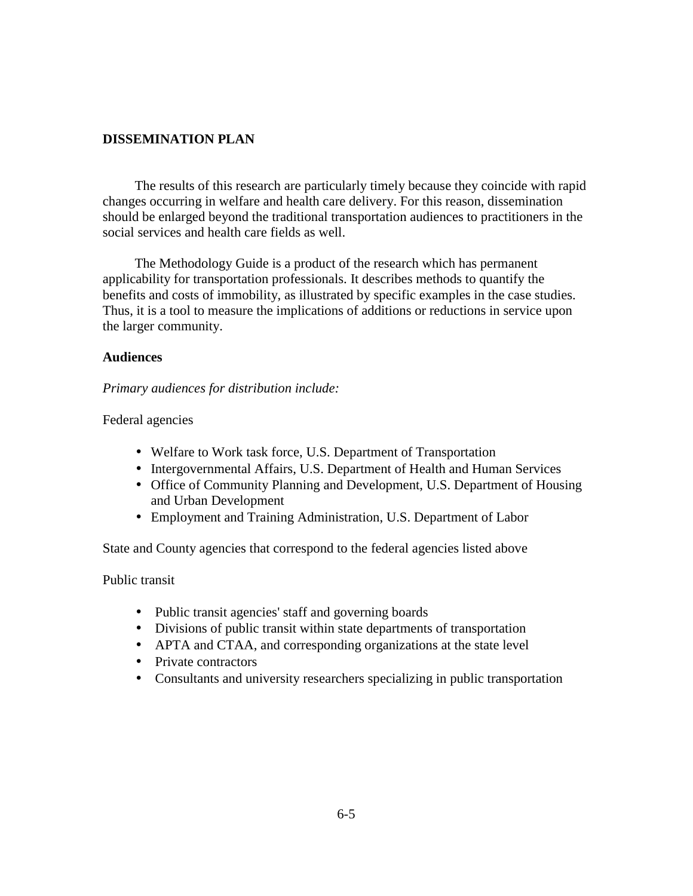## DISSEMINATION PLAN

The results of this research are particularly timely because they coincide with rapid changes occurring in welfare and health care delivery. For this reason, dissemination should be enlarged beyond the traditional transportation audiences to practitioners in the social services and health care fields as well.

The Methodology Guide is a product of the research which has permanent applicability for transportation professionals. It describes methods to quantify the benefits and costs of immobility, as illustrated by specific examples in the case studies. Thus, it is a tool to measure the implications of additions or reductions in service upon the larger community.

### Audiences

*Primary audiences for distribution include:*

Federal agencies

- Welfare to Work task force, U.S. Department of Transportation
- Intergovernmental Affairs, U.S. Department of Health and Human Services
- Office of Community Planning and Development, U.S. Department of Housing and Urban Development
- Employment and Training Administration, U.S. Department of Labor

State and County agencies that correspond to the federal agencies listed above

Public transit

- Public transit agencies' staff and governing boards
- Divisions of public transit within state departments of transportation
- APTA and CTAA, and corresponding organizations at the state level
- Private contractors
- Consultants and university researchers specializing in public transportation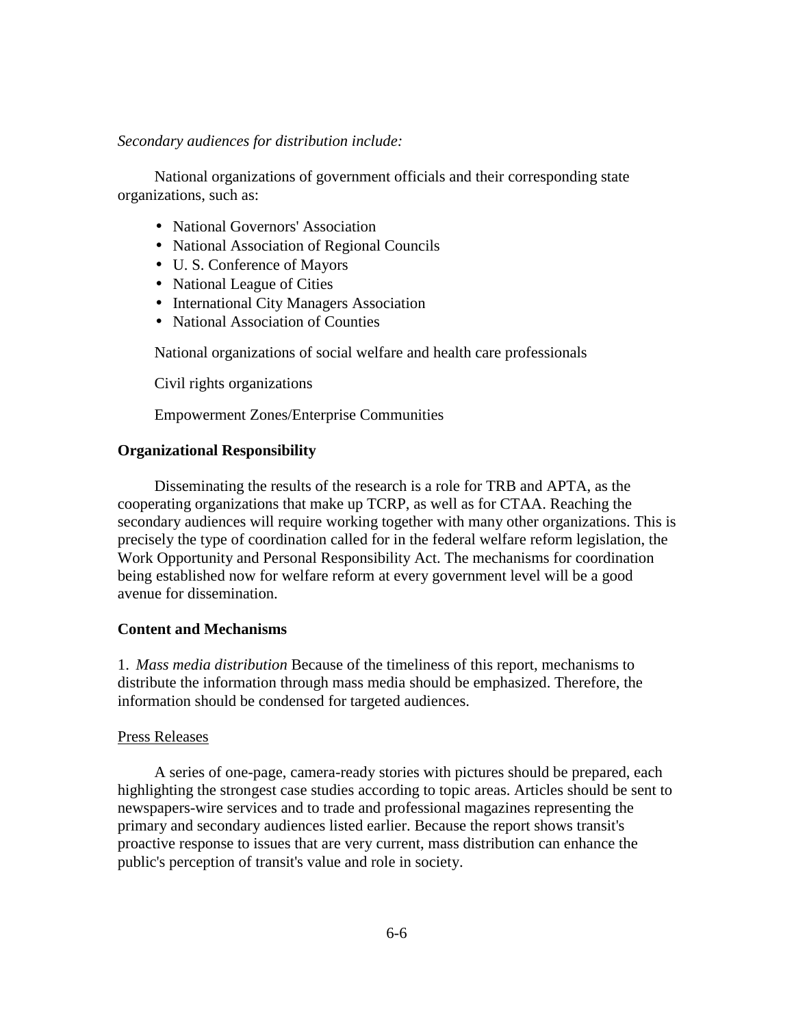*Secondary audiences for distribution include:*

National organizations of government officials and their corresponding state organizations, such as:

- National Governors' Association
- National Association of Regional Councils
- U. S. Conference of Mayors
- National League of Cities
- International City Managers Association
- National Association of Counties

National organizations of social welfare and health care professionals

Civil rights organizations

Empowerment Zones/Enterprise Communities

**Organizational Responsibility**

Disseminating the results of the research is a role for TRB and APTA, as the cooperating organizations that make up TCRP, as well as for CTAA. Reaching the secondary audiences will require working together with many other organizations. This is precisely the type of coordination called for in the federal welfare reform legislation, the Work Opportunity and Personal Responsibility Act. The mechanisms for coordination being established now for welfare reform at every government level will be a good avenue for dissemination.

**Content and Mechanisms**

1. *Mass media distribution* Because of the timeliness of this report, mechanisms to distribute the information through mass media should be emphasized. Therefore, the information should be condensed for targeted audiences.

<u>Press Releases</u>

A series of one-page, camera-ready stories with pictures should be prepared, each highlighting the strongest case studies according to topic areas. Articles should be sent to newspapers-wire services and to trade and professional magazines representing the primary and secondary audiences listed earlier. Because the report shows transit's proactive response to issues that are very current, mass distribution can enhance the public's perception of transit's value and role in society.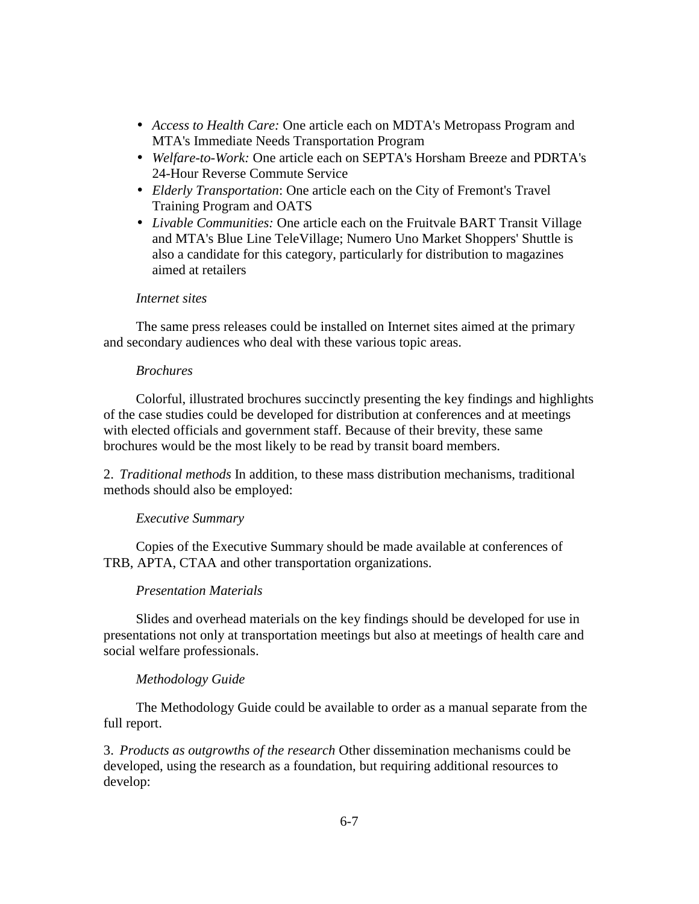- *Access to Health Care:* One article each on MDTA's Metropass Program and MTA's Immediate Needs Transportation Program
- *Welfare-to-Work:* One article each on SEPTA's Horsham Breeze and PDRTA's 24-Hour Reverse Commute Service
- *Elderly Transportation*: One article each on the City of Fremont's Travel Training Program and OATS
- *Livable Communities:* One article each on the Fruitvale BART Transit Village and MTA's Blue Line TeleVillage; Numero Uno Market Shoppers' Shuttle is also a candidate for this category, particularly for distribution to magazines aimed at retailers

*Internet sites*

The same press releases could be installed on Internet sites aimed at the primary and secondary audiences who deal with these various topic areas.

*Brochures*

Colorful, illustrated brochures succinctly presenting the key findings and highlights of the case studies could be developed for distribution at conferences and at meetings with elected officials and government staff. Because of their brevity, these same brochures would be the most likely to be read by transit board members.

2. *Traditional methods* In addition, to these mass distribution mechanisms, traditional methods should also be employed:

*Executive Summary*

Copies of the Executive Summary should be made available at conferences of TRB, APTA, CTAA and other transportation organizations.

*Presentation Materials*

Slides and overhead materials on the key findings should be developed for use in presentations not only at transportation meetings but also at meetings of health care and social welfare professionals.

*Methodology Guide*

The Methodology Guide could be available to order as a manual separate from the full report.

3. *Products as outgrowths of the research* Other dissemination mechanisms could be developed, using the research as a foundation, but requiring additional resources to develop: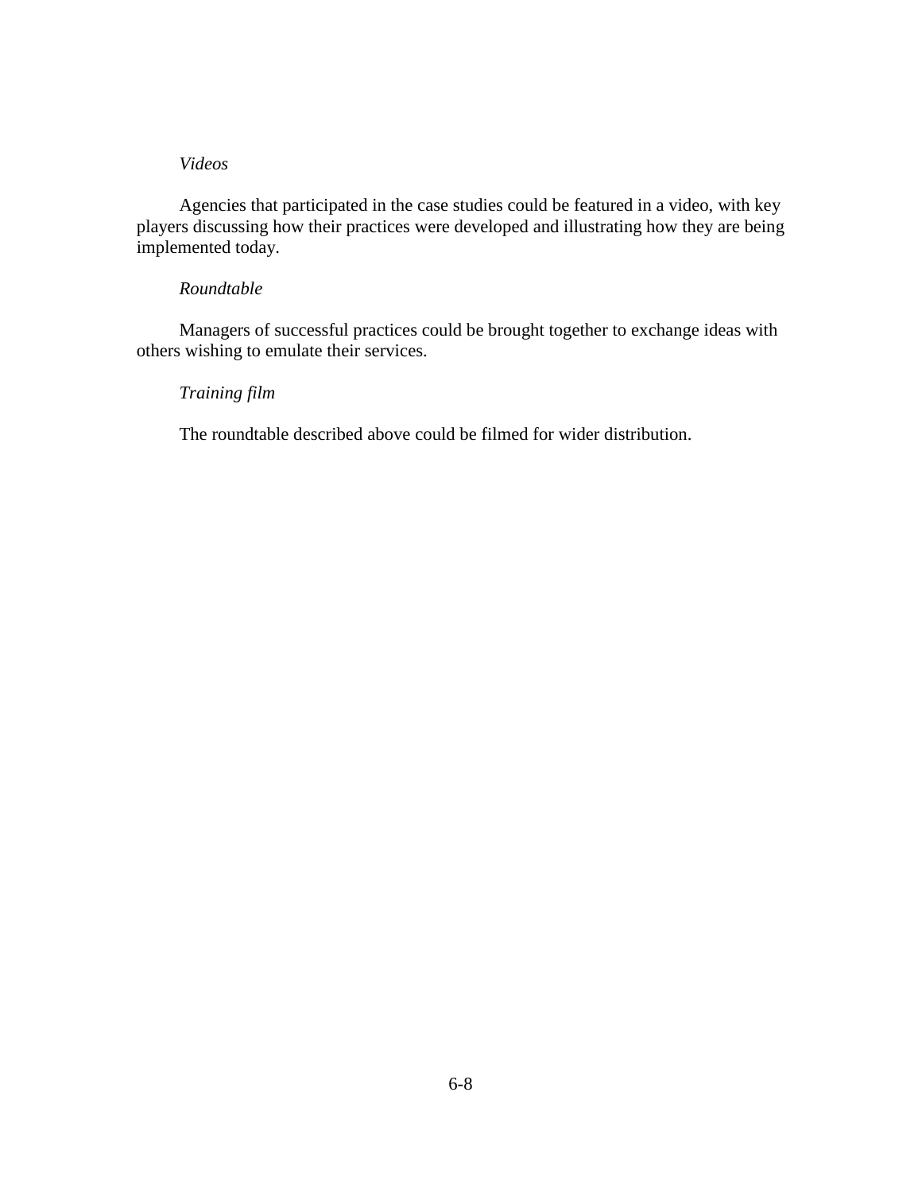*Videos*

Agencies that participated in the case studies could be featured in a video, with key players discussing how their practices were developed and illustrating how they are being implemented today.

*Roundtable*

Managers of successful practices could be brought together to exchange ideas with others wishing to emulate their services.

*Training film*

The roundtable described above could be filmed for wider distribution.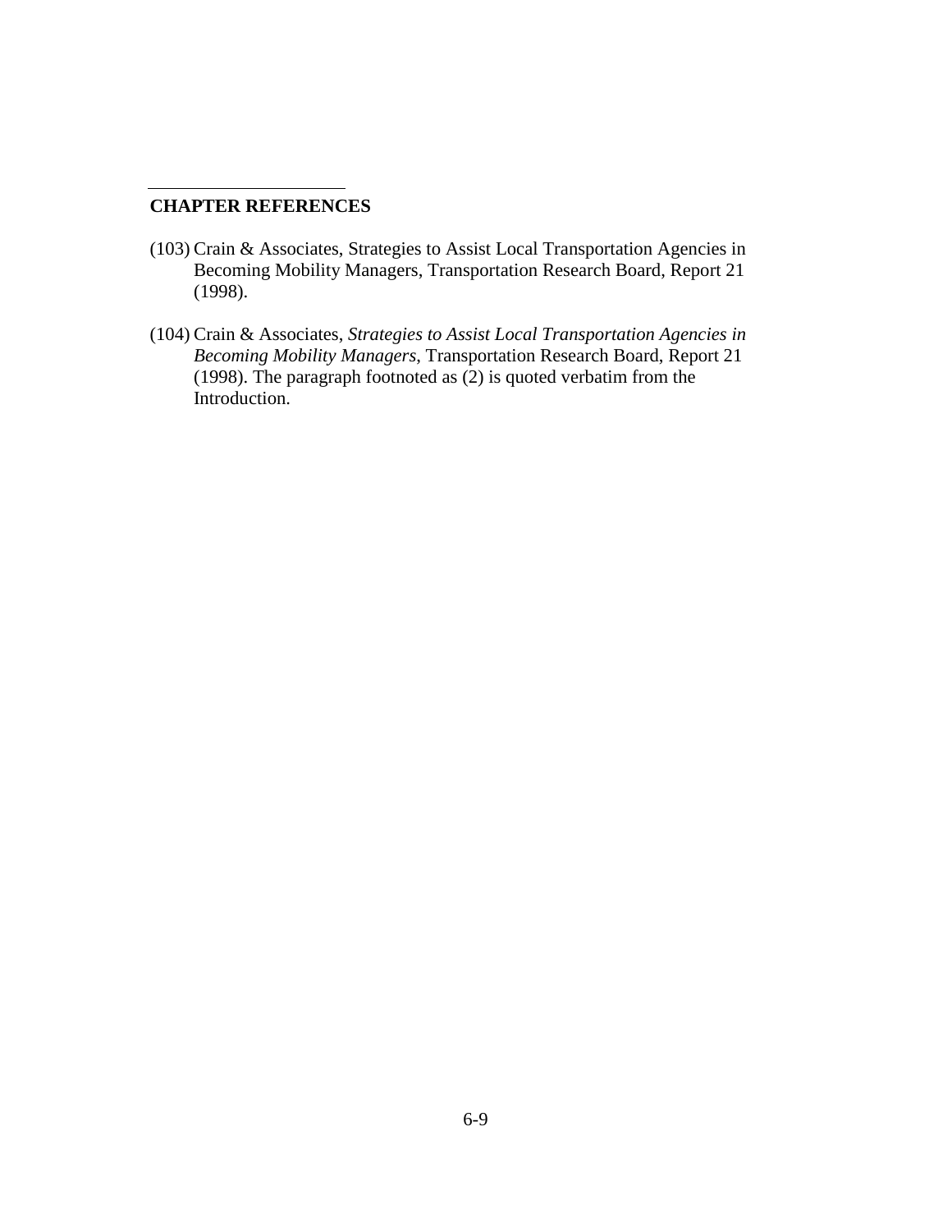## CHAPTER REFERENCES

(103) Crain & Associates, Strategies to Assist Local Transportation Agencies in Becoming Mobility Managers, Transportation Research Board, Report 21 (1998).

(104) Crain & Associates, *Strategies to Assist Local Transportation Agencies in Becoming Mobility Managers*, Transportation Research Board, Report 21 (1998). The paragraph footnoted as (2) is quoted verbatim from the Introduction.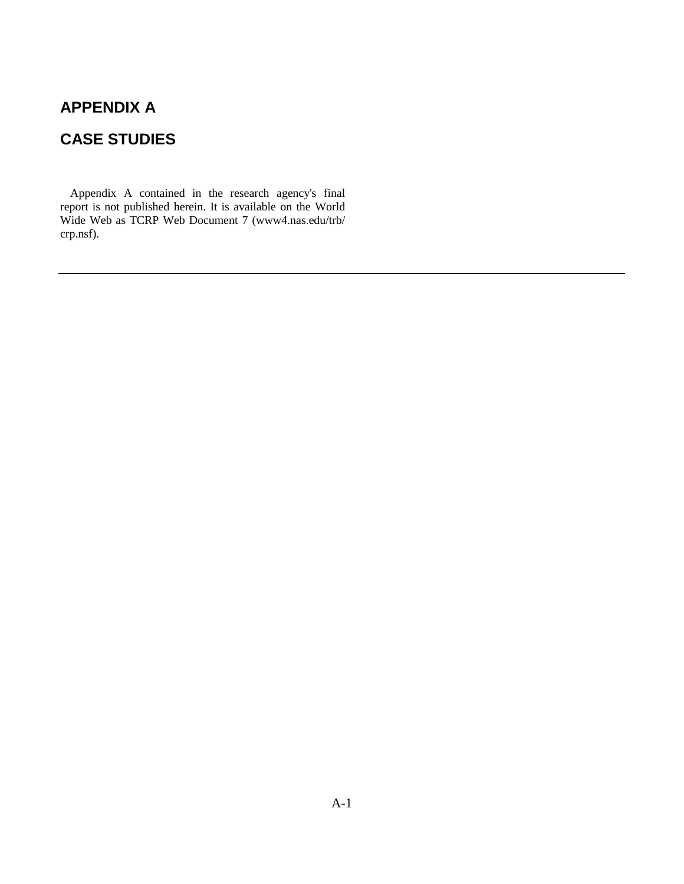# APPENDIX A

# CASE STUDIES

Appendix A contained in the research agency's final report is not published herein. It is available on the World Wide Web as TCRP Web Document 7 (www4.nas.edu/trb/crp.nsf).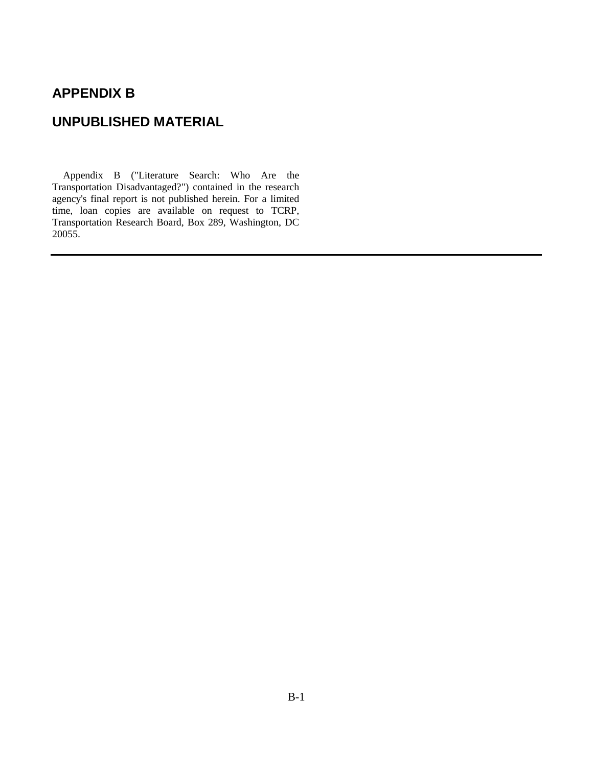# APPENDIX B

# UNPUBLISHED MATERIAL

Appendix B ("Literature Search: Who Are the Transportation Disadvantaged?") contained in the research agency's final report is not published herein. For a limited time, loan copies are available on request to TCRP, Transportation Research Board, Box 289, Washington, DC 20055.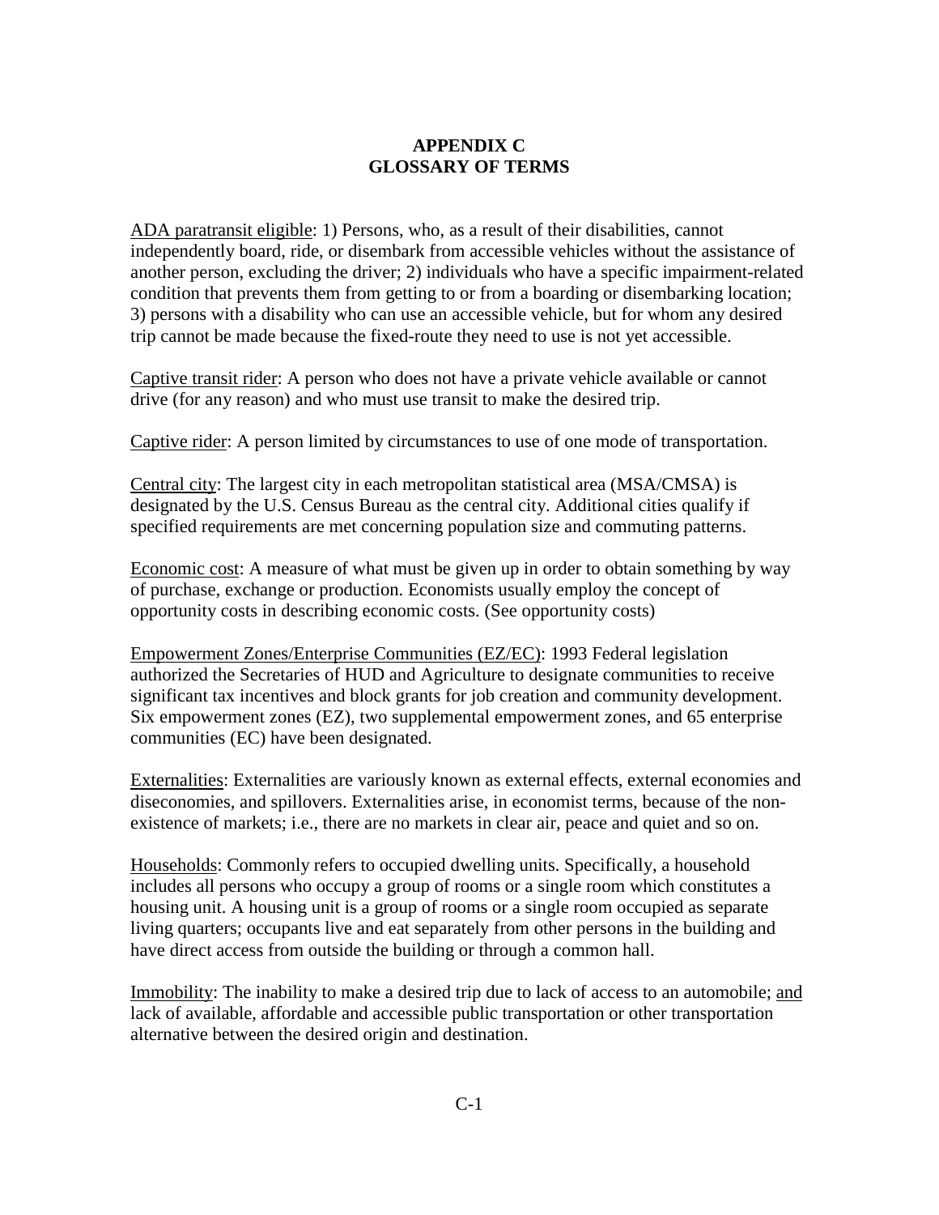# APPENDIX C
# GLOSSARY OF TERMS

<u>ADA paratransit eligible</u>: 1) Persons, who, as a result of their disabilities, cannot independently board, ride, or disembark from accessible vehicles without the assistance of another person, excluding the driver; 2) individuals who have a specific impairment-related condition that prevents them from getting to or from a boarding or disembarking location; 3) persons with a disability who can use an accessible vehicle, but for whom any desired trip cannot be made because the fixed-route they need to use is not yet accessible.

<u>Captive transit rider</u>: A person who does not have a private vehicle available or cannot drive (for any reason) and who must use transit to make the desired trip.

<u>Captive rider</u>: A person limited by circumstances to use of one mode of transportation.

<u>Central city</u>: The largest city in each metropolitan statistical area (MSA/CMSA) is designated by the U.S. Census Bureau as the central city. Additional cities qualify if specified requirements are met concerning population size and commuting patterns.

<u>Economic cost</u>: A measure of what must be given up in order to obtain something by way of purchase, exchange or production. Economists usually employ the concept of opportunity costs in describing economic costs. (See opportunity costs)

<u>Empowerment Zones/Enterprise Communities (EZ/EC)</u>: 1993 Federal legislation authorized the Secretaries of HUD and Agriculture to designate communities to receive significant tax incentives and block grants for job creation and community development. Six empowerment zones (EZ), two supplemental empowerment zones, and 65 enterprise communities (EC) have been designated.

<u>Externalities</u>: Externalities are variously known as external effects, external economies and diseconomies, and spillovers. Externalities arise, in economist terms, because of the non-existence of markets; i.e., there are no markets in clear air, peace and quiet and so on.

<u>Households</u>: Commonly refers to occupied dwelling units. Specifically, a household includes all persons who occupy a group of rooms or a single room which constitutes a housing unit. A housing unit is a group of rooms or a single room occupied as separate living quarters; occupants live and eat separately from other persons in the building and have direct access from outside the building or through a common hall.

<u>Immobility</u>: The inability to make a desired trip due to lack of access to an automobile; <u>and</u> lack of available, affordable and accessible public transportation or other transportation alternative between the desired origin and destination.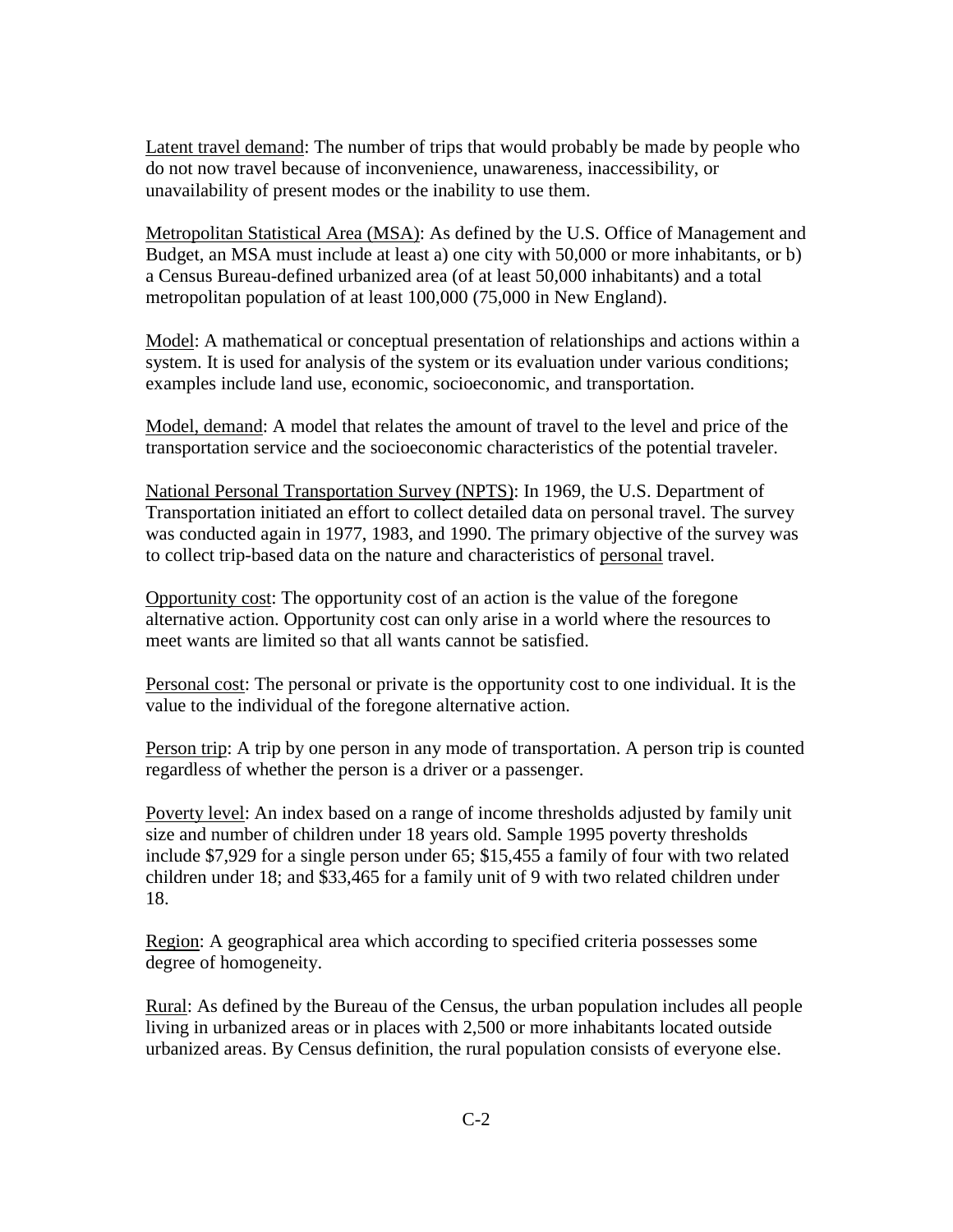Latent travel demand: The number of trips that would probably be made by people who do not now travel because of inconvenience, unawareness, inaccessibility, or unavailability of present modes or the inability to use them.

Metropolitan Statistical Area (MSA): As defined by the U.S. Office of Management and Budget, an MSA must include at least a) one city with 50,000 or more inhabitants, or b) a Census Bureau-defined urbanized area (of at least 50,000 inhabitants) and a total metropolitan population of at least 100,000 (75,000 in New England).

Model: A mathematical or conceptual presentation of relationships and actions within a system. It is used for analysis of the system or its evaluation under various conditions; examples include land use, economic, socioeconomic, and transportation.

Model, demand: A model that relates the amount of travel to the level and price of the transportation service and the socioeconomic characteristics of the potential traveler.

National Personal Transportation Survey (NPTS): In 1969, the U.S. Department of Transportation initiated an effort to collect detailed data on personal travel. The survey was conducted again in 1977, 1983, and 1990. The primary objective of the survey was to collect trip-based data on the nature and characteristics of personal travel.

Opportunity cost: The opportunity cost of an action is the value of the foregone alternative action. Opportunity cost can only arise in a world where the resources to meet wants are limited so that all wants cannot be satisfied.

Personal cost: The personal or private is the opportunity cost to one individual. It is the value to the individual of the foregone alternative action.

Person trip: A trip by one person in any mode of transportation. A person trip is counted regardless of whether the person is a driver or a passenger.

Poverty level: An index based on a range of income thresholds adjusted by family unit size and number of children under 18 years old. Sample 1995 poverty thresholds include $7,929 for a single person under 65; $15,455 a family of four with two related children under 18; and $33,465 for a family unit of 9 with two related children under 18.

Region: A geographical area which according to specified criteria possesses some degree of homogeneity.

Rural: As defined by the Bureau of the Census, the urban population includes all people living in urbanized areas or in places with 2,500 or more inhabitants located outside urbanized areas. By Census definition, the rural population consists of everyone else.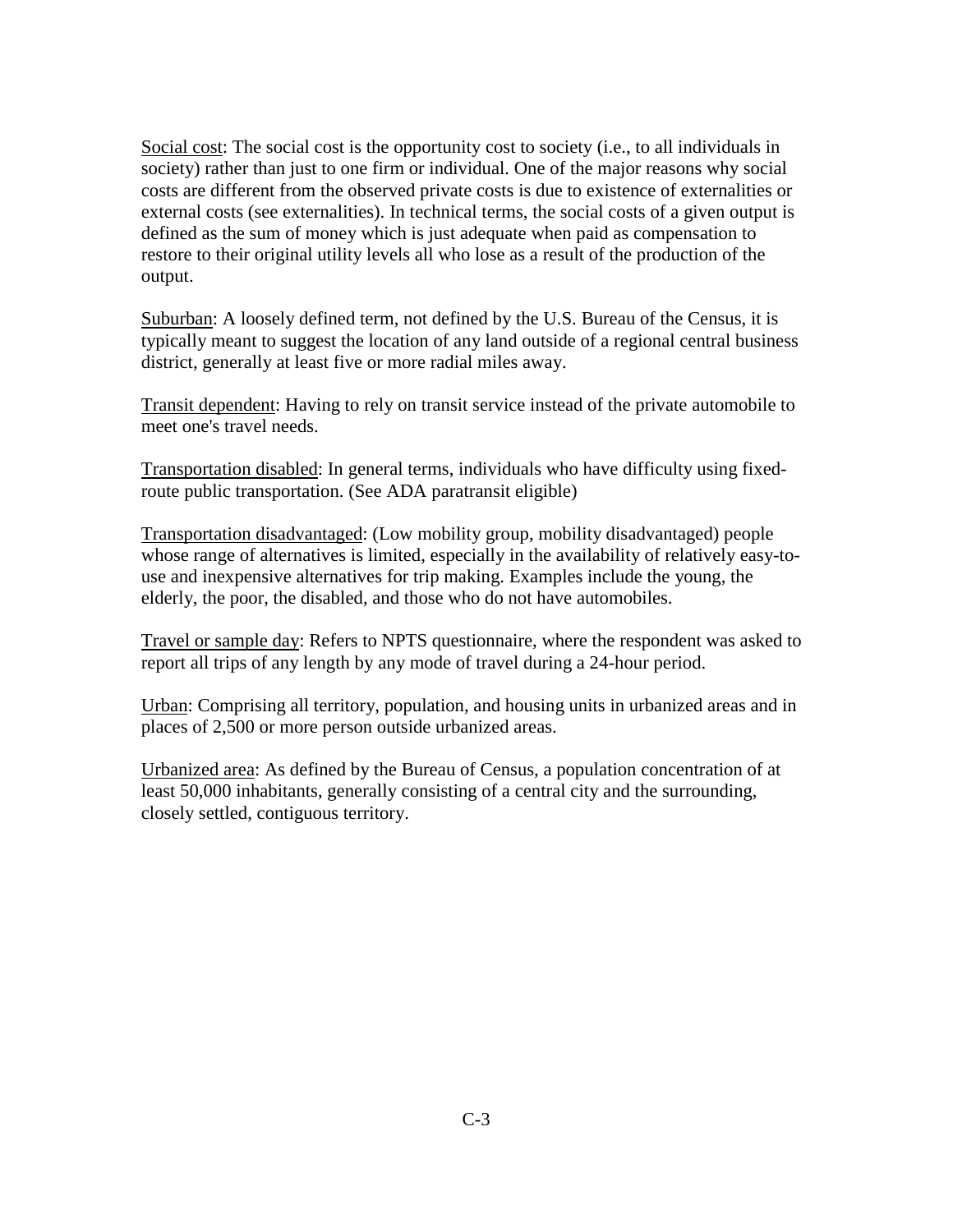Social cost: The social cost is the opportunity cost to society (i.e., to all individuals in society) rather than just to one firm or individual. One of the major reasons why social costs are different from the observed private costs is due to existence of externalities or external costs (see externalities). In technical terms, the social costs of a given output is defined as the sum of money which is just adequate when paid as compensation to restore to their original utility levels all who lose as a result of the production of the output.

Suburban: A loosely defined term, not defined by the U.S. Bureau of the Census, it is typically meant to suggest the location of any land outside of a regional central business district, generally at least five or more radial miles away.

Transit dependent: Having to rely on transit service instead of the private automobile to meet one's travel needs.

Transportation disabled: In general terms, individuals who have difficulty using fixed-route public transportation. (See ADA paratransit eligible)

Transportation disadvantaged: (Low mobility group, mobility disadvantaged) people whose range of alternatives is limited, especially in the availability of relatively easy-to-use and inexpensive alternatives for trip making. Examples include the young, the elderly, the poor, the disabled, and those who do not have automobiles.

Travel or sample day: Refers to NPTS questionnaire, where the respondent was asked to report all trips of any length by any mode of travel during a 24-hour period.

Urban: Comprising all territory, population, and housing units in urbanized areas and in places of 2,500 or more person outside urbanized areas.

Urbanized area: As defined by the Bureau of Census, a population concentration of at least 50,000 inhabitants, generally consisting of a central city and the surrounding, closely settled, contiguous territory.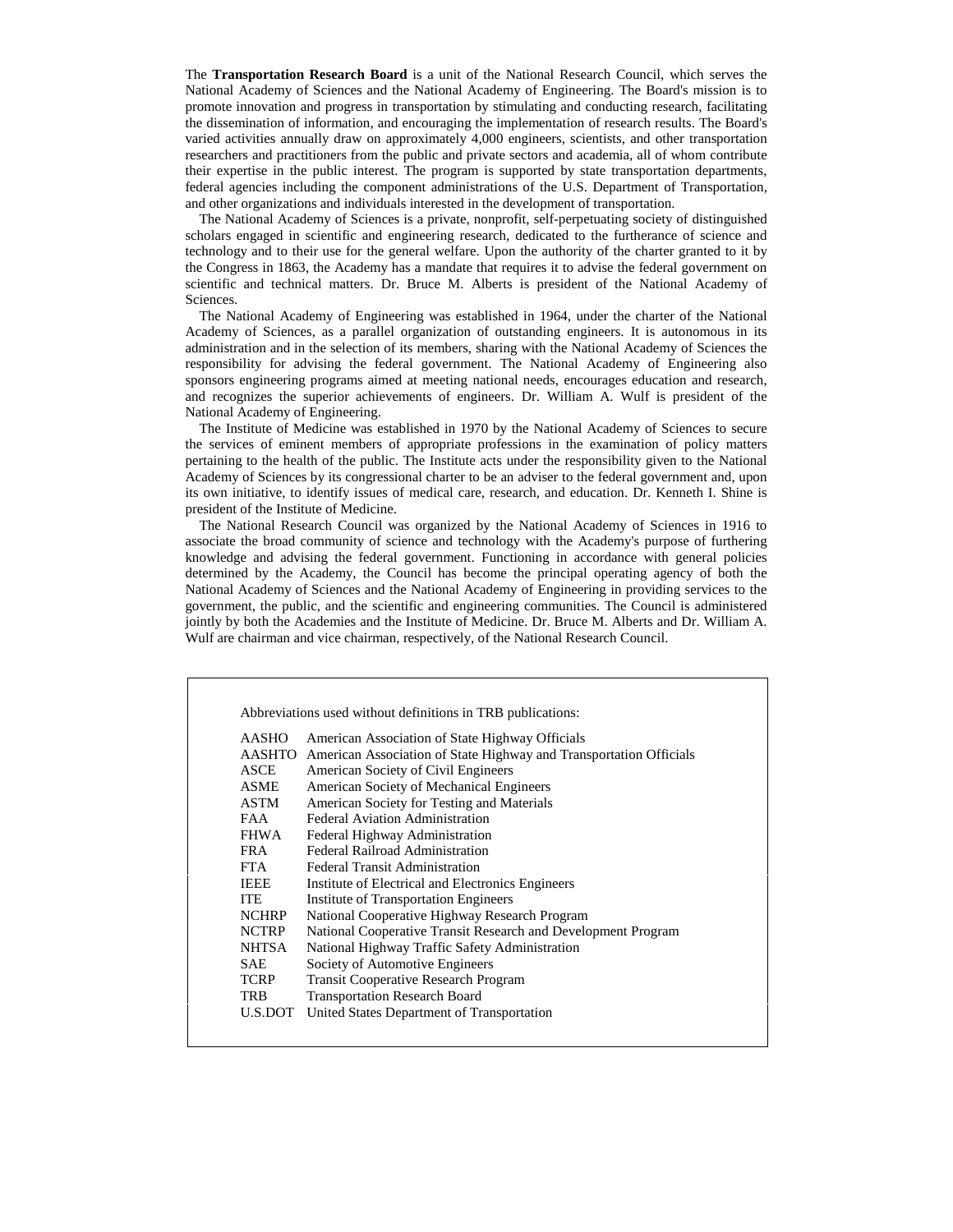The **Transportation Research Board** is a unit of the National Research Council, which serves the National Academy of Sciences and the National Academy of Engineering. The Board's mission is to promote innovation and progress in transportation by stimulating and conducting research, facilitating the dissemination of information, and encouraging the implementation of research results. The Board's varied activities annually draw on approximately 4,000 engineers, scientists, and other transportation researchers and practitioners from the public and private sectors and academia, all of whom contribute their expertise in the public interest. The program is supported by state transportation departments, federal agencies including the component administrations of the U.S. Department of Transportation, and other organizations and individuals interested in the development of transportation.

The National Academy of Sciences is a private, nonprofit, self-perpetuating society of distinguished scholars engaged in scientific and engineering research, dedicated to the furtherance of science and technology and to their use for the general welfare. Upon the authority of the charter granted to it by the Congress in 1863, the Academy has a mandate that requires it to advise the federal government on scientific and technical matters. Dr. Bruce M. Alberts is president of the National Academy of Sciences.

The National Academy of Engineering was established in 1964, under the charter of the National Academy of Sciences, as a parallel organization of outstanding engineers. It is autonomous in its administration and in the selection of its members, sharing with the National Academy of Sciences the responsibility for advising the federal government. The National Academy of Engineering also sponsors engineering programs aimed at meeting national needs, encourages education and research, and recognizes the superior achievements of engineers. Dr. William A. Wulf is president of the National Academy of Engineering.

The Institute of Medicine was established in 1970 by the National Academy of Sciences to secure the services of eminent members of appropriate professions in the examination of policy matters pertaining to the health of the public. The Institute acts under the responsibility given to the National Academy of Sciences by its congressional charter to be an adviser to the federal government and, upon its own initiative, to identify issues of medical care, research, and education. Dr. Kenneth I. Shine is president of the Institute of Medicine.

The National Research Council was organized by the National Academy of Sciences in 1916 to associate the broad community of science and technology with the Academy's purpose of furthering knowledge and advising the federal government. Functioning in accordance with general policies determined by the Academy, the Council has become the principal operating agency of both the National Academy of Sciences and the National Academy of Engineering in providing services to the government, the public, and the scientific and engineering communities. The Council is administered jointly by both the Academies and the Institute of Medicine. Dr. Bruce M. Alberts and Dr. William A. Wulf are chairman and vice chairman, respectively, of the National Research Council.

Abbreviations used without definitions in TRB publications:

| | |
|---|---|
| AASHO | American Association of State Highway Officials |
| AASHTO | American Association of State Highway and Transportation Officials |
| ASCE | American Society of Civil Engineers |
| ASME | American Society of Mechanical Engineers |
| ASTM | American Society for Testing and Materials |
| FAA | Federal Aviation Administration |
| FHWA | Federal Highway Administration |
| FRA | Federal Railroad Administration |
| FTA | Federal Transit Administration |
| IEEE | Institute of Electrical and Electronics Engineers |
| ITE | Institute of Transportation Engineers |
| NCHRP | National Cooperative Highway Research Program |
| NCTRP | National Cooperative Transit Research and Development Program |
| NHTSA | National Highway Traffic Safety Administration |
| SAE | Society of Automotive Engineers |
| TCRP | Transit Cooperative Research Program |
| TRB | Transportation Research Board |
| U.S.DOT | United States Department of Transportation |